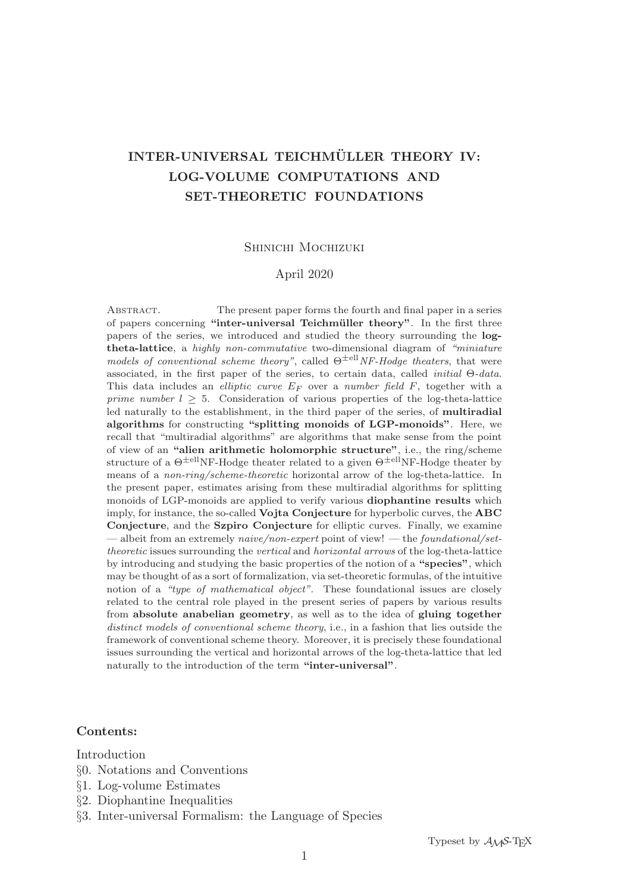# INTER-UNIVERSAL TEICHMÜLLER THEORY IV: LOG-VOLUME COMPUTATIONS AND SET-THEORETIC FOUNDATIONS

Shinichi Mochizuki

April 2020

Abstract. The present paper forms the fourth and final paper in a series of papers concerning **"inter-universal Teichmüller theory"**. In the first three papers of the series, we introduced and studied the theory surrounding the **log-theta-lattice**, a *highly non-commutative* two-dimensional diagram of *"miniature models of conventional scheme theory"*, called $\Theta^{\pm \text{ell}}$*NF-Hodge theaters*, that were associated, in the first paper of the series, to certain data, called *initial* $\Theta$*-data*. This data includes an *elliptic curve* $E_F$ over a *number field* $F$, together with a *prime number* $l \geq 5$. Consideration of various properties of the log-theta-lattice led naturally to the establishment, in the third paper of the series, of **multiradial algorithms** for constructing **"splitting monoids of LGP-monoids"**. Here, we recall that "multiradial algorithms" are algorithms that make sense from the point of view of an **"alien arithmetic holomorphic structure"**, i.e., the ring/scheme structure of a $\Theta^{\pm \text{ell}}$NF-Hodge theater related to a given $\Theta^{\pm \text{ell}}$NF-Hodge theater by means of a *non-ring/scheme-theoretic* horizontal arrow of the log-theta-lattice. In the present paper, estimates arising from these multiradial algorithms for splitting monoids of LGP-monoids are applied to verify various **diophantine results** which imply, for instance, the so-called **Vojta Conjecture** for hyperbolic curves, the **ABC Conjecture**, and the **Szpiro Conjecture** for elliptic curves. Finally, we examine — albeit from an extremely *naive/non-expert* point of view! — the *foundational/set-theoretic* issues surrounding the *vertical* and *horizontal arrows* of the log-theta-lattice by introducing and studying the basic properties of the notion of a **"species"**, which may be thought of as a sort of formalization, via set-theoretic formulas, of the intuitive notion of a *"type of mathematical object"*. These foundational issues are closely related to the central role played in the present series of papers by various results from **absolute anabelian geometry**, as well as to the idea of **gluing together** *distinct models of conventional scheme theory*, i.e., in a fashion that lies outside the framework of conventional scheme theory. Moreover, it is precisely these foundational issues surrounding the vertical and horizontal arrows of the log-theta-lattice that led naturally to the introduction of the term **"inter-universal"**.

## Contents:

Introduction

§0. Notations and Conventions

§1. Log-volume Estimates

§2. Diophantine Inequalities

§3. Inter-universal Formalism: the Language of Species

Typeset by $\mathcal{A}\mathcal{M}\mathcal{S}$-TEX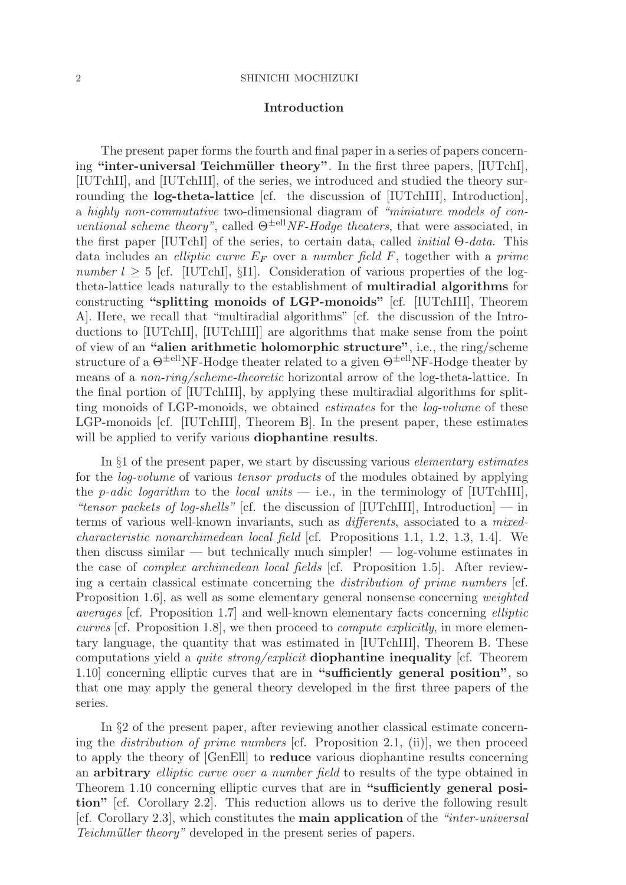## Introduction

The present paper forms the fourth and final paper in a series of papers concerning **"inter-universal Teichmüller theory"**. In the first three papers, [IUTchI], [IUTchII], and [IUTchIII], of the series, we introduced and studied the theory surrounding the **log-theta-lattice** [cf. the discussion of [IUTchIII], Introduction], a *highly non-commutative* two-dimensional diagram of *"miniature models of conventional scheme theory"*, called $\Theta^{\pm \mathrm{ell}}$*NF-Hodge theaters*, that were associated, in the first paper [IUTchI] of the series, to certain data, called *initial* $\Theta$*-data*. This data includes an *elliptic curve* $E_F$ over a *number field* $F$, together with a *prime number* $l \geq 5$ [cf. [IUTchI], §I1]. Consideration of various properties of the log-theta-lattice leads naturally to the establishment of **multiradial algorithms** for constructing **"splitting monoids of LGP-monoids"** [cf. [IUTchIII], Theorem A]. Here, we recall that "multiradial algorithms" [cf. the discussion of the Introductions to [IUTchII], [IUTchIII]] are algorithms that make sense from the point of view of an **"alien arithmetic holomorphic structure"**, i.e., the ring/scheme structure of a $\Theta^{\pm \mathrm{ell}}$NF-Hodge theater related to a given $\Theta^{\pm \mathrm{ell}}$NF-Hodge theater by means of a *non-ring/scheme-theoretic* horizontal arrow of the log-theta-lattice. In the final portion of [IUTchIII], by applying these multiradial algorithms for splitting monoids of LGP-monoids, we obtained *estimates* for the *log-volume* of these LGP-monoids [cf. [IUTchIII], Theorem B]. In the present paper, these estimates will be applied to verify various **diophantine results**.

In §1 of the present paper, we start by discussing various *elementary estimates* for the *log-volume* of various *tensor products* of the modules obtained by applying the *p-adic logarithm* to the *local units* — i.e., in the terminology of [IUTchIII], *"tensor packets of log-shells"* [cf. the discussion of [IUTchIII], Introduction] — in terms of various well-known invariants, such as *differents*, associated to a *mixed-characteristic nonarchimedean local field* [cf. Propositions 1.1, 1.2, 1.3, 1.4]. We then discuss similar — but technically much simpler! — log-volume estimates in the case of *complex archimedean local fields* [cf. Proposition 1.5]. After reviewing a certain classical estimate concerning the *distribution of prime numbers* [cf. Proposition 1.6], as well as some elementary general nonsense concerning *weighted averages* [cf. Proposition 1.7] and well-known elementary facts concerning *elliptic curves* [cf. Proposition 1.8], we then proceed to *compute explicitly*, in more elementary language, the quantity that was estimated in [IUTchIII], Theorem B. These computations yield a *quite strong/explicit* **diophantine inequality** [cf. Theorem 1.10] concerning elliptic curves that are in **"sufficiently general position"**, so that one may apply the general theory developed in the first three papers of the series.

In §2 of the present paper, after reviewing another classical estimate concerning the *distribution of prime numbers* [cf. Proposition 2.1, (ii)], we then proceed to apply the theory of [GenEll] to **reduce** various diophantine results concerning an **arbitrary** *elliptic curve over a number field* to results of the type obtained in Theorem 1.10 concerning elliptic curves that are in **"sufficiently general position"** [cf. Corollary 2.2]. This reduction allows us to derive the following result [cf. Corollary 2.3], which constitutes the **main application** of the *"inter-universal Teichmüller theory"* developed in the present series of papers.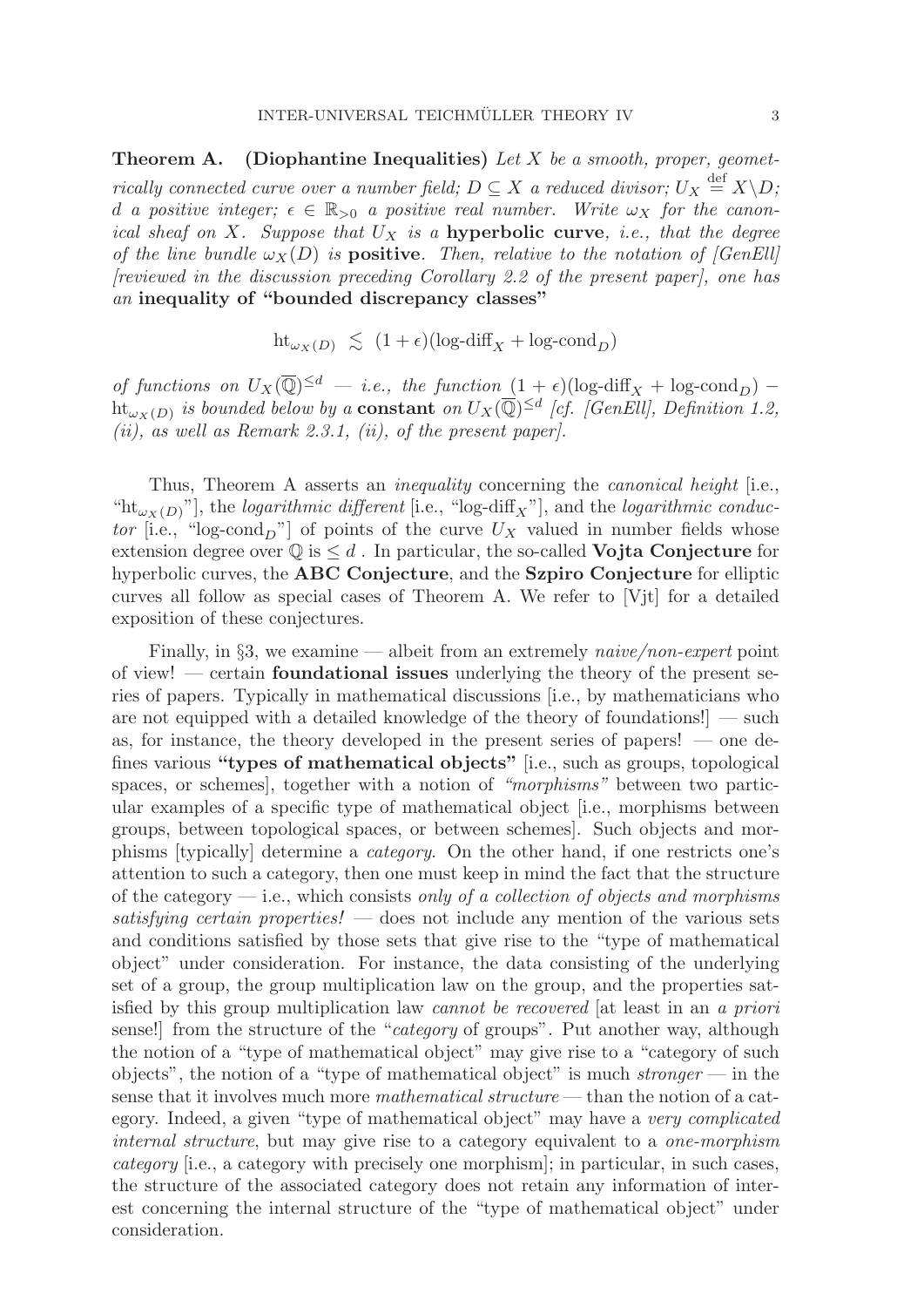**Theorem A.** **(Diophantine Inequalities)** *Let $X$ be a smooth, proper, geometrically connected curve over a number field; $D \subseteq X$ a reduced divisor; $U_X \stackrel{\text{def}}{=} X \backslash D$; $d$ a positive integer; $\epsilon \in \mathbb{R}_{>0}$ a positive real number. Write $\omega_X$ for the canonical sheaf on $X$. Suppose that $U_X$ is a* **hyperbolic curve**, *i.e., that the degree of the line bundle $\omega_X(D)$ is* **positive**. *Then, relative to the notation of [GenEll] [reviewed in the discussion preceding Corollary 2.2 of the present paper], one has an* **inequality of "bounded discrepancy classes"**

$$\mathrm{ht}_{\omega_X(D)} \lesssim (1+\epsilon)(\text{log-diff}_X + \text{log-cond}_D)$$

*of functions on $U_X(\overline{\mathbb{Q}})^{\leq d}$ — i.e., the function $(1+\epsilon)(\text{log-diff}_X + \text{log-cond}_D) - \mathrm{ht}_{\omega_X(D)}$ is bounded below by a* **constant** *on $U_X(\overline{\mathbb{Q}})^{\leq d}$ [cf. [GenEll], Definition 1.2, (ii), as well as Remark 2.3.1, (ii), of the present paper].*

Thus, Theorem A asserts an *inequality* concerning the *canonical height* [i.e., "$\mathrm{ht}_{\omega_X(D)}$"], the *logarithmic different* [i.e., "$\text{log-diff}_X$"], and the *logarithmic conductor* [i.e., "$\text{log-cond}_D$"] of points of the curve $U_X$ valued in number fields whose extension degree over $\mathbb{Q}$ is $\leq d$ . In particular, the so-called **Vojta Conjecture** for hyperbolic curves, the **ABC Conjecture**, and the **Szpiro Conjecture** for elliptic curves all follow as special cases of Theorem A. We refer to [Vjt] for a detailed exposition of these conjectures.

Finally, in §3, we examine — albeit from an extremely *naive/non-expert* point of view! — certain **foundational issues** underlying the theory of the present series of papers. Typically in mathematical discussions [i.e., by mathematicians who are not equipped with a detailed knowledge of the theory of foundations!] — such as, for instance, the theory developed in the present series of papers! — one defines various **"types of mathematical objects"** [i.e., such as groups, topological spaces, or schemes], together with a notion of *"morphisms"* between two particular examples of a specific type of mathematical object [i.e., morphisms between groups, between topological spaces, or between schemes]. Such objects and morphisms [typically] determine a *category*. On the other hand, if one restricts one's attention to such a category, then one must keep in mind the fact that the structure of the category — i.e., which consists *only of a collection of objects and morphisms satisfying certain properties!* — does not include any mention of the various sets and conditions satisfied by those sets that give rise to the "type of mathematical object" under consideration. For instance, the data consisting of the underlying set of a group, the group multiplication law on the group, and the properties satisfied by this group multiplication law *cannot be recovered* [at least in an *a priori* sense!] from the structure of the "*category* of groups". Put another way, although the notion of a "type of mathematical object" may give rise to a "category of such objects", the notion of a "type of mathematical object" is much *stronger* — in the sense that it involves much more *mathematical structure* — than the notion of a category. Indeed, a given "type of mathematical object" may have a *very complicated internal structure*, but may give rise to a category equivalent to a *one-morphism category* [i.e., a category with precisely one morphism]; in particular, in such cases, the structure of the associated category does not retain any information of interest concerning the internal structure of the "type of mathematical object" under consideration.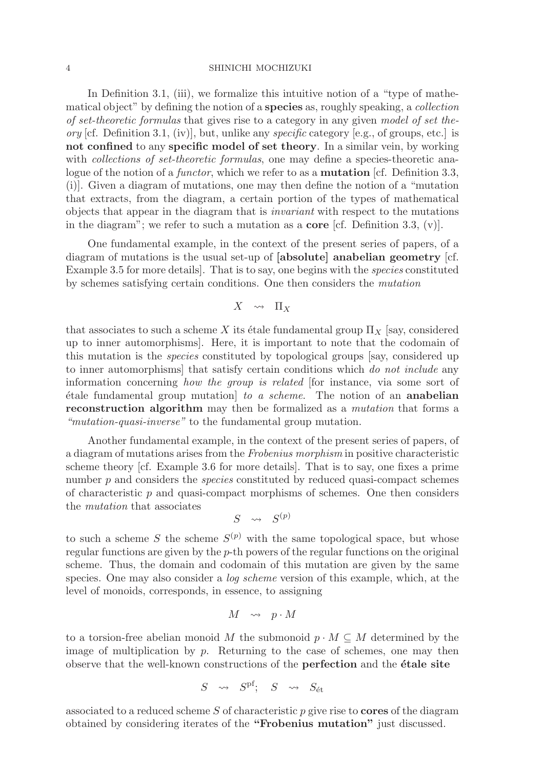In Definition 3.1, (iii), we formalize this intuitive notion of a "type of mathematical object" by defining the notion of a **species** as, roughly speaking, a *collection of set-theoretic formulas* that gives rise to a category in any given *model of set theory* [cf. Definition 3.1, (iv)], but, unlike any *specific* category [e.g., of groups, etc.] is **not confined** to any **specific model of set theory**. In a similar vein, by working with *collections of set-theoretic formulas*, one may define a species-theoretic analogue of the notion of a *functor*, which we refer to as a **mutation** [cf. Definition 3.3, (i)]. Given a diagram of mutations, one may then define the notion of a "mutation that extracts, from the diagram, a certain portion of the types of mathematical objects that appear in the diagram that is *invariant* with respect to the mutations in the diagram"; we refer to such a mutation as a **core** [cf. Definition 3.3, (v)].

One fundamental example, in the context of the present series of papers, of a diagram of mutations is the usual set-up of **[absolute] anabelian geometry** [cf. Example 3.5 for more details]. That is to say, one begins with the *species* constituted by schemes satisfying certain conditions. One then considers the *mutation*

$$X \rightsquigarrow \Pi_X$$

that associates to such a scheme $X$ its étale fundamental group $\Pi_X$ [say, considered up to inner automorphisms]. Here, it is important to note that the codomain of this mutation is the *species* constituted by topological groups [say, considered up to inner automorphisms] that satisfy certain conditions which *do not include* any information concerning *how the group is related* [for instance, via some sort of étale fundamental group mutation] *to a scheme*. The notion of an **anabelian reconstruction algorithm** may then be formalized as a *mutation* that forms a *"mutation-quasi-inverse"* to the fundamental group mutation.

Another fundamental example, in the context of the present series of papers, of a diagram of mutations arises from the *Frobenius morphism* in positive characteristic scheme theory [cf. Example 3.6 for more details]. That is to say, one fixes a prime number $p$ and considers the *species* constituted by reduced quasi-compact schemes of characteristic $p$ and quasi-compact morphisms of schemes. One then considers the *mutation* that associates

$$S \rightsquigarrow S^{(p)}$$

to such a scheme $S$ the scheme $S^{(p)}$ with the same topological space, but whose regular functions are given by the $p$-th powers of the regular functions on the original scheme. Thus, the domain and codomain of this mutation are given by the same species. One may also consider a *log scheme* version of this example, which, at the level of monoids, corresponds, in essence, to assigning

$$M \rightsquigarrow p \cdot M$$

to a torsion-free abelian monoid $M$ the submonoid $p \cdot M \subseteq M$ determined by the image of multiplication by $p$. Returning to the case of schemes, one may then observe that the well-known constructions of the **perfection** and the **étale site**

$$S \rightsquigarrow S^{\mathrm{pf}}; \quad S \rightsquigarrow S_{\text{ét}}$$

associated to a reduced scheme $S$ of characteristic $p$ give rise to **cores** of the diagram obtained by considering iterates of the **"Frobenius mutation"** just discussed.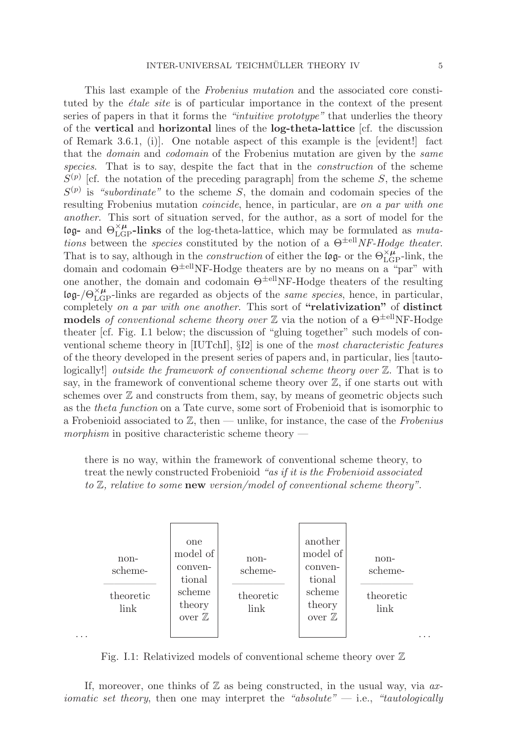This last example of the *Frobenius mutation* and the associated core constituted by the *étale site* is of particular importance in the context of the present series of papers in that it forms the *"intuitive prototype"* that underlies the theory of the **vertical** and **horizontal** lines of the **log-theta-lattice** [cf. the discussion of Remark 3.6.1, (i)]. One notable aspect of this example is the [evident!] fact that the *domain* and *codomain* of the Frobenius mutation are given by the *same species*. That is to say, despite the fact that in the *construction* of the scheme $S^{(p)}$ [cf. the notation of the preceding paragraph] from the scheme $S$, the scheme $S^{(p)}$ is *"subordinate"* to the scheme $S$, the domain and codomain species of the resulting Frobenius mutation *coincide*, hence, in particular, are *on a par with one another*. This sort of situation served, for the author, as a sort of model for the $\mathfrak{log}$**-** and $\Theta^{\times \boldsymbol{\mu}}_{\mathrm{LGP}}$**-links** of the log-theta-lattice, which may be formulated as *mutations* between the *species* constituted by the notion of a $\Theta^{\pm \mathrm{ell}}$*NF-Hodge theater*. That is to say, although in the *construction* of either the $\mathfrak{log}$- or the $\Theta^{\times \boldsymbol{\mu}}_{\mathrm{LGP}}$-link, the domain and codomain $\Theta^{\pm \mathrm{ell}}$NF-Hodge theaters are by no means on a "par" with one another, the domain and codomain $\Theta^{\pm \mathrm{ell}}$NF-Hodge theaters of the resulting $\mathfrak{log}$-/$\Theta^{\times \boldsymbol{\mu}}_{\mathrm{LGP}}$-links are regarded as objects of the *same species*, hence, in particular, completely *on a par with one another*. This sort of **"relativization"** of **distinct models** *of conventional scheme theory over* $\mathbb{Z}$ via the notion of a $\Theta^{\pm \mathrm{ell}}$NF-Hodge theater [cf. Fig. I.1 below; the discussion of "gluing together" such models of conventional scheme theory in [IUTchI], §I2] is one of the *most characteristic features* of the theory developed in the present series of papers and, in particular, lies [tautologically!] *outside the framework of conventional scheme theory over* $\mathbb{Z}$. That is to say, in the framework of conventional scheme theory over $\mathbb{Z}$, if one starts out with schemes over $\mathbb{Z}$ and constructs from them, say, by means of geometric objects such as the *theta function* on a Tate curve, some sort of Frobenioid that is isomorphic to a Frobenioid associated to $\mathbb{Z}$, then — unlike, for instance, the case of the *Frobenius morphism* in positive characteristic scheme theory —

> there is no way, within the framework of conventional scheme theory, to treat the newly constructed Frobenioid *"as if it is the Frobenioid associated to* $\mathbb{Z}$*, relative to some* **new** *version/model of conventional scheme theory"*.

... non-scheme-theoretic link | one model of conventional scheme theory over $\mathbb{Z}$ | non-scheme-theoretic link | another model of conventional scheme theory over $\mathbb{Z}$ | non-scheme-theoretic link ...

Fig. I.1: Relativized models of conventional scheme theory over $\mathbb{Z}$

If, moreover, one thinks of $\mathbb{Z}$ as being constructed, in the usual way, via *axiomatic set theory*, then one may interpret the *"absolute"* — i.e., *"tautologically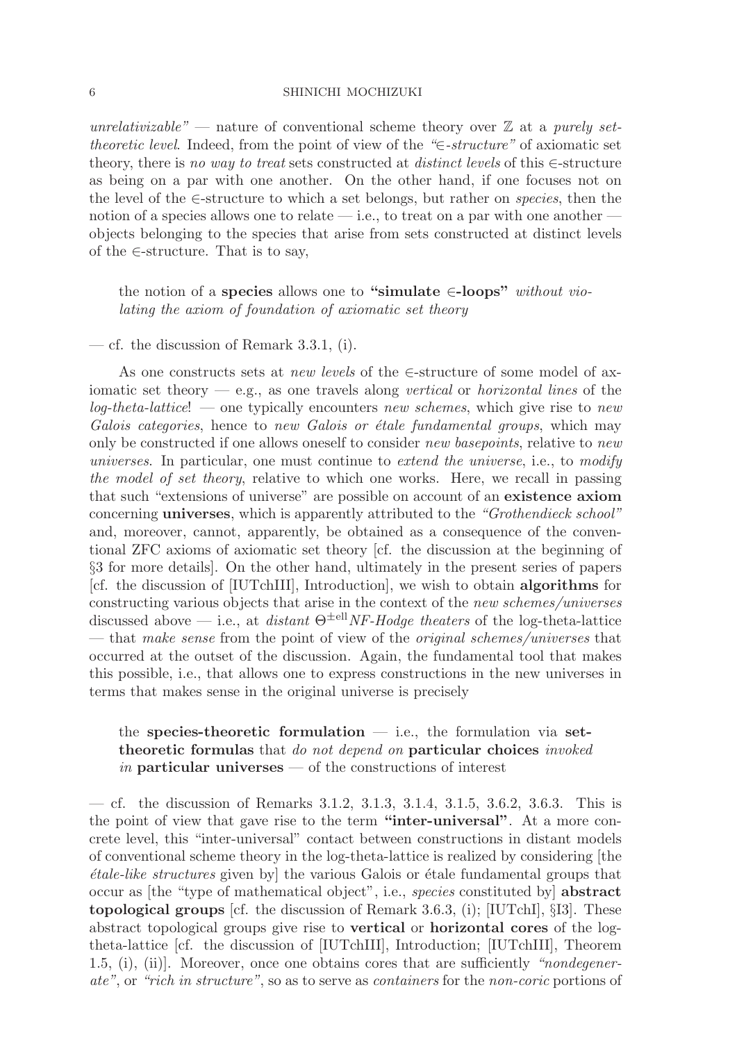*unrelativizable"* — nature of conventional scheme theory over $\mathbb{Z}$ at a *purely set-theoretic level*. Indeed, from the point of view of the *"$\in$-structure"* of axiomatic set theory, there is *no way to treat* sets constructed at *distinct levels* of this $\in$-structure as being on a par with one another. On the other hand, if one focuses not on the level of the $\in$-structure to which a set belongs, but rather on *species*, then the notion of a species allows one to relate — i.e., to treat on a par with one another — objects belonging to the species that arise from sets constructed at distinct levels of the $\in$-structure. That is to say,

> the notion of a **species** allows one to **"simulate $\in$-loops"** *without violating the axiom of foundation of axiomatic set theory*

— cf. the discussion of Remark 3.3.1, (i).

As one constructs sets at *new levels* of the $\in$-structure of some model of axiomatic set theory — e.g., as one travels along *vertical* or *horizontal lines* of the *log-theta-lattice*! — one typically encounters *new schemes*, which give rise to *new Galois categories*, hence to *new Galois or étale fundamental groups*, which may only be constructed if one allows oneself to consider *new basepoints*, relative to *new universes*. In particular, one must continue to *extend the universe*, i.e., to *modify the model of set theory*, relative to which one works. Here, we recall in passing that such "extensions of universe" are possible on account of an **existence axiom** concerning **universes**, which is apparently attributed to the *"Grothendieck school"* and, moreover, cannot, apparently, be obtained as a consequence of the conventional ZFC axioms of axiomatic set theory [cf. the discussion at the beginning of §3 for more details]. On the other hand, ultimately in the present series of papers [cf. the discussion of [IUTchIII], Introduction], we wish to obtain **algorithms** for constructing various objects that arise in the context of the *new schemes/universes* discussed above — i.e., at *distant* $\Theta^{\pm \mathrm{ell}}$*NF-Hodge theaters* of the log-theta-lattice — that *make sense* from the point of view of the *original schemes/universes* that occurred at the outset of the discussion. Again, the fundamental tool that makes this possible, i.e., that allows one to express constructions in the new universes in terms that makes sense in the original universe is precisely

> the **species-theoretic formulation** — i.e., the formulation via **set-theoretic formulas** that *do not depend on* **particular choices** *invoked in* **particular universes** — of the constructions of interest

— cf. the discussion of Remarks 3.1.2, 3.1.3, 3.1.4, 3.1.5, 3.6.2, 3.6.3. This is the point of view that gave rise to the term **"inter-universal"**. At a more concrete level, this "inter-universal" contact between constructions in distant models of conventional scheme theory in the log-theta-lattice is realized by considering [the *étale-like structures* given by] the various Galois or étale fundamental groups that occur as [the "type of mathematical object", i.e., *species* constituted by] **abstract topological groups** [cf. the discussion of Remark 3.6.3, (i); [IUTchI], §I3]. These abstract topological groups give rise to **vertical** or **horizontal cores** of the log-theta-lattice [cf. the discussion of [IUTchIII], Introduction; [IUTchIII], Theorem 1.5, (i), (ii)]. Moreover, once one obtains cores that are sufficiently *"nondegenerate"*, or *"rich in structure"*, so as to serve as *containers* for the *non-coric* portions of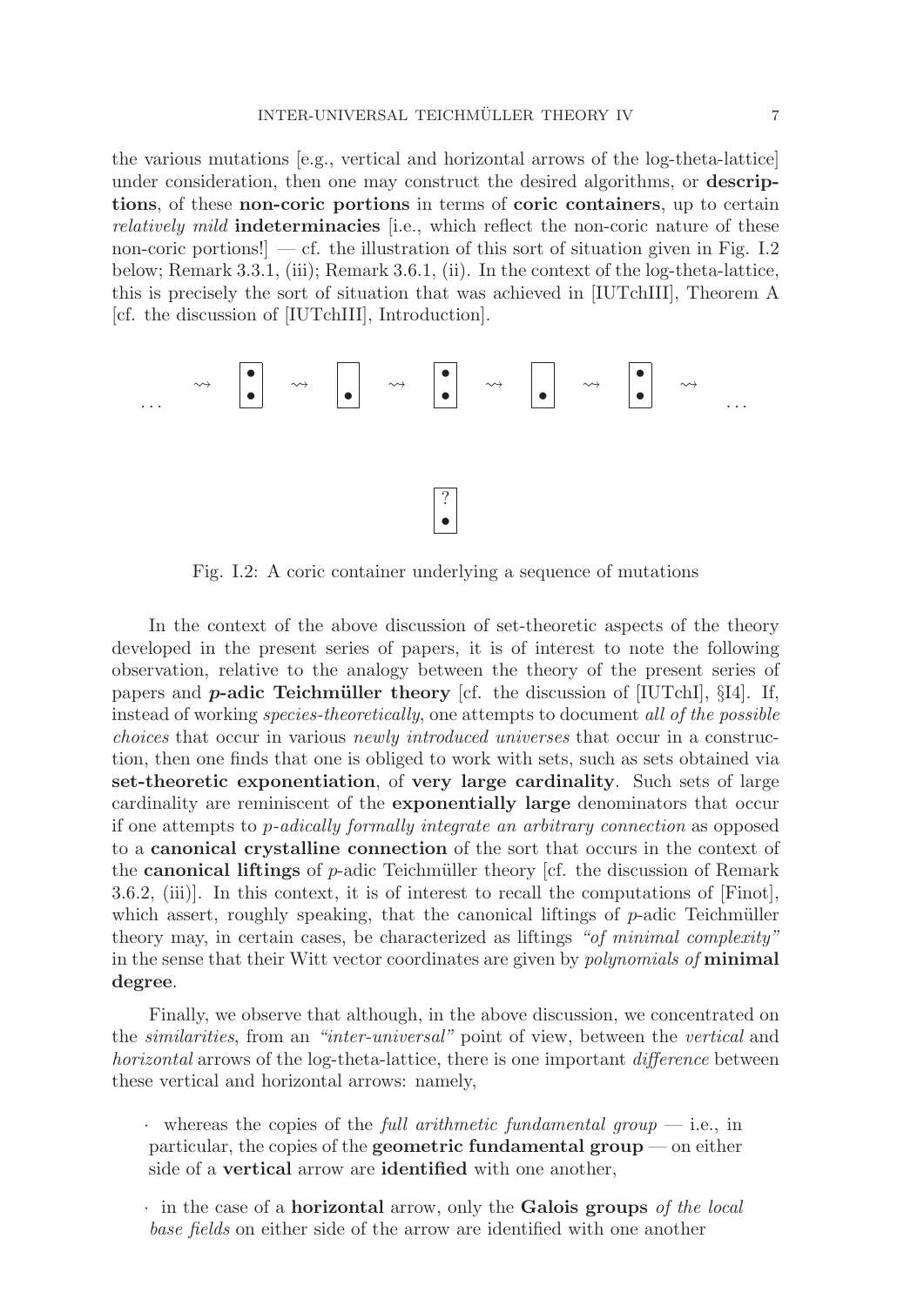the various mutations [e.g., vertical and horizontal arrows of the log-theta-lattice] under consideration, then one may construct the desired algorithms, or **descriptions**, of these **non-coric portions** in terms of **coric containers**, up to certain *relatively mild* **indeterminacies** [i.e., which reflect the non-coric nature of these non-coric portions!] — cf. the illustration of this sort of situation given in Fig. I.2 below; Remark 3.3.1, (iii); Remark 3.6.1, (ii). In the context of the log-theta-lattice, this is precisely the sort of situation that was achieved in [IUTchIII], Theorem A [cf. the discussion of [IUTchIII], Introduction].

Fig. I.2: A coric container underlying a sequence of mutations

In the context of the above discussion of set-theoretic aspects of the theory developed in the present series of papers, it is of interest to note the following observation, relative to the analogy between the theory of the present series of papers and ***p*-adic Teichmüller theory** [cf. the discussion of [IUTchI], §I4]. If, instead of working *species-theoretically*, one attempts to document *all of the possible choices* that occur in various *newly introduced universes* that occur in a construction, then one finds that one is obliged to work with sets, such as sets obtained via **set-theoretic exponentiation**, of **very large cardinality**. Such sets of large cardinality are reminiscent of the **exponentially large** denominators that occur if one attempts to *p-adically formally integrate an arbitrary connection* as opposed to a **canonical crystalline connection** of the sort that occurs in the context of the **canonical liftings** of $p$-adic Teichmüller theory [cf. the discussion of Remark 3.6.2, (iii)]. In this context, it is of interest to recall the computations of [Finot], which assert, roughly speaking, that the canonical liftings of $p$-adic Teichmüller theory may, in certain cases, be characterized as liftings *"of minimal complexity"* in the sense that their Witt vector coordinates are given by *polynomials of* **minimal degree**.

Finally, we observe that although, in the above discussion, we concentrated on the *similarities*, from an *"inter-universal"* point of view, between the *vertical* and *horizontal* arrows of the log-theta-lattice, there is one important *difference* between these vertical and horizontal arrows: namely,

- whereas the copies of the *full arithmetic fundamental group* — i.e., in particular, the copies of the **geometric fundamental group** — on either side of a **vertical** arrow are **identified** with one another,
- in the case of a **horizontal** arrow, only the **Galois groups** *of the local base fields* on either side of the arrow are identified with one another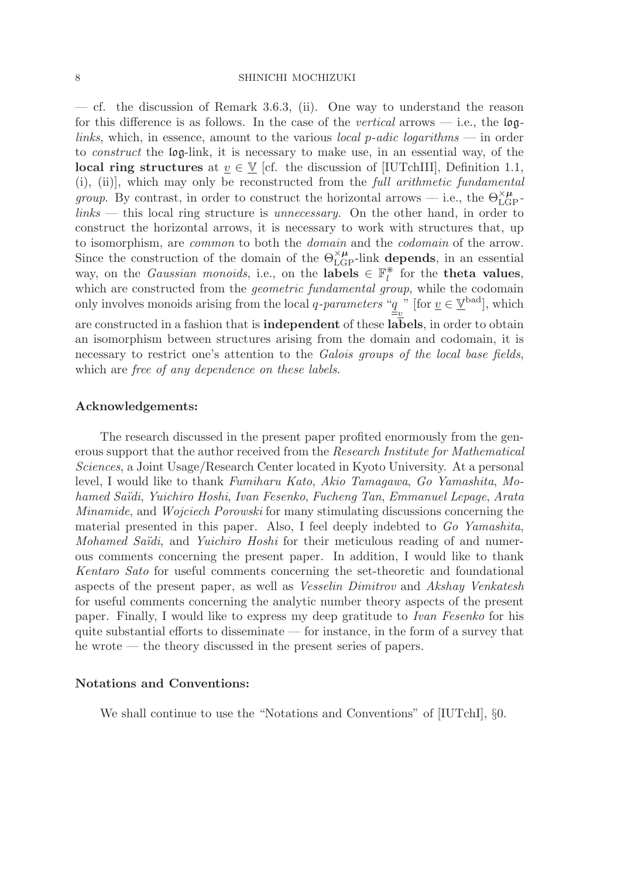— cf. the discussion of Remark 3.6.3, (ii). One way to understand the reason for this difference is as follows. In the case of the *vertical* arrows — i.e., the $\mathfrak{log}$-*links*, which, in essence, amount to the various *local p-adic logarithms* — in order to *construct* the $\mathfrak{log}$-link, it is necessary to make use, in an essential way, of the **local ring structures** at $\underline{v} \in \underline{\mathbb{V}}$ [cf. the discussion of [IUTchIII], Definition 1.1, (i), (ii)], which may only be reconstructed from the *full arithmetic fundamental group*. By contrast, in order to construct the horizontal arrows — i.e., the $\Theta^{\times \boldsymbol{\mu}}_{\mathrm{LGP}}$-*links* — this local ring structure is *unnecessary*. On the other hand, in order to construct the horizontal arrows, it is necessary to work with structures that, up to isomorphism, are *common* to both the *domain* and the *codomain* of the arrow. Since the construction of the domain of the $\Theta^{\times \boldsymbol{\mu}}_{\mathrm{LGP}}$-link **depends**, in an essential way, on the *Gaussian monoids*, i.e., on the **labels** $\in \mathbb{F}^{\circledast}_l$ for the **theta values**, which are constructed from the *geometric fundamental group*, while the codomain only involves monoids arising from the local *q-parameters* "$\underline{\underline{q}}_{\underline{v}}$" [for $\underline{v} \in \underline{\mathbb{V}}^{\mathrm{bad}}$], which are constructed in a fashion that is **independent** of these **labels**, in order to obtain an isomorphism between structures arising from the domain and codomain, it is necessary to restrict one's attention to the *Galois groups of the local base fields*, which are *free of any dependence on these labels*.

### Acknowledgements:

The research discussed in the present paper profited enormously from the generous support that the author received from the *Research Institute for Mathematical Sciences*, a Joint Usage/Research Center located in Kyoto University. At a personal level, I would like to thank *Fumiharu Kato*, *Akio Tamagawa*, *Go Yamashita*, *Mohamed Saïdi*, *Yuichiro Hoshi*, *Ivan Fesenko*, *Fucheng Tan*, *Emmanuel Lepage*, *Arata Minamide*, and *Wojciech Porowski* for many stimulating discussions concerning the material presented in this paper. Also, I feel deeply indebted to *Go Yamashita*, *Mohamed Saïdi*, and *Yuichiro Hoshi* for their meticulous reading of and numerous comments concerning the present paper. In addition, I would like to thank *Kentaro Sato* for useful comments concerning the set-theoretic and foundational aspects of the present paper, as well as *Vesselin Dimitrov* and *Akshay Venkatesh* for useful comments concerning the analytic number theory aspects of the present paper. Finally, I would like to express my deep gratitude to *Ivan Fesenko* for his quite substantial efforts to disseminate — for instance, in the form of a survey that he wrote — the theory discussed in the present series of papers.

### Notations and Conventions:

We shall continue to use the "Notations and Conventions" of [IUTchI], §0.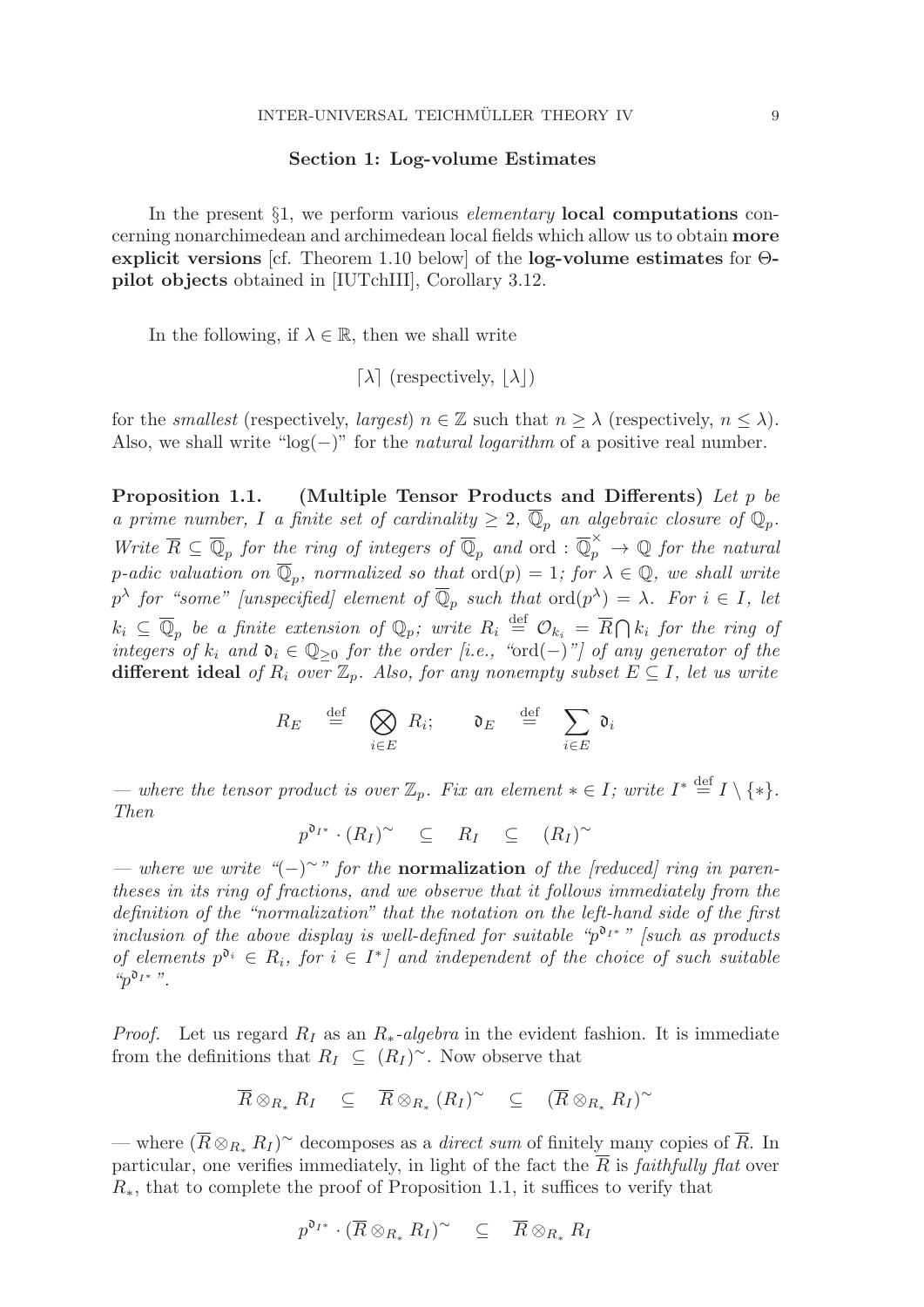## Section 1: Log-volume Estimates

In the present §1, we perform various *elementary* **local computations** concerning nonarchimedean and archimedean local fields which allow us to obtain **more explicit versions** [cf. Theorem 1.10 below] of the **log-volume estimates** for **Θ-pilot objects** obtained in [IUTchIII], Corollary 3.12.

In the following, if $\lambda \in \mathbb{R}$, then we shall write

$$\lceil \lambda \rceil \text{ (respectively, } \lfloor \lambda \rfloor)$$

for the *smallest* (respectively, *largest*) $n \in \mathbb{Z}$ such that $n \geq \lambda$ (respectively, $n \leq \lambda$). Also, we shall write "$\log(-)$" for the *natural logarithm* of a positive real number.

**Proposition 1.1.** **(Multiple Tensor Products and Differents)** *Let $p$ be a prime number, $I$ a finite set of cardinality $\geq 2$, $\overline{\mathbb{Q}}_p$ an algebraic closure of $\mathbb{Q}_p$. Write $\overline{R} \subseteq \overline{\mathbb{Q}}_p$ for the ring of integers of $\overline{\mathbb{Q}}_p$ and $\text{ord} : \overline{\mathbb{Q}}_p^\times \to \mathbb{Q}$ for the natural $p$-adic valuation on $\overline{\mathbb{Q}}_p$, normalized so that $\text{ord}(p) = 1$; for $\lambda \in \mathbb{Q}$, we shall write $p^\lambda$ for "some" [unspecified] element of $\overline{\mathbb{Q}}_p$ such that $\text{ord}(p^\lambda) = \lambda$. For $i \in I$, let $k_i \subseteq \overline{\mathbb{Q}}_p$ be a finite extension of $\mathbb{Q}_p$; write $R_i \stackrel{\text{def}}{=} \mathcal{O}_{k_i} = \overline{R} \bigcap k_i$ for the ring of integers of $k_i$ and $\mathfrak{d}_i \in \mathbb{Q}_{\geq 0}$ for the order [i.e., "$\text{ord}(-)$"] of any generator of the* **different ideal** *of $R_i$ over $\mathbb{Z}_p$. Also, for any nonempty subset $E \subseteq I$, let us write*

$$R_E \stackrel{\text{def}}{=} \bigotimes_{i \in E} R_i; \qquad \mathfrak{d}_E \stackrel{\text{def}}{=} \sum_{i \in E} \mathfrak{d}_i$$

*— where the tensor product is over $\mathbb{Z}_p$. Fix an element $* \in I$; write $I^* \stackrel{\text{def}}{=} I \setminus \{*\}$. Then*

$$p^{\mathfrak{d}_{I^*}} \cdot (R_I)^\sim \quad \subseteq \quad R_I \quad \subseteq \quad (R_I)^\sim$$

*— where we write "$(-)^\sim$" for the* **normalization** *of the [reduced] ring in parentheses in its ring of fractions, and we observe that it follows immediately from the definition of the "normalization" that the notation on the left-hand side of the first inclusion of the above display is well-defined for suitable "$p^{\mathfrak{d}_{I^*}}$" [such as products of elements $p^{\mathfrak{d}_i} \in R_i$, for $i \in I^*$] and independent of the choice of such suitable "$p^{\mathfrak{d}_{I^*}}$".*

*Proof.* Let us regard $R_I$ as an $R_*$-*algebra* in the evident fashion. It is immediate from the definitions that $R_I \subseteq (R_I)^\sim$. Now observe that

$$\overline{R} \otimes_{R_*} R_I \quad \subseteq \quad \overline{R} \otimes_{R_*} (R_I)^\sim \quad \subseteq \quad (\overline{R} \otimes_{R_*} R_I)^\sim$$

— where $(\overline{R} \otimes_{R_*} R_I)^\sim$ decomposes as a *direct sum* of finitely many copies of $\overline{R}$. In particular, one verifies immediately, in light of the fact the $\overline{R}$ is *faithfully flat* over $R_*$, that to complete the proof of Proposition 1.1, it suffices to verify that

$$p^{\mathfrak{d}_{I^*}} \cdot (\overline{R} \otimes_{R_*} R_I)^\sim \quad \subseteq \quad \overline{R} \otimes_{R_*} R_I$$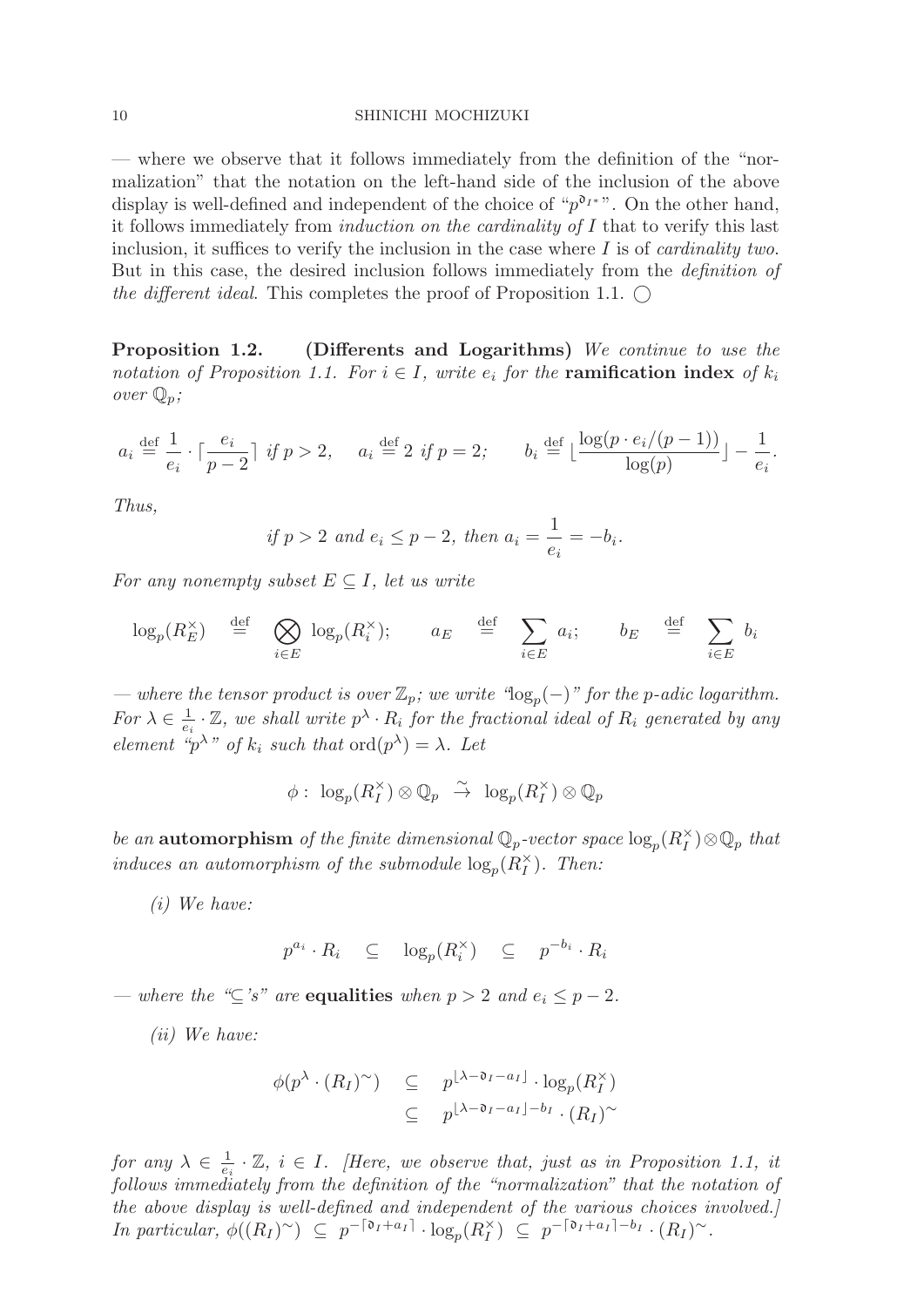— where we observe that it follows immediately from the definition of the "normalization" that the notation on the left-hand side of the inclusion of the above display is well-defined and independent of the choice of "$p^{\mathfrak{d}_{I^*}}$". On the other hand, it follows immediately from *induction on the cardinality of* $I$ that to verify this last inclusion, it suffices to verify the inclusion in the case where $I$ is of *cardinality two*. But in this case, the desired inclusion follows immediately from the *definition of the different ideal*. This completes the proof of Proposition 1.1. ◯

**Proposition 1.2. (Differents and Logarithms)** *We continue to use the notation of Proposition 1.1. For $i \in I$, write $e_i$ for the* **ramification index** *of $k_i$ over $\mathbb{Q}_p$;*

$$a_i \stackrel{\text{def}}{=} \frac{1}{e_i} \cdot \lceil \frac{e_i}{p-2} \rceil \text{ if } p > 2, \quad a_i \stackrel{\text{def}}{=} 2 \text{ if } p = 2; \qquad b_i \stackrel{\text{def}}{=} \lfloor \frac{\log(p \cdot e_i/(p-1))}{\log(p)} \rfloor - \frac{1}{e_i}.$$

*Thus,*

$$\text{if } p > 2 \text{ and } e_i \leq p-2, \text{ then } a_i = \frac{1}{e_i} = -b_i.$$

*For any nonempty subset $E \subseteq I$, let us write*

$$\log_p(R_E^\times) \stackrel{\text{def}}{=} \bigotimes_{i \in E} \log_p(R_i^\times); \qquad a_E \stackrel{\text{def}}{=} \sum_{i \in E} a_i; \qquad b_E \stackrel{\text{def}}{=} \sum_{i \in E} b_i$$

*— where the tensor product is over $\mathbb{Z}_p$; we write "$\log_p(-)$" for the $p$-adic logarithm. For $\lambda \in \frac{1}{e_i} \cdot \mathbb{Z}$, we shall write $p^\lambda \cdot R_i$ for the fractional ideal of $R_i$ generated by any element "$p^\lambda$" of $k_i$ such that $\text{ord}(p^\lambda) = \lambda$. Let*

$$\phi : \log_p(R_I^\times) \otimes \mathbb{Q}_p \stackrel{\sim}{\to} \log_p(R_I^\times) \otimes \mathbb{Q}_p$$

*be an* **automorphism** *of the finite dimensional $\mathbb{Q}_p$-vector space $\log_p(R_I^\times) \otimes \mathbb{Q}_p$ that induces an automorphism of the submodule $\log_p(R_I^\times)$. Then:*

*(i) We have:*

$$p^{a_i} \cdot R_i \quad \subseteq \quad \log_p(R_i^\times) \quad \subseteq \quad p^{-b_i} \cdot R_i$$

*— where the "$\subseteq$'s" are* **equalities** *when $p > 2$ and $e_i \leq p-2$.*

*(ii) We have:*

$$\begin{aligned} \phi(p^\lambda \cdot (R_I)^\sim) \quad &\subseteq \quad p^{\lfloor \lambda - \mathfrak{d}_I - a_I \rfloor} \cdot \log_p(R_I^\times) \\ &\subseteq \quad p^{\lfloor \lambda - \mathfrak{d}_I - a_I \rfloor - b_I} \cdot (R_I)^\sim \end{aligned}$$

*for any $\lambda \in \frac{1}{e_i} \cdot \mathbb{Z}$, $i \in I$. [Here, we observe that, just as in Proposition 1.1, it follows immediately from the definition of the "normalization" that the notation of the above display is well-defined and independent of the various choices involved.] In particular, $\phi((R_I)^\sim) \subseteq p^{-\lceil \mathfrak{d}_I + a_I \rceil} \cdot \log_p(R_I^\times) \subseteq p^{-\lceil \mathfrak{d}_I + a_I \rceil - b_I} \cdot (R_I)^\sim$.*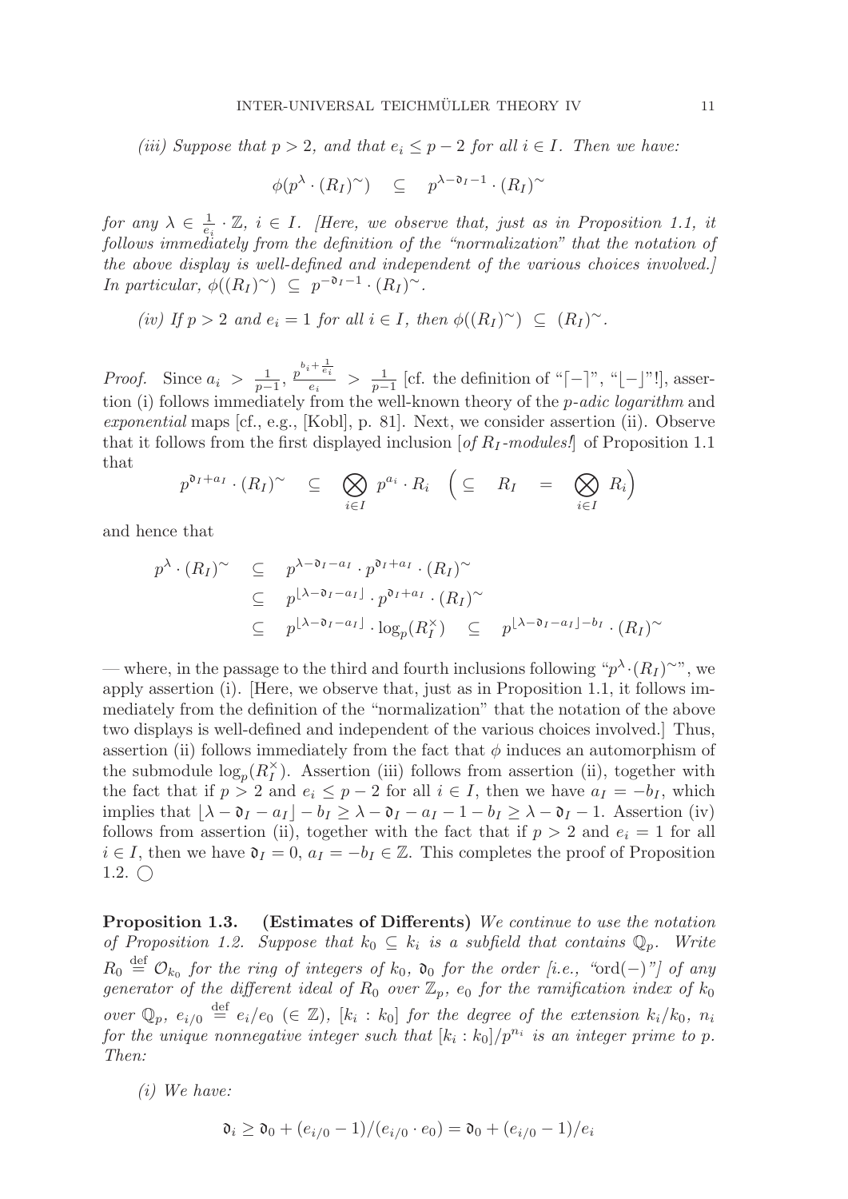*(iii) Suppose that $p > 2$, and that $e_i \leq p - 2$ for all $i \in I$. Then we have:*

$$\phi(p^{\lambda} \cdot (R_I)^{\sim}) \quad \subseteq \quad p^{\lambda - \mathfrak{d}_I - 1} \cdot (R_I)^{\sim}$$

*for any $\lambda \in \frac{1}{e_i} \cdot \mathbb{Z}$, $i \in I$. [Here, we observe that, just as in Proposition 1.1, it follows immediately from the definition of the "normalization" that the notation of the above display is well-defined and independent of the various choices involved.] In particular, $\phi((R_I)^{\sim}) \subseteq p^{-\mathfrak{d}_I - 1} \cdot (R_I)^{\sim}$.*

*(iv) If $p > 2$ and $e_i = 1$ for all $i \in I$, then $\phi((R_I)^{\sim}) \subseteq (R_I)^{\sim}$.*

*Proof.* Since $a_i > \frac{1}{p-1}$, $\frac{p^{b_i + \frac{1}{e_i}}}{e_i} > \frac{1}{p-1}$ [cf. the definition of "$\lceil - \rceil$", "$\lfloor - \rfloor$"!], assertion (i) follows immediately from the well-known theory of the *p-adic logarithm* and *exponential* maps [cf., e.g., [Kobl], p. 81]. Next, we consider assertion (ii). Observe that it follows from the first displayed inclusion [*of $R_I$-modules!*] of Proposition 1.1 that

$$p^{\mathfrak{d}_I + a_I} \cdot (R_I)^{\sim} \quad \subseteq \quad \bigotimes_{i \in I} p^{a_i} \cdot R_i \quad \Big( \subseteq \quad R_I \quad = \quad \bigotimes_{i \in I} R_i \Big)$$

and hence that

$$\begin{aligned}
p^{\lambda} \cdot (R_I)^{\sim} \quad &\subseteq \quad p^{\lambda - \mathfrak{d}_I - a_I} \cdot p^{\mathfrak{d}_I + a_I} \cdot (R_I)^{\sim} \\
&\subseteq \quad p^{\lfloor \lambda - \mathfrak{d}_I - a_I \rfloor} \cdot p^{\mathfrak{d}_I + a_I} \cdot (R_I)^{\sim} \\
&\subseteq \quad p^{\lfloor \lambda - \mathfrak{d}_I - a_I \rfloor} \cdot \log_p(R_I^{\times}) \quad \subseteq \quad p^{\lfloor \lambda - \mathfrak{d}_I - a_I \rfloor - b_I} \cdot (R_I)^{\sim}
\end{aligned}$$

— where, in the passage to the third and fourth inclusions following "$p^{\lambda} \cdot (R_I)^{\sim}$", we apply assertion (i). [Here, we observe that, just as in Proposition 1.1, it follows immediately from the definition of the "normalization" that the notation of the above two displays is well-defined and independent of the various choices involved.] Thus, assertion (ii) follows immediately from the fact that $\phi$ induces an automorphism of the submodule $\log_p(R_I^{\times})$. Assertion (iii) follows from assertion (ii), together with the fact that if $p > 2$ and $e_i \leq p - 2$ for all $i \in I$, then we have $a_I = -b_I$, which implies that $\lfloor \lambda - \mathfrak{d}_I - a_I \rfloor - b_I \geq \lambda - \mathfrak{d}_I - a_I - 1 - b_I \geq \lambda - \mathfrak{d}_I - 1$. Assertion (iv) follows from assertion (ii), together with the fact that if $p > 2$ and $e_i = 1$ for all $i \in I$, then we have $\mathfrak{d}_I = 0$, $a_I = -b_I \in \mathbb{Z}$. This completes the proof of Proposition 1.2. ◯

**Proposition 1.3. (Estimates of Differents)** *We continue to use the notation of Proposition 1.2. Suppose that $k_0 \subseteq k_i$ is a subfield that contains $\mathbb{Q}_p$. Write $R_0 \stackrel{\text{def}}{=} \mathcal{O}_{k_0}$ for the ring of integers of $k_0$, $\mathfrak{d}_0$ for the order [i.e., "$\text{ord}(-)$"] of any generator of the different ideal of $R_0$ over $\mathbb{Z}_p$, $e_0$ for the ramification index of $k_0$ over $\mathbb{Q}_p$, $e_{i/0} \stackrel{\text{def}}{=} e_i/e_0$ ($\in \mathbb{Z}$), $[k_i : k_0]$ for the degree of the extension $k_i/k_0$, $n_i$ for the unique nonnegative integer such that $[k_i : k_0]/p^{n_i}$ is an integer prime to $p$. Then:*

*(i) We have:*

$$\mathfrak{d}_i \geq \mathfrak{d}_0 + (e_{i/0} - 1)/(e_{i/0} \cdot e_0) = \mathfrak{d}_0 + (e_{i/0} - 1)/e_i$$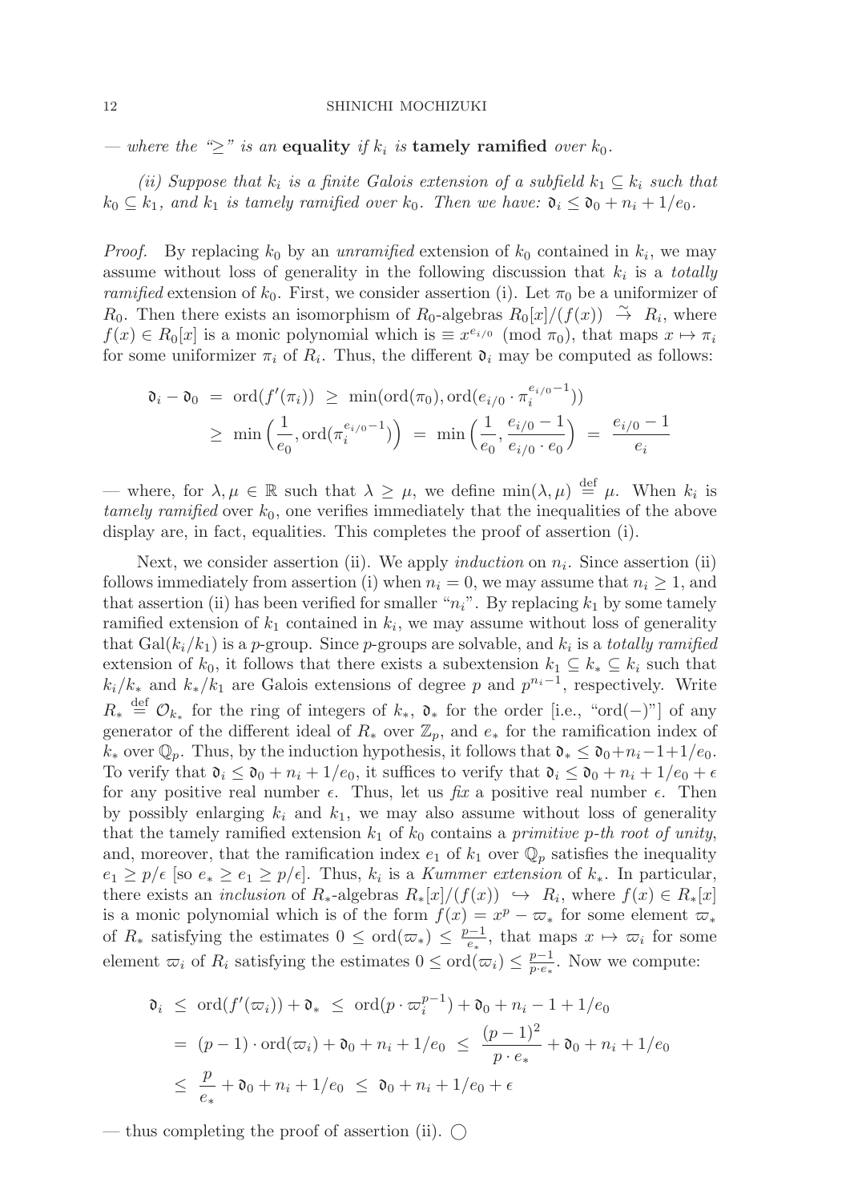— *where the "$\geq$" is an* **equality** *if $k_i$ is* **tamely ramified** *over $k_0$.*

*(ii) Suppose that $k_i$ is a finite Galois extension of a subfield $k_1 \subseteq k_i$ such that $k_0 \subseteq k_1$, and $k_1$ is tamely ramified over $k_0$. Then we have: $\mathfrak{d}_i \leq \mathfrak{d}_0 + n_i + 1/e_0$.*

*Proof.* By replacing $k_0$ by an *unramified* extension of $k_0$ contained in $k_i$, we may assume without loss of generality in the following discussion that $k_i$ is a *totally ramified* extension of $k_0$. First, we consider assertion (i). Let $\pi_0$ be a uniformizer of $R_0$. Then there exists an isomorphism of $R_0$-algebras $R_0[x]/(f(x)) \xrightarrow{\sim} R_i$, where $f(x) \in R_0[x]$ is a monic polynomial which is $\equiv x^{e_{i/0}} \pmod{\pi_0}$, that maps $x \mapsto \pi_i$ for some uniformizer $\pi_i$ of $R_i$. Thus, the different $\mathfrak{d}_i$ may be computed as follows:

$$\begin{aligned}
\mathfrak{d}_i - \mathfrak{d}_0 &= \operatorname{ord}(f'(\pi_i)) \geq \min(\operatorname{ord}(\pi_0), \operatorname{ord}(e_{i/0} \cdot \pi_i^{e_{i/0}-1})) \\
&\geq \min\Big(\frac{1}{e_0}, \operatorname{ord}(\pi_i^{e_{i/0}-1})\Big) = \min\Big(\frac{1}{e_0}, \frac{e_{i/0}-1}{e_{i/0} \cdot e_0}\Big) = \frac{e_{i/0}-1}{e_i}
\end{aligned}$$

— where, for $\lambda, \mu \in \mathbb{R}$ such that $\lambda \geq \mu$, we define $\min(\lambda, \mu) \stackrel{\text{def}}{=} \mu$. When $k_i$ is *tamely ramified* over $k_0$, one verifies immediately that the inequalities of the above display are, in fact, equalities. This completes the proof of assertion (i).

Next, we consider assertion (ii). We apply *induction* on $n_i$. Since assertion (ii) follows immediately from assertion (i) when $n_i = 0$, we may assume that $n_i \geq 1$, and that assertion (ii) has been verified for smaller "$n_i$". By replacing $k_1$ by some tamely ramified extension of $k_1$ contained in $k_i$, we may assume without loss of generality that $\mathrm{Gal}(k_i/k_1)$ is a $p$-group. Since $p$-groups are solvable, and $k_i$ is a *totally ramified* extension of $k_0$, it follows that there exists a subextension $k_1 \subseteq k_* \subseteq k_i$ such that $k_i/k_*$ and $k_*/k_1$ are Galois extensions of degree $p$ and $p^{n_i-1}$, respectively. Write $R_* \stackrel{\text{def}}{=} \mathcal{O}_{k_*}$ for the ring of integers of $k_*$, $\mathfrak{d}_*$ for the order [i.e., "$\operatorname{ord}(-)$"] of any generator of the different ideal of $R_*$ over $\mathbb{Z}_p$, and $e_*$ for the ramification index of $k_*$ over $\mathbb{Q}_p$. Thus, by the induction hypothesis, it follows that $\mathfrak{d}_* \leq \mathfrak{d}_0 + n_i - 1 + 1/e_0$. To verify that $\mathfrak{d}_i \leq \mathfrak{d}_0 + n_i + 1/e_0$, it suffices to verify that $\mathfrak{d}_i \leq \mathfrak{d}_0 + n_i + 1/e_0 + \epsilon$ for any positive real number $\epsilon$. Thus, let us *fix* a positive real number $\epsilon$. Then by possibly enlarging $k_i$ and $k_1$, we may also assume without loss of generality that the tamely ramified extension $k_1$ of $k_0$ contains a *primitive $p$-th root of unity*, and, moreover, that the ramification index $e_1$ of $k_1$ over $\mathbb{Q}_p$ satisfies the inequality $e_1 \geq p/\epsilon$ [so $e_* \geq e_1 \geq p/\epsilon$]. Thus, $k_i$ is a *Kummer extension* of $k_*$. In particular, there exists an *inclusion* of $R_*$-algebras $R_*[x]/(f(x)) \hookrightarrow R_i$, where $f(x) \in R_*[x]$ is a monic polynomial which is of the form $f(x) = x^p - \varpi_*$ for some element $\varpi_*$ of $R_*$ satisfying the estimates $0 \leq \operatorname{ord}(\varpi_*) \leq \frac{p-1}{e_*}$, that maps $x \mapsto \varpi_i$ for some element $\varpi_i$ of $R_i$ satisfying the estimates $0 \leq \operatorname{ord}(\varpi_i) \leq \frac{p-1}{p \cdot e_*}$. Now we compute:

$$\begin{aligned}
\mathfrak{d}_i &\leq \operatorname{ord}(f'(\varpi_i)) + \mathfrak{d}_* \leq \operatorname{ord}(p \cdot \varpi_i^{p-1}) + \mathfrak{d}_0 + n_i - 1 + 1/e_0 \\
&= (p-1) \cdot \operatorname{ord}(\varpi_i) + \mathfrak{d}_0 + n_i + 1/e_0 \leq \frac{(p-1)^2}{p \cdot e_*} + \mathfrak{d}_0 + n_i + 1/e_0 \\
&\leq \frac{p}{e_*} + \mathfrak{d}_0 + n_i + 1/e_0 \leq \mathfrak{d}_0 + n_i + 1/e_0 + \epsilon
\end{aligned}$$

— thus completing the proof of assertion (ii). $\bigcirc$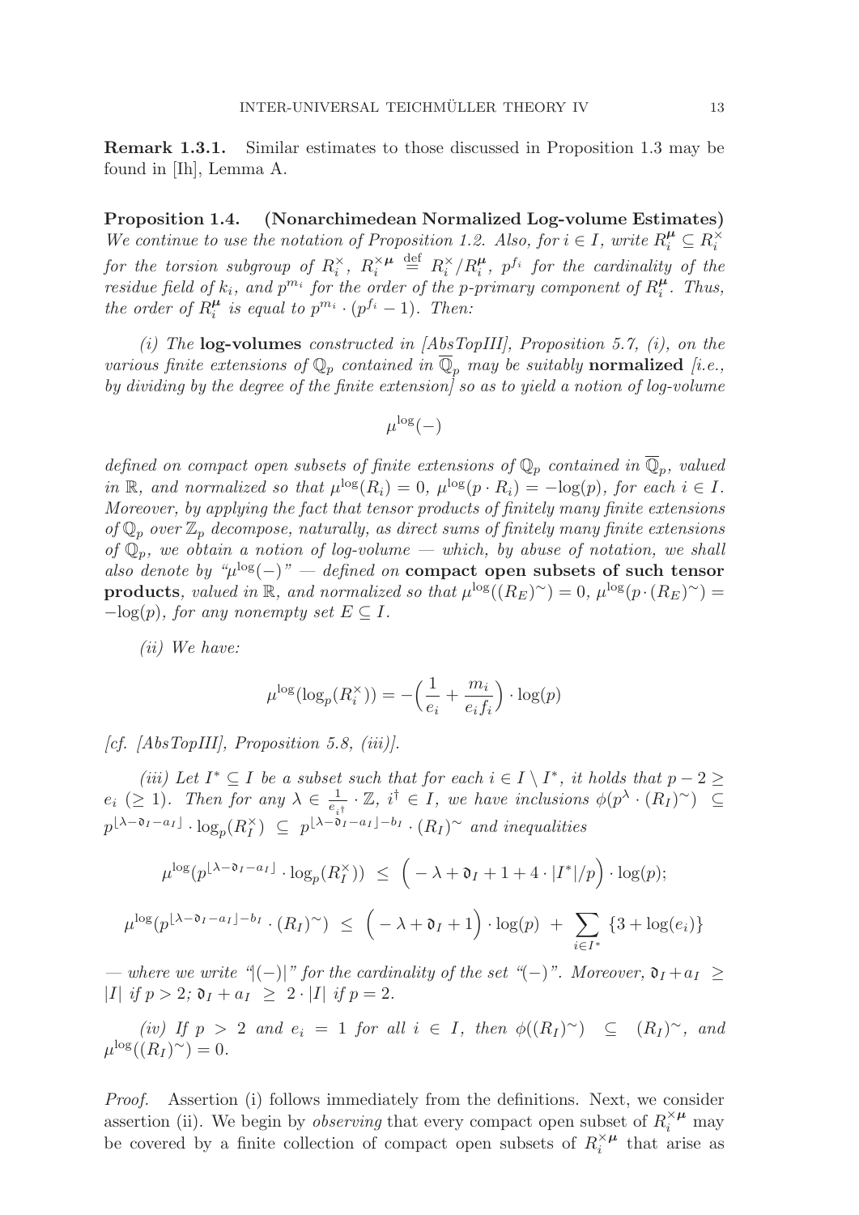**Remark 1.3.1.** Similar estimates to those discussed in Proposition 1.3 may be found in [Ih], Lemma A.

**Proposition 1.4. (Nonarchimedean Normalized Log-volume Estimates)** *We continue to use the notation of Proposition 1.2. Also, for $i \in I$, write $R_i^{\boldsymbol{\mu}} \subseteq R_i^\times$ for the torsion subgroup of $R_i^\times$, $R_i^{\times \boldsymbol{\mu}} \stackrel{\text{def}}{=} R_i^\times / R_i^{\boldsymbol{\mu}}$, $p^{f_i}$ for the cardinality of the residue field of $k_i$, and $p^{m_i}$ for the order of the p-primary component of $R_i^{\boldsymbol{\mu}}$. Thus, the order of $R_i^{\boldsymbol{\mu}}$ is equal to $p^{m_i} \cdot (p^{f_i} - 1)$. Then:*

*(i) The* **log-volumes** *constructed in [AbsTopIII], Proposition 5.7, (i), on the various finite extensions of $\mathbb{Q}_p$ contained in $\overline{\mathbb{Q}}_p$ may be suitably* **normalized** *[i.e., by dividing by the degree of the finite extension] so as to yield a notion of log-volume*

$$\mu^{\log}(-)$$

*defined on compact open subsets of finite extensions of $\mathbb{Q}_p$ contained in $\overline{\mathbb{Q}}_p$, valued in $\mathbb{R}$, and normalized so that $\mu^{\log}(R_i) = 0$, $\mu^{\log}(p \cdot R_i) = -\log(p)$, for each $i \in I$. Moreover, by applying the fact that tensor products of finitely many finite extensions of $\mathbb{Q}_p$ over $\mathbb{Z}_p$ decompose, naturally, as direct sums of finitely many finite extensions of $\mathbb{Q}_p$, we obtain a notion of log-volume — which, by abuse of notation, we shall also denote by "$\mu^{\log}(-)$" — defined on* **compact open subsets of such tensor products***, valued in $\mathbb{R}$, and normalized so that $\mu^{\log}((R_E)^\sim) = 0$, $\mu^{\log}(p \cdot (R_E)^\sim) = -\log(p)$, for any nonempty set $E \subseteq I$.*

*(ii) We have:*

$$\mu^{\log}(\log_p(R_i^\times)) = -\Big(\frac{1}{e_i} + \frac{m_i}{e_i f_i}\Big) \cdot \log(p)$$

*[cf. [AbsTopIII], Proposition 5.8, (iii)].*

*(iii) Let $I^* \subseteq I$ be a subset such that for each $i \in I \setminus I^*$, it holds that $p - 2 \geq e_i$ $(\geq 1)$. Then for any $\lambda \in \frac{1}{e_{i^\dagger}} \cdot \mathbb{Z}$, $i^\dagger \in I$, we have inclusions $\phi(p^\lambda \cdot (R_I)^\sim) \subseteq p^{\lfloor \lambda - \mathfrak{d}_I - a_I \rfloor} \cdot \log_p(R_I^\times) \subseteq p^{\lfloor \lambda - \mathfrak{d}_I - a_I \rfloor - b_I} \cdot (R_I)^\sim$ and inequalities*

$$\mu^{\log}(p^{\lfloor \lambda - \mathfrak{d}_I - a_I \rfloor} \cdot \log_p(R_I^\times)) \;\leq\; \Big( -\lambda + \mathfrak{d}_I + 1 + 4 \cdot |I^*|/p \Big) \cdot \log(p);$$

$$\mu^{\log}(p^{\lfloor \lambda - \mathfrak{d}_I - a_I \rfloor - b_I} \cdot (R_I)^\sim) \;\leq\; \Big( -\lambda + \mathfrak{d}_I + 1 \Big) \cdot \log(p) \;+\; \sum_{i \in I^*} \{3 + \log(e_i)\}$$

*— where we write "$|(-)|$" for the cardinality of the set "$(-)$". Moreover, $\mathfrak{d}_I + a_I \;\geq\; |I|$ if $p > 2$; $\mathfrak{d}_I + a_I \;\geq\; 2 \cdot |I|$ if $p = 2$.*

*(iv) If $p > 2$ and $e_i = 1$ for all $i \in I$, then $\phi((R_I)^\sim) \;\subseteq\; (R_I)^\sim$, and $\mu^{\log}((R_I)^\sim) = 0$.*

*Proof.* Assertion (i) follows immediately from the definitions. Next, we consider assertion (ii). We begin by *observing* that every compact open subset of $R_i^{\times \boldsymbol{\mu}}$ may be covered by a finite collection of compact open subsets of $R_i^{\times \boldsymbol{\mu}}$ that arise as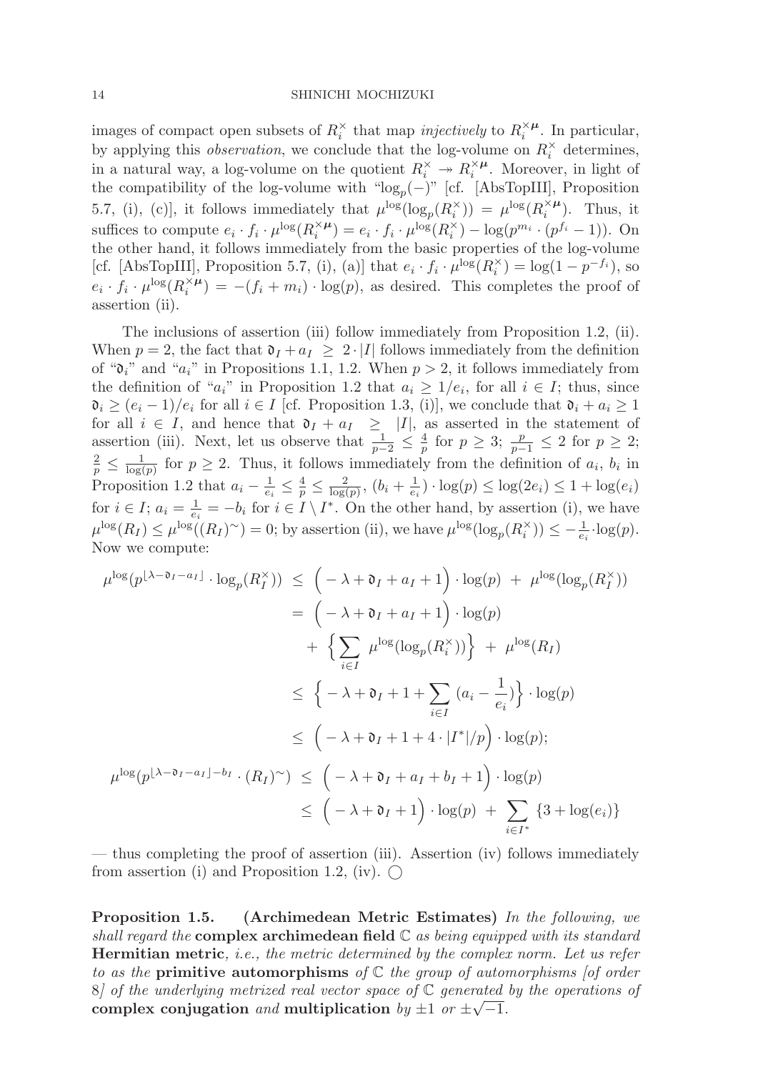images of compact open subsets of $R_i^\times$ that map *injectively* to $R_i^{\times\boldsymbol{\mu}}$. In particular, by applying this *observation*, we conclude that the log-volume on $R_i^\times$ determines, in a natural way, a log-volume on the quotient $R_i^\times \twoheadrightarrow R_i^{\times\boldsymbol{\mu}}$. Moreover, in light of the compatibility of the log-volume with "$\log_p(-)$" [cf. [AbsTopIII], Proposition 5.7, (i), (c)], it follows immediately that $\mu^{\log}(\log_p(R_i^\times)) = \mu^{\log}(R_i^{\times\boldsymbol{\mu}})$. Thus, it suffices to compute $e_i \cdot f_i \cdot \mu^{\log}(R_i^{\times\boldsymbol{\mu}}) = e_i \cdot f_i \cdot \mu^{\log}(R_i^\times) - \log(p^{m_i} \cdot (p^{f_i} - 1))$. On the other hand, it follows immediately from the basic properties of the log-volume [cf. [AbsTopIII], Proposition 5.7, (i), (a)] that $e_i \cdot f_i \cdot \mu^{\log}(R_i^\times) = \log(1 - p^{-f_i})$, so $e_i \cdot f_i \cdot \mu^{\log}(R_i^{\times\boldsymbol{\mu}}) = -(f_i + m_i) \cdot \log(p)$, as desired. This completes the proof of assertion (ii).

The inclusions of assertion (iii) follow immediately from Proposition 1.2, (ii). When $p = 2$, the fact that $\mathfrak{d}_I + a_I \geq 2 \cdot |I|$ follows immediately from the definition of "$\mathfrak{d}_i$" and "$a_i$" in Propositions 1.1, 1.2. When $p > 2$, it follows immediately from the definition of "$a_i$" in Proposition 1.2 that $a_i \geq 1/e_i$, for all $i \in I$; thus, since $\mathfrak{d}_i \geq (e_i - 1)/e_i$ for all $i \in I$ [cf. Proposition 1.3, (i)], we conclude that $\mathfrak{d}_i + a_i \geq 1$ for all $i \in I$, and hence that $\mathfrak{d}_I + a_I \geq |I|$, as asserted in the statement of assertion (iii). Next, let us observe that $\frac{1}{p-2} \leq \frac{4}{p}$ for $p \geq 3$; $\frac{p}{p-1} \leq 2$ for $p \geq 2$; $\frac{2}{p} \leq \frac{1}{\log(p)}$ for $p \geq 2$. Thus, it follows immediately from the definition of $a_i$, $b_i$ in Proposition 1.2 that $a_i - \frac{1}{e_i} \leq \frac{4}{p} \leq \frac{2}{\log(p)}$, $(b_i + \frac{1}{e_i}) \cdot \log(p) \leq \log(2e_i) \leq 1 + \log(e_i)$ for $i \in I$; $a_i = \frac{1}{e_i} = -b_i$ for $i \in I \setminus I^*$. On the other hand, by assertion (i), we have $\mu^{\log}(R_I) \leq \mu^{\log}((R_I)^\sim) = 0$; by assertion (ii), we have $\mu^{\log}(\log_p(R_i^\times)) \leq -\frac{1}{e_i} \cdot \log(p)$. Now we compute:

$$
\begin{aligned}
\mu^{\log}(p^{\lfloor \lambda - \mathfrak{d}_I - a_I \rfloor} \cdot \log_p(R_I^\times)) \ &\leq \ \Big( -\lambda + \mathfrak{d}_I + a_I + 1 \Big) \cdot \log(p) \ + \ \mu^{\log}(\log_p(R_I^\times)) \\
&= \ \Big( -\lambda + \mathfrak{d}_I + a_I + 1 \Big) \cdot \log(p) \\
&\quad + \ \Big\{ \sum_{i \in I} \ \mu^{\log}(\log_p(R_i^\times)) \Big\} \ + \ \mu^{\log}(R_I) \\
&\leq \ \Big\{ -\lambda + \mathfrak{d}_I + 1 + \sum_{i \in I} \ (a_i - \frac{1}{e_i}) \Big\} \cdot \log(p) \\
&\leq \ \Big( -\lambda + \mathfrak{d}_I + 1 + 4 \cdot |I^*|/p \Big) \cdot \log(p); \\
\mu^{\log}(p^{\lfloor \lambda - \mathfrak{d}_I - a_I \rfloor - b_I} \cdot (R_I)^\sim) \ &\leq \ \Big( -\lambda + \mathfrak{d}_I + a_I + b_I + 1 \Big) \cdot \log(p) \\
&\leq \ \Big( -\lambda + \mathfrak{d}_I + 1 \Big) \cdot \log(p) \ + \ \sum_{i \in I^*} \ \{3 + \log(e_i)\}
\end{aligned}
$$

— thus completing the proof of assertion (iii). Assertion (iv) follows immediately from assertion (i) and Proposition 1.2, (iv). $\bigcirc$

**Proposition 1.5. (Archimedean Metric Estimates)** *In the following, we shall regard the* **complex archimedean field** $\mathbb{C}$ *as being equipped with its standard* **Hermitian metric***, i.e., the metric determined by the complex norm. Let us refer to as the* **primitive automorphisms** *of* $\mathbb{C}$ *the group of automorphisms [of order 8] of the underlying metrized real vector space of* $\mathbb{C}$ *generated by the operations of* **complex conjugation** *and* **multiplication** *by* $\pm 1$ *or* $\pm\sqrt{-1}$.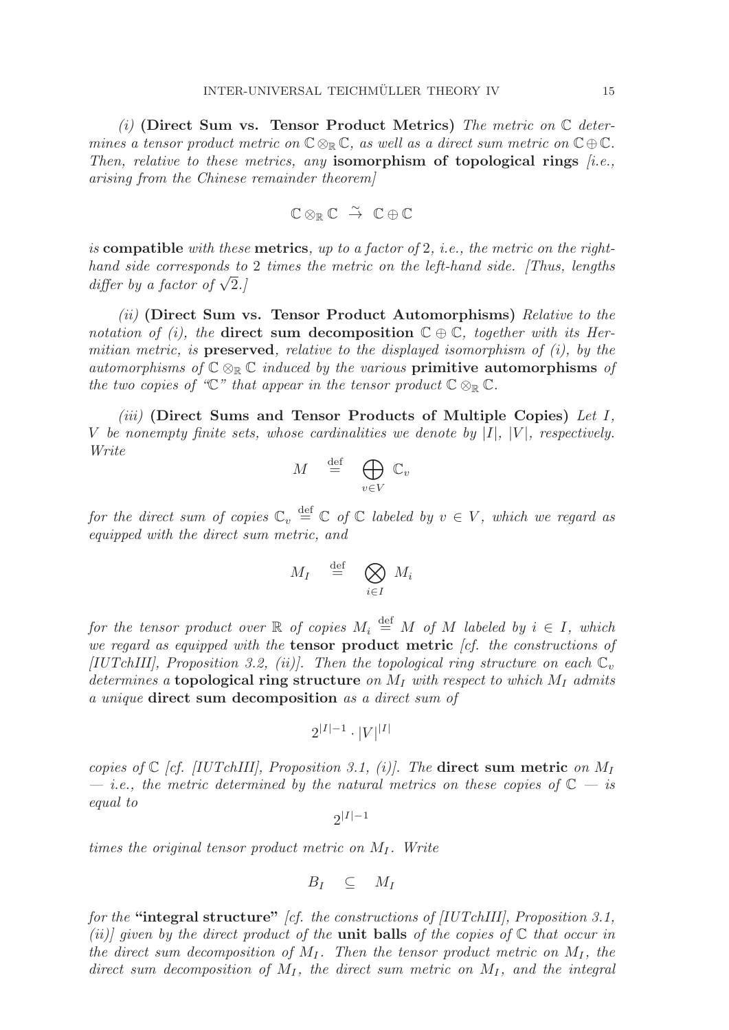*(i)* **(Direct Sum vs. Tensor Product Metrics)** *The metric on $\mathbb{C}$ determines a tensor product metric on $\mathbb{C} \otimes_{\mathbb{R}} \mathbb{C}$, as well as a direct sum metric on $\mathbb{C} \oplus \mathbb{C}$. Then, relative to these metrics, any* **isomorphism of topological rings** *[i.e., arising from the Chinese remainder theorem]*

$$\mathbb{C} \otimes_{\mathbb{R}} \mathbb{C} \ \stackrel{\sim}{\to} \ \mathbb{C} \oplus \mathbb{C}$$

*is* **compatible** *with these* **metrics***, up to a factor of 2, i.e., the metric on the right-hand side corresponds to 2 times the metric on the left-hand side. [Thus, lengths differ by a factor of $\sqrt{2}$.]*

*(ii)* **(Direct Sum vs. Tensor Product Automorphisms)** *Relative to the notation of (i), the* **direct sum decomposition** *$\mathbb{C} \oplus \mathbb{C}$, together with its Hermitian metric, is* **preserved***, relative to the displayed isomorphism of (i), by the automorphisms of $\mathbb{C} \otimes_{\mathbb{R}} \mathbb{C}$ induced by the various* **primitive automorphisms** *of the two copies of "$\mathbb{C}$" that appear in the tensor product $\mathbb{C} \otimes_{\mathbb{R}} \mathbb{C}$.*

*(iii)* **(Direct Sums and Tensor Products of Multiple Copies)** *Let $I$, $V$ be nonempty finite sets, whose cardinalities we denote by $|I|$, $|V|$, respectively. Write*

$$M \quad \stackrel{\text{def}}{=} \quad \bigoplus_{v \in V} \mathbb{C}_v$$

*for the direct sum of copies $\mathbb{C}_v \stackrel{\text{def}}{=} \mathbb{C}$ of $\mathbb{C}$ labeled by $v \in V$, which we regard as equipped with the direct sum metric, and*

$$M_I \quad \stackrel{\text{def}}{=} \quad \bigotimes_{i \in I} M_i$$

*for the tensor product over $\mathbb{R}$ of copies $M_i \stackrel{\text{def}}{=} M$ of $M$ labeled by $i \in I$, which we regard as equipped with the* **tensor product metric** *[cf. the constructions of [IUTchIII], Proposition 3.2, (ii)]. Then the topological ring structure on each $\mathbb{C}_v$ determines a* **topological ring structure** *on $M_I$ with respect to which $M_I$ admits a unique* **direct sum decomposition** *as a direct sum of*

$$2^{|I|-1} \cdot |V|^{|I|}$$

*copies of $\mathbb{C}$ [cf. [IUTchIII], Proposition 3.1, (i)]. The* **direct sum metric** *on $M_I$ — i.e., the metric determined by the natural metrics on these copies of $\mathbb{C}$ — is equal to*

$$2^{|I|-1}$$

*times the original tensor product metric on $M_I$. Write*

$$B_I \quad \subseteq \quad M_I$$

*for the* **"integral structure"** *[cf. the constructions of [IUTchIII], Proposition 3.1, (ii)] given by the direct product of the* **unit balls** *of the copies of $\mathbb{C}$ that occur in the direct sum decomposition of $M_I$. Then the tensor product metric on $M_I$, the direct sum decomposition of $M_I$, the direct sum metric on $M_I$, and the integral*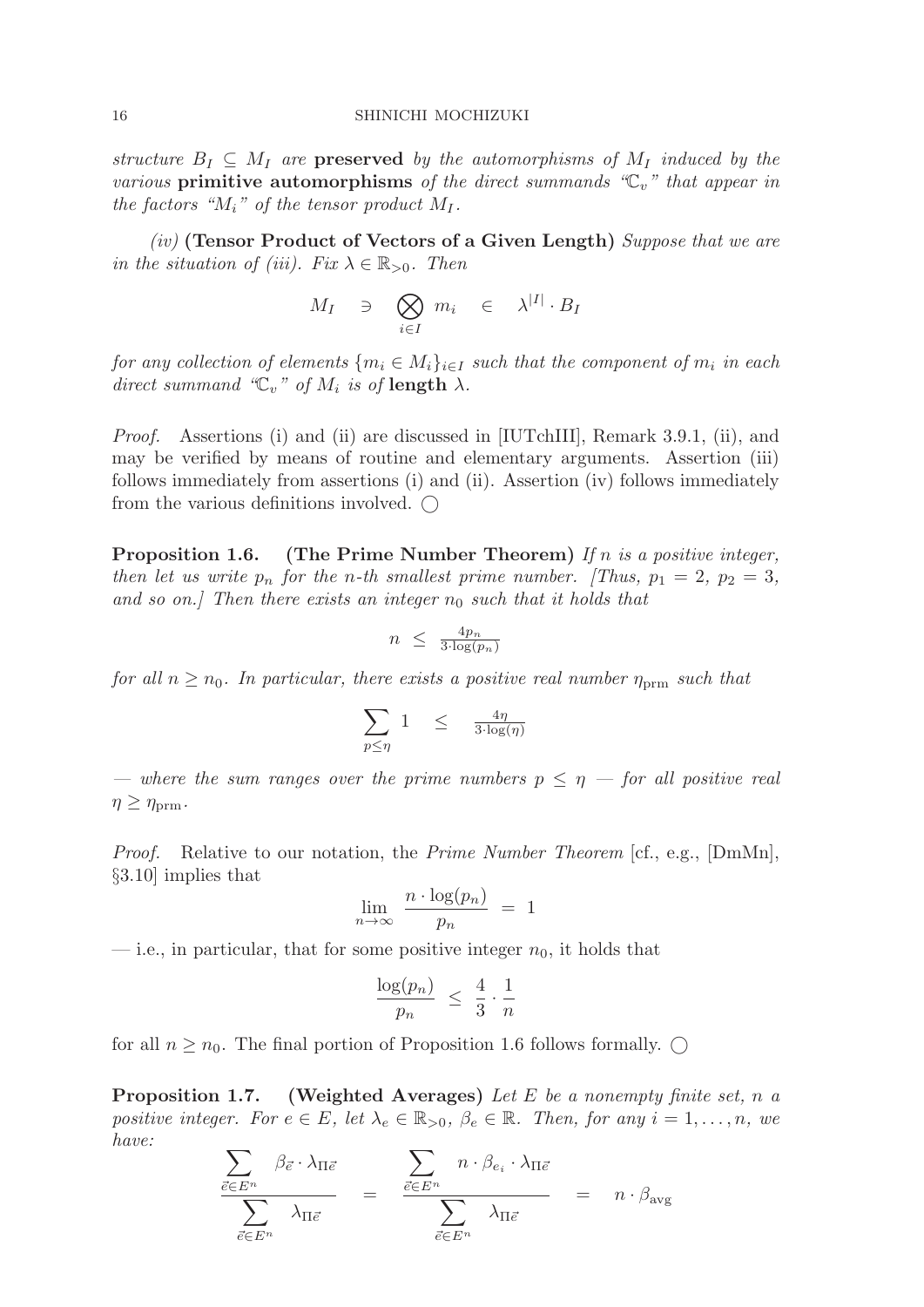*structure $B_I \subseteq M_I$ are* **preserved** *by the automorphisms of $M_I$ induced by the various* **primitive automorphisms** *of the direct summands "$\mathbb{C}_v$" that appear in the factors "$M_i$" of the tensor product $M_I$.*

*(iv)* **(Tensor Product of Vectors of a Given Length)** *Suppose that we are in the situation of (iii). Fix $\lambda \in \mathbb{R}_{>0}$. Then*

$$M_I \quad \ni \quad \bigotimes_{i \in I} m_i \quad \in \quad \lambda^{|I|} \cdot B_I$$

*for any collection of elements $\{m_i \in M_i\}_{i \in I}$ such that the component of $m_i$ in each direct summand "$\mathbb{C}_v$" of $M_i$ is of* **length** *$\lambda$.*

*Proof.* Assertions (i) and (ii) are discussed in [IUTchIII], Remark 3.9.1, (ii), and may be verified by means of routine and elementary arguments. Assertion (iii) follows immediately from assertions (i) and (ii). Assertion (iv) follows immediately from the various definitions involved. ◯

**Proposition 1.6. (The Prime Number Theorem)** *If $n$ is a positive integer, then let us write $p_n$ for the $n$-th smallest prime number. [Thus, $p_1 = 2$, $p_2 = 3$, and so on.] Then there exists an integer $n_0$ such that it holds that*

$$n \;\leq\; \tfrac{4p_n}{3 \cdot \log(p_n)}$$

*for all $n \geq n_0$. In particular, there exists a positive real number $\eta_{\text{prm}}$ such that*

$$\sum_{p \leq \eta} 1 \quad \leq \quad \tfrac{4\eta}{3 \cdot \log(\eta)}$$

*— where the sum ranges over the prime numbers $p \leq \eta$ — for all positive real $\eta \geq \eta_{\text{prm}}$.*

*Proof.* Relative to our notation, the *Prime Number Theorem* [cf., e.g., [DmMn], §3.10] implies that

$$\lim_{n \to \infty} \frac{n \cdot \log(p_n)}{p_n} \;=\; 1$$

— i.e., in particular, that for some positive integer $n_0$, it holds that

$$\frac{\log(p_n)}{p_n} \;\leq\; \frac{4}{3} \cdot \frac{1}{n}$$

for all $n \geq n_0$. The final portion of Proposition 1.6 follows formally. ◯

**Proposition 1.7. (Weighted Averages)** *Let $E$ be a nonempty finite set, $n$ a positive integer. For $e \in E$, let $\lambda_e \in \mathbb{R}_{>0}$, $\beta_e \in \mathbb{R}$. Then, for any $i = 1, \ldots, n$, we have:*

$$\frac{\displaystyle\sum_{\vec{e} \in E^n} \beta_{\vec{e}} \cdot \lambda_{\Pi\vec{e}}}{\displaystyle\sum_{\vec{e} \in E^n} \lambda_{\Pi\vec{e}}} \quad = \quad \frac{\displaystyle\sum_{\vec{e} \in E^n} n \cdot \beta_{e_i} \cdot \lambda_{\Pi\vec{e}}}{\displaystyle\sum_{\vec{e} \in E^n} \lambda_{\Pi\vec{e}}} \quad = \quad n \cdot \beta_{\text{avg}}$$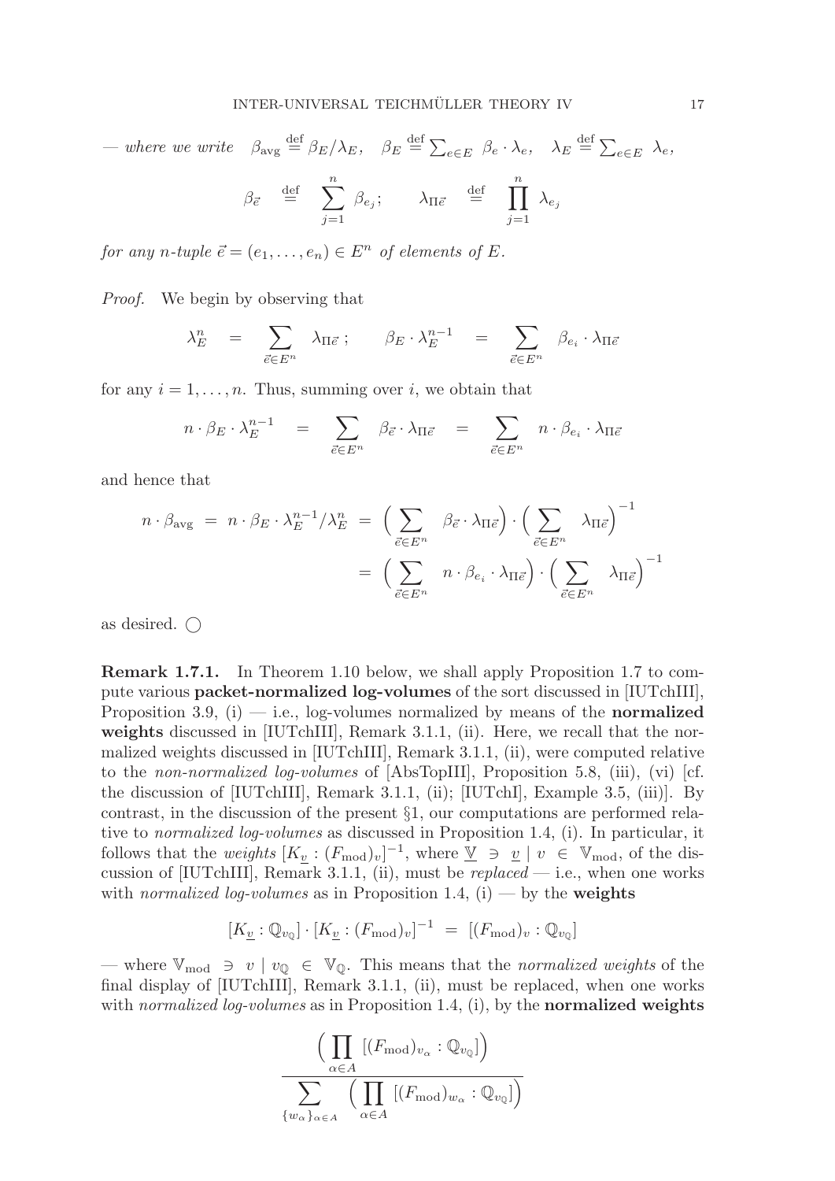— *where we write* $\beta_{\text{avg}} \stackrel{\text{def}}{=} \beta_E/\lambda_E$, $\beta_E \stackrel{\text{def}}{=} \sum_{e\in E} \beta_e \cdot \lambda_e$, $\lambda_E \stackrel{\text{def}}{=} \sum_{e\in E} \lambda_e$,

$$\beta_{\vec{e}} \quad \stackrel{\text{def}}{=} \quad \sum_{j=1}^{n} \beta_{e_j}; \qquad \lambda_{\Pi\vec{e}} \quad \stackrel{\text{def}}{=} \quad \prod_{j=1}^{n} \lambda_{e_j}$$

*for any* $n$*-tuple* $\vec{e} = (e_1, \ldots, e_n) \in E^n$ *of elements of* $E$*.*

*Proof.* We begin by observing that

$$\lambda_E^n \quad = \quad \sum_{\vec{e}\in E^n} \lambda_{\Pi\vec{e}}\ ; \qquad \beta_E \cdot \lambda_E^{n-1} \quad = \quad \sum_{\vec{e}\in E^n} \beta_{e_i} \cdot \lambda_{\Pi\vec{e}}$$

for any $i = 1, \ldots, n$. Thus, summing over $i$, we obtain that

$$n \cdot \beta_E \cdot \lambda_E^{n-1} \quad = \quad \sum_{\vec{e}\in E^n} \beta_{\vec{e}} \cdot \lambda_{\Pi\vec{e}} \quad = \quad \sum_{\vec{e}\in E^n} n \cdot \beta_{e_i} \cdot \lambda_{\Pi\vec{e}}$$

and hence that

$$\begin{aligned} n \cdot \beta_{\text{avg}} \ = \ n \cdot \beta_E \cdot \lambda_E^{n-1}/\lambda_E^n \ &= \ \Big(\sum_{\vec{e}\in E^n} \beta_{\vec{e}} \cdot \lambda_{\Pi\vec{e}}\Big) \cdot \Big(\sum_{\vec{e}\in E^n} \lambda_{\Pi\vec{e}}\Big)^{-1} \\ &= \ \Big(\sum_{\vec{e}\in E^n} n \cdot \beta_{e_i} \cdot \lambda_{\Pi\vec{e}}\Big) \cdot \Big(\sum_{\vec{e}\in E^n} \lambda_{\Pi\vec{e}}\Big)^{-1} \end{aligned}$$

as desired. ○

**Remark 1.7.1.** In Theorem 1.10 below, we shall apply Proposition 1.7 to compute various **packet-normalized log-volumes** of the sort discussed in [IUTchIII], Proposition 3.9, (i) — i.e., log-volumes normalized by means of the **normalized weights** discussed in [IUTchIII], Remark 3.1.1, (ii). Here, we recall that the normalized weights discussed in [IUTchIII], Remark 3.1.1, (ii), were computed relative to the *non-normalized log-volumes* of [AbsTopIII], Proposition 5.8, (iii), (vi) [cf. the discussion of [IUTchIII], Remark 3.1.1, (ii); [IUTchI], Example 3.5, (iii)]. By contrast, in the discussion of the present §1, our computations are performed relative to *normalized log-volumes* as discussed in Proposition 1.4, (i). In particular, it follows that the *weights* $[K_{\underline{v}} : (F_{\text{mod}})_v]^{-1}$, where $\underline{\mathbb{V}} \ni \underline{v} \mid v \in \mathbb{V}_{\text{mod}}$, of the discussion of [IUTchIII], Remark 3.1.1, (ii), must be *replaced* — i.e., when one works with *normalized log-volumes* as in Proposition 1.4, (i) — by the **weights**

$$[K_{\underline{v}} : \mathbb{Q}_{v_{\mathbb{Q}}}] \cdot [K_{\underline{v}} : (F_{\text{mod}})_v]^{-1} \ = \ [(F_{\text{mod}})_v : \mathbb{Q}_{v_{\mathbb{Q}}}]$$

— where $\mathbb{V}_{\text{mod}} \ni v \mid v_{\mathbb{Q}} \in \mathbb{V}_{\mathbb{Q}}$. This means that the *normalized weights* of the final display of [IUTchIII], Remark 3.1.1, (ii), must be replaced, when one works with *normalized log-volumes* as in Proposition 1.4, (i), by the **normalized weights**

$$\frac{\Big(\prod_{\alpha\in A} [(F_{\text{mod}})_{v_\alpha} : \mathbb{Q}_{v_{\mathbb{Q}}}]\Big)}{\sum_{\{w_\alpha\}_{\alpha\in A}} \Big(\prod_{\alpha\in A} [(F_{\text{mod}})_{w_\alpha} : \mathbb{Q}_{v_{\mathbb{Q}}}]\Big)}$$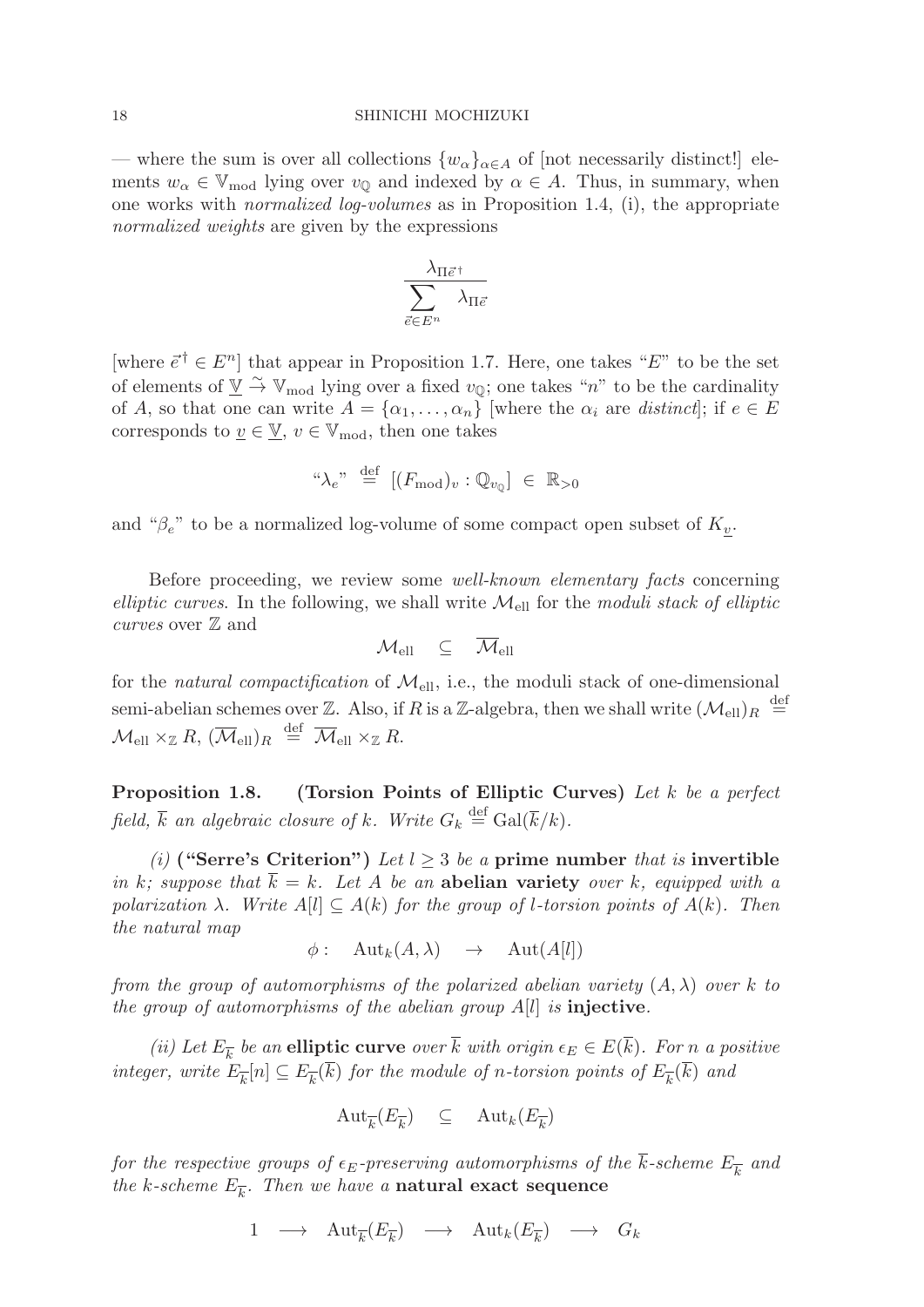— where the sum is over all collections $\{w_\alpha\}_{\alpha \in A}$ of [not necessarily distinct!] elements $w_\alpha \in \mathbb{V}_{\mathrm{mod}}$ lying over $v_{\mathbb{Q}}$ and indexed by $\alpha \in A$. Thus, in summary, when one works with *normalized log-volumes* as in Proposition 1.4, (i), the appropriate *normalized weights* are given by the expressions

$$\frac{\lambda_{\Pi \vec{e}^\dagger}}{\sum_{\vec{e} \in E^n} \lambda_{\Pi \vec{e}}}$$

[where $\vec{e}^\dagger \in E^n$] that appear in Proposition 1.7. Here, one takes "$E$" to be the set of elements of $\underline{\mathbb{V}} \xrightarrow{\sim} \mathbb{V}_{\mathrm{mod}}$ lying over a fixed $v_{\mathbb{Q}}$; one takes "$n$" to be the cardinality of $A$, so that one can write $A = \{\alpha_1, \ldots, \alpha_n\}$ [where the $\alpha_i$ are *distinct*]; if $e \in E$ corresponds to $\underline{v} \in \underline{\mathbb{V}}$, $v \in \mathbb{V}_{\mathrm{mod}}$, then one takes

$$\text{“}\lambda_e\text{”} \stackrel{\mathrm{def}}{=} [(F_{\mathrm{mod}})_v : \mathbb{Q}_{v_{\mathbb{Q}}}] \in \mathbb{R}_{>0}$$

and "$\beta_e$" to be a normalized log-volume of some compact open subset of $K_{\underline{v}}$.

Before proceeding, we review some *well-known elementary facts* concerning *elliptic curves*. In the following, we shall write $\mathcal{M}_{\mathrm{ell}}$ for the *moduli stack of elliptic curves* over $\mathbb{Z}$ and

$$\mathcal{M}_{\mathrm{ell}} \subseteq \overline{\mathcal{M}}_{\mathrm{ell}}$$

for the *natural compactification* of $\mathcal{M}_{\mathrm{ell}}$, i.e., the moduli stack of one-dimensional semi-abelian schemes over $\mathbb{Z}$. Also, if $R$ is a $\mathbb{Z}$-algebra, then we shall write $(\mathcal{M}_{\mathrm{ell}})_R \stackrel{\mathrm{def}}{=} \mathcal{M}_{\mathrm{ell}} \times_{\mathbb{Z}} R$, $(\overline{\mathcal{M}}_{\mathrm{ell}})_R \stackrel{\mathrm{def}}{=} \overline{\mathcal{M}}_{\mathrm{ell}} \times_{\mathbb{Z}} R$.

**Proposition 1.8. (Torsion Points of Elliptic Curves)** *Let $k$ be a perfect field, $\overline{k}$ an algebraic closure of $k$. Write $G_k \stackrel{\mathrm{def}}{=} \mathrm{Gal}(\overline{k}/k)$.*

*(i)* **("Serre's Criterion")** *Let $l \geq 3$ be a* **prime number** *that is* **invertible** *in $k$; suppose that $\overline{k} = k$. Let $A$ be an* **abelian variety** *over $k$, equipped with a polarization $\lambda$. Write $A[l] \subseteq A(k)$ for the group of $l$-torsion points of $A(k)$. Then the natural map*

$$\phi: \quad \mathrm{Aut}_k(A, \lambda) \quad \to \quad \mathrm{Aut}(A[l])$$

*from the group of automorphisms of the polarized abelian variety $(A, \lambda)$ over $k$ to the group of automorphisms of the abelian group $A[l]$ is* **injective**.

*(ii) Let $E_{\overline{k}}$ be an* **elliptic curve** *over $\overline{k}$ with origin $\epsilon_E \in E(\overline{k})$. For $n$ a positive integer, write $E_{\overline{k}}[n] \subseteq E_{\overline{k}}(\overline{k})$ for the module of $n$-torsion points of $E_{\overline{k}}(\overline{k})$ and*

$$\mathrm{Aut}_{\overline{k}}(E_{\overline{k}}) \quad \subseteq \quad \mathrm{Aut}_k(E_{\overline{k}})$$

*for the respective groups of $\epsilon_E$-preserving automorphisms of the $\overline{k}$-scheme $E_{\overline{k}}$ and the $k$-scheme $E_{\overline{k}}$. Then we have a* **natural exact sequence**

$$1 \longrightarrow \mathrm{Aut}_{\overline{k}}(E_{\overline{k}}) \longrightarrow \mathrm{Aut}_k(E_{\overline{k}}) \longrightarrow G_k$$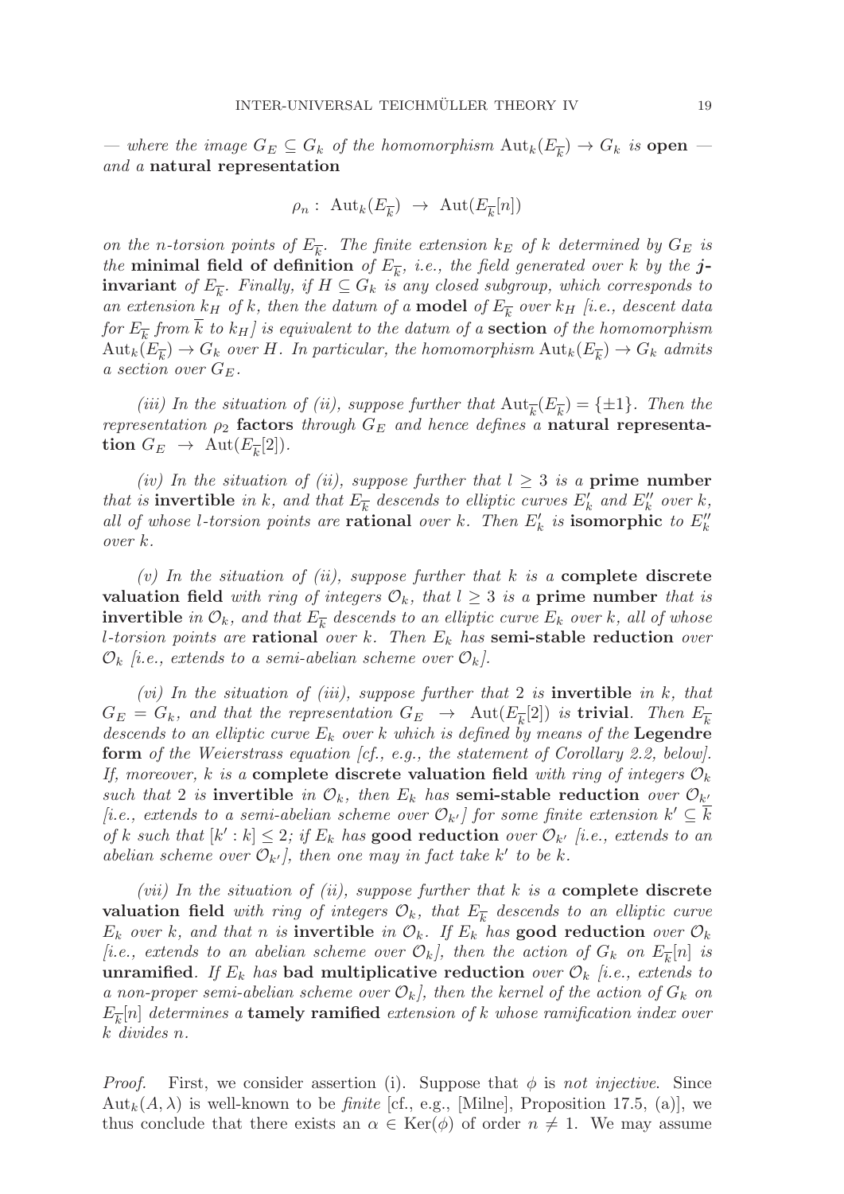— *where the image $G_E \subseteq G_k$ of the homomorphism $\mathrm{Aut}_k(E_{\overline{k}}) \to G_k$ is* **open** — *and a* **natural representation**

$$\rho_n : \ \mathrm{Aut}_k(E_{\overline{k}}) \ \to \ \mathrm{Aut}(E_{\overline{k}}[n])$$

*on the $n$-torsion points of $E_{\overline{k}}$. The finite extension $k_E$ of $k$ determined by $G_E$ is the* **minimal field of definition** *of $E_{\overline{k}}$, i.e., the field generated over $k$ by the* **$j$-invariant** *of $E_{\overline{k}}$. Finally, if $H \subseteq G_k$ is any closed subgroup, which corresponds to an extension $k_H$ of $k$, then the datum of a* **model** *of $E_{\overline{k}}$ over $k_H$ [i.e., descent data for $E_{\overline{k}}$ from $\overline{k}$ to $k_H$] is equivalent to the datum of a* **section** *of the homomorphism $\mathrm{Aut}_k(E_{\overline{k}}) \to G_k$ over $H$. In particular, the homomorphism $\mathrm{Aut}_k(E_{\overline{k}}) \to G_k$ admits a section over $G_E$.*

*(iii) In the situation of (ii), suppose further that $\mathrm{Aut}_{\overline{k}}(E_{\overline{k}}) = \{\pm 1\}$. Then the representation $\rho_2$* **factors** *through $G_E$ and hence defines a* **natural representation** $G_E \ \to \ \mathrm{Aut}(E_{\overline{k}}[2])$.

*(iv) In the situation of (ii), suppose further that $l \geq 3$ is a* **prime number** *that is* **invertible** *in $k$, and that $E_{\overline{k}}$ descends to elliptic curves $E'_k$ and $E''_k$ over $k$, all of whose $l$-torsion points are* **rational** *over $k$. Then $E'_k$ is* **isomorphic** *to $E''_k$ over $k$.*

*(v) In the situation of (ii), suppose further that $k$ is a* **complete discrete valuation field** *with ring of integers $\mathcal{O}_k$, that $l \geq 3$ is a* **prime number** *that is* **invertible** *in $\mathcal{O}_k$, and that $E_{\overline{k}}$ descends to an elliptic curve $E_k$ over $k$, all of whose $l$-torsion points are* **rational** *over $k$. Then $E_k$ has* **semi-stable reduction** *over $\mathcal{O}_k$ [i.e., extends to a semi-abelian scheme over $\mathcal{O}_k$].*

*(vi) In the situation of (iii), suppose further that 2 is* **invertible** *in $k$, that $G_E = G_k$, and that the representation $G_E \ \to \ \mathrm{Aut}(E_{\overline{k}}[2])$ is* **trivial**. *Then $E_{\overline{k}}$ descends to an elliptic curve $E_k$ over $k$ which is defined by means of the* **Legendre form** *of the Weierstrass equation [cf., e.g., the statement of Corollary 2.2, below]. If, moreover, $k$ is a* **complete discrete valuation field** *with ring of integers $\mathcal{O}_k$ such that 2 is* **invertible** *in $\mathcal{O}_k$, then $E_k$ has* **semi-stable reduction** *over $\mathcal{O}_{k'}$ [i.e., extends to a semi-abelian scheme over $\mathcal{O}_{k'}$] for some finite extension $k' \subseteq \overline{k}$ of $k$ such that $[k' : k] \leq 2$; if $E_k$ has* **good reduction** *over $\mathcal{O}_{k'}$ [i.e., extends to an abelian scheme over $\mathcal{O}_{k'}$], then one may in fact take $k'$ to be $k$.*

*(vii) In the situation of (ii), suppose further that $k$ is a* **complete discrete valuation field** *with ring of integers $\mathcal{O}_k$, that $E_{\overline{k}}$ descends to an elliptic curve $E_k$ over $k$, and that $n$ is* **invertible** *in $\mathcal{O}_k$. If $E_k$ has* **good reduction** *over $\mathcal{O}_k$ [i.e., extends to an abelian scheme over $\mathcal{O}_k$], then the action of $G_k$ on $E_{\overline{k}}[n]$ is* **unramified**. *If $E_k$ has* **bad multiplicative reduction** *over $\mathcal{O}_k$ [i.e., extends to a non-proper semi-abelian scheme over $\mathcal{O}_k$], then the kernel of the action of $G_k$ on $E_{\overline{k}}[n]$ determines a* **tamely ramified** *extension of $k$ whose ramification index over $k$ divides $n$.*

*Proof.* First, we consider assertion (i). Suppose that $\phi$ is *not injective*. Since $\mathrm{Aut}_k(A, \lambda)$ is well-known to be *finite* [cf., e.g., [Milne], Proposition 17.5, (a)], we thus conclude that there exists an $\alpha \in \mathrm{Ker}(\phi)$ of order $n \neq 1$. We may assume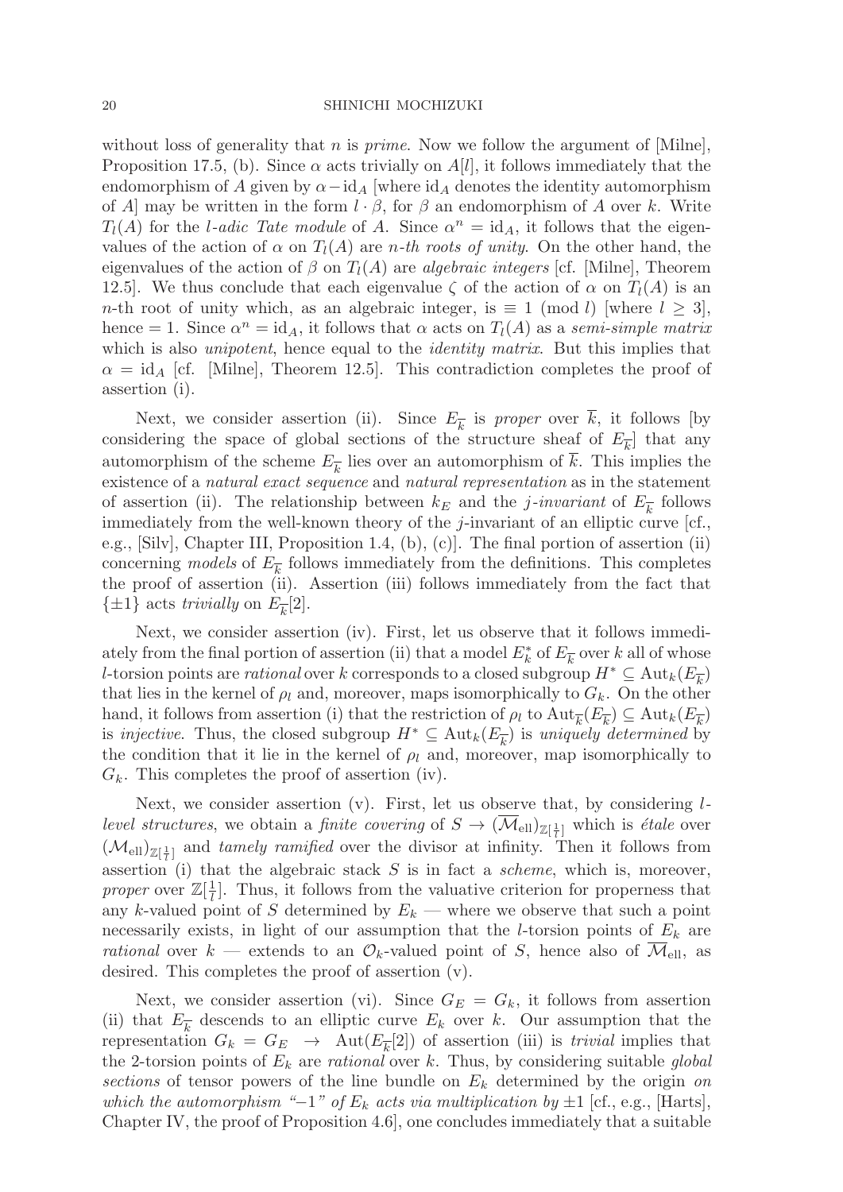without loss of generality that $n$ is *prime*. Now we follow the argument of [Milne], Proposition 17.5, (b). Since $\alpha$ acts trivially on $A[l]$, it follows immediately that the endomorphism of $A$ given by $\alpha - \mathrm{id}_A$ [where $\mathrm{id}_A$ denotes the identity automorphism of $A$] may be written in the form $l \cdot \beta$, for $\beta$ an endomorphism of $A$ over $k$. Write $T_l(A)$ for the *l-adic Tate module* of $A$. Since $\alpha^n = \mathrm{id}_A$, it follows that the eigenvalues of the action of $\alpha$ on $T_l(A)$ are *n-th roots of unity*. On the other hand, the eigenvalues of the action of $\beta$ on $T_l(A)$ are *algebraic integers* [cf. [Milne], Theorem 12.5]. We thus conclude that each eigenvalue $\zeta$ of the action of $\alpha$ on $T_l(A)$ is an $n$-th root of unity which, as an algebraic integer, is $\equiv 1 \pmod{l}$ [where $l \geq 3$], hence $= 1$. Since $\alpha^n = \mathrm{id}_A$, it follows that $\alpha$ acts on $T_l(A)$ as a *semi-simple matrix* which is also *unipotent*, hence equal to the *identity matrix*. But this implies that $\alpha = \mathrm{id}_A$ [cf. [Milne], Theorem 12.5]. This contradiction completes the proof of assertion (i).

Next, we consider assertion (ii). Since $E_{\overline{k}}$ is *proper* over $\overline{k}$, it follows [by considering the space of global sections of the structure sheaf of $E_{\overline{k}}$] that any automorphism of the scheme $E_{\overline{k}}$ lies over an automorphism of $\overline{k}$. This implies the existence of a *natural exact sequence* and *natural representation* as in the statement of assertion (ii). The relationship between $k_E$ and the *j-invariant* of $E_{\overline{k}}$ follows immediately from the well-known theory of the $j$-invariant of an elliptic curve [cf., e.g., [Silv], Chapter III, Proposition 1.4, (b), (c)]. The final portion of assertion (ii) concerning *models* of $E_{\overline{k}}$ follows immediately from the definitions. This completes the proof of assertion (ii). Assertion (iii) follows immediately from the fact that $\{\pm 1\}$ acts *trivially* on $E_{\overline{k}}[2]$.

Next, we consider assertion (iv). First, let us observe that it follows immediately from the final portion of assertion (ii) that a model $E^*_k$ of $E_{\overline{k}}$ over $k$ all of whose $l$-torsion points are *rational* over $k$ corresponds to a closed subgroup $H^* \subseteq \mathrm{Aut}_k(E_{\overline{k}})$ that lies in the kernel of $\rho_l$ and, moreover, maps isomorphically to $G_k$. On the other hand, it follows from assertion (i) that the restriction of $\rho_l$ to $\mathrm{Aut}_{\overline{k}}(E_{\overline{k}}) \subseteq \mathrm{Aut}_k(E_{\overline{k}})$ is *injective*. Thus, the closed subgroup $H^* \subseteq \mathrm{Aut}_k(E_{\overline{k}})$ is *uniquely determined* by the condition that it lie in the kernel of $\rho_l$ and, moreover, map isomorphically to $G_k$. This completes the proof of assertion (iv).

Next, we consider assertion (v). First, let us observe that, by considering *l-level structures*, we obtain a *finite covering* of $S \to (\overline{\mathcal{M}}_{\mathrm{ell}})_{\mathbb{Z}[\frac{1}{l}]}$ which is *étale* over $(\mathcal{M}_{\mathrm{ell}})_{\mathbb{Z}[\frac{1}{l}]}$ and *tamely ramified* over the divisor at infinity. Then it follows from assertion (i) that the algebraic stack $S$ is in fact a *scheme*, which is, moreover, *proper* over $\mathbb{Z}[\frac{1}{l}]$. Thus, it follows from the valuative criterion for properness that any $k$-valued point of $S$ determined by $E_k$ — where we observe that such a point necessarily exists, in light of our assumption that the $l$-torsion points of $E_k$ are *rational* over $k$ — extends to an $\mathcal{O}_k$-valued point of $S$, hence also of $\overline{\mathcal{M}}_{\mathrm{ell}}$, as desired. This completes the proof of assertion (v).

Next, we consider assertion (vi). Since $G_E = G_k$, it follows from assertion (ii) that $E_{\overline{k}}$ descends to an elliptic curve $E_k$ over $k$. Our assumption that the representation $G_k = G_E \to \mathrm{Aut}(E_{\overline{k}}[2])$ of assertion (iii) is *trivial* implies that the 2-torsion points of $E_k$ are *rational* over $k$. Thus, by considering suitable *global sections* of tensor powers of the line bundle on $E_k$ determined by the origin *on which the automorphism "$-1$" of $E_k$ acts via multiplication by* $\pm 1$ [cf., e.g., [Harts], Chapter IV, the proof of Proposition 4.6], one concludes immediately that a suitable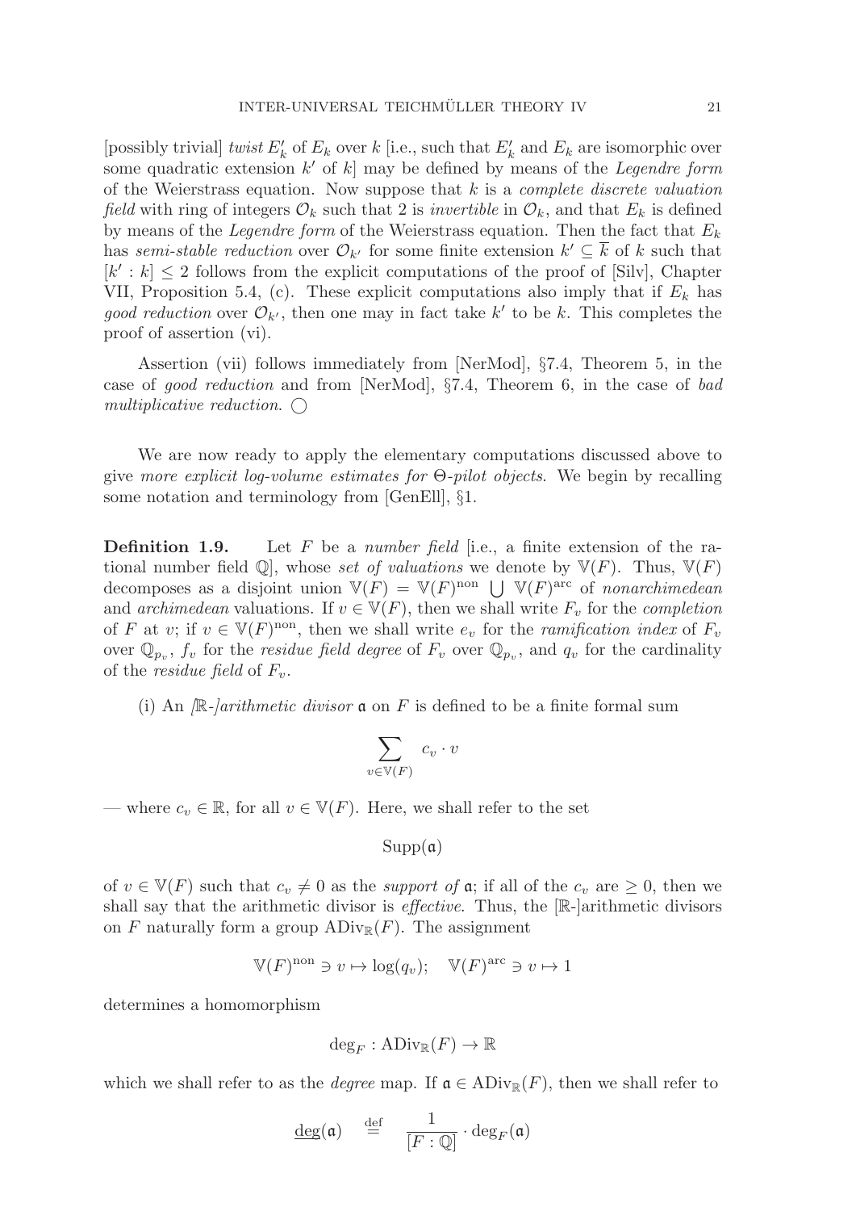[possibly trivial] *twist* $E'_k$ of $E_k$ over $k$ [i.e., such that $E'_k$ and $E_k$ are isomorphic over some quadratic extension $k'$ of $k$] may be defined by means of the *Legendre form* of the Weierstrass equation. Now suppose that $k$ is a *complete discrete valuation field* with ring of integers $\mathcal{O}_k$ such that 2 is *invertible* in $\mathcal{O}_k$, and that $E_k$ is defined by means of the *Legendre form* of the Weierstrass equation. Then the fact that $E_k$ has *semi-stable reduction* over $\mathcal{O}_{k'}$ for some finite extension $k' \subseteq \overline{k}$ of $k$ such that $[k' : k] \leq 2$ follows from the explicit computations of the proof of [Silv], Chapter VII, Proposition 5.4, (c). These explicit computations also imply that if $E_k$ has *good reduction* over $\mathcal{O}_{k'}$, then one may in fact take $k'$ to be $k$. This completes the proof of assertion (vi).

Assertion (vii) follows immediately from [NerMod], §7.4, Theorem 5, in the case of *good reduction* and from [NerMod], §7.4, Theorem 6, in the case of *bad multiplicative reduction*. ◯

We are now ready to apply the elementary computations discussed above to give *more explicit log-volume estimates for* $\Theta$*-pilot objects*. We begin by recalling some notation and terminology from [GenEll], §1.

**Definition 1.9.** Let $F$ be a *number field* [i.e., a finite extension of the rational number field $\mathbb{Q}$], whose *set of valuations* we denote by $\mathbb{V}(F)$. Thus, $\mathbb{V}(F)$ decomposes as a disjoint union $\mathbb{V}(F) = \mathbb{V}(F)^{\text{non}} \bigcup \mathbb{V}(F)^{\text{arc}}$ of *nonarchimedean* and *archimedean* valuations. If $v \in \mathbb{V}(F)$, then we shall write $F_v$ for the *completion* of $F$ at $v$; if $v \in \mathbb{V}(F)^{\text{non}}$, then we shall write $e_v$ for the *ramification index* of $F_v$ over $\mathbb{Q}_{p_v}$, $f_v$ for the *residue field degree* of $F_v$ over $\mathbb{Q}_{p_v}$, and $q_v$ for the cardinality of the *residue field* of $F_v$.

(i) An *[$\mathbb{R}$-]arithmetic divisor* $\mathfrak{a}$ on $F$ is defined to be a finite formal sum

$$\sum_{v \in \mathbb{V}(F)} c_v \cdot v$$

— where $c_v \in \mathbb{R}$, for all $v \in \mathbb{V}(F)$. Here, we shall refer to the set

$$\mathrm{Supp}(\mathfrak{a})$$

of $v \in \mathbb{V}(F)$ such that $c_v \neq 0$ as the *support of* $\mathfrak{a}$; if all of the $c_v$ are $\geq 0$, then we shall say that the arithmetic divisor is *effective*. Thus, the [$\mathbb{R}$-]arithmetic divisors on $F$ naturally form a group $\mathrm{ADiv}_{\mathbb{R}}(F)$. The assignment

$$\mathbb{V}(F)^{\text{non}} \ni v \mapsto \log(q_v); \quad \mathbb{V}(F)^{\text{arc}} \ni v \mapsto 1$$

determines a homomorphism

$$\deg_F : \mathrm{ADiv}_{\mathbb{R}}(F) \to \mathbb{R}$$

which we shall refer to as the *degree* map. If $\mathfrak{a} \in \mathrm{ADiv}_{\mathbb{R}}(F)$, then we shall refer to

$$\underline{\deg}(\mathfrak{a}) \quad \stackrel{\text{def}}{=} \quad \frac{1}{[F : \mathbb{Q}]} \cdot \deg_F(\mathfrak{a})$$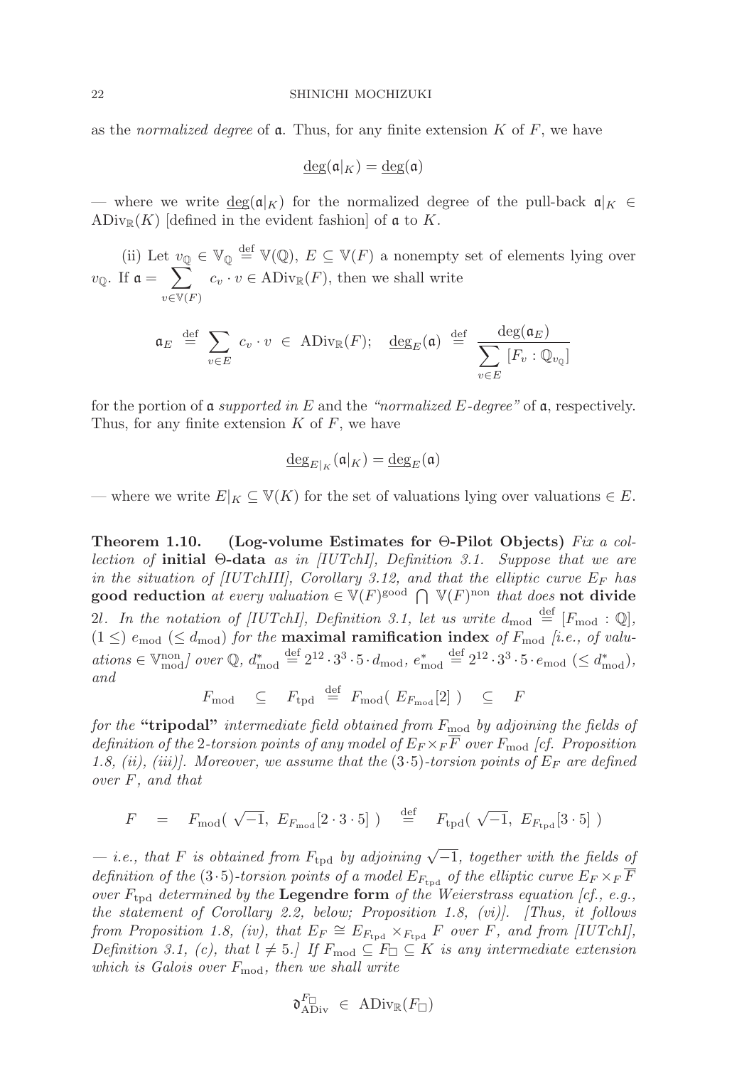as the *normalized degree* of $\mathfrak{a}$. Thus, for any finite extension $K$ of $F$, we have

$$\underline{\deg}(\mathfrak{a}|_K) = \underline{\deg}(\mathfrak{a})$$

— where we write $\underline{\deg}(\mathfrak{a}|_K)$ for the normalized degree of the pull-back $\mathfrak{a}|_K \in \mathrm{ADiv}_{\mathbb{R}}(K)$ [defined in the evident fashion] of $\mathfrak{a}$ to $K$.

(ii) Let $v_{\mathbb{Q}} \in \mathbb{V}_{\mathbb{Q}} \stackrel{\mathrm{def}}{=} \mathbb{V}(\mathbb{Q})$, $E \subseteq \mathbb{V}(F)$ a nonempty set of elements lying over $v_{\mathbb{Q}}$. If $\mathfrak{a} = \sum_{v \in \mathbb{V}(F)} c_v \cdot v \in \mathrm{ADiv}_{\mathbb{R}}(F)$, then we shall write

$$\mathfrak{a}_E \stackrel{\mathrm{def}}{=} \sum_{v \in E} c_v \cdot v \in \mathrm{ADiv}_{\mathbb{R}}(F); \quad \underline{\deg}_E(\mathfrak{a}) \stackrel{\mathrm{def}}{=} \frac{\deg(\mathfrak{a}_E)}{\sum_{v \in E} [F_v : \mathbb{Q}_{v_{\mathbb{Q}}}]}$$

for the portion of $\mathfrak{a}$ *supported in* $E$ and the *"normalized $E$-degree"* of $\mathfrak{a}$, respectively. Thus, for any finite extension $K$ of $F$, we have

$$\underline{\deg}_{E|_K}(\mathfrak{a}|_K) = \underline{\deg}_E(\mathfrak{a})$$

— where we write $E|_K \subseteq \mathbb{V}(K)$ for the set of valuations lying over valuations $\in E$.

**Theorem 1.10.** **(Log-volume Estimates for Θ-Pilot Objects)** *Fix a collection of* **initial Θ-data** *as in [IUTchI], Definition 3.1. Suppose that we are in the situation of [IUTchIII], Corollary 3.12, and that the elliptic curve $E_F$ has* **good reduction** *at every valuation $\in \mathbb{V}(F)^{\mathrm{good}} \bigcap \mathbb{V}(F)^{\mathrm{non}}$ that does* **not divide** *$2l$. In the notation of [IUTchI], Definition 3.1, let us write $d_{\mathrm{mod}} \stackrel{\mathrm{def}}{=} [F_{\mathrm{mod}} : \mathbb{Q}]$, $(1 \leq)\ e_{\mathrm{mod}}\ (\leq d_{\mathrm{mod}})$ for the* **maximal ramification index** *of $F_{\mathrm{mod}}$ [i.e., of valuations $\in \mathbb{V}^{\mathrm{non}}_{\mathrm{mod}}$] over $\mathbb{Q}$, $d^*_{\mathrm{mod}} \stackrel{\mathrm{def}}{=} 2^{12} \cdot 3^3 \cdot 5 \cdot d_{\mathrm{mod}}$, $e^*_{\mathrm{mod}} \stackrel{\mathrm{def}}{=} 2^{12} \cdot 3^3 \cdot 5 \cdot e_{\mathrm{mod}}\ (\leq d^*_{\mathrm{mod}})$, and*

$$F_{\mathrm{mod}} \quad \subseteq \quad F_{\mathrm{tpd}} \stackrel{\mathrm{def}}{=} F_{\mathrm{mod}}(\ E_{F_{\mathrm{mod}}}[2]\ ) \quad \subseteq \quad F$$

*for the* **"tripodal"** *intermediate field obtained from $F_{\mathrm{mod}}$ by adjoining the fields of definition of the 2-torsion points of any model of $E_F \times_F \overline{F}$ over $F_{\mathrm{mod}}$ [cf. Proposition 1.8, (ii), (iii)]. Moreover, we assume that the $(3 \cdot 5)$-torsion points of $E_F$ are defined over $F$, and that*

$$F \quad = \quad F_{\mathrm{mod}}(\ \sqrt{-1},\ E_{F_{\mathrm{mod}}}[2 \cdot 3 \cdot 5]\ ) \quad \stackrel{\mathrm{def}}{=} \quad F_{\mathrm{tpd}}(\ \sqrt{-1},\ E_{F_{\mathrm{tpd}}}[3 \cdot 5]\ )$$

*— i.e., that $F$ is obtained from $F_{\mathrm{tpd}}$ by adjoining $\sqrt{-1}$, together with the fields of definition of the $(3 \cdot 5)$-torsion points of a model $E_{F_{\mathrm{tpd}}}$ of the elliptic curve $E_F \times_F \overline{F}$ over $F_{\mathrm{tpd}}$ determined by the* **Legendre form** *of the Weierstrass equation [cf., e.g., the statement of Corollary 2.2, below; Proposition 1.8, (vi)]. [Thus, it follows from Proposition 1.8, (iv), that $E_F \cong E_{F_{\mathrm{tpd}}} \times_{F_{\mathrm{tpd}}} F$ over $F$, and from [IUTchI], Definition 3.1, (c), that $l \neq 5$.] If $F_{\mathrm{mod}} \subseteq F_{\square} \subseteq K$ is any intermediate extension which is Galois over $F_{\mathrm{mod}}$, then we shall write*

$$\mathfrak{d}^{F_{\square}}_{\mathrm{ADiv}} \in \mathrm{ADiv}_{\mathbb{R}}(F_{\square})$$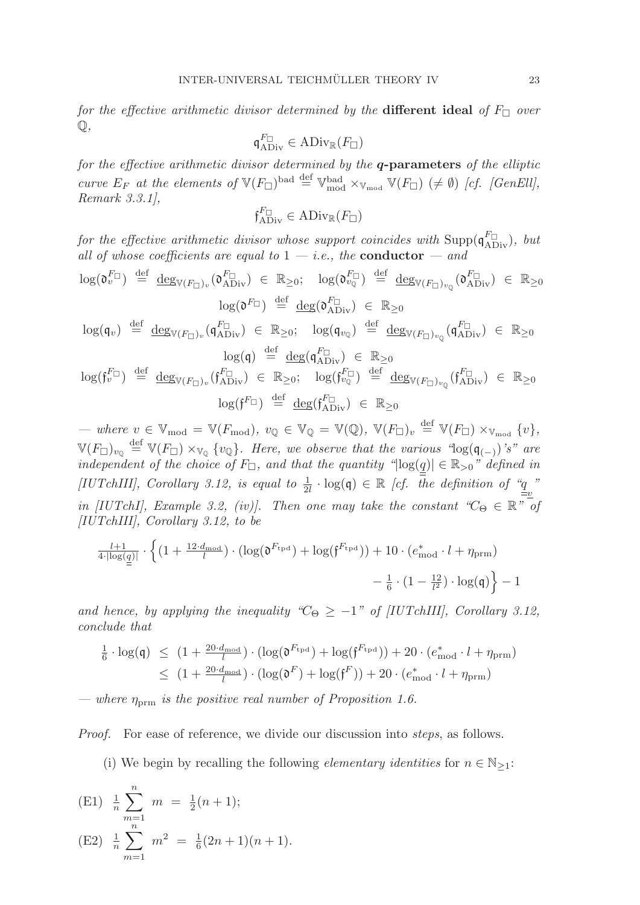*for the effective arithmetic divisor determined by the* **different ideal** *of $F_\Box$ over $\mathbb{Q}$,*

$$\mathfrak{q}^{F_\Box}_{\mathrm{ADiv}} \in \mathrm{ADiv}_{\mathbb{R}}(F_\Box)$$

*for the effective arithmetic divisor determined by the* ***q*-parameters** *of the elliptic curve $E_F$ at the elements of $\mathbb{V}(F_\Box)^{\mathrm{bad}} \stackrel{\mathrm{def}}{=} \mathbb{V}^{\mathrm{bad}}_{\mathrm{mod}} \times_{\mathbb{V}_{\mathrm{mod}}} \mathbb{V}(F_\Box)$ $(\neq \emptyset)$ [cf. [GenEll], Remark 3.3.1],*

$$\mathfrak{f}^{F_\Box}_{\mathrm{ADiv}} \in \mathrm{ADiv}_{\mathbb{R}}(F_\Box)$$

*for the effective arithmetic divisor whose support coincides with $\mathrm{Supp}(\mathfrak{q}^{F_\Box}_{\mathrm{ADiv}})$, but all of whose coefficients are equal to $1$ — i.e., the* **conductor** *— and*

$$\log(\mathfrak{d}^{F_\Box}_v) \stackrel{\mathrm{def}}{=} \underline{\deg}_{\mathbb{V}(F_\Box)_v}(\mathfrak{d}^{F_\Box}_{\mathrm{ADiv}}) \in \mathbb{R}_{\geq 0}; \quad \log(\mathfrak{d}^{F_\Box}_{v_{\mathbb{Q}}}) \stackrel{\mathrm{def}}{=} \underline{\deg}_{\mathbb{V}(F_\Box)_{v_{\mathbb{Q}}}}(\mathfrak{d}^{F_\Box}_{\mathrm{ADiv}}) \in \mathbb{R}_{\geq 0}$$

$$\log(\mathfrak{d}^{F_\Box}) \stackrel{\mathrm{def}}{=} \underline{\deg}(\mathfrak{d}^{F_\Box}_{\mathrm{ADiv}}) \in \mathbb{R}_{\geq 0}$$

$$\log(\mathfrak{q}_v) \stackrel{\mathrm{def}}{=} \underline{\deg}_{\mathbb{V}(F_\Box)_v}(\mathfrak{q}^{F_\Box}_{\mathrm{ADiv}}) \in \mathbb{R}_{\geq 0}; \quad \log(\mathfrak{q}_{v_{\mathbb{Q}}}) \stackrel{\mathrm{def}}{=} \underline{\deg}_{\mathbb{V}(F_\Box)_{v_{\mathbb{Q}}}}(\mathfrak{q}^{F_\Box}_{\mathrm{ADiv}}) \in \mathbb{R}_{\geq 0}$$

$$\log(\mathfrak{q}) \stackrel{\mathrm{def}}{=} \underline{\deg}(\mathfrak{q}^{F_\Box}_{\mathrm{ADiv}}) \in \mathbb{R}_{\geq 0}$$

$$\log(\mathfrak{f}^{F_\Box}_v) \stackrel{\mathrm{def}}{=} \underline{\deg}_{\mathbb{V}(F_\Box)_v}(\mathfrak{f}^{F_\Box}_{\mathrm{ADiv}}) \in \mathbb{R}_{\geq 0}; \quad \log(\mathfrak{f}^{F_\Box}_{v_{\mathbb{Q}}}) \stackrel{\mathrm{def}}{=} \underline{\deg}_{\mathbb{V}(F_\Box)_{v_{\mathbb{Q}}}}(\mathfrak{f}^{F_\Box}_{\mathrm{ADiv}}) \in \mathbb{R}_{\geq 0}$$

$$\log(\mathfrak{f}^{F_\Box}) \stackrel{\mathrm{def}}{=} \underline{\deg}(\mathfrak{f}^{F_\Box}_{\mathrm{ADiv}}) \in \mathbb{R}_{\geq 0}$$

*— where $v \in \mathbb{V}_{\mathrm{mod}} = \mathbb{V}(F_{\mathrm{mod}})$, $v_{\mathbb{Q}} \in \mathbb{V}_{\mathbb{Q}} = \mathbb{V}(\mathbb{Q})$, $\mathbb{V}(F_\Box)_v \stackrel{\mathrm{def}}{=} \mathbb{V}(F_\Box) \times_{\mathbb{V}_{\mathrm{mod}}} \{v\}$, $\mathbb{V}(F_\Box)_{v_{\mathbb{Q}}} \stackrel{\mathrm{def}}{=} \mathbb{V}(F_\Box) \times_{\mathbb{V}_{\mathbb{Q}}} \{v_{\mathbb{Q}}\}$. Here, we observe that the various "$\log(\mathfrak{q}_{(-)})$'s" are independent of the choice of $F_\Box$, and that the quantity "$|\log(\underline{\underline{q}})| \in \mathbb{R}_{>0}$" defined in [IUTchIII], Corollary 3.12, is equal to $\frac{1}{2l} \cdot \log(\mathfrak{q}) \in \mathbb{R}$ [cf. the definition of "$\underline{\underline{q}}_{v}$" in [IUTchI], Example 3.2, (iv)]. Then one may take the constant "$C_\Theta \in \mathbb{R}$" of [IUTchIII], Corollary 3.12, to be*

$$\frac{l+1}{4 \cdot |\log(\underline{\underline{q}})|} \cdot \Big\{ (1 + \tfrac{12 \cdot d_{\mathrm{mod}}}{l}) \cdot (\log(\mathfrak{d}^{F_{\mathrm{tpd}}}) + \log(\mathfrak{f}^{F_{\mathrm{tpd}}})) + 10 \cdot (e^*_{\mathrm{mod}} \cdot l + \eta_{\mathrm{prm}}) - \tfrac{1}{6} \cdot (1 - \tfrac{12}{l^2}) \cdot \log(\mathfrak{q}) \Big\} - 1$$

*and hence, by applying the inequality "$C_\Theta \geq -1$" of [IUTchIII], Corollary 3.12, conclude that*

$$\begin{aligned}
\tfrac{1}{6} \cdot \log(\mathfrak{q}) &\leq (1 + \tfrac{20 \cdot d_{\mathrm{mod}}}{l}) \cdot (\log(\mathfrak{d}^{F_{\mathrm{tpd}}}) + \log(\mathfrak{f}^{F_{\mathrm{tpd}}})) + 20 \cdot (e^*_{\mathrm{mod}} \cdot l + \eta_{\mathrm{prm}}) \\
&\leq (1 + \tfrac{20 \cdot d_{\mathrm{mod}}}{l}) \cdot (\log(\mathfrak{d}^{F}) + \log(\mathfrak{f}^{F})) + 20 \cdot (e^*_{\mathrm{mod}} \cdot l + \eta_{\mathrm{prm}})
\end{aligned}$$

*— where $\eta_{\mathrm{prm}}$ is the positive real number of Proposition 1.6.*

*Proof.* For ease of reference, we divide our discussion into *steps*, as follows.

(i) We begin by recalling the following *elementary identities* for $n \in \mathbb{N}_{\geq 1}$:

(E1) $\frac{1}{n} \sum_{m=1}^{n} m = \frac{1}{2}(n+1)$;

(E2) $\frac{1}{n} \sum_{m=1}^{n} m^2 = \frac{1}{6}(2n+1)(n+1)$.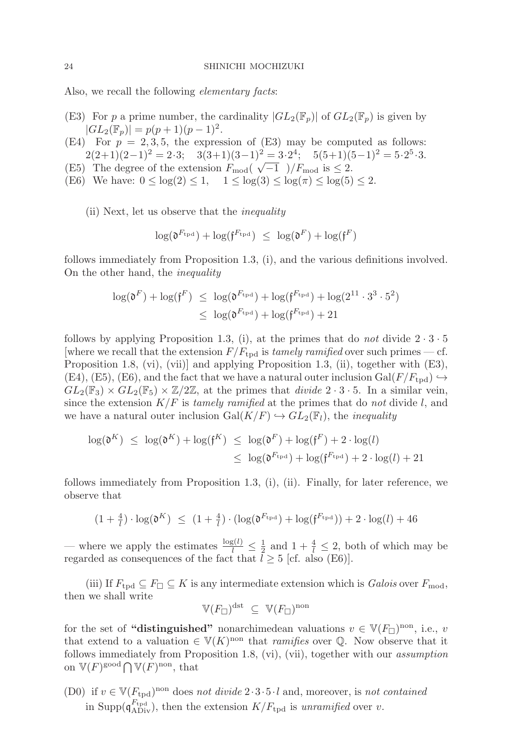Also, we recall the following *elementary facts*:

- (E3) For $p$ a prime number, the cardinality $|GL_2(\mathbb{F}_p)|$ of $GL_2(\mathbb{F}_p)$ is given by $|GL_2(\mathbb{F}_p)| = p(p+1)(p-1)^2$.
- (E4) For $p = 2, 3, 5$, the expression of (E3) may be computed as follows: $2(2+1)(2-1)^2 = 2 \cdot 3$; $\quad 3(3+1)(3-1)^2 = 3 \cdot 2^4$; $\quad 5(5+1)(5-1)^2 = 5 \cdot 2^5 \cdot 3$.
- (E5) The degree of the extension $F_{\mathrm{mod}}(\sqrt{-1}\ )/F_{\mathrm{mod}}$ is $\leq 2$.
- (E6) We have: $0 \leq \log(2) \leq 1, \quad 1 \leq \log(3) \leq \log(\pi) \leq \log(5) \leq 2$.

(ii) Next, let us observe that the *inequality*

$$\log(\mathfrak{d}^{F_{\mathrm{tpd}}}) + \log(\mathfrak{f}^{F_{\mathrm{tpd}}}) \ \leq \ \log(\mathfrak{d}^{F}) + \log(\mathfrak{f}^{F})$$

follows immediately from Proposition 1.3, (i), and the various definitions involved. On the other hand, the *inequality*

$$\begin{aligned} \log(\mathfrak{d}^{F}) + \log(\mathfrak{f}^{F}) \ &\leq \ \log(\mathfrak{d}^{F_{\mathrm{tpd}}}) + \log(\mathfrak{f}^{F_{\mathrm{tpd}}}) + \log(2^{11} \cdot 3^3 \cdot 5^2) \\ &\leq \ \log(\mathfrak{d}^{F_{\mathrm{tpd}}}) + \log(\mathfrak{f}^{F_{\mathrm{tpd}}}) + 21 \end{aligned}$$

follows by applying Proposition 1.3, (i), at the primes that do *not* divide $2 \cdot 3 \cdot 5$ [where we recall that the extension $F/F_{\mathrm{tpd}}$ is *tamely ramified* over such primes — cf. Proposition 1.8, (vi), (vii)] and applying Proposition 1.3, (ii), together with (E3), (E4), (E5), (E6), and the fact that we have a natural outer inclusion $\mathrm{Gal}(F/F_{\mathrm{tpd}}) \hookrightarrow GL_2(\mathbb{F}_3) \times GL_2(\mathbb{F}_5) \times \mathbb{Z}/2\mathbb{Z}$, at the primes that *divide* $2 \cdot 3 \cdot 5$. In a similar vein, since the extension $K/F$ is *tamely ramified* at the primes that do *not* divide $l$, and we have a natural outer inclusion $\mathrm{Gal}(K/F) \hookrightarrow GL_2(\mathbb{F}_l)$, the *inequality*

$$\begin{aligned} \log(\mathfrak{d}^{K}) \ \leq \ \log(\mathfrak{d}^{K}) + \log(\mathfrak{f}^{K}) \ &\leq \ \log(\mathfrak{d}^{F}) + \log(\mathfrak{f}^{F}) + 2 \cdot \log(l) \\ &\leq \ \log(\mathfrak{d}^{F_{\mathrm{tpd}}}) + \log(\mathfrak{f}^{F_{\mathrm{tpd}}}) + 2 \cdot \log(l) + 21 \end{aligned}$$

follows immediately from Proposition 1.3, (i), (ii). Finally, for later reference, we observe that

$$(1 + \tfrac{4}{l}) \cdot \log(\mathfrak{d}^{K}) \ \leq \ (1 + \tfrac{4}{l}) \cdot (\log(\mathfrak{d}^{F_{\mathrm{tpd}}}) + \log(\mathfrak{f}^{F_{\mathrm{tpd}}})) + 2 \cdot \log(l) + 46$$

— where we apply the estimates $\frac{\log(l)}{l} \leq \frac{1}{2}$ and $1 + \frac{4}{l} \leq 2$, both of which may be regarded as consequences of the fact that $l \geq 5$ [cf. also (E6)].

(iii) If $F_{\mathrm{tpd}} \subseteq F_{\square} \subseteq K$ is any intermediate extension which is *Galois* over $F_{\mathrm{mod}}$, then we shall write

$$\mathbb{V}(F_{\square})^{\mathrm{dst}} \ \subseteq \ \mathbb{V}(F_{\square})^{\mathrm{non}}$$

for the set of **"distinguished"** nonarchimedean valuations $v \in \mathbb{V}(F_{\square})^{\mathrm{non}}$, i.e., $v$ that extend to a valuation $\in \mathbb{V}(K)^{\mathrm{non}}$ that *ramifies* over $\mathbb{Q}$. Now observe that it follows immediately from Proposition 1.8, (vi), (vii), together with our *assumption* on $\mathbb{V}(F)^{\mathrm{good}} \bigcap \mathbb{V}(F)^{\mathrm{non}}$, that

- (D0) if $v \in \mathbb{V}(F_{\mathrm{tpd}})^{\mathrm{non}}$ does *not divide* $2 \cdot 3 \cdot 5 \cdot l$ and, moreover, is *not contained* in $\mathrm{Supp}(\mathfrak{q}^{F_{\mathrm{tpd}}}_{\mathrm{ADiv}})$, then the extension $K/F_{\mathrm{tpd}}$ is *unramified* over $v$.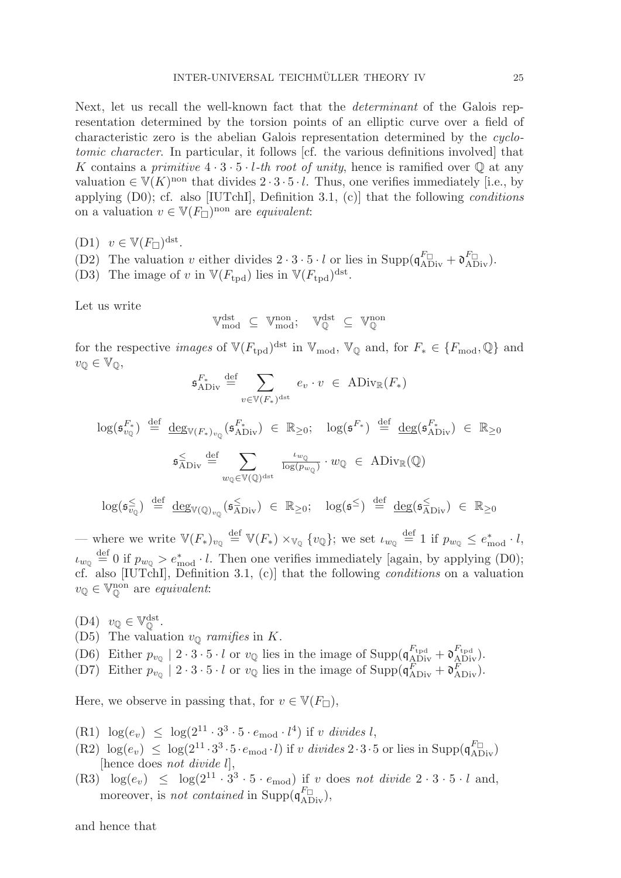Next, let us recall the well-known fact that the *determinant* of the Galois representation determined by the torsion points of an elliptic curve over a field of characteristic zero is the abelian Galois representation determined by the *cyclotomic character*. In particular, it follows [cf. the various definitions involved] that $K$ contains a *primitive* $4 \cdot 3 \cdot 5 \cdot l$*-th root of unity*, hence is ramified over $\mathbb{Q}$ at any valuation $\in \mathbb{V}(K)^{\mathrm{non}}$ that divides $2 \cdot 3 \cdot 5 \cdot l$. Thus, one verifies immediately [i.e., by applying (D0); cf. also [IUTchI], Definition 3.1, (c)] that the following *conditions* on a valuation $v \in \mathbb{V}(F_{\square})^{\mathrm{non}}$ are *equivalent*:

(D1) $v \in \mathbb{V}(F_{\square})^{\mathrm{dst}}$.

(D2) The valuation $v$ either divides $2 \cdot 3 \cdot 5 \cdot l$ or lies in $\mathrm{Supp}(\mathfrak{q}^{F_{\square}}_{\mathrm{ADiv}} + \mathfrak{d}^{F_{\square}}_{\mathrm{ADiv}})$.

(D3) The image of $v$ in $\mathbb{V}(F_{\mathrm{tpd}})$ lies in $\mathbb{V}(F_{\mathrm{tpd}})^{\mathrm{dst}}$.

Let us write

$$\mathbb{V}^{\mathrm{dst}}_{\mathrm{mod}} \subseteq \mathbb{V}^{\mathrm{non}}_{\mathrm{mod}}; \quad \mathbb{V}^{\mathrm{dst}}_{\mathbb{Q}} \subseteq \mathbb{V}^{\mathrm{non}}_{\mathbb{Q}}$$

for the respective *images* of $\mathbb{V}(F_{\mathrm{tpd}})^{\mathrm{dst}}$ in $\mathbb{V}_{\mathrm{mod}}$, $\mathbb{V}_{\mathbb{Q}}$ and, for $F_* \in \{F_{\mathrm{mod}}, \mathbb{Q}\}$ and $v_{\mathbb{Q}} \in \mathbb{V}_{\mathbb{Q}}$,

$$\mathfrak{s}^{F_*}_{\mathrm{ADiv}} \stackrel{\mathrm{def}}{=} \sum_{v \in \mathbb{V}(F_*)^{\mathrm{dst}}} e_v \cdot v \ \in \ \mathrm{ADiv}_{\mathbb{R}}(F_*)$$

$$\log(\mathfrak{s}^{F_*}_{v_{\mathbb{Q}}}) \stackrel{\mathrm{def}}{=} \underline{\deg}_{\mathbb{V}(F_*)_{v_{\mathbb{Q}}}}(\mathfrak{s}^{F_*}_{\mathrm{ADiv}}) \ \in \ \mathbb{R}_{\geq 0}; \quad \log(\mathfrak{s}^{F_*}) \stackrel{\mathrm{def}}{=} \underline{\deg}(\mathfrak{s}^{F_*}_{\mathrm{ADiv}}) \ \in \ \mathbb{R}_{\geq 0}$$

$$\mathfrak{s}^{\leq}_{\mathrm{ADiv}} \stackrel{\mathrm{def}}{=} \sum_{w_{\mathbb{Q}} \in \mathbb{V}(\mathbb{Q})^{\mathrm{dst}}} \frac{\iota_{w_{\mathbb{Q}}}}{\log(p_{w_{\mathbb{Q}}})} \cdot w_{\mathbb{Q}} \ \in \ \mathrm{ADiv}_{\mathbb{R}}(\mathbb{Q})$$

$$\log(\mathfrak{s}^{\leq}_{v_{\mathbb{Q}}}) \stackrel{\mathrm{def}}{=} \underline{\deg}_{\mathbb{V}(\mathbb{Q})_{v_{\mathbb{Q}}}}(\mathfrak{s}^{\leq}_{\mathrm{ADiv}}) \ \in \ \mathbb{R}_{\geq 0}; \quad \log(\mathfrak{s}^{\leq}) \stackrel{\mathrm{def}}{=} \underline{\deg}(\mathfrak{s}^{\leq}_{\mathrm{ADiv}}) \ \in \ \mathbb{R}_{\geq 0}$$

— where we write $\mathbb{V}(F_*)_{v_{\mathbb{Q}}} \stackrel{\mathrm{def}}{=} \mathbb{V}(F_*) \times_{\mathbb{V}_{\mathbb{Q}}} \{v_{\mathbb{Q}}\}$; we set $\iota_{w_{\mathbb{Q}}} \stackrel{\mathrm{def}}{=} 1$ if $p_{w_{\mathbb{Q}}} \leq e^*_{\mathrm{mod}} \cdot l$, $\iota_{w_{\mathbb{Q}}} \stackrel{\mathrm{def}}{=} 0$ if $p_{w_{\mathbb{Q}}} > e^*_{\mathrm{mod}} \cdot l$. Then one verifies immediately [again, by applying (D0); cf. also [IUTchI], Definition 3.1, (c)] that the following *conditions* on a valuation $v_{\mathbb{Q}} \in \mathbb{V}^{\mathrm{non}}_{\mathbb{Q}}$ are *equivalent*:

(D4) $v_{\mathbb{Q}} \in \mathbb{V}^{\mathrm{dst}}_{\mathbb{Q}}$.

(D5) The valuation $v_{\mathbb{Q}}$ *ramifies* in $K$.

(D6) Either $p_{v_{\mathbb{Q}}} \mid 2 \cdot 3 \cdot 5 \cdot l$ or $v_{\mathbb{Q}}$ lies in the image of $\mathrm{Supp}(\mathfrak{q}^{F_{\mathrm{tpd}}}_{\mathrm{ADiv}} + \mathfrak{d}^{F_{\mathrm{tpd}}}_{\mathrm{ADiv}})$.

(D7) Either $p_{v_{\mathbb{Q}}} \mid 2 \cdot 3 \cdot 5 \cdot l$ or $v_{\mathbb{Q}}$ lies in the image of $\mathrm{Supp}(\mathfrak{q}^{F}_{\mathrm{ADiv}} + \mathfrak{d}^{F}_{\mathrm{ADiv}})$.

Here, we observe in passing that, for $v \in \mathbb{V}(F_{\square})$,

(R1) $\log(e_v) \leq \log(2^{11} \cdot 3^3 \cdot 5 \cdot e_{\mathrm{mod}} \cdot l^4)$ if $v$ *divides* $l$,

(R2) $\log(e_v) \leq \log(2^{11} \cdot 3^3 \cdot 5 \cdot e_{\mathrm{mod}} \cdot l)$ if $v$ *divides* $2 \cdot 3 \cdot 5$ or lies in $\mathrm{Supp}(\mathfrak{q}^{F_{\square}}_{\mathrm{ADiv}})$ [hence does *not divide* $l$],

(R3) $\log(e_v) \leq \log(2^{11} \cdot 3^3 \cdot 5 \cdot e_{\mathrm{mod}})$ if $v$ does *not divide* $2 \cdot 3 \cdot 5 \cdot l$ and, moreover, is *not contained* in $\mathrm{Supp}(\mathfrak{q}^{F_{\square}}_{\mathrm{ADiv}})$,

and hence that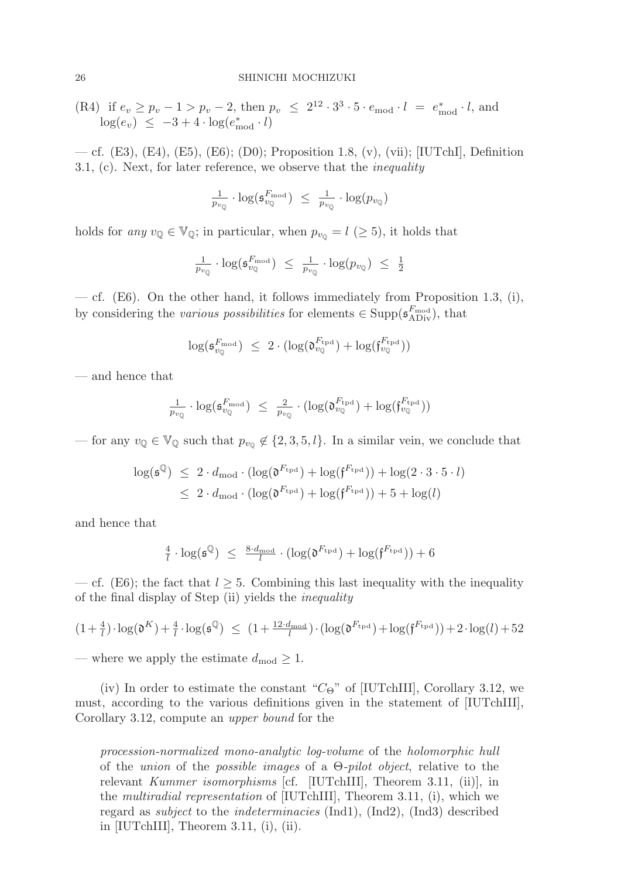(R4) if $e_v \geq p_v - 1 > p_v - 2$, then $p_v \;\leq\; 2^{12} \cdot 3^3 \cdot 5 \cdot e_{\mathrm{mod}} \cdot l \;=\; e^*_{\mathrm{mod}} \cdot l$, and $\log(e_v) \;\leq\; -3 + 4 \cdot \log(e^*_{\mathrm{mod}} \cdot l)$

— cf. (E3), (E4), (E5), (E6); (D0); Proposition 1.8, (v), (vii); [IUTchI], Definition 3.1, (c). Next, for later reference, we observe that the *inequality*

$$\tfrac{1}{p_{v_{\mathbb{Q}}}} \cdot \log(\mathfrak{s}^{F_{\mathrm{mod}}}_{v_{\mathbb{Q}}}) \;\leq\; \tfrac{1}{p_{v_{\mathbb{Q}}}} \cdot \log(p_{v_{\mathbb{Q}}})$$

holds for *any* $v_{\mathbb{Q}} \in \mathbb{V}_{\mathbb{Q}}$; in particular, when $p_{v_{\mathbb{Q}}} = l$ ($\geq 5$), it holds that

$$\tfrac{1}{p_{v_{\mathbb{Q}}}} \cdot \log(\mathfrak{s}^{F_{\mathrm{mod}}}_{v_{\mathbb{Q}}}) \;\leq\; \tfrac{1}{p_{v_{\mathbb{Q}}}} \cdot \log(p_{v_{\mathbb{Q}}}) \;\leq\; \tfrac{1}{2}$$

— cf. (E6). On the other hand, it follows immediately from Proposition 1.3, (i), by considering the *various possibilities* for elements $\in \mathrm{Supp}(\mathfrak{s}^{F_{\mathrm{mod}}}_{\mathrm{ADiv}})$, that

$$\log(\mathfrak{s}^{F_{\mathrm{mod}}}_{v_{\mathbb{Q}}}) \;\leq\; 2 \cdot (\log(\mathfrak{d}^{F_{\mathrm{tpd}}}_{v_{\mathbb{Q}}}) + \log(\mathfrak{f}^{F_{\mathrm{tpd}}}_{v_{\mathbb{Q}}}))$$

— and hence that

$$\tfrac{1}{p_{v_{\mathbb{Q}}}} \cdot \log(\mathfrak{s}^{F_{\mathrm{mod}}}_{v_{\mathbb{Q}}}) \;\leq\; \tfrac{2}{p_{v_{\mathbb{Q}}}} \cdot (\log(\mathfrak{d}^{F_{\mathrm{tpd}}}_{v_{\mathbb{Q}}}) + \log(\mathfrak{f}^{F_{\mathrm{tpd}}}_{v_{\mathbb{Q}}}))$$

— for any $v_{\mathbb{Q}} \in \mathbb{V}_{\mathbb{Q}}$ such that $p_{v_{\mathbb{Q}}} \notin \{2, 3, 5, l\}$. In a similar vein, we conclude that

$$\begin{aligned} \log(\mathfrak{s}^{\mathbb{Q}}) \;&\leq\; 2 \cdot d_{\mathrm{mod}} \cdot (\log(\mathfrak{d}^{F_{\mathrm{tpd}}}) + \log(\mathfrak{f}^{F_{\mathrm{tpd}}})) + \log(2 \cdot 3 \cdot 5 \cdot l) \\ &\leq\; 2 \cdot d_{\mathrm{mod}} \cdot (\log(\mathfrak{d}^{F_{\mathrm{tpd}}}) + \log(\mathfrak{f}^{F_{\mathrm{tpd}}})) + 5 + \log(l) \end{aligned}$$

and hence that

$$\tfrac{4}{l} \cdot \log(\mathfrak{s}^{\mathbb{Q}}) \;\leq\; \tfrac{8 \cdot d_{\mathrm{mod}}}{l} \cdot (\log(\mathfrak{d}^{F_{\mathrm{tpd}}}) + \log(\mathfrak{f}^{F_{\mathrm{tpd}}})) + 6$$

— cf. (E6); the fact that $l \geq 5$. Combining this last inequality with the inequality of the final display of Step (ii) yields the *inequality*

$$(1 + \tfrac{4}{l}) \cdot \log(\mathfrak{d}^K) + \tfrac{4}{l} \cdot \log(\mathfrak{s}^{\mathbb{Q}}) \;\leq\; (1 + \tfrac{12 \cdot d_{\mathrm{mod}}}{l}) \cdot (\log(\mathfrak{d}^{F_{\mathrm{tpd}}}) + \log(\mathfrak{f}^{F_{\mathrm{tpd}}})) + 2 \cdot \log(l) + 52$$

— where we apply the estimate $d_{\mathrm{mod}} \geq 1$.

(iv) In order to estimate the constant "$C_\Theta$" of [IUTchIII], Corollary 3.12, we must, according to the various definitions given in the statement of [IUTchIII], Corollary 3.12, compute an *upper bound* for the

> *procession-normalized mono-analytic log-volume* of the *holomorphic hull* of the *union* of the *possible images* of a $\Theta$-*pilot object*, relative to the relevant *Kummer isomorphisms* [cf. [IUTchIII], Theorem 3.11, (ii)], in the *multiradial representation* of [IUTchIII], Theorem 3.11, (i), which we regard as *subject* to the *indeterminacies* (Ind1), (Ind2), (Ind3) described in [IUTchIII], Theorem 3.11, (i), (ii).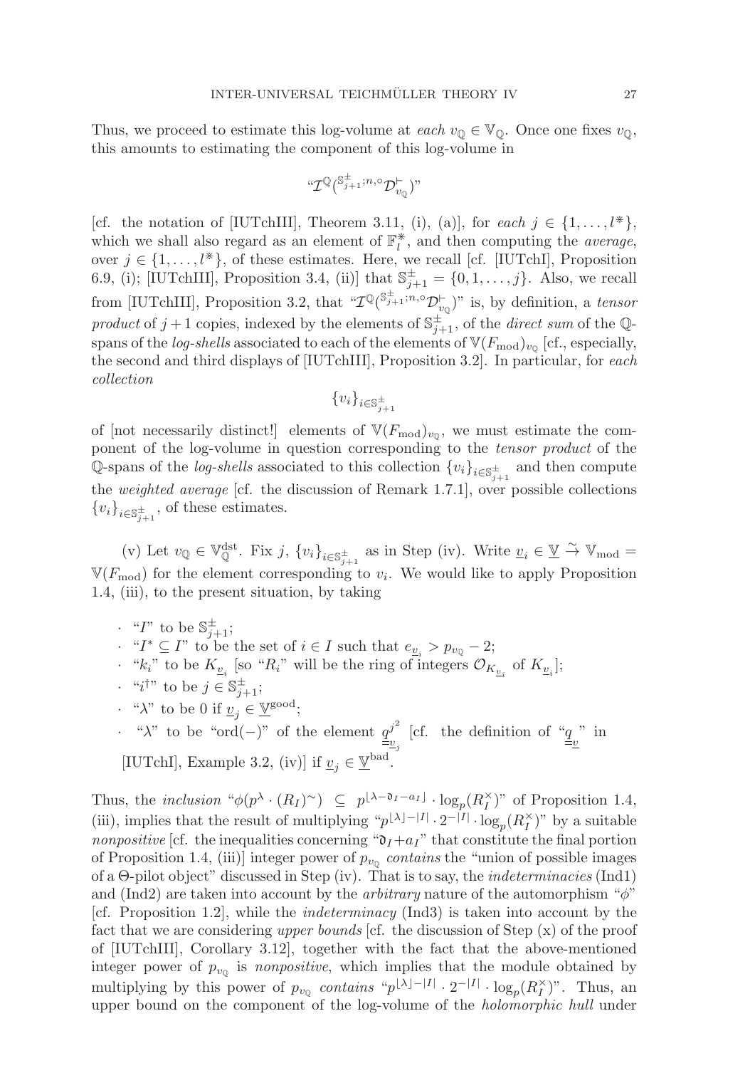Thus, we proceed to estimate this log-volume at *each* $v_{\mathbb{Q}} \in \mathbb{V}_{\mathbb{Q}}$. Once one fixes $v_{\mathbb{Q}}$, this amounts to estimating the component of this log-volume in

$$\text{“}\mathcal{I}^{\mathbb{Q}}({}^{\mathbb{S}^{\pm}_{j+1};n,\circ}\mathcal{D}^{\vdash}_{v_{\mathbb{Q}}})\text{”}$$

[cf. the notation of [IUTchIII], Theorem 3.11, (i), (a)], for *each* $j \in \{1, \ldots, l^{*}\}$, which we shall also regard as an element of $\mathbb{F}^{*}_{l}$, and then computing the *average*, over $j \in \{1, \ldots, l^{*}\}$, of these estimates. Here, we recall [cf. [IUTchI], Proposition 6.9, (i); [IUTchIII], Proposition 3.4, (ii)] that $\mathbb{S}^{\pm}_{j+1} = \{0, 1, \ldots, j\}$. Also, we recall from [IUTchIII], Proposition 3.2, that “$\mathcal{I}^{\mathbb{Q}}({}^{\mathbb{S}^{\pm}_{j+1};n,\circ}\mathcal{D}^{\vdash}_{v_{\mathbb{Q}}})$” is, by definition, a *tensor product* of $j+1$ copies, indexed by the elements of $\mathbb{S}^{\pm}_{j+1}$, of the *direct sum* of the $\mathbb{Q}$-spans of the *log-shells* associated to each of the elements of $\mathbb{V}(F_{\mathrm{mod}})_{v_{\mathbb{Q}}}$ [cf., especially, the second and third displays of [IUTchIII], Proposition 3.2]. In particular, for *each collection*

$$\{v_i\}_{i \in \mathbb{S}^{\pm}_{j+1}}$$

of [not necessarily distinct!] elements of $\mathbb{V}(F_{\mathrm{mod}})_{v_{\mathbb{Q}}}$, we must estimate the component of the log-volume in question corresponding to the *tensor product* of the $\mathbb{Q}$-spans of the *log-shells* associated to this collection $\{v_i\}_{i \in \mathbb{S}^{\pm}_{j+1}}$ and then compute the *weighted average* [cf. the discussion of Remark 1.7.1], over possible collections $\{v_i\}_{i \in \mathbb{S}^{\pm}_{j+1}}$, of these estimates.

(v) Let $v_{\mathbb{Q}} \in \mathbb{V}^{\mathrm{dst}}_{\mathbb{Q}}$. Fix $j$, $\{v_i\}_{i \in \mathbb{S}^{\pm}_{j+1}}$ as in Step (iv). Write $\underline{v}_i \in \underline{\mathbb{V}} \overset{\sim}{\to} \mathbb{V}_{\mathrm{mod}} = \mathbb{V}(F_{\mathrm{mod}})$ for the element corresponding to $v_i$. We would like to apply Proposition 1.4, (iii), to the present situation, by taking

- “$I$” to be $\mathbb{S}^{\pm}_{j+1}$;
- “$I^{*} \subseteq I$” to be the set of $i \in I$ such that $e_{\underline{v}_i} > p_{v_{\mathbb{Q}}} - 2$;
- “$k_i$” to be $K_{\underline{v}_i}$ [so “$R_i$” will be the ring of integers $\mathcal{O}_{K_{\underline{v}_i}}$ of $K_{\underline{v}_i}$];
- “$i^{\dagger}$” to be $j \in \mathbb{S}^{\pm}_{j+1}$;
- “$\lambda$” to be 0 if $\underline{v}_j \in \underline{\mathbb{V}}^{\mathrm{good}}$;
- “$\lambda$” to be “$\mathrm{ord}(-)$” of the element $\underline{\underline{q}}^{j^2}_{\underline{v}_j}$ [cf. the definition of “$\underline{\underline{q}}_{\underline{v}}$” in [IUTchI], Example 3.2, (iv)] if $\underline{v}_j \in \underline{\mathbb{V}}^{\mathrm{bad}}$.

Thus, the *inclusion* “$\phi(p^{\lambda} \cdot (R_I)^{\sim}) \subseteq p^{\lfloor \lambda - \mathfrak{d}_I - a_I \rfloor} \cdot \log_p(R^{\times}_I)$” of Proposition 1.4, (iii), implies that the result of multiplying “$p^{\lfloor \lambda \rfloor - |I|} \cdot 2^{-|I|} \cdot \log_p(R^{\times}_I)$” by a suitable *nonpositive* [cf. the inequalities concerning “$\mathfrak{d}_I + a_I$” that constitute the final portion of Proposition 1.4, (iii)] integer power of $p_{v_{\mathbb{Q}}}$ *contains* the “union of possible images of a $\Theta$-pilot object” discussed in Step (iv). That is to say, the *indeterminacies* (Ind1) and (Ind2) are taken into account by the *arbitrary* nature of the automorphism “$\phi$” [cf. Proposition 1.2], while the *indeterminacy* (Ind3) is taken into account by the fact that we are considering *upper bounds* [cf. the discussion of Step (x) of the proof of [IUTchIII], Corollary 3.12], together with the fact that the above-mentioned integer power of $p_{v_{\mathbb{Q}}}$ is *nonpositive*, which implies that the module obtained by multiplying by this power of $p_{v_{\mathbb{Q}}}$ *contains* “$p^{\lfloor \lambda \rfloor - |I|} \cdot 2^{-|I|} \cdot \log_p(R^{\times}_I)$”. Thus, an upper bound on the component of the log-volume of the *holomorphic hull* under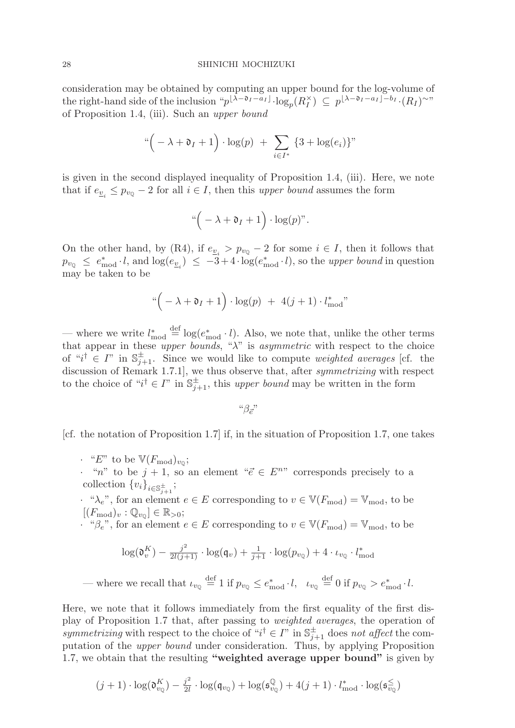consideration may be obtained by computing an upper bound for the log-volume of the right-hand side of the inclusion "$p^{\lfloor \lambda - \mathfrak{d}_I - a_I \rfloor} \cdot \log_p(R_I^\times) \subseteq p^{\lfloor \lambda - \mathfrak{d}_I - a_I \rfloor - b_I} \cdot (R_I)^\sim$" of Proposition 1.4, (iii). Such an *upper bound*

$$\text{"}\Big( - \lambda + \mathfrak{d}_I + 1 \Big) \cdot \log(p) \ + \ \sum_{i \in I^*} \{3 + \log(e_i)\}\text{"}$$

is given in the second displayed inequality of Proposition 1.4, (iii). Here, we note that if $e_{\underline{v}_i} \leq p_{v_{\mathbb{Q}}} - 2$ for all $i \in I$, then this *upper bound* assumes the form

$$\text{"}\Big( - \lambda + \mathfrak{d}_I + 1 \Big) \cdot \log(p)\text{"}.$$

On the other hand, by (R4), if $e_{\underline{v}_i} > p_{v_{\mathbb{Q}}} - 2$ for some $i \in I$, then it follows that $p_{v_{\mathbb{Q}}} \leq e^*_{\mathrm{mod}} \cdot l$, and $\log(e_{\underline{v}_i}) \leq -3 + 4 \cdot \log(e^*_{\mathrm{mod}} \cdot l)$, so the *upper bound* in question may be taken to be

$$\text{"}\Big( - \lambda + \mathfrak{d}_I + 1 \Big) \cdot \log(p) \ + \ 4(j+1) \cdot l^*_{\mathrm{mod}}\text{"}$$

— where we write $l^*_{\mathrm{mod}} \overset{\mathrm{def}}{=} \log(e^*_{\mathrm{mod}} \cdot l)$. Also, we note that, unlike the other terms that appear in these *upper bounds*, "$\lambda$" is *asymmetric* with respect to the choice of "$i^\dagger \in I$" in $\mathbb{S}^\pm_{j+1}$. Since we would like to compute *weighted averages* [cf. the discussion of Remark 1.7.1], we thus observe that, after *symmetrizing* with respect to the choice of "$i^\dagger \in I$" in $\mathbb{S}^\pm_{j+1}$, this *upper bound* may be written in the form

$$\text{"}\beta_{\vec{e}}\text{"}$$

[cf. the notation of Proposition 1.7] if, in the situation of Proposition 1.7, one takes

- "$E$" to be $\mathbb{V}(F_{\mathrm{mod}})_{v_{\mathbb{Q}}}$;
- "$n$" to be $j+1$, so an element "$\vec{e} \in E^n$" corresponds precisely to a collection $\{v_i\}_{i \in \mathbb{S}^\pm_{j+1}}$;
- "$\lambda_e$", for an element $e \in E$ corresponding to $v \in \mathbb{V}(F_{\mathrm{mod}}) = \mathbb{V}_{\mathrm{mod}}$, to be $[(F_{\mathrm{mod}})_v : \mathbb{Q}_{v_{\mathbb{Q}}}] \in \mathbb{R}_{>0}$;
- "$\beta_e$", for an element $e \in E$ corresponding to $v \in \mathbb{V}(F_{\mathrm{mod}}) = \mathbb{V}_{\mathrm{mod}}$, to be

$$\log(\mathfrak{d}^K_v) - \tfrac{j^2}{2l(j+1)} \cdot \log(\mathfrak{q}_v) + \tfrac{1}{j+1} \cdot \log(p_{v_{\mathbb{Q}}}) + 4 \cdot \iota_{v_{\mathbb{Q}}} \cdot l^*_{\mathrm{mod}}$$

— where we recall that $\iota_{v_{\mathbb{Q}}} \overset{\mathrm{def}}{=} 1$ if $p_{v_{\mathbb{Q}}} \leq e^*_{\mathrm{mod}} \cdot l$, $\iota_{v_{\mathbb{Q}}} \overset{\mathrm{def}}{=} 0$ if $p_{v_{\mathbb{Q}}} > e^*_{\mathrm{mod}} \cdot l$.

Here, we note that it follows immediately from the first equality of the first display of Proposition 1.7 that, after passing to *weighted averages*, the operation of *symmetrizing* with respect to the choice of "$i^\dagger \in I$" in $\mathbb{S}^\pm_{j+1}$ does *not affect* the computation of the *upper bound* under consideration. Thus, by applying Proposition 1.7, we obtain that the resulting **"weighted average upper bound"** is given by

$$(j+1) \cdot \log(\mathfrak{d}^K_{v_{\mathbb{Q}}}) - \tfrac{j^2}{2l} \cdot \log(\mathfrak{q}_{v_{\mathbb{Q}}}) + \log(\mathfrak{s}^{\mathbb{Q}}_{v_{\mathbb{Q}}}) + 4(j+1) \cdot l^*_{\mathrm{mod}} \cdot \log(\mathfrak{s}^{\leq}_{v_{\mathbb{Q}}})$$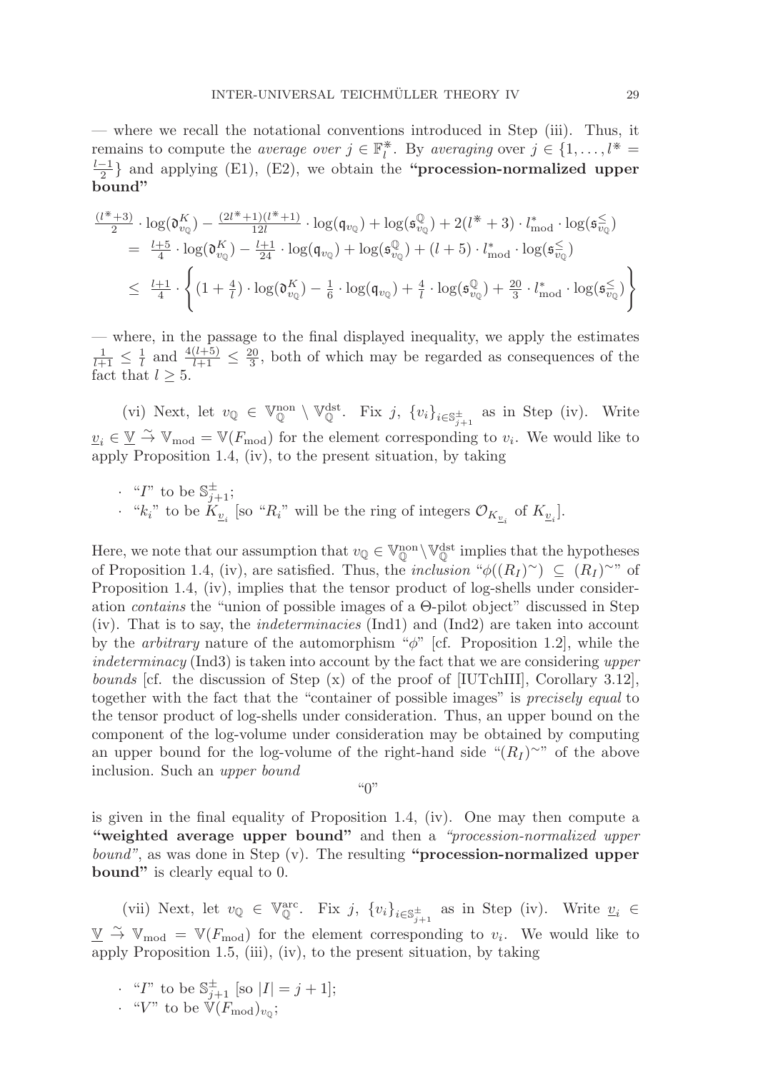— where we recall the notational conventions introduced in Step (iii). Thus, it remains to compute the *average over* $j \in \mathbb{F}_l^{\circledast}$. By *averaging* over $j \in \{1, \ldots, l^{\circledast} = \frac{l-1}{2}\}$ and applying (E1), (E2), we obtain the **"procession-normalized upper bound"**

$$
\begin{aligned}
&\tfrac{(l^{\circledast}+3)}{2} \cdot \log(\mathfrak{d}^K_{v_{\mathbb{Q}}}) - \tfrac{(2l^{\circledast}+1)(l^{\circledast}+1)}{12l} \cdot \log(\mathfrak{q}_{v_{\mathbb{Q}}}) + \log(\mathfrak{s}^{\mathbb{Q}}_{v_{\mathbb{Q}}}) + 2(l^{\circledast}+3) \cdot l^*_{\mathrm{mod}} \cdot \log(\mathfrak{s}^{\leq}_{v_{\mathbb{Q}}}) \\
&= \tfrac{l+5}{4} \cdot \log(\mathfrak{d}^K_{v_{\mathbb{Q}}}) - \tfrac{l+1}{24} \cdot \log(\mathfrak{q}_{v_{\mathbb{Q}}}) + \log(\mathfrak{s}^{\mathbb{Q}}_{v_{\mathbb{Q}}}) + (l+5) \cdot l^*_{\mathrm{mod}} \cdot \log(\mathfrak{s}^{\leq}_{v_{\mathbb{Q}}}) \\
&\leq \tfrac{l+1}{4} \cdot \left\{ (1 + \tfrac{4}{l}) \cdot \log(\mathfrak{d}^K_{v_{\mathbb{Q}}}) - \tfrac{1}{6} \cdot \log(\mathfrak{q}_{v_{\mathbb{Q}}}) + \tfrac{4}{l} \cdot \log(\mathfrak{s}^{\mathbb{Q}}_{v_{\mathbb{Q}}}) + \tfrac{20}{3} \cdot l^*_{\mathrm{mod}} \cdot \log(\mathfrak{s}^{\leq}_{v_{\mathbb{Q}}}) \right\}
\end{aligned}
$$

— where, in the passage to the final displayed inequality, we apply the estimates $\frac{1}{l+1} \leq \frac{1}{l}$ and $\frac{4(l+5)}{l+1} \leq \frac{20}{3}$, both of which may be regarded as consequences of the fact that $l \geq 5$.

(vi) Next, let $v_{\mathbb{Q}} \in \mathbb{V}^{\mathrm{non}}_{\mathbb{Q}} \setminus \mathbb{V}^{\mathrm{dst}}_{\mathbb{Q}}$. Fix $j$, $\{v_i\}_{i \in \mathbb{S}^{\pm}_{j+1}}$ as in Step (iv). Write $\underline{v}_i \in \underline{\mathbb{V}} \xrightarrow{\sim} \mathbb{V}_{\mathrm{mod}} = \mathbb{V}(F_{\mathrm{mod}})$ for the element corresponding to $v_i$. We would like to apply Proposition 1.4, (iv), to the present situation, by taking

- "$I$" to be $\mathbb{S}^{\pm}_{j+1}$;
- "$k_i$" to be $K_{\underline{v}_i}$ [so "$R_i$" will be the ring of integers $\mathcal{O}_{K_{\underline{v}_i}}$ of $K_{\underline{v}_i}$].

Here, we note that our assumption that $v_{\mathbb{Q}} \in \mathbb{V}^{\mathrm{non}}_{\mathbb{Q}} \setminus \mathbb{V}^{\mathrm{dst}}_{\mathbb{Q}}$ implies that the hypotheses of Proposition 1.4, (iv), are satisfied. Thus, the *inclusion* "$\phi((R_I)^{\sim}) \subseteq (R_I)^{\sim}$" of Proposition 1.4, (iv), implies that the tensor product of log-shells under consideration *contains* the "union of possible images of a Θ-pilot object" discussed in Step (iv). That is to say, the *indeterminacies* (Ind1) and (Ind2) are taken into account by the *arbitrary* nature of the automorphism "$\phi$" [cf. Proposition 1.2], while the *indeterminacy* (Ind3) is taken into account by the fact that we are considering *upper bounds* [cf. the discussion of Step (x) of the proof of [IUTchIII], Corollary 3.12], together with the fact that the "container of possible images" is *precisely equal* to the tensor product of log-shells under consideration. Thus, an upper bound on the component of the log-volume under consideration may be obtained by computing an upper bound for the log-volume of the right-hand side "$(R_I)^{\sim}$" of the above inclusion. Such an *upper bound*

"0"

is given in the final equality of Proposition 1.4, (iv). One may then compute a **"weighted average upper bound"** and then a *"procession-normalized upper bound"*, as was done in Step (v). The resulting **"procession-normalized upper bound"** is clearly equal to 0.

(vii) Next, let $v_{\mathbb{Q}} \in \mathbb{V}^{\mathrm{arc}}_{\mathbb{Q}}$. Fix $j$, $\{v_i\}_{i \in \mathbb{S}^{\pm}_{j+1}}$ as in Step (iv). Write $\underline{v}_i \in \underline{\mathbb{V}} \xrightarrow{\sim} \mathbb{V}_{\mathrm{mod}} = \mathbb{V}(F_{\mathrm{mod}})$ for the element corresponding to $v_i$. We would like to apply Proposition 1.5, (iii), (iv), to the present situation, by taking

- "$I$" to be $\mathbb{S}^{\pm}_{j+1}$ [so $|I| = j + 1$];
- "$V$" to be $\mathbb{V}(F_{\mathrm{mod}})_{v_{\mathbb{Q}}}$;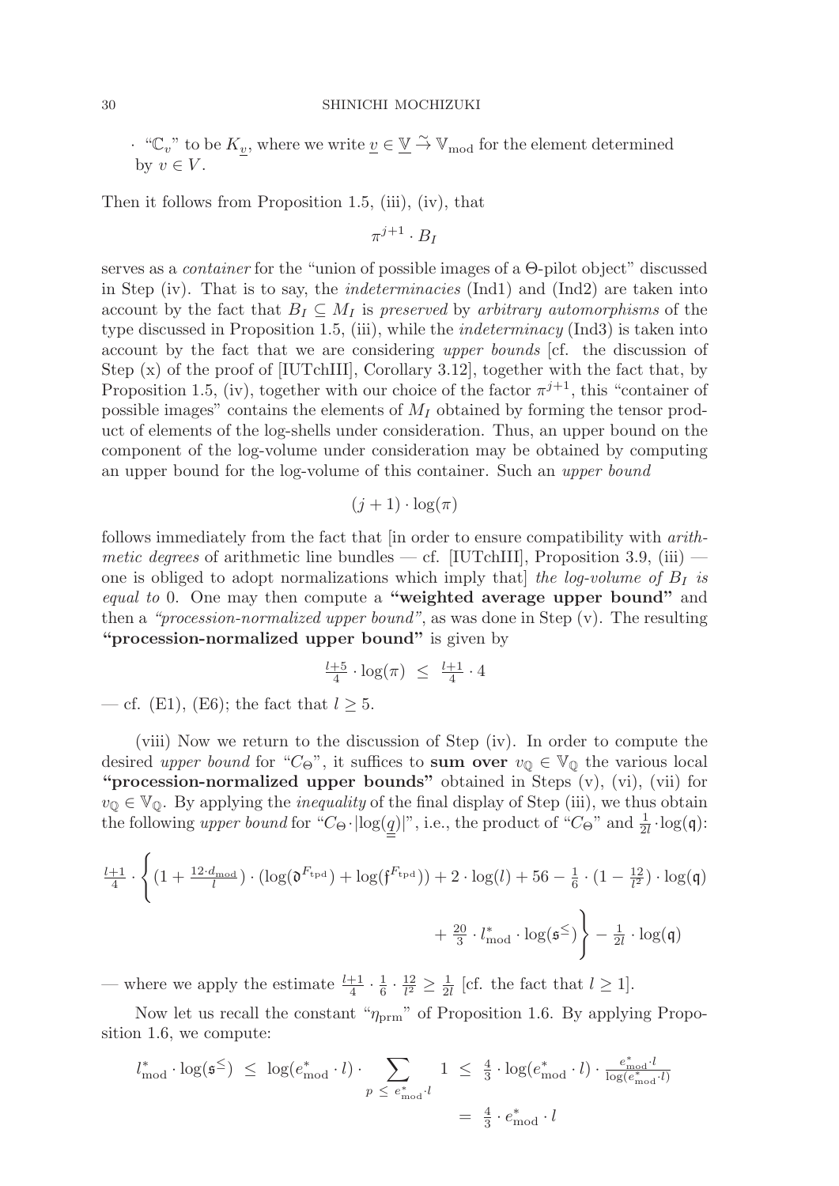· "$\mathbb{C}_v$" to be $K_{\underline{v}}$, where we write $\underline{v} \in \underline{\mathbb{V}} \xrightarrow{\sim} \mathbb{V}_{\text{mod}}$ for the element determined by $v \in V$.

Then it follows from Proposition 1.5, (iii), (iv), that

$$\pi^{j+1} \cdot B_I$$

serves as a *container* for the "union of possible images of a Θ-pilot object" discussed in Step (iv). That is to say, the *indeterminacies* (Ind1) and (Ind2) are taken into account by the fact that $B_I \subseteq M_I$ is *preserved* by *arbitrary automorphisms* of the type discussed in Proposition 1.5, (iii), while the *indeterminacy* (Ind3) is taken into account by the fact that we are considering *upper bounds* [cf. the discussion of Step (x) of the proof of [IUTchIII], Corollary 3.12], together with the fact that, by Proposition 1.5, (iv), together with our choice of the factor $\pi^{j+1}$, this "container of possible images" contains the elements of $M_I$ obtained by forming the tensor product of elements of the log-shells under consideration. Thus, an upper bound on the component of the log-volume under consideration may be obtained by computing an upper bound for the log-volume of this container. Such an *upper bound*

$$(j+1) \cdot \log(\pi)$$

follows immediately from the fact that [in order to ensure compatibility with *arithmetic degrees* of arithmetic line bundles — cf. [IUTchIII], Proposition 3.9, (iii) — one is obliged to adopt normalizations which imply that] *the log-volume of $B_I$ is equal to* 0. One may then compute a **"weighted average upper bound"** and then a *"procession-normalized upper bound"*, as was done in Step (v). The resulting **"procession-normalized upper bound"** is given by

$$\tfrac{l+5}{4} \cdot \log(\pi) \ \leq \ \tfrac{l+1}{4} \cdot 4$$

— cf. (E1), (E6); the fact that $l \geq 5$.

(viii) Now we return to the discussion of Step (iv). In order to compute the desired *upper bound* for "$C_\Theta$", it suffices to **sum over** $v_{\mathbb{Q}} \in \mathbb{V}_{\mathbb{Q}}$ the various local **"procession-normalized upper bounds"** obtained in Steps (v), (vi), (vii) for $v_{\mathbb{Q}} \in \mathbb{V}_{\mathbb{Q}}$. By applying the *inequality* of the final display of Step (iii), we thus obtain the following *upper bound* for "$C_\Theta \cdot |\log(\underline{\underline{q}})|$", i.e., the product of "$C_\Theta$" and $\frac{1}{2l} \cdot \log(\mathfrak{q})$:

$$\tfrac{l+1}{4} \cdot \left\{ (1 + \tfrac{12 \cdot d_{\text{mod}}}{l}) \cdot (\log(\mathfrak{d}^{F_{\text{tpd}}}) + \log(\mathfrak{f}^{F_{\text{tpd}}})) + 2 \cdot \log(l) + 56 - \tfrac{1}{6} \cdot (1 - \tfrac{12}{l^2}) \cdot \log(\mathfrak{q}) \right.$$
$$\left. + \tfrac{20}{3} \cdot l^*_{\text{mod}} \cdot \log(\mathfrak{s}^{\leq}) \right\} - \tfrac{1}{2l} \cdot \log(\mathfrak{q})$$

— where we apply the estimate $\frac{l+1}{4} \cdot \frac{1}{6} \cdot \frac{12}{l^2} \geq \frac{1}{2l}$ [cf. the fact that $l \geq 1$].

Now let us recall the constant "$\eta_{\text{prm}}$" of Proposition 1.6. By applying Proposition 1.6, we compute:

$$l^*_{\text{mod}} \cdot \log(\mathfrak{s}^{\leq}) \ \leq \ \log(e^*_{\text{mod}} \cdot l) \cdot \sum_{p \, \leq \, e^*_{\text{mod}} \cdot l} 1 \ \leq \ \tfrac{4}{3} \cdot \log(e^*_{\text{mod}} \cdot l) \cdot \tfrac{e^*_{\text{mod}} \cdot l}{\log(e^*_{\text{mod}} \cdot l)}$$
$$= \ \tfrac{4}{3} \cdot e^*_{\text{mod}} \cdot l$$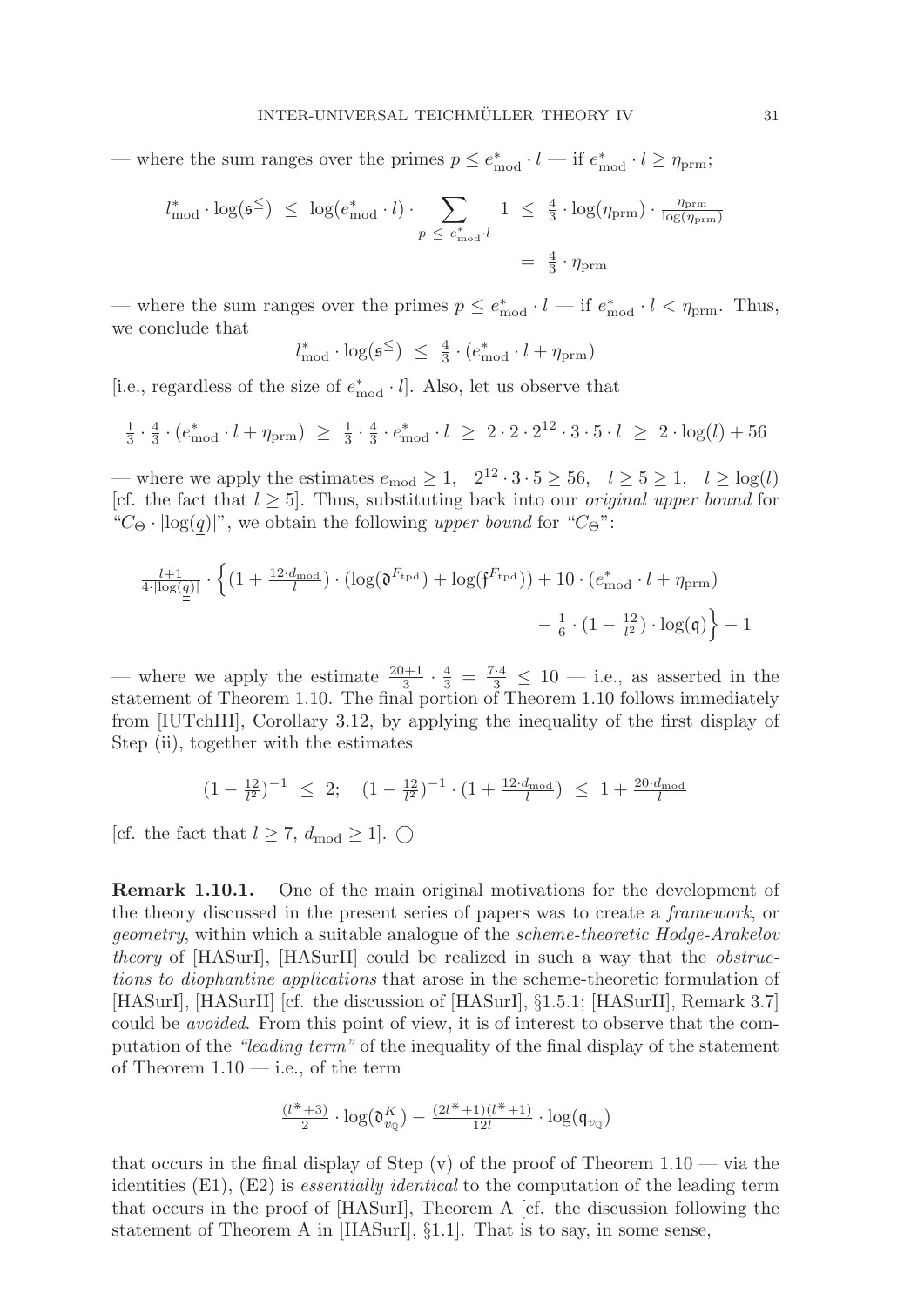— where the sum ranges over the primes $p \leq e^*_{\mathrm{mod}} \cdot l$ — if $e^*_{\mathrm{mod}} \cdot l \geq \eta_{\mathrm{prm}}$;

$$l^*_{\mathrm{mod}} \cdot \log(\mathfrak{s}^{\leq}) \;\leq\; \log(e^*_{\mathrm{mod}} \cdot l) \cdot \sum_{p \;\leq\; e^*_{\mathrm{mod}} \cdot l} 1 \;\leq\; \tfrac{4}{3} \cdot \log(\eta_{\mathrm{prm}}) \cdot \tfrac{\eta_{\mathrm{prm}}}{\log(\eta_{\mathrm{prm}})}$$

$$= \tfrac{4}{3} \cdot \eta_{\mathrm{prm}}$$

— where the sum ranges over the primes $p \leq e^*_{\mathrm{mod}} \cdot l$ — if $e^*_{\mathrm{mod}} \cdot l < \eta_{\mathrm{prm}}$. Thus, we conclude that

$$l^*_{\mathrm{mod}} \cdot \log(\mathfrak{s}^{\leq}) \;\leq\; \tfrac{4}{3} \cdot (e^*_{\mathrm{mod}} \cdot l + \eta_{\mathrm{prm}})$$

[i.e., regardless of the size of $e^*_{\mathrm{mod}} \cdot l$]. Also, let us observe that

$$\tfrac{1}{3} \cdot \tfrac{4}{3} \cdot (e^*_{\mathrm{mod}} \cdot l + \eta_{\mathrm{prm}}) \;\geq\; \tfrac{1}{3} \cdot \tfrac{4}{3} \cdot e^*_{\mathrm{mod}} \cdot l \;\geq\; 2 \cdot 2 \cdot 2^{12} \cdot 3 \cdot 5 \cdot l \;\geq\; 2 \cdot \log(l) + 56$$

— where we apply the estimates $e_{\mathrm{mod}} \geq 1$, $2^{12} \cdot 3 \cdot 5 \geq 56$, $l \geq 5 \geq 1$, $l \geq \log(l)$ [cf. the fact that $l \geq 5$]. Thus, substituting back into our *original upper bound* for "$C_\Theta \cdot |\log(\underline{\underline{q}})|$", we obtain the following *upper bound* for "$C_\Theta$":

$$\tfrac{l+1}{4 \cdot |\log(\underline{\underline{q}})|} \cdot \Big\{ (1 + \tfrac{12 \cdot d_{\mathrm{mod}}}{l}) \cdot (\log(\mathfrak{d}^{F_{\mathrm{tpd}}}) + \log(\mathfrak{f}^{F_{\mathrm{tpd}}})) + 10 \cdot (e^*_{\mathrm{mod}} \cdot l + \eta_{\mathrm{prm}})$$

$$- \tfrac{1}{6} \cdot (1 - \tfrac{12}{l^2}) \cdot \log(\mathfrak{q}) \Big\} - 1$$

— where we apply the estimate $\frac{20+1}{3} \cdot \frac{4}{3} = \frac{7 \cdot 4}{3} \leq 10$ — i.e., as asserted in the statement of Theorem 1.10. The final portion of Theorem 1.10 follows immediately from [IUTchIII], Corollary 3.12, by applying the inequality of the first display of Step (ii), together with the estimates

$$(1 - \tfrac{12}{l^2})^{-1} \;\leq\; 2; \quad (1 - \tfrac{12}{l^2})^{-1} \cdot (1 + \tfrac{12 \cdot d_{\mathrm{mod}}}{l}) \;\leq\; 1 + \tfrac{20 \cdot d_{\mathrm{mod}}}{l}$$

[cf. the fact that $l \geq 7$, $d_{\mathrm{mod}} \geq 1$]. ○

**Remark 1.10.1.** One of the main original motivations for the development of the theory discussed in the present series of papers was to create a *framework*, or *geometry*, within which a suitable analogue of the *scheme-theoretic Hodge-Arakelov theory* of [HASurI], [HASurII] could be realized in such a way that the *obstructions to diophantine applications* that arose in the scheme-theoretic formulation of [HASurI], [HASurII] [cf. the discussion of [HASurI], §1.5.1; [HASurII], Remark 3.7] could be *avoided*. From this point of view, it is of interest to observe that the computation of the *"leading term"* of the inequality of the final display of the statement of Theorem 1.10 — i.e., of the term

$$\tfrac{(l^*+3)}{2} \cdot \log(\mathfrak{d}^K_{v_{\mathbb{Q}}}) - \tfrac{(2l^*+1)(l^*+1)}{12l} \cdot \log(\mathfrak{q}_{v_{\mathbb{Q}}})$$

that occurs in the final display of Step (v) of the proof of Theorem 1.10 — via the identities (E1), (E2) is *essentially identical* to the computation of the leading term that occurs in the proof of [HASurI], Theorem A [cf. the discussion following the statement of Theorem A in [HASurI], §1.1]. That is to say, in some sense,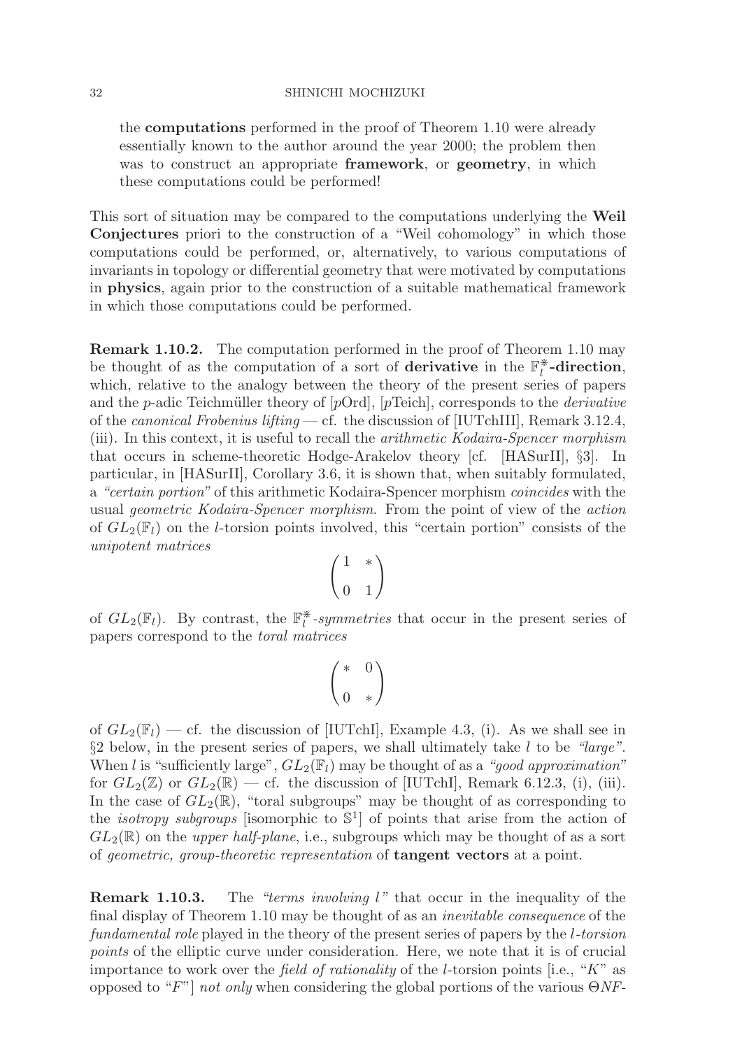the **computations** performed in the proof of Theorem 1.10 were already essentially known to the author around the year 2000; the problem then was to construct an appropriate **framework**, or **geometry**, in which these computations could be performed!

This sort of situation may be compared to the computations underlying the **Weil Conjectures** priori to the construction of a "Weil cohomology" in which those computations could be performed, or, alternatively, to various computations of invariants in topology or differential geometry that were motivated by computations in **physics**, again prior to the construction of a suitable mathematical framework in which those computations could be performed.

**Remark 1.10.2.** The computation performed in the proof of Theorem 1.10 may be thought of as the computation of a sort of **derivative** in the $\mathbb{F}_l^{\circledast}$**-direction**, which, relative to the analogy between the theory of the present series of papers and the $p$-adic Teichmüller theory of [$p$Ord], [$p$Teich], corresponds to the *derivative* of the *canonical Frobenius lifting* — cf. the discussion of [IUTchIII], Remark 3.12.4, (iii). In this context, it is useful to recall the *arithmetic Kodaira-Spencer morphism* that occurs in scheme-theoretic Hodge-Arakelov theory [cf. [HASurII], §3]. In particular, in [HASurII], Corollary 3.6, it is shown that, when suitably formulated, a *"certain portion"* of this arithmetic Kodaira-Spencer morphism *coincides* with the usual *geometric Kodaira-Spencer morphism*. From the point of view of the *action* of $GL_2(\mathbb{F}_l)$ on the $l$-torsion points involved, this "certain portion" consists of the *unipotent matrices*

$$\begin{pmatrix} 1 & * \\ 0 & 1 \end{pmatrix}$$

of $GL_2(\mathbb{F}_l)$. By contrast, the $\mathbb{F}_l^{\circledast}$*-symmetries* that occur in the present series of papers correspond to the *toral matrices*

$$\begin{pmatrix} * & 0 \\ 0 & * \end{pmatrix}$$

of $GL_2(\mathbb{F}_l)$ — cf. the discussion of [IUTchI], Example 4.3, (i). As we shall see in §2 below, in the present series of papers, we shall ultimately take $l$ to be *"large"*. When $l$ is "sufficiently large", $GL_2(\mathbb{F}_l)$ may be thought of as a *"good approximation"* for $GL_2(\mathbb{Z})$ or $GL_2(\mathbb{R})$ — cf. the discussion of [IUTchI], Remark 6.12.3, (i), (iii). In the case of $GL_2(\mathbb{R})$, "toral subgroups" may be thought of as corresponding to the *isotropy subgroups* [isomorphic to $\mathbb{S}^1$] of points that arise from the action of $GL_2(\mathbb{R})$ on the *upper half-plane*, i.e., subgroups which may be thought of as a sort of *geometric, group-theoretic representation* of **tangent vectors** at a point.

**Remark 1.10.3.** The *"terms involving $l$"* that occur in the inequality of the final display of Theorem 1.10 may be thought of as an *inevitable consequence* of the *fundamental role* played in the theory of the present series of papers by the *$l$-torsion points* of the elliptic curve under consideration. Here, we note that it is of crucial importance to work over the *field of rationality* of the $l$-torsion points [i.e., "$K$" as opposed to "$F$"] *not only* when considering the global portions of the various $\Theta NF$-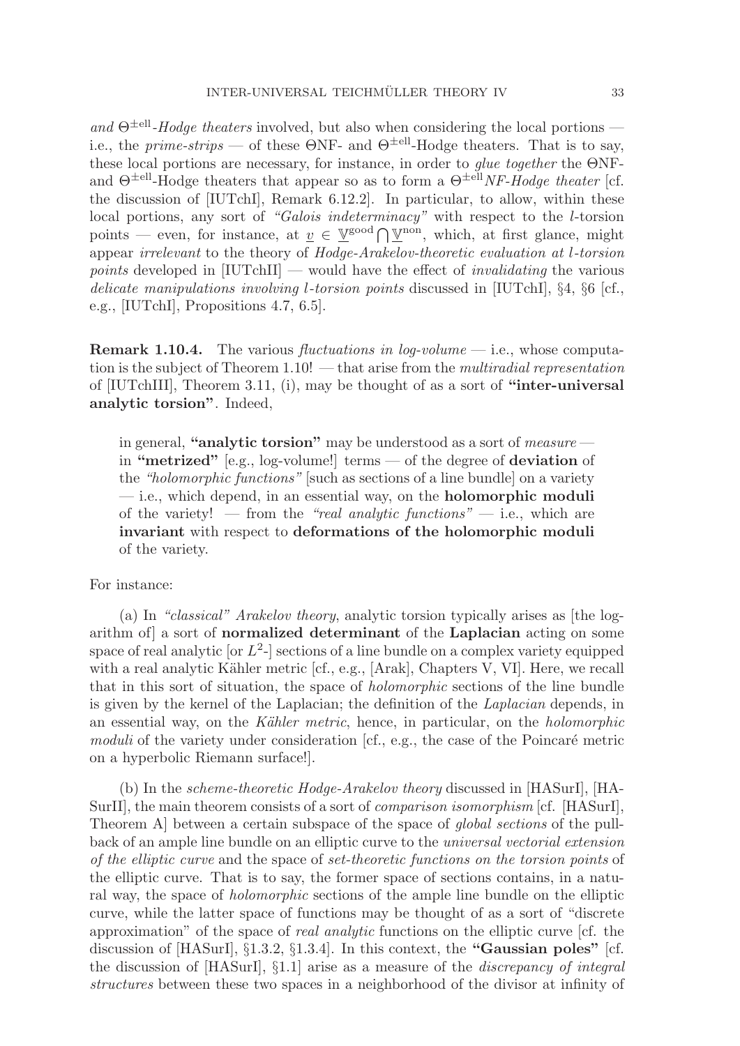*and* $\Theta^{\pm \text{ell}}$*-Hodge theaters* involved, but also when considering the local portions — i.e., the *prime-strips* — of these ΘNF- and $\Theta^{\pm \text{ell}}$-Hodge theaters. That is to say, these local portions are necessary, for instance, in order to *glue together* the ΘNF- and $\Theta^{\pm \text{ell}}$-Hodge theaters that appear so as to form a $\Theta^{\pm \text{ell}}$*NF-Hodge theater* [cf. the discussion of [IUTchI], Remark 6.12.2]. In particular, to allow, within these local portions, any sort of *"Galois indeterminacy"* with respect to the $l$-torsion points — even, for instance, at $\underline{v} \in \underline{\mathbb{V}}^{\text{good}} \bigcap \underline{\mathbb{V}}^{\text{non}}$, which, at first glance, might appear *irrelevant* to the theory of *Hodge-Arakelov-theoretic evaluation at* $l$*-torsion points* developed in [IUTchII] — would have the effect of *invalidating* the various *delicate manipulations involving* $l$*-torsion points* discussed in [IUTchI], §4, §6 [cf., e.g., [IUTchI], Propositions 4.7, 6.5].

**Remark 1.10.4.** The various *fluctuations in log-volume* — i.e., whose computation is the subject of Theorem 1.10! — that arise from the *multiradial representation* of [IUTchIII], Theorem 3.11, (i), may be thought of as a sort of **"inter-universal analytic torsion"**. Indeed,

> in general, **"analytic torsion"** may be understood as a sort of *measure* — in **"metrized"** [e.g., log-volume!] terms — of the degree of **deviation** of the *"holomorphic functions"* [such as sections of a line bundle] on a variety — i.e., which depend, in an essential way, on the **holomorphic moduli** of the variety! — from the *"real analytic functions"* — i.e., which are **invariant** with respect to **deformations of the holomorphic moduli** of the variety.

For instance:

(a) In *"classical" Arakelov theory*, analytic torsion typically arises as [the logarithm of] a sort of **normalized determinant** of the **Laplacian** acting on some space of real analytic [or $L^2$-] sections of a line bundle on a complex variety equipped with a real analytic Kähler metric [cf., e.g., [Arak], Chapters V, VI]. Here, we recall that in this sort of situation, the space of *holomorphic* sections of the line bundle is given by the kernel of the Laplacian; the definition of the *Laplacian* depends, in an essential way, on the *Kähler metric*, hence, in particular, on the *holomorphic moduli* of the variety under consideration [cf., e.g., the case of the Poincaré metric on a hyperbolic Riemann surface!].

(b) In the *scheme-theoretic Hodge-Arakelov theory* discussed in [HASurI], [HASurII], the main theorem consists of a sort of *comparison isomorphism* [cf. [HASurI], Theorem A] between a certain subspace of the space of *global sections* of the pullback of an ample line bundle on an elliptic curve to the *universal vectorial extension of the elliptic curve* and the space of *set-theoretic functions on the torsion points* of the elliptic curve. That is to say, the former space of sections contains, in a natural way, the space of *holomorphic* sections of the ample line bundle on the elliptic curve, while the latter space of functions may be thought of as a sort of "discrete approximation" of the space of *real analytic* functions on the elliptic curve [cf. the discussion of [HASurI], §1.3.2, §1.3.4]. In this context, the **"Gaussian poles"** [cf. the discussion of [HASurI], §1.1] arise as a measure of the *discrepancy of integral structures* between these two spaces in a neighborhood of the divisor at infinity of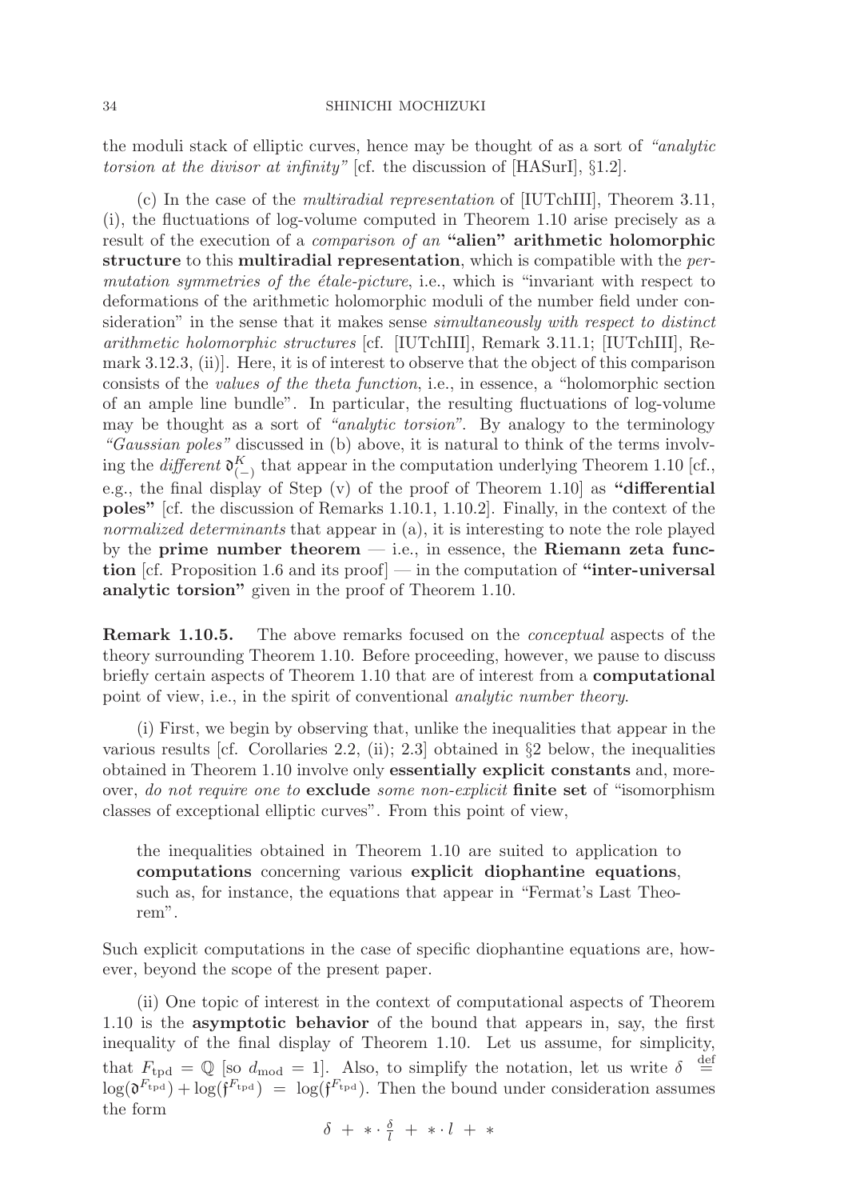the moduli stack of elliptic curves, hence may be thought of as a sort of *"analytic torsion at the divisor at infinity"* [cf. the discussion of [HASurI], §1.2].

(c) In the case of the *multiradial representation* of [IUTchIII], Theorem 3.11, (i), the fluctuations of log-volume computed in Theorem 1.10 arise precisely as a result of the execution of a *comparison of an* **"alien" arithmetic holomorphic structure** to this **multiradial representation**, which is compatible with the *permutation symmetries of the étale-picture*, i.e., which is "invariant with respect to deformations of the arithmetic holomorphic moduli of the number field under consideration" in the sense that it makes sense *simultaneously with respect to distinct arithmetic holomorphic structures* [cf. [IUTchIII], Remark 3.11.1; [IUTchIII], Remark 3.12.3, (ii)]. Here, it is of interest to observe that the object of this comparison consists of the *values of the theta function*, i.e., in essence, a "holomorphic section of an ample line bundle". In particular, the resulting fluctuations of log-volume may be thought as a sort of *"analytic torsion"*. By analogy to the terminology *"Gaussian poles"* discussed in (b) above, it is natural to think of the terms involving the *different* $\mathfrak{d}^{K}_{(-)}$ that appear in the computation underlying Theorem 1.10 [cf., e.g., the final display of Step (v) of the proof of Theorem 1.10] as **"differential poles"** [cf. the discussion of Remarks 1.10.1, 1.10.2]. Finally, in the context of the *normalized determinants* that appear in (a), it is interesting to note the role played by the **prime number theorem** — i.e., in essence, the **Riemann zeta function** [cf. Proposition 1.6 and its proof] — in the computation of **"inter-universal analytic torsion"** given in the proof of Theorem 1.10.

**Remark 1.10.5.** The above remarks focused on the *conceptual* aspects of the theory surrounding Theorem 1.10. Before proceeding, however, we pause to discuss briefly certain aspects of Theorem 1.10 that are of interest from a **computational** point of view, i.e., in the spirit of conventional *analytic number theory*.

(i) First, we begin by observing that, unlike the inequalities that appear in the various results [cf. Corollaries 2.2, (ii); 2.3] obtained in §2 below, the inequalities obtained in Theorem 1.10 involve only **essentially explicit constants** and, moreover, *do not require one to* **exclude** *some non-explicit* **finite set** of "isomorphism classes of exceptional elliptic curves". From this point of view,

> the inequalities obtained in Theorem 1.10 are suited to application to **computations** concerning various **explicit diophantine equations**, such as, for instance, the equations that appear in "Fermat's Last Theorem".

Such explicit computations in the case of specific diophantine equations are, however, beyond the scope of the present paper.

(ii) One topic of interest in the context of computational aspects of Theorem 1.10 is the **asymptotic behavior** of the bound that appears in, say, the first inequality of the final display of Theorem 1.10. Let us assume, for simplicity, that $F_{\mathrm{tpd}} = \mathbb{Q}$ [so $d_{\mathrm{mod}} = 1$]. Also, to simplify the notation, let us write $\delta \stackrel{\mathrm{def}}{=} \log(\mathfrak{d}^{F_{\mathrm{tpd}}}) + \log(\mathfrak{f}^{F_{\mathrm{tpd}}}) = \log(\mathfrak{f}^{F_{\mathrm{tpd}}})$. Then the bound under consideration assumes the form

$$\delta \;+\; * \cdot \tfrac{\delta}{l} \;+\; * \cdot l \;+\; *$$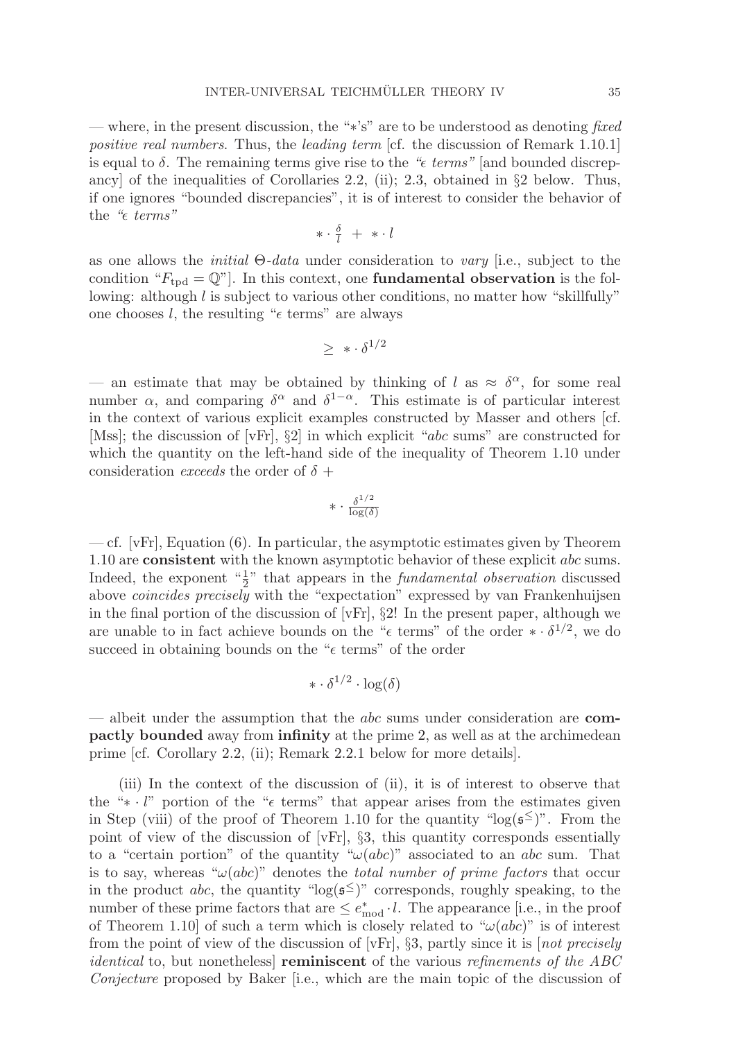— where, in the present discussion, the "$*$'s" are to be understood as denoting *fixed positive real numbers*. Thus, the *leading term* [cf. the discussion of Remark 1.10.1] is equal to $\delta$. The remaining terms give rise to the *"$\epsilon$ terms"* [and bounded discrepancy] of the inequalities of Corollaries 2.2, (ii); 2.3, obtained in §2 below. Thus, if one ignores "bounded discrepancies", it is of interest to consider the behavior of the *"$\epsilon$ terms"*

$$* \cdot \tfrac{\delta}{l} \ + \ * \cdot l$$

as one allows the *initial* $\Theta$*-data* under consideration to *vary* [i.e., subject to the condition "$F_{\text{tpd}} = \mathbb{Q}$"]. In this context, one **fundamental observation** is the following: although $l$ is subject to various other conditions, no matter how "skillfully" one chooses $l$, the resulting "$\epsilon$ terms" are always

$$\geq \ * \cdot \delta^{1/2}$$

— an estimate that may be obtained by thinking of $l$ as $\approx \delta^{\alpha}$, for some real number $\alpha$, and comparing $\delta^{\alpha}$ and $\delta^{1-\alpha}$. This estimate is of particular interest in the context of various explicit examples constructed by Masser and others [cf. [Mss]; the discussion of [vFr], §2] in which explicit "*abc* sums" are constructed for which the quantity on the left-hand side of the inequality of Theorem 1.10 under consideration *exceeds* the order of $\delta$ +

$$* \cdot \tfrac{\delta^{1/2}}{\log(\delta)}$$

— cf. [vFr], Equation (6). In particular, the asymptotic estimates given by Theorem 1.10 are **consistent** with the known asymptotic behavior of these explicit *abc* sums. Indeed, the exponent "$\frac{1}{2}$" that appears in the *fundamental observation* discussed above *coincides precisely* with the "expectation" expressed by van Frankenhuijsen in the final portion of the discussion of [vFr], §2! In the present paper, although we are unable to in fact achieve bounds on the "$\epsilon$ terms" of the order $* \cdot \delta^{1/2}$, we do succeed in obtaining bounds on the "$\epsilon$ terms" of the order

$$* \cdot \delta^{1/2} \cdot \log(\delta)$$

— albeit under the assumption that the *abc* sums under consideration are **compactly bounded** away from **infinity** at the prime 2, as well as at the archimedean prime [cf. Corollary 2.2, (ii); Remark 2.2.1 below for more details].

(iii) In the context of the discussion of (ii), it is of interest to observe that the "$* \cdot l$" portion of the "$\epsilon$ terms" that appear arises from the estimates given in Step (viii) of the proof of Theorem 1.10 for the quantity "$\log(\mathfrak{s}^{\leq})$". From the point of view of the discussion of [vFr], §3, this quantity corresponds essentially to a "certain portion" of the quantity "$\omega(abc)$" associated to an *abc* sum. That is to say, whereas "$\omega(abc)$" denotes the *total number of prime factors* that occur in the product *abc*, the quantity "$\log(\mathfrak{s}^{\leq})$" corresponds, roughly speaking, to the number of these prime factors that are $\leq e^{*}_{\text{mod}} \cdot l$. The appearance [i.e., in the proof of Theorem 1.10] of such a term which is closely related to "$\omega(abc)$" is of interest from the point of view of the discussion of [vFr], §3, partly since it is [*not precisely identical* to, but nonetheless] **reminiscent** of the various *refinements of the ABC Conjecture* proposed by Baker [i.e., which are the main topic of the discussion of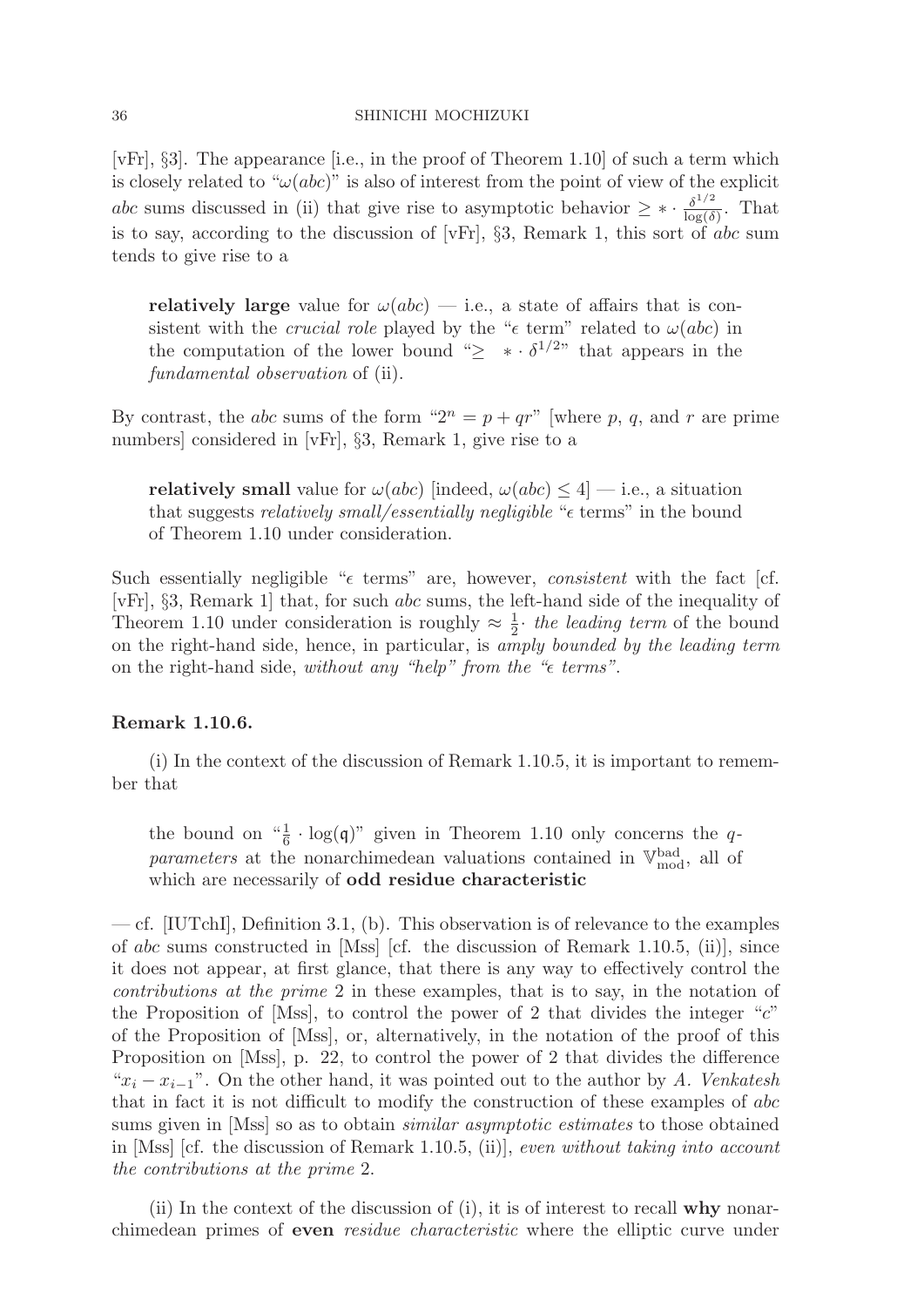[vFr], §3]. The appearance [i.e., in the proof of Theorem 1.10] of such a term which is closely related to "$\omega(abc)$" is also of interest from the point of view of the explicit *abc* sums discussed in (ii) that give rise to asymptotic behavior $\geq * \cdot \frac{\delta^{1/2}}{\log(\delta)}$. That is to say, according to the discussion of [vFr], §3, Remark 1, this sort of *abc* sum tends to give rise to a

> **relatively large** value for $\omega(abc)$ — i.e., a state of affairs that is consistent with the *crucial role* played by the "$\epsilon$ term" related to $\omega(abc)$ in the computation of the lower bound "$\geq \ * \cdot \delta^{1/2}$" that appears in the *fundamental observation* of (ii).

By contrast, the *abc* sums of the form "$2^n = p + qr$" [where $p$, $q$, and $r$ are prime numbers] considered in [vFr], §3, Remark 1, give rise to a

> **relatively small** value for $\omega(abc)$ [indeed, $\omega(abc) \leq 4$] — i.e., a situation that suggests *relatively small/essentially negligible* "$\epsilon$ terms" in the bound of Theorem 1.10 under consideration.

Such essentially negligible "$\epsilon$ terms" are, however, *consistent* with the fact [cf. [vFr], §3, Remark 1] that, for such *abc* sums, the left-hand side of the inequality of Theorem 1.10 under consideration is roughly $\approx \frac{1}{2}\cdot$ *the leading term* of the bound on the right-hand side, hence, in particular, is *amply bounded by the leading term* on the right-hand side, *without any "help" from the "$\epsilon$ terms"*.

**Remark 1.10.6.**

(i) In the context of the discussion of Remark 1.10.5, it is important to remember that

> the bound on "$\frac{1}{6} \cdot \log(\mathfrak{q})$" given in Theorem 1.10 only concerns the *q-parameters* at the nonarchimedean valuations contained in $\mathbb{V}^{\mathrm{bad}}_{\mathrm{mod}}$, all of which are necessarily of **odd residue characteristic**

— cf. [IUTchI], Definition 3.1, (b). This observation is of relevance to the examples of *abc* sums constructed in [Mss] [cf. the discussion of Remark 1.10.5, (ii)], since it does not appear, at first glance, that there is any way to effectively control the *contributions at the prime* 2 in these examples, that is to say, in the notation of the Proposition of [Mss], to control the power of 2 that divides the integer "$c$" of the Proposition of [Mss], or, alternatively, in the notation of the proof of this Proposition on [Mss], p. 22, to control the power of 2 that divides the difference "$x_i - x_{i-1}$". On the other hand, it was pointed out to the author by *A. Venkatesh* that in fact it is not difficult to modify the construction of these examples of *abc* sums given in [Mss] so as to obtain *similar asymptotic estimates* to those obtained in [Mss] [cf. the discussion of Remark 1.10.5, (ii)], *even without taking into account the contributions at the prime* 2.

(ii) In the context of the discussion of (i), it is of interest to recall **why** nonarchimedean primes of **even** *residue characteristic* where the elliptic curve under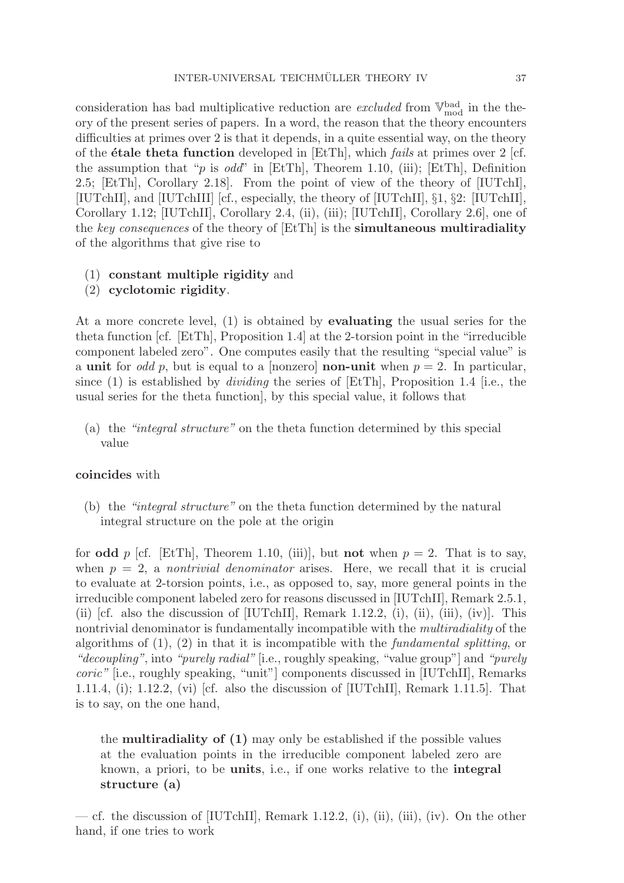consideration has bad multiplicative reduction are *excluded* from $\mathbb{V}_{\text{mod}}^{\text{bad}}$ in the theory of the present series of papers. In a word, the reason that the theory encounters difficulties at primes over 2 is that it depends, in a quite essential way, on the theory of the **étale theta function** developed in [EtTh], which *fails* at primes over 2 [cf. the assumption that "$p$ is *odd*" in [EtTh], Theorem 1.10, (iii); [EtTh], Definition 2.5; [EtTh], Corollary 2.18]. From the point of view of the theory of [IUTchI], [IUTchII], and [IUTchIII] [cf., especially, the theory of [IUTchII], §1, §2: [IUTchII], Corollary 1.12; [IUTchII], Corollary 2.4, (ii), (iii); [IUTchII], Corollary 2.6], one of the *key consequences* of the theory of [EtTh] is the **simultaneous multiradiality** of the algorithms that give rise to

(1) **constant multiple rigidity** and
(2) **cyclotomic rigidity**.

At a more concrete level, (1) is obtained by **evaluating** the usual series for the theta function [cf. [EtTh], Proposition 1.4] at the 2-torsion point in the "irreducible component labeled zero". One computes easily that the resulting "special value" is a **unit** for *odd* $p$, but is equal to a [nonzero] **non-unit** when $p = 2$. In particular, since (1) is established by *dividing* the series of [EtTh], Proposition 1.4 [i.e., the usual series for the theta function], by this special value, it follows that

(a) the *"integral structure"* on the theta function determined by this special value

**coincides** with

(b) the *"integral structure"* on the theta function determined by the natural integral structure on the pole at the origin

for **odd** $p$ [cf. [EtTh], Theorem 1.10, (iii)], but **not** when $p = 2$. That is to say, when $p = 2$, a *nontrivial denominator* arises. Here, we recall that it is crucial to evaluate at 2-torsion points, i.e., as opposed to, say, more general points in the irreducible component labeled zero for reasons discussed in [IUTchII], Remark 2.5.1, (ii) [cf. also the discussion of [IUTchII], Remark 1.12.2, (i), (ii), (iii), (iv)]. This nontrivial denominator is fundamentally incompatible with the *multiradiality* of the algorithms of (1), (2) in that it is incompatible with the *fundamental splitting*, or *"decoupling"*, into *"purely radial"* [i.e., roughly speaking, "value group"] and *"purely coric"* [i.e., roughly speaking, "unit"] components discussed in [IUTchII], Remarks 1.11.4, (i); 1.12.2, (vi) [cf. also the discussion of [IUTchII], Remark 1.11.5]. That is to say, on the one hand,

> the **multiradiality of (1)** may only be established if the possible values at the evaluation points in the irreducible component labeled zero are known, a priori, to be **units**, i.e., if one works relative to the **integral structure (a)**

— cf. the discussion of [IUTchII], Remark 1.12.2, (i), (ii), (iii), (iv). On the other hand, if one tries to work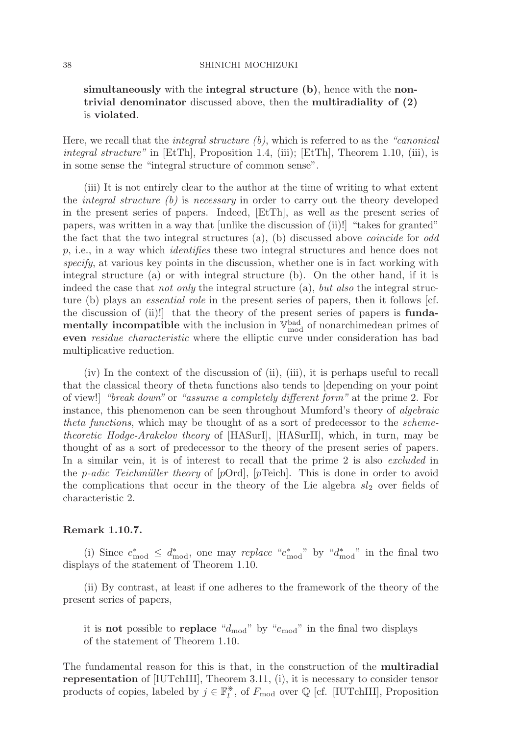**simultaneously** with the **integral structure (b)**, hence with the **nontrivial denominator** discussed above, then the **multiradiality of (2)** is **violated**.

Here, we recall that the *integral structure (b)*, which is referred to as the *"canonical integral structure"* in [EtTh], Proposition 1.4, (iii); [EtTh], Theorem 1.10, (iii), is in some sense the "integral structure of common sense".

(iii) It is not entirely clear to the author at the time of writing to what extent the *integral structure (b)* is *necessary* in order to carry out the theory developed in the present series of papers. Indeed, [EtTh], as well as the present series of papers, was written in a way that [unlike the discussion of (ii)!] "takes for granted" the fact that the two integral structures (a), (b) discussed above *coincide* for *odd* $p$, i.e., in a way which *identifies* these two integral structures and hence does not *specify*, at various key points in the discussion, whether one is in fact working with integral structure (a) or with integral structure (b). On the other hand, if it is indeed the case that *not only* the integral structure (a), *but also* the integral structure (b) plays an *essential role* in the present series of papers, then it follows [cf. the discussion of (ii)!] that the theory of the present series of papers is **fundamentally incompatible** with the inclusion in $\mathbb{V}^{\mathrm{bad}}_{\mathrm{mod}}$ of nonarchimedean primes of **even** *residue characteristic* where the elliptic curve under consideration has bad multiplicative reduction.

(iv) In the context of the discussion of (ii), (iii), it is perhaps useful to recall that the classical theory of theta functions also tends to [depending on your point of view!] *"break down"* or *"assume a completely different form"* at the prime 2. For instance, this phenomenon can be seen throughout Mumford's theory of *algebraic theta functions*, which may be thought of as a sort of predecessor to the *scheme-theoretic Hodge-Arakelov theory* of [HASurI], [HASurII], which, in turn, may be thought of as a sort of predecessor to the theory of the present series of papers. In a similar vein, it is of interest to recall that the prime 2 is also *excluded* in the *p-adic Teichmüller theory* of [$p$Ord], [$p$Teich]. This is done in order to avoid the complications that occur in the theory of the Lie algebra $sl_2$ over fields of characteristic 2.

**Remark 1.10.7.**

(i) Since $e^*_{\mathrm{mod}} \leq d^*_{\mathrm{mod}}$, one may *replace* "$e^*_{\mathrm{mod}}$" by "$d^*_{\mathrm{mod}}$" in the final two displays of the statement of Theorem 1.10.

(ii) By contrast, at least if one adheres to the framework of the theory of the present series of papers,

> it is **not** possible to **replace** "$d_{\mathrm{mod}}$" by "$e_{\mathrm{mod}}$" in the final two displays of the statement of Theorem 1.10.

The fundamental reason for this is that, in the construction of the **multiradial representation** of [IUTchIII], Theorem 3.11, (i), it is necessary to consider tensor products of copies, labeled by $j \in \mathbb{F}^{\circledast}_l$, of $F_{\mathrm{mod}}$ over $\mathbb{Q}$ [cf. [IUTchIII], Proposition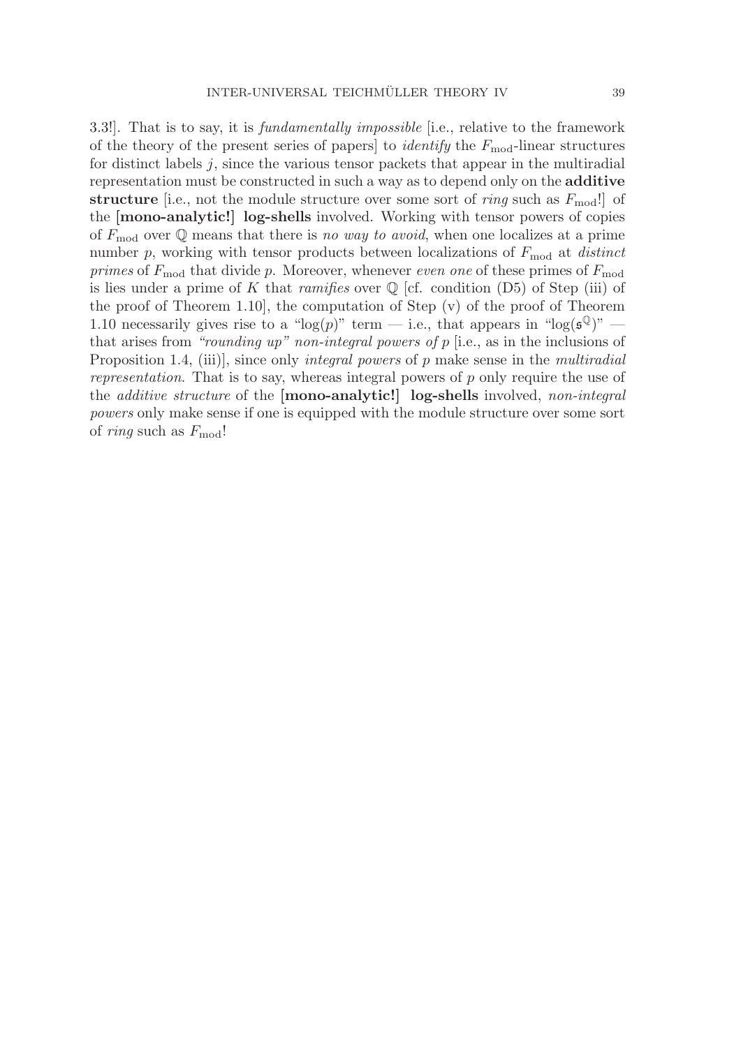3.3!]. That is to say, it is *fundamentally impossible* [i.e., relative to the framework of the theory of the present series of papers] to *identify* the $F_{\mathrm{mod}}$-linear structures for distinct labels $j$, since the various tensor packets that appear in the multiradial representation must be constructed in such a way as to depend only on the **additive structure** [i.e., not the module structure over some sort of *ring* such as $F_{\mathrm{mod}}$!] of the **[mono-analytic!] log-shells** involved. Working with tensor powers of copies of $F_{\mathrm{mod}}$ over $\mathbb{Q}$ means that there is *no way to avoid*, when one localizes at a prime number $p$, working with tensor products between localizations of $F_{\mathrm{mod}}$ at *distinct primes* of $F_{\mathrm{mod}}$ that divide $p$. Moreover, whenever *even one* of these primes of $F_{\mathrm{mod}}$ is lies under a prime of $K$ that *ramifies* over $\mathbb{Q}$ [cf. condition (D5) of Step (iii) of the proof of Theorem 1.10], the computation of Step (v) of the proof of Theorem 1.10 necessarily gives rise to a "$\log(p)$" term — i.e., that appears in "$\log(\mathfrak{s}^{\mathbb{Q}})$" — that arises from *"rounding up" non-integral powers of $p$* [i.e., as in the inclusions of Proposition 1.4, (iii)], since only *integral powers* of $p$ make sense in the *multiradial representation*. That is to say, whereas integral powers of $p$ only require the use of the *additive structure* of the **[mono-analytic!] log-shells** involved, *non-integral powers* only make sense if one is equipped with the module structure over some sort of *ring* such as $F_{\mathrm{mod}}$!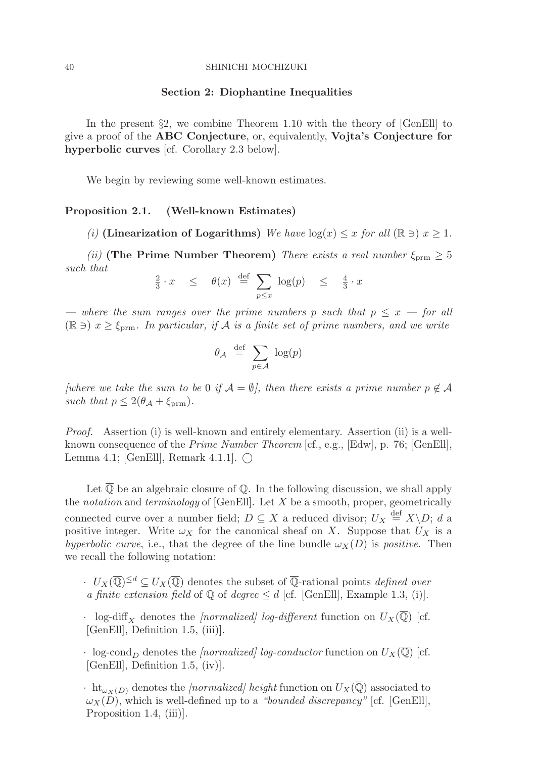## Section 2: Diophantine Inequalities

In the present §2, we combine Theorem 1.10 with the theory of [GenEll] to give a proof of the **ABC Conjecture**, or, equivalently, **Vojta's Conjecture for hyperbolic curves** [cf. Corollary 2.3 below].

We begin by reviewing some well-known estimates.

**Proposition 2.1. (Well-known Estimates)**

*(i)* **(Linearization of Logarithms)** *We have* $\log(x) \leq x$ *for all* $(\mathbb{R} \ni)\ x \geq 1$.

*(ii)* **(The Prime Number Theorem)** *There exists a real number* $\xi_{\mathrm{prm}} \geq 5$ *such that*

$$\tfrac{2}{3} \cdot x \quad \leq \quad \theta(x) \stackrel{\mathrm{def}}{=} \sum_{p \leq x} \log(p) \quad \leq \quad \tfrac{4}{3} \cdot x$$

*— where the sum ranges over the prime numbers* $p$ *such that* $p \leq x$ *— for all* $(\mathbb{R} \ni)\ x \geq \xi_{\mathrm{prm}}$. *In particular, if* $\mathcal{A}$ *is a finite set of prime numbers, and we write*

$$\theta_{\mathcal{A}} \stackrel{\mathrm{def}}{=} \sum_{p \in \mathcal{A}} \log(p)$$

*[where we take the sum to be* 0 *if* $\mathcal{A} = \emptyset$*], then there exists a prime number* $p \notin \mathcal{A}$ *such that* $p \leq 2(\theta_{\mathcal{A}} + \xi_{\mathrm{prm}})$.

*Proof.* Assertion (i) is well-known and entirely elementary. Assertion (ii) is a well-known consequence of the *Prime Number Theorem* [cf., e.g., [Edw], p. 76; [GenEll], Lemma 4.1; [GenEll], Remark 4.1.1]. ○

Let $\overline{\mathbb{Q}}$ be an algebraic closure of $\mathbb{Q}$. In the following discussion, we shall apply the *notation* and *terminology* of [GenEll]. Let $X$ be a smooth, proper, geometrically connected curve over a number field; $D \subseteq X$ a reduced divisor; $U_X \stackrel{\mathrm{def}}{=} X \backslash D$; $d$ a positive integer. Write $\omega_X$ for the canonical sheaf on $X$. Suppose that $U_X$ is a *hyperbolic curve*, i.e., that the degree of the line bundle $\omega_X(D)$ is *positive*. Then we recall the following notation:

- $U_X(\overline{\mathbb{Q}})^{\leq d} \subseteq U_X(\overline{\mathbb{Q}})$ denotes the subset of $\overline{\mathbb{Q}}$-rational points *defined over a finite extension field* of $\mathbb{Q}$ of *degree* $\leq d$ [cf. [GenEll], Example 1.3, (i)].

- $\text{log-diff}_X$ denotes the *[normalized] log-different* function on $U_X(\overline{\mathbb{Q}})$ [cf. [GenEll], Definition 1.5, (iii)].

- $\text{log-cond}_D$ denotes the *[normalized] log-conductor* function on $U_X(\overline{\mathbb{Q}})$ [cf. [GenEll], Definition 1.5, (iv)].

- $\mathrm{ht}_{\omega_X(D)}$ denotes the *[normalized] height* function on $U_X(\overline{\mathbb{Q}})$ associated to $\omega_X(D)$, which is well-defined up to a *"bounded discrepancy"* [cf. [GenEll], Proposition 1.4, (iii)].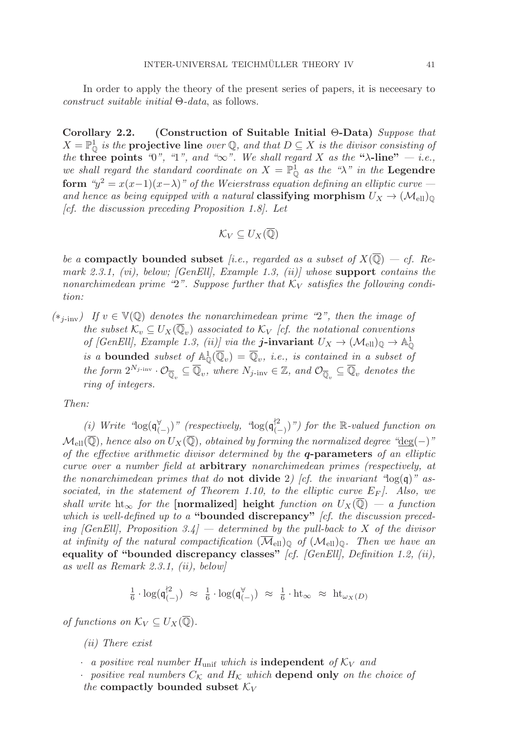In order to apply the theory of the present series of papers, it is neceesary to *construct suitable initial* Θ*-data*, as follows.

**Corollary 2.2. (Construction of Suitable Initial Θ-Data)** *Suppose that $X = \mathbb{P}^1_{\mathbb{Q}}$ is the* **projective line** *over* $\mathbb{Q}$*, and that $D \subseteq X$ is the divisor consisting of the* **three points** *"0", "1", and "∞". We shall regard $X$ as the* **"λ-line"** *— i.e., we shall regard the standard coordinate on $X = \mathbb{P}^1_{\mathbb{Q}}$ as the "λ" in the* **Legendre form** *"$y^2 = x(x-1)(x-\lambda)$" of the Weierstrass equation defining an elliptic curve — and hence as being equipped with a natural* **classifying morphism** *$U_X \to (\mathcal{M}_{\mathrm{ell}})_{\mathbb{Q}}$ [cf. the discussion preceding Proposition 1.8]. Let*

$$\mathcal{K}_V \subseteq U_X(\overline{\mathbb{Q}})$$

*be a* **compactly bounded subset** *[i.e., regarded as a subset of $X(\overline{\mathbb{Q}})$ — cf. Remark 2.3.1, (vi), below; [GenEll], Example 1.3, (ii)] whose* **support** *contains the nonarchimedean prime "2". Suppose further that $\mathcal{K}_V$ satisfies the following condition:*

($*_{j\text{-inv}}$) *If $v \in \mathbb{V}(\mathbb{Q})$ denotes the nonarchimedean prime "2", then the image of the subset $\mathcal{K}_v \subseteq U_X(\overline{\mathbb{Q}}_v)$ associated to $\mathcal{K}_V$ [cf. the notational conventions of [GenEll], Example 1.3, (ii)] via the* **$j$-invariant** *$U_X \to (\mathcal{M}_{\mathrm{ell}})_{\mathbb{Q}} \to \mathbb{A}^1_{\mathbb{Q}}$ is a* **bounded** *subset of $\mathbb{A}^1_{\mathbb{Q}}(\overline{\mathbb{Q}}_v) = \overline{\mathbb{Q}}_v$, i.e., is contained in a subset of the form $2^{N_{j\text{-inv}}} \cdot \mathcal{O}_{\overline{\mathbb{Q}}_v} \subseteq \overline{\mathbb{Q}}_v$, where $N_{j\text{-inv}} \in \mathbb{Z}$, and $\mathcal{O}_{\overline{\mathbb{Q}}_v} \subseteq \overline{\mathbb{Q}}_v$ denotes the ring of integers.*

*Then:*

*(i) Write "$\log(\mathfrak{q}^{\forall}_{(-)})$" (respectively, "$\log(\mathfrak{q}^{\nmid 2}_{(-)})$") for the $\mathbb{R}$-valued function on $\mathcal{M}_{\mathrm{ell}}(\overline{\mathbb{Q}})$, hence also on $U_X(\overline{\mathbb{Q}})$, obtained by forming the normalized degree "$\underline{\deg}(-)$" of the effective arithmetic divisor determined by the* **$q$-parameters** *of an elliptic curve over a number field at* **arbitrary** *nonarchimedean primes (respectively, at the nonarchimedean primes that do* **not divide** *2) [cf. the invariant "$\log(\mathfrak{q})$" associated, in the statement of Theorem 1.10, to the elliptic curve $E_F$]. Also, we shall write $\mathrm{ht}_{\infty}$ for the* **[normalized] height** *function on $U_X(\overline{\mathbb{Q}})$ — a function which is well-defined up to a* **"bounded discrepancy"** *[cf. the discussion preceding [GenEll], Proposition 3.4] — determined by the pull-back to $X$ of the divisor at infinity of the natural compactification $(\overline{\mathcal{M}}_{\mathrm{ell}})_{\mathbb{Q}}$ of $(\mathcal{M}_{\mathrm{ell}})_{\mathbb{Q}}$. Then we have an* **equality of "bounded discrepancy classes"** *[cf. [GenEll], Definition 1.2, (ii), as well as Remark 2.3.1, (ii), below]*

$$\tfrac{1}{6} \cdot \log(\mathfrak{q}^{\nmid 2}_{(-)}) \ \approx \ \tfrac{1}{6} \cdot \log(\mathfrak{q}^{\forall}_{(-)}) \ \approx \ \tfrac{1}{6} \cdot \mathrm{ht}_{\infty} \ \approx \ \mathrm{ht}_{\omega_X(D)}$$

*of functions on $\mathcal{K}_V \subseteq U_X(\overline{\mathbb{Q}})$.*

*(ii) There exist*

- *a positive real number $H_{\mathrm{unif}}$ which is* **independent** *of $\mathcal{K}_V$ and*
- *positive real numbers $C_{\mathcal{K}}$ and $H_{\mathcal{K}}$ which* **depend only** *on the choice of the* **compactly bounded subset** *$\mathcal{K}_V$*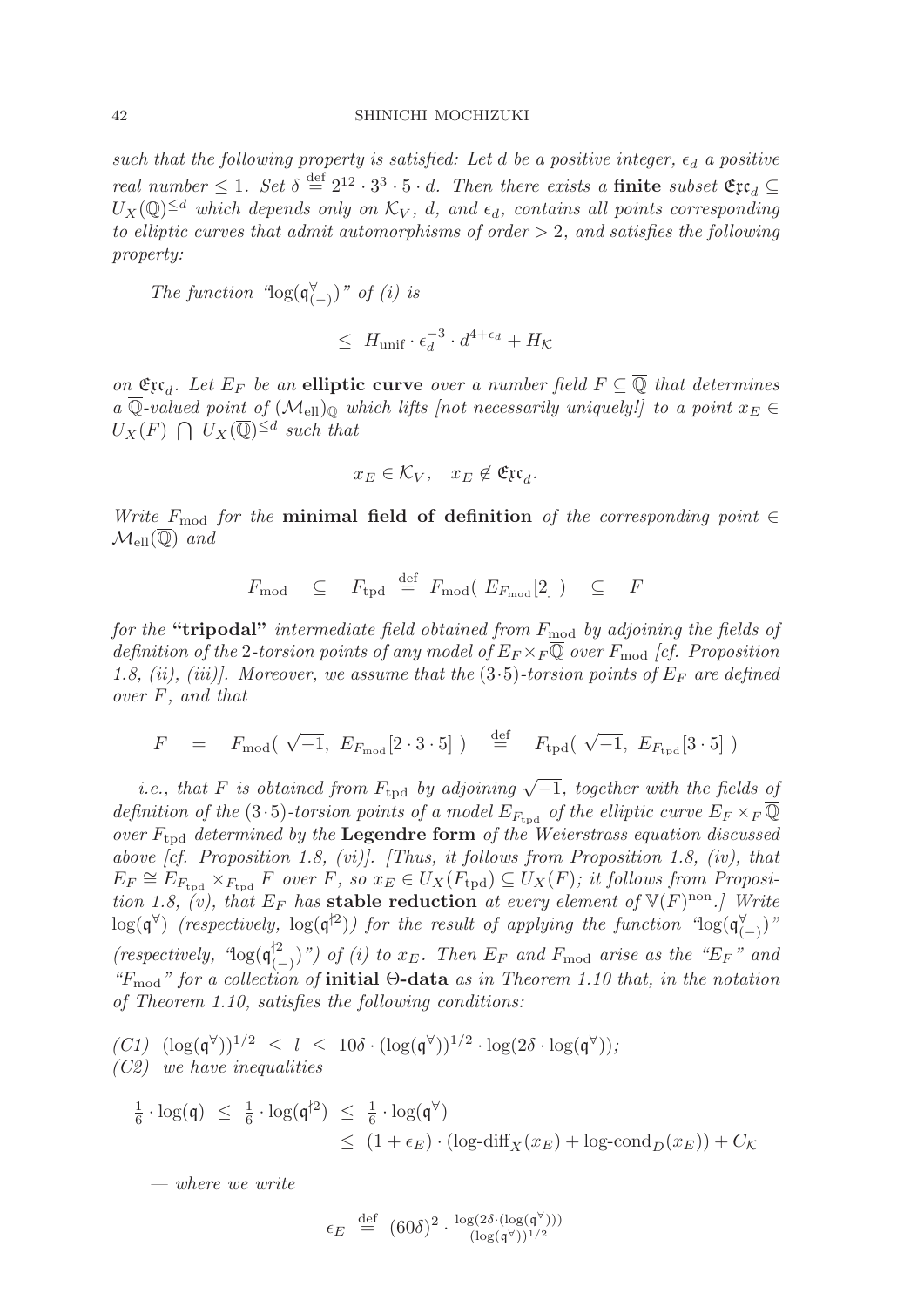*such that the following property is satisfied: Let $d$ be a positive integer, $\epsilon_d$ a positive real number $\leq 1$. Set $\delta \stackrel{\mathrm{def}}{=} 2^{12} \cdot 3^3 \cdot 5 \cdot d$. Then there exists a* **finite** *subset $\mathfrak{Exc}_d \subseteq U_X(\overline{\mathbb{Q}})^{\leq d}$ which depends only on $\mathcal{K}_V$, $d$, and $\epsilon_d$, contains all points corresponding to elliptic curves that admit automorphisms of order $> 2$, and satisfies the following property:*

> *The function "$\log(\mathfrak{q}^{\forall}_{(-)})$" of (i) is*
>
> $$\leq \ H_{\mathrm{unif}} \cdot \epsilon_d^{-3} \cdot d^{4+\epsilon_d} + H_{\mathcal{K}}$$

*on $\mathfrak{Exc}_d$. Let $E_F$ be an* **elliptic curve** *over a number field $F \subseteq \overline{\mathbb{Q}}$ that determines a $\overline{\mathbb{Q}}$-valued point of $(\mathcal{M}_{\mathrm{ell}})_{\mathbb{Q}}$ which lifts [not necessarily uniquely!] to a point $x_E \in U_X(F) \bigcap U_X(\overline{\mathbb{Q}})^{\leq d}$ such that*

$$x_E \in \mathcal{K}_V, \quad x_E \notin \mathfrak{Exc}_d.$$

*Write $F_{\mathrm{mod}}$ for the* **minimal field of definition** *of the corresponding point $\in \mathcal{M}_{\mathrm{ell}}(\overline{\mathbb{Q}})$ and*

$$F_{\mathrm{mod}} \quad \subseteq \quad F_{\mathrm{tpd}} \ \stackrel{\mathrm{def}}{=} \ F_{\mathrm{mod}}(\ E_{F_{\mathrm{mod}}}[2]\ ) \quad \subseteq \quad F$$

*for the* **"tripodal"** *intermediate field obtained from $F_{\mathrm{mod}}$ by adjoining the fields of definition of the 2-torsion points of any model of $E_F \times_F \overline{\mathbb{Q}}$ over $F_{\mathrm{mod}}$ [cf. Proposition 1.8, (ii), (iii)]. Moreover, we assume that the $(3 \cdot 5)$-torsion points of $E_F$ are defined over $F$, and that*

$$F \quad = \quad F_{\mathrm{mod}}(\ \sqrt{-1},\ E_{F_{\mathrm{mod}}}[2 \cdot 3 \cdot 5]\ ) \quad \stackrel{\mathrm{def}}{=} \quad F_{\mathrm{tpd}}(\ \sqrt{-1},\ E_{F_{\mathrm{tpd}}}[3 \cdot 5]\ )$$

*— i.e., that $F$ is obtained from $F_{\mathrm{tpd}}$ by adjoining $\sqrt{-1}$, together with the fields of definition of the $(3 \cdot 5)$-torsion points of a model $E_{F_{\mathrm{tpd}}}$ of the elliptic curve $E_F \times_F \overline{\mathbb{Q}}$ over $F_{\mathrm{tpd}}$ determined by the* **Legendre form** *of the Weierstrass equation discussed above [cf. Proposition 1.8, (vi)]. [Thus, it follows from Proposition 1.8, (iv), that $E_F \cong E_{F_{\mathrm{tpd}}} \times_{F_{\mathrm{tpd}}} F$ over $F$, so $x_E \in U_X(F_{\mathrm{tpd}}) \subseteq U_X(F)$; it follows from Proposition 1.8, (v), that $E_F$ has* **stable reduction** *at every element of $\mathbb{V}(F)^{\mathrm{non}}$.] Write $\log(\mathfrak{q}^{\forall})$ (respectively, $\log(\mathfrak{q}^{\dagger 2})$) for the result of applying the function "$\log(\mathfrak{q}^{\forall}_{(-)})$" (respectively, "$\log(\mathfrak{q}^{\dagger 2}_{(-)})$") of (i) to $x_E$. Then $E_F$ and $F_{\mathrm{mod}}$ arise as the "$E_F$" and "$F_{\mathrm{mod}}$" for a collection of* **initial $\Theta$-data** *as in Theorem 1.10 that, in the notation of Theorem 1.10, satisfies the following conditions:*

*(C1)* $(\log(\mathfrak{q}^{\forall}))^{1/2} \ \leq \ l \ \leq \ 10\delta \cdot (\log(\mathfrak{q}^{\forall}))^{1/2} \cdot \log(2\delta \cdot \log(\mathfrak{q}^{\forall}))$;

*(C2) we have inequalities*

$$\begin{aligned} \tfrac{1}{6} \cdot \log(\mathfrak{q}) \ \leq \ \tfrac{1}{6} \cdot \log(\mathfrak{q}^{\dagger 2}) \ &\leq \ \tfrac{1}{6} \cdot \log(\mathfrak{q}^{\forall}) \\ &\leq \ (1 + \epsilon_E) \cdot (\text{log-diff}_X(x_E) + \text{log-cond}_D(x_E)) + C_{\mathcal{K}} \end{aligned}$$

*— where we write*

$$\epsilon_E \ \stackrel{\mathrm{def}}{=} \ (60\delta)^2 \cdot \frac{\log(2\delta \cdot (\log(\mathfrak{q}^{\forall})))}{(\log(\mathfrak{q}^{\forall}))^{1/2}}$$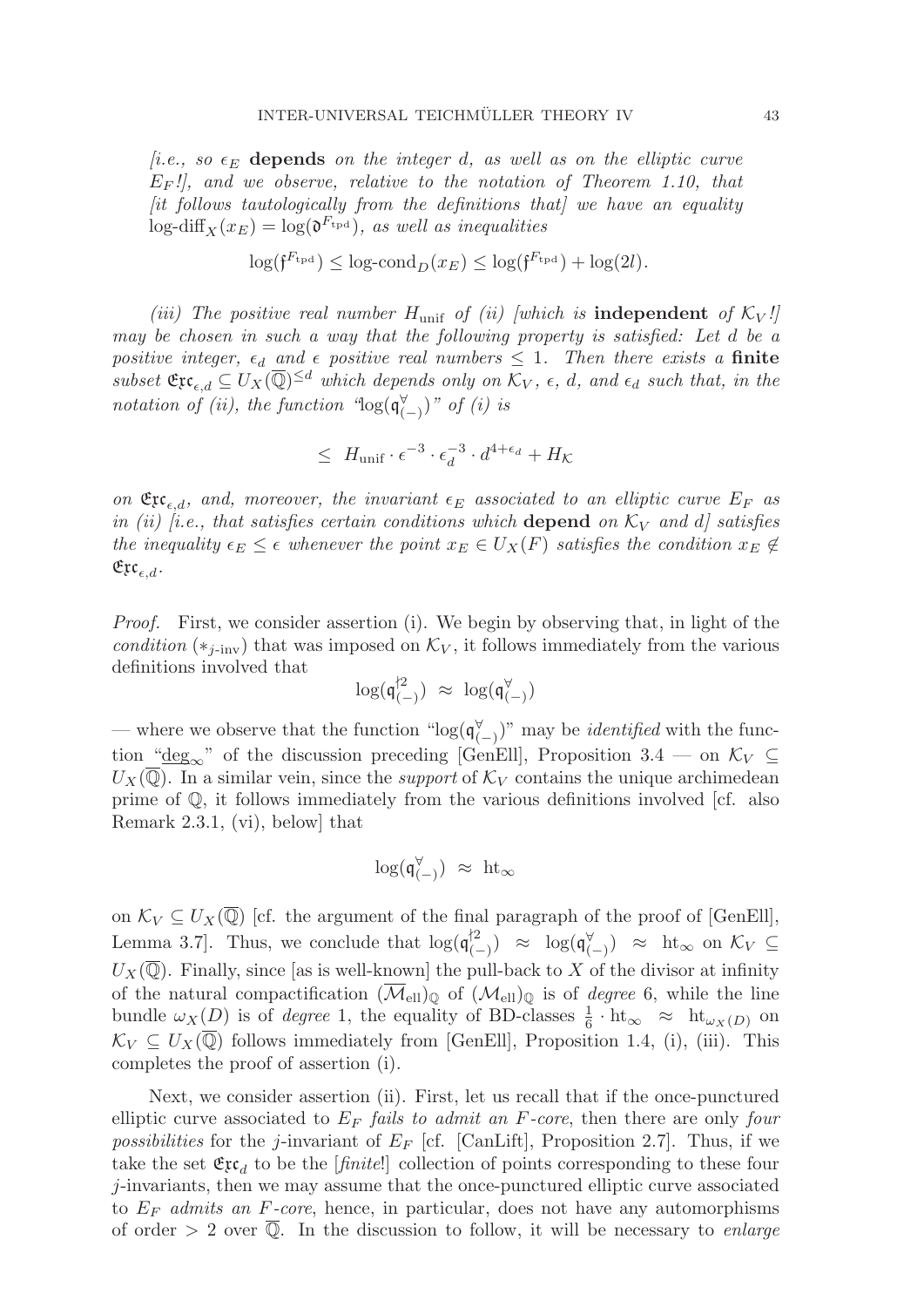*[i.e., so $\epsilon_E$* **depends** *on the integer $d$, as well as on the elliptic curve $E_F$!], and we observe, relative to the notation of Theorem 1.10, that [it follows tautologically from the definitions that] we have an equality $\text{log-diff}_X(x_E) = \log(\mathfrak{d}^{F_{\text{tpd}}})$, as well as inequalities*

$$\log(\mathfrak{f}^{F_{\text{tpd}}}) \leq \text{log-cond}_D(x_E) \leq \log(\mathfrak{f}^{F_{\text{tpd}}}) + \log(2l).$$

*(iii) The positive real number $H_{\text{unif}}$ of (ii) [which is* **independent** *of $\mathcal{K}_V$!] may be chosen in such a way that the following property is satisfied: Let $d$ be a positive integer, $\epsilon_d$ and $\epsilon$ positive real numbers $\leq 1$. Then there exists a* **finite** *subset $\mathfrak{Exc}_{\epsilon,d} \subseteq U_X(\overline{\mathbb{Q}})^{\leq d}$ which depends only on $\mathcal{K}_V$, $\epsilon$, $d$, and $\epsilon_d$ such that, in the notation of (ii), the function "$\log(\mathfrak{q}^{\forall}_{(-)})$" of (i) is*

$$\leq \; H_{\text{unif}} \cdot \epsilon^{-3} \cdot \epsilon_d^{-3} \cdot d^{4+\epsilon_d} + H_{\mathcal{K}}$$

*on $\mathfrak{Exc}_{\epsilon,d}$, and, moreover, the invariant $\epsilon_E$ associated to an elliptic curve $E_F$ as in (ii) [i.e., that satisfies certain conditions which* **depend** *on $\mathcal{K}_V$ and $d$] satisfies the inequality $\epsilon_E \leq \epsilon$ whenever the point $x_E \in U_X(F)$ satisfies the condition $x_E \notin \mathfrak{Exc}_{\epsilon,d}$.*

*Proof.* First, we consider assertion (i). We begin by observing that, in light of the *condition* $(*_{j\text{-inv}})$ that was imposed on $\mathcal{K}_V$, it follows immediately from the various definitions involved that

$$\log(\mathfrak{q}^{\dagger 2}_{(-)}) \;\approx\; \log(\mathfrak{q}^{\forall}_{(-)})$$

— where we observe that the function "$\log(\mathfrak{q}^{\forall}_{(-)})$" may be *identified* with the function "$\underline{\deg}_{\infty}$" of the discussion preceding [GenEll], Proposition 3.4 — on $\mathcal{K}_V \subseteq U_X(\overline{\mathbb{Q}})$. In a similar vein, since the *support* of $\mathcal{K}_V$ contains the unique archimedean prime of $\mathbb{Q}$, it follows immediately from the various definitions involved [cf. also Remark 2.3.1, (vi), below] that

$$\log(\mathfrak{q}^{\forall}_{(-)}) \;\approx\; \text{ht}_{\infty}$$

on $\mathcal{K}_V \subseteq U_X(\overline{\mathbb{Q}})$ [cf. the argument of the final paragraph of the proof of [GenEll], Lemma 3.7]. Thus, we conclude that $\log(\mathfrak{q}^{\dagger 2}_{(-)}) \;\approx\; \log(\mathfrak{q}^{\forall}_{(-)}) \;\approx\; \text{ht}_{\infty}$ on $\mathcal{K}_V \subseteq U_X(\overline{\mathbb{Q}})$. Finally, since [as is well-known] the pull-back to $X$ of the divisor at infinity of the natural compactification $(\overline{\mathcal{M}}_{\text{ell}})_{\mathbb{Q}}$ of $(\mathcal{M}_{\text{ell}})_{\mathbb{Q}}$ is of *degree* 6, while the line bundle $\omega_X(D)$ is of *degree* 1, the equality of BD-classes $\frac{1}{6} \cdot \text{ht}_{\infty} \;\approx\; \text{ht}_{\omega_X(D)}$ on $\mathcal{K}_V \subseteq U_X(\overline{\mathbb{Q}})$ follows immediately from [GenEll], Proposition 1.4, (i), (iii). This completes the proof of assertion (i).

Next, we consider assertion (ii). First, let us recall that if the once-punctured elliptic curve associated to $E_F$ *fails to admit an $F$-core*, then there are only *four possibilities* for the $j$-invariant of $E_F$ [cf. [CanLift], Proposition 2.7]. Thus, if we take the set $\mathfrak{Exc}_d$ to be the [*finite*!] collection of points corresponding to these four $j$-invariants, then we may assume that the once-punctured elliptic curve associated to $E_F$ *admits an $F$-core*, hence, in particular, does not have any automorphisms of order $> 2$ over $\overline{\mathbb{Q}}$. In the discussion to follow, it will be necessary to *enlarge*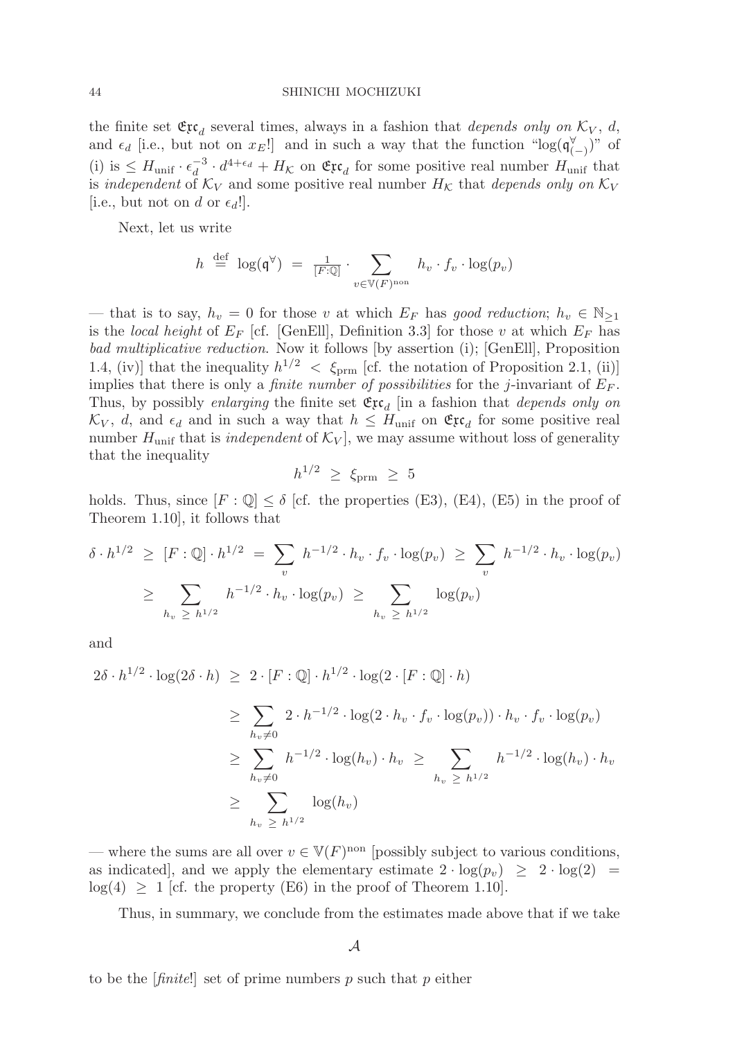the finite set $\mathfrak{Exc}_d$ several times, always in a fashion that *depends only on* $\mathcal{K}_V$, $d$, and $\epsilon_d$ [i.e., but not on $x_E$!] and in such a way that the function "$\log(\mathfrak{q}^{\forall}_{(-)})$" of (i) is $\leq H_{\mathrm{unif}} \cdot \epsilon_d^{-3} \cdot d^{4+\epsilon_d} + H_{\mathcal{K}}$ on $\mathfrak{Exc}_d$ for some positive real number $H_{\mathrm{unif}}$ that is *independent* of $\mathcal{K}_V$ and some positive real number $H_{\mathcal{K}}$ that *depends only on* $\mathcal{K}_V$ [i.e., but not on $d$ or $\epsilon_d$!].

Next, let us write

$$h \stackrel{\mathrm{def}}{=} \log(\mathfrak{q}^{\forall}) = \frac{1}{[F:\mathbb{Q}]} \cdot \sum_{v \in \mathbb{V}(F)^{\mathrm{non}}} h_v \cdot f_v \cdot \log(p_v)$$

— that is to say, $h_v = 0$ for those $v$ at which $E_F$ has *good reduction*; $h_v \in \mathbb{N}_{\geq 1}$ is the *local height* of $E_F$ [cf. [GenEll], Definition 3.3] for those $v$ at which $E_F$ has *bad multiplicative reduction*. Now it follows [by assertion (i); [GenEll], Proposition 1.4, (iv)] that the inequality $h^{1/2} < \xi_{\mathrm{prm}}$ [cf. the notation of Proposition 2.1, (ii)] implies that there is only a *finite number of possibilities* for the $j$-invariant of $E_F$. Thus, by possibly *enlarging* the finite set $\mathfrak{Exc}_d$ [in a fashion that *depends only on* $\mathcal{K}_V$, $d$, and $\epsilon_d$ and in such a way that $h \leq H_{\mathrm{unif}}$ on $\mathfrak{Exc}_d$ for some positive real number $H_{\mathrm{unif}}$ that is *independent* of $\mathcal{K}_V$], we may assume without loss of generality that the inequality

$$h^{1/2} \geq \xi_{\mathrm{prm}} \geq 5$$

holds. Thus, since $[F:\mathbb{Q}] \leq \delta$ [cf. the properties (E3), (E4), (E5) in the proof of Theorem 1.10], it follows that

$$\begin{aligned}
\delta \cdot h^{1/2} &\geq [F:\mathbb{Q}] \cdot h^{1/2} = \sum_v h^{-1/2} \cdot h_v \cdot f_v \cdot \log(p_v) \geq \sum_v h^{-1/2} \cdot h_v \cdot \log(p_v) \\
&\geq \sum_{h_v \geq h^{1/2}} h^{-1/2} \cdot h_v \cdot \log(p_v) \geq \sum_{h_v \geq h^{1/2}} \log(p_v)
\end{aligned}$$

and

$$\begin{aligned}
2\delta \cdot h^{1/2} \cdot \log(2\delta \cdot h) &\geq 2 \cdot [F:\mathbb{Q}] \cdot h^{1/2} \cdot \log(2 \cdot [F:\mathbb{Q}] \cdot h) \\
&\geq \sum_{h_v \neq 0} 2 \cdot h^{-1/2} \cdot \log(2 \cdot h_v \cdot f_v \cdot \log(p_v)) \cdot h_v \cdot f_v \cdot \log(p_v) \\
&\geq \sum_{h_v \neq 0} h^{-1/2} \cdot \log(h_v) \cdot h_v \geq \sum_{h_v \geq h^{1/2}} h^{-1/2} \cdot \log(h_v) \cdot h_v \\
&\geq \sum_{h_v \geq h^{1/2}} \log(h_v)
\end{aligned}$$

— where the sums are all over $v \in \mathbb{V}(F)^{\mathrm{non}}$ [possibly subject to various conditions, as indicated], and we apply the elementary estimate $2 \cdot \log(p_v) \geq 2 \cdot \log(2) = \log(4) \geq 1$ [cf. the property (E6) in the proof of Theorem 1.10].

Thus, in summary, we conclude from the estimates made above that if we take

$$\mathcal{A}$$

to be the [*finite*!] set of prime numbers $p$ such that $p$ either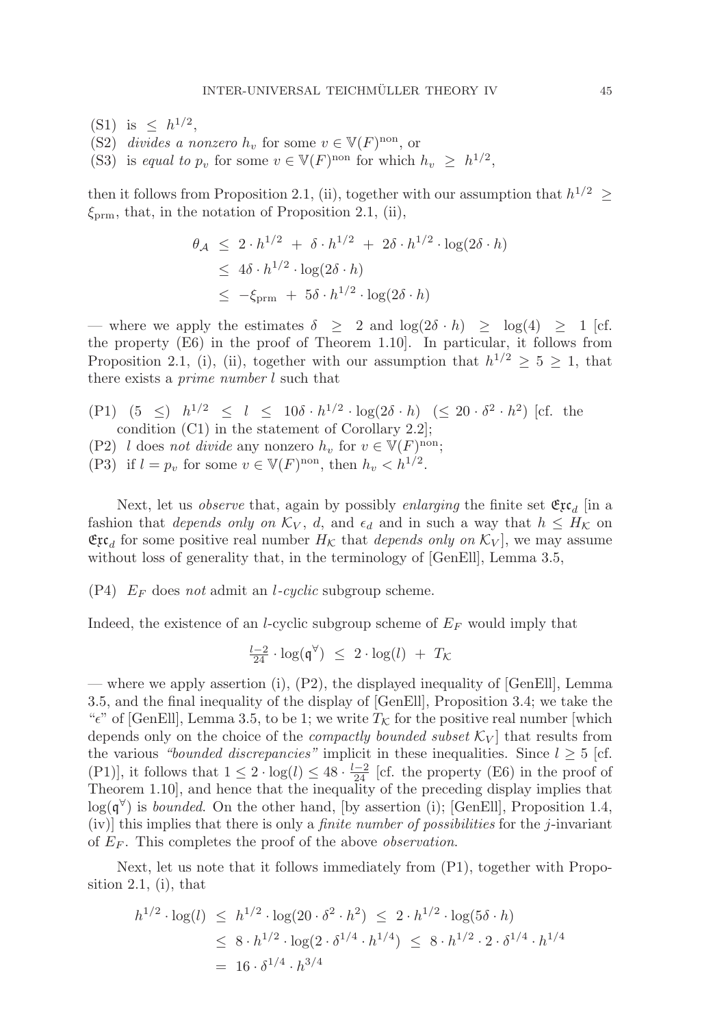(S1) is $\leq h^{1/2}$,

(S2) *divides a nonzero* $h_v$ for some $v \in \mathbb{V}(F)^{\text{non}}$, or

(S3) is *equal to* $p_v$ for some $v \in \mathbb{V}(F)^{\text{non}}$ for which $h_v \geq h^{1/2}$,

then it follows from Proposition 2.1, (ii), together with our assumption that $h^{1/2} \geq \xi_{\text{prm}}$, that, in the notation of Proposition 2.1, (ii),

$$
\begin{aligned}
\theta_{\mathcal{A}} \;&\leq\; 2 \cdot h^{1/2} \;+\; \delta \cdot h^{1/2} \;+\; 2\delta \cdot h^{1/2} \cdot \log(2\delta \cdot h) \\
&\leq\; 4\delta \cdot h^{1/2} \cdot \log(2\delta \cdot h) \\
&\leq\; -\xi_{\text{prm}} \;+\; 5\delta \cdot h^{1/2} \cdot \log(2\delta \cdot h)
\end{aligned}
$$

— where we apply the estimates $\delta \geq 2$ and $\log(2\delta \cdot h) \geq \log(4) \geq 1$ [cf. the property (E6) in the proof of Theorem 1.10]. In particular, it follows from Proposition 2.1, (i), (ii), together with our assumption that $h^{1/2} \geq 5 \geq 1$, that there exists a *prime number* $l$ such that

(P1) $(5 \leq)\; h^{1/2} \leq l \leq 10\delta \cdot h^{1/2} \cdot \log(2\delta \cdot h) \;\; (\leq 20 \cdot \delta^2 \cdot h^2)$ [cf. the condition (C1) in the statement of Corollary 2.2];

(P2) $l$ does *not divide* any nonzero $h_v$ for $v \in \mathbb{V}(F)^{\text{non}}$;

(P3) if $l = p_v$ for some $v \in \mathbb{V}(F)^{\text{non}}$, then $h_v < h^{1/2}$.

Next, let us *observe* that, again by possibly *enlarging* the finite set $\mathfrak{Exc}_d$ [in a fashion that *depends only on* $\mathcal{K}_V$, $d$, and $\epsilon_d$ and in such a way that $h \leq H_{\mathcal{K}}$ on $\mathfrak{Exc}_d$ for some positive real number $H_{\mathcal{K}}$ that *depends only on* $\mathcal{K}_V$], we may assume without loss of generality that, in the terminology of [GenEll], Lemma 3.5,

(P4) $E_F$ does *not* admit an *$l$-cyclic* subgroup scheme.

Indeed, the existence of an $l$-cyclic subgroup scheme of $E_F$ would imply that

$$
\tfrac{l-2}{24} \cdot \log(\mathfrak{q}^{\forall}) \;\leq\; 2 \cdot \log(l) \;+\; T_{\mathcal{K}}
$$

— where we apply assertion (i), (P2), the displayed inequality of [GenEll], Lemma 3.5, and the final inequality of the display of [GenEll], Proposition 3.4; we take the "$\epsilon$" of [GenEll], Lemma 3.5, to be 1; we write $T_{\mathcal{K}}$ for the positive real number [which depends only on the choice of the *compactly bounded subset* $\mathcal{K}_V$] that results from the various *"bounded discrepancies"* implicit in these inequalities. Since $l \geq 5$ [cf. (P1)], it follows that $1 \leq 2 \cdot \log(l) \leq 48 \cdot \frac{l-2}{24}$ [cf. the property (E6) in the proof of Theorem 1.10], and hence that the inequality of the preceding display implies that $\log(\mathfrak{q}^{\forall})$ is *bounded*. On the other hand, [by assertion (i); [GenEll], Proposition 1.4, (iv)] this implies that there is only a *finite number of possibilities* for the $j$-invariant of $E_F$. This completes the proof of the above *observation*.

Next, let us note that it follows immediately from (P1), together with Proposition 2.1, (i), that

$$
\begin{aligned}
h^{1/2} \cdot \log(l) \;&\leq\; h^{1/2} \cdot \log(20 \cdot \delta^2 \cdot h^2) \;\leq\; 2 \cdot h^{1/2} \cdot \log(5\delta \cdot h) \\
&\leq\; 8 \cdot h^{1/2} \cdot \log(2 \cdot \delta^{1/4} \cdot h^{1/4}) \;\leq\; 8 \cdot h^{1/2} \cdot 2 \cdot \delta^{1/4} \cdot h^{1/4} \\
&=\; 16 \cdot \delta^{1/4} \cdot h^{3/4}
\end{aligned}
$$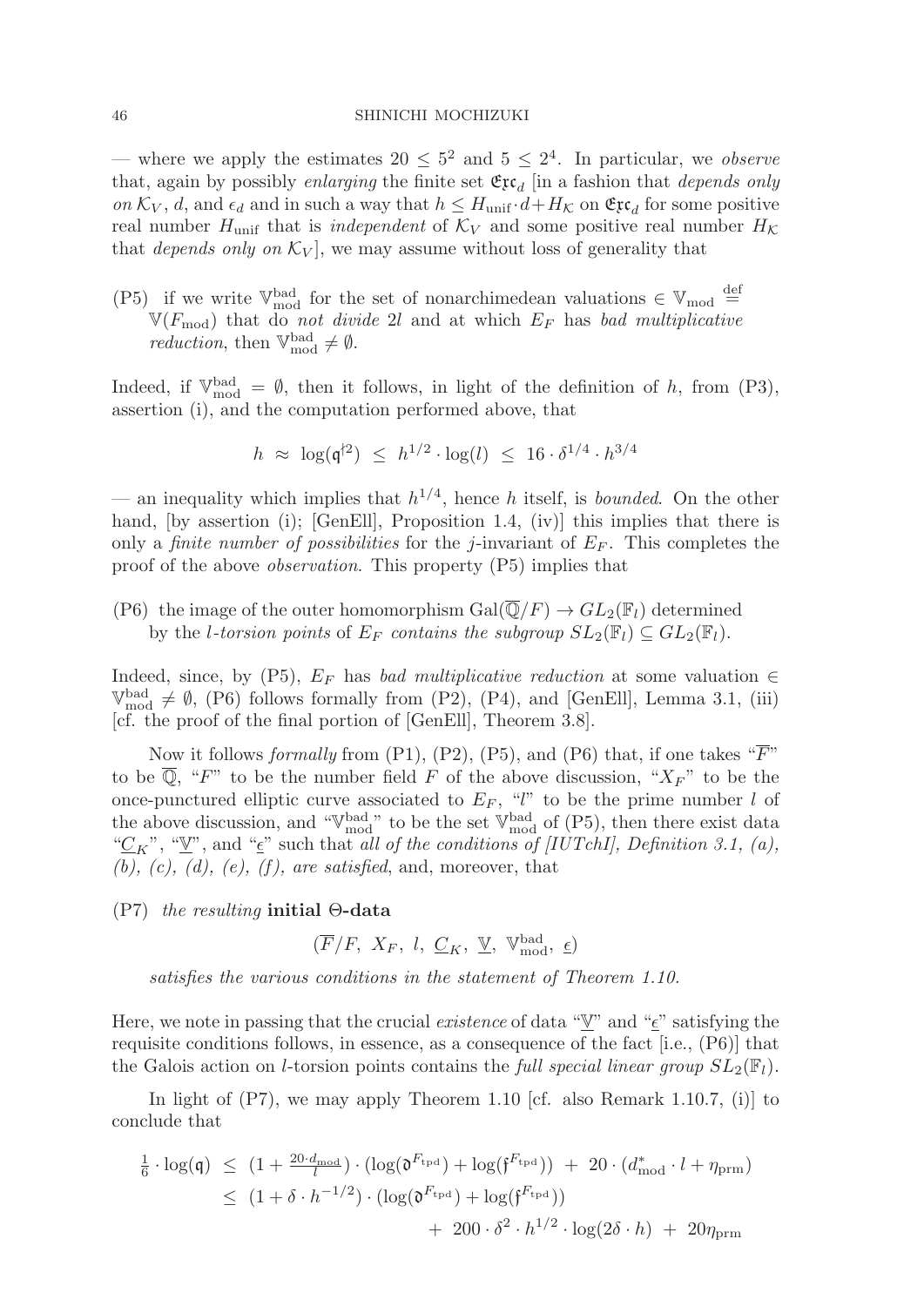— where we apply the estimates $20 \leq 5^2$ and $5 \leq 2^4$. In particular, we *observe* that, again by possibly *enlarging* the finite set $\mathfrak{Exc}_d$ [in a fashion that *depends only on* $\mathcal{K}_V$, $d$, and $\epsilon_d$ and in such a way that $h \leq H_{\text{unif}} \cdot d + H_{\mathcal{K}}$ on $\mathfrak{Exc}_d$ for some positive real number $H_{\text{unif}}$ that is *independent* of $\mathcal{K}_V$ and some positive real number $H_{\mathcal{K}}$ that *depends only on* $\mathcal{K}_V$], we may assume without loss of generality that

(P5) if we write $\mathbb{V}_{\text{mod}}^{\text{bad}}$ for the set of nonarchimedean valuations $\in \mathbb{V}_{\text{mod}} \stackrel{\text{def}}{=} \mathbb{V}(F_{\text{mod}})$ that do *not divide* $2l$ and at which $E_F$ has *bad multiplicative reduction*, then $\mathbb{V}_{\text{mod}}^{\text{bad}} \neq \emptyset$.

Indeed, if $\mathbb{V}_{\text{mod}}^{\text{bad}} = \emptyset$, then it follows, in light of the definition of $h$, from (P3), assertion (i), and the computation performed above, that

$$h \;\approx\; \log(\mathfrak{q}^{\dagger 2}) \;\leq\; h^{1/2} \cdot \log(l) \;\leq\; 16 \cdot \delta^{1/4} \cdot h^{3/4}$$

— an inequality which implies that $h^{1/4}$, hence $h$ itself, is *bounded*. On the other hand, [by assertion (i); [GenEll], Proposition 1.4, (iv)] this implies that there is only a *finite number of possibilities* for the $j$-invariant of $E_F$. This completes the proof of the above *observation*. This property (P5) implies that

(P6) the image of the outer homomorphism $\text{Gal}(\overline{\mathbb{Q}}/F) \to GL_2(\mathbb{F}_l)$ determined by the *l-torsion points* of $E_F$ *contains the subgroup* $SL_2(\mathbb{F}_l) \subseteq GL_2(\mathbb{F}_l)$.

Indeed, since, by (P5), $E_F$ has *bad multiplicative reduction* at some valuation $\in \mathbb{V}_{\text{mod}}^{\text{bad}} \neq \emptyset$, (P6) follows formally from (P2), (P4), and [GenEll], Lemma 3.1, (iii) [cf. the proof of the final portion of [GenEll], Theorem 3.8].

Now it follows *formally* from (P1), (P2), (P5), and (P6) that, if one takes "$\overline{F}$" to be $\overline{\mathbb{Q}}$, "$F$" to be the number field $F$ of the above discussion, "$X_F$" to be the once-punctured elliptic curve associated to $E_F$, "$l$" to be the prime number $l$ of the above discussion, and "$\mathbb{V}_{\text{mod}}^{\text{bad}}$" to be the set $\mathbb{V}_{\text{mod}}^{\text{bad}}$ of (P5), then there exist data "$\underline{C}_K$", "$\underline{\mathbb{V}}$", and "$\underline{\epsilon}$" such that *all of the conditions of [IUTchI], Definition 3.1, (a), (b), (c), (d), (e), (f), are satisfied*, and, moreover, that

(P7) *the resulting* **initial Θ-data**

$$(\overline{F}/F,\ X_F,\ l,\ \underline{C}_K,\ \underline{\mathbb{V}},\ \mathbb{V}_{\text{mod}}^{\text{bad}},\ \underline{\epsilon})$$

*satisfies the various conditions in the statement of Theorem 1.10.*

Here, we note in passing that the crucial *existence* of data "$\underline{\mathbb{V}}$" and "$\underline{\epsilon}$" satisfying the requisite conditions follows, in essence, as a consequence of the fact [i.e., (P6)] that the Galois action on $l$-torsion points contains the *full special linear group* $SL_2(\mathbb{F}_l)$.

In light of (P7), we may apply Theorem 1.10 [cf. also Remark 1.10.7, (i)] to conclude that

$$\begin{aligned}
\tfrac{1}{6} \cdot \log(\mathfrak{q}) \;&\leq\; (1 + \tfrac{20 \cdot d_{\text{mod}}}{l}) \cdot (\log(\mathfrak{d}^{F_{\text{tpd}}}) + \log(\mathfrak{f}^{F_{\text{tpd}}})) \;+\; 20 \cdot (d^*_{\text{mod}} \cdot l + \eta_{\text{prm}}) \\
&\leq\; (1 + \delta \cdot h^{-1/2}) \cdot (\log(\mathfrak{d}^{F_{\text{tpd}}}) + \log(\mathfrak{f}^{F_{\text{tpd}}})) \\
&\qquad\qquad +\; 200 \cdot \delta^2 \cdot h^{1/2} \cdot \log(2\delta \cdot h) \;+\; 20\eta_{\text{prm}}
\end{aligned}$$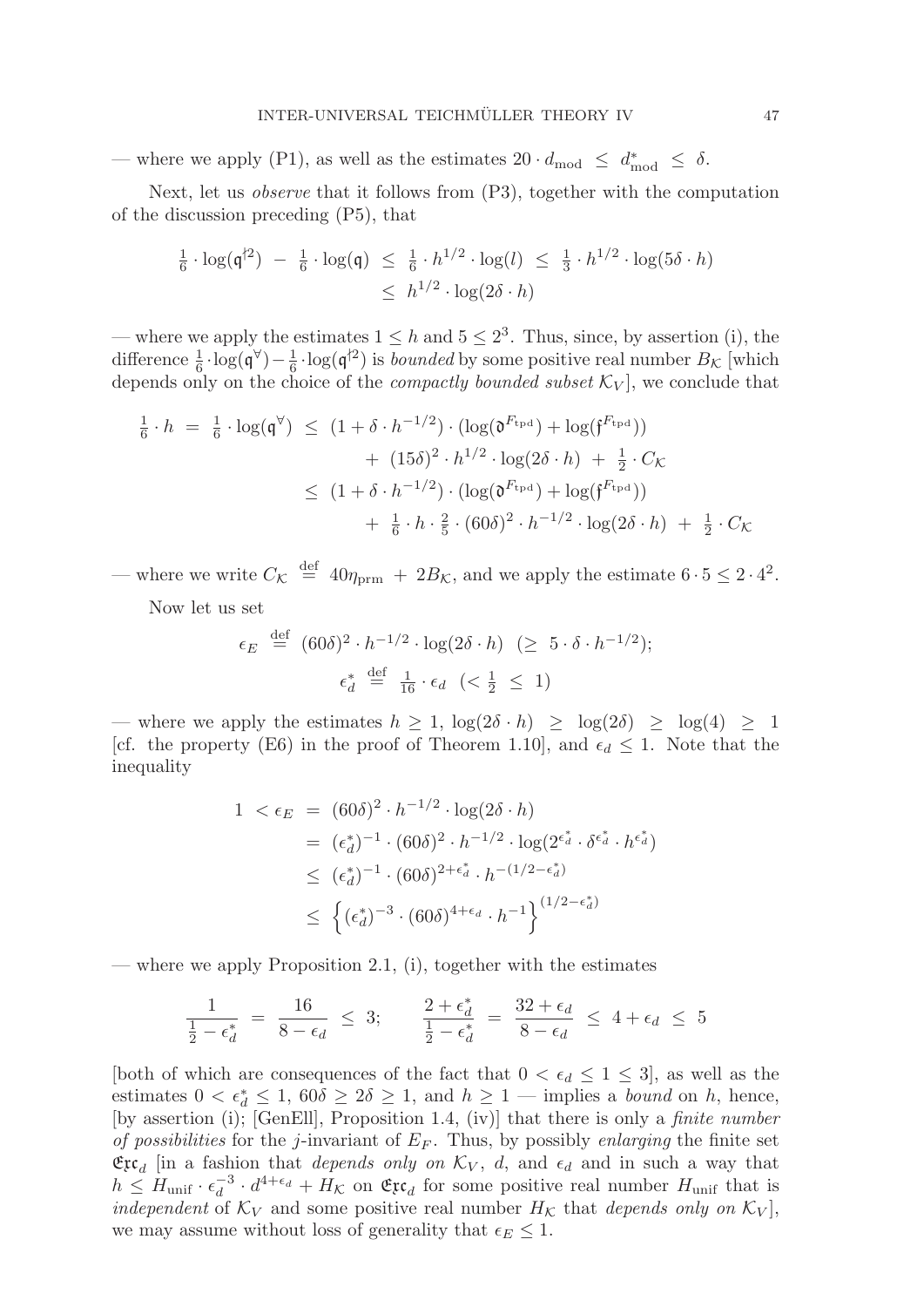— where we apply (P1), as well as the estimates $20 \cdot d_{\text{mod}} \leq d^*_{\text{mod}} \leq \delta$.

Next, let us *observe* that it follows from (P3), together with the computation of the discussion preceding (P5), that

$$\begin{aligned}
\tfrac{1}{6} \cdot \log(\mathfrak{q}^{\dagger 2}) \ - \ \tfrac{1}{6} \cdot \log(\mathfrak{q}) \ &\leq \ \tfrac{1}{6} \cdot h^{1/2} \cdot \log(l) \ \leq \ \tfrac{1}{3} \cdot h^{1/2} \cdot \log(5\delta \cdot h) \\
&\leq \ h^{1/2} \cdot \log(2\delta \cdot h)
\end{aligned}$$

— where we apply the estimates $1 \leq h$ and $5 \leq 2^3$. Thus, since, by assertion (i), the difference $\frac{1}{6} \cdot \log(\mathfrak{q}^{\forall}) - \frac{1}{6} \cdot \log(\mathfrak{q}^{\dagger 2})$ is *bounded* by some positive real number $B_{\mathcal{K}}$ [which depends only on the choice of the *compactly bounded subset* $\mathcal{K}_V$], we conclude that

$$\begin{aligned}
\tfrac{1}{6} \cdot h \ = \ \tfrac{1}{6} \cdot \log(\mathfrak{q}^{\forall}) \ &\leq \ (1 + \delta \cdot h^{-1/2}) \cdot (\log(\mathfrak{d}^{F_{\text{tpd}}}) + \log(\mathfrak{f}^{F_{\text{tpd}}})) \\
&\qquad + \ (15\delta)^2 \cdot h^{1/2} \cdot \log(2\delta \cdot h) \ + \ \tfrac{1}{2} \cdot C_{\mathcal{K}} \\
&\leq \ (1 + \delta \cdot h^{-1/2}) \cdot (\log(\mathfrak{d}^{F_{\text{tpd}}}) + \log(\mathfrak{f}^{F_{\text{tpd}}})) \\
&\qquad + \ \tfrac{1}{6} \cdot h \cdot \tfrac{2}{5} \cdot (60\delta)^2 \cdot h^{-1/2} \cdot \log(2\delta \cdot h) \ + \ \tfrac{1}{2} \cdot C_{\mathcal{K}}
\end{aligned}$$

— where we write $C_{\mathcal{K}} \stackrel{\text{def}}{=} 40\eta_{\text{prm}} + 2B_{\mathcal{K}}$, and we apply the estimate $6 \cdot 5 \leq 2 \cdot 4^2$.

Now let us set

$$\epsilon_E \ \stackrel{\text{def}}{=} \ (60\delta)^2 \cdot h^{-1/2} \cdot \log(2\delta \cdot h) \ \ (\geq \ 5 \cdot \delta \cdot h^{-1/2});$$

$$\epsilon^*_d \ \stackrel{\text{def}}{=} \ \tfrac{1}{16} \cdot \epsilon_d \ \ (< \tfrac{1}{2} \ \leq \ 1)$$

— where we apply the estimates $h \geq 1$, $\log(2\delta \cdot h) \geq \log(2\delta) \geq \log(4) \geq 1$ [cf. the property (E6) in the proof of Theorem 1.10], and $\epsilon_d \leq 1$. Note that the inequality

$$\begin{aligned}
1 \ < \epsilon_E \ &= \ (60\delta)^2 \cdot h^{-1/2} \cdot \log(2\delta \cdot h) \\
&= \ (\epsilon^*_d)^{-1} \cdot (60\delta)^2 \cdot h^{-1/2} \cdot \log(2^{\epsilon^*_d} \cdot \delta^{\epsilon^*_d} \cdot h^{\epsilon^*_d}) \\
&\leq \ (\epsilon^*_d)^{-1} \cdot (60\delta)^{2+\epsilon^*_d} \cdot h^{-(1/2 - \epsilon^*_d)} \\
&\leq \ \left\{ (\epsilon^*_d)^{-3} \cdot (60\delta)^{4+\epsilon_d} \cdot h^{-1} \right\}^{(1/2 - \epsilon^*_d)}
\end{aligned}$$

— where we apply Proposition 2.1, (i), together with the estimates

$$\frac{1}{\frac{1}{2} - \epsilon^*_d} \ = \ \frac{16}{8 - \epsilon_d} \ \leq \ 3; \qquad \frac{2 + \epsilon^*_d}{\frac{1}{2} - \epsilon^*_d} \ = \ \frac{32 + \epsilon_d}{8 - \epsilon_d} \ \leq \ 4 + \epsilon_d \ \leq \ 5$$

[both of which are consequences of the fact that $0 < \epsilon_d \leq 1 \leq 3$], as well as the estimates $0 < \epsilon^*_d \leq 1$, $60\delta \geq 2\delta \geq 1$, and $h \geq 1$ — implies a *bound* on $h$, hence, [by assertion (i); [GenEll], Proposition 1.4, (iv)] that there is only a *finite number of possibilities* for the $j$-invariant of $E_F$. Thus, by possibly *enlarging* the finite set $\mathfrak{Exc}_d$ [in a fashion that *depends only on* $\mathcal{K}_V$, $d$, and $\epsilon_d$ and in such a way that $h \leq H_{\text{unif}} \cdot \epsilon_d^{-3} \cdot d^{4+\epsilon_d} + H_{\mathcal{K}}$ on $\mathfrak{Exc}_d$ for some positive real number $H_{\text{unif}}$ that is *independent* of $\mathcal{K}_V$ and some positive real number $H_{\mathcal{K}}$ that *depends only on* $\mathcal{K}_V$], we may assume without loss of generality that $\epsilon_E \leq 1$.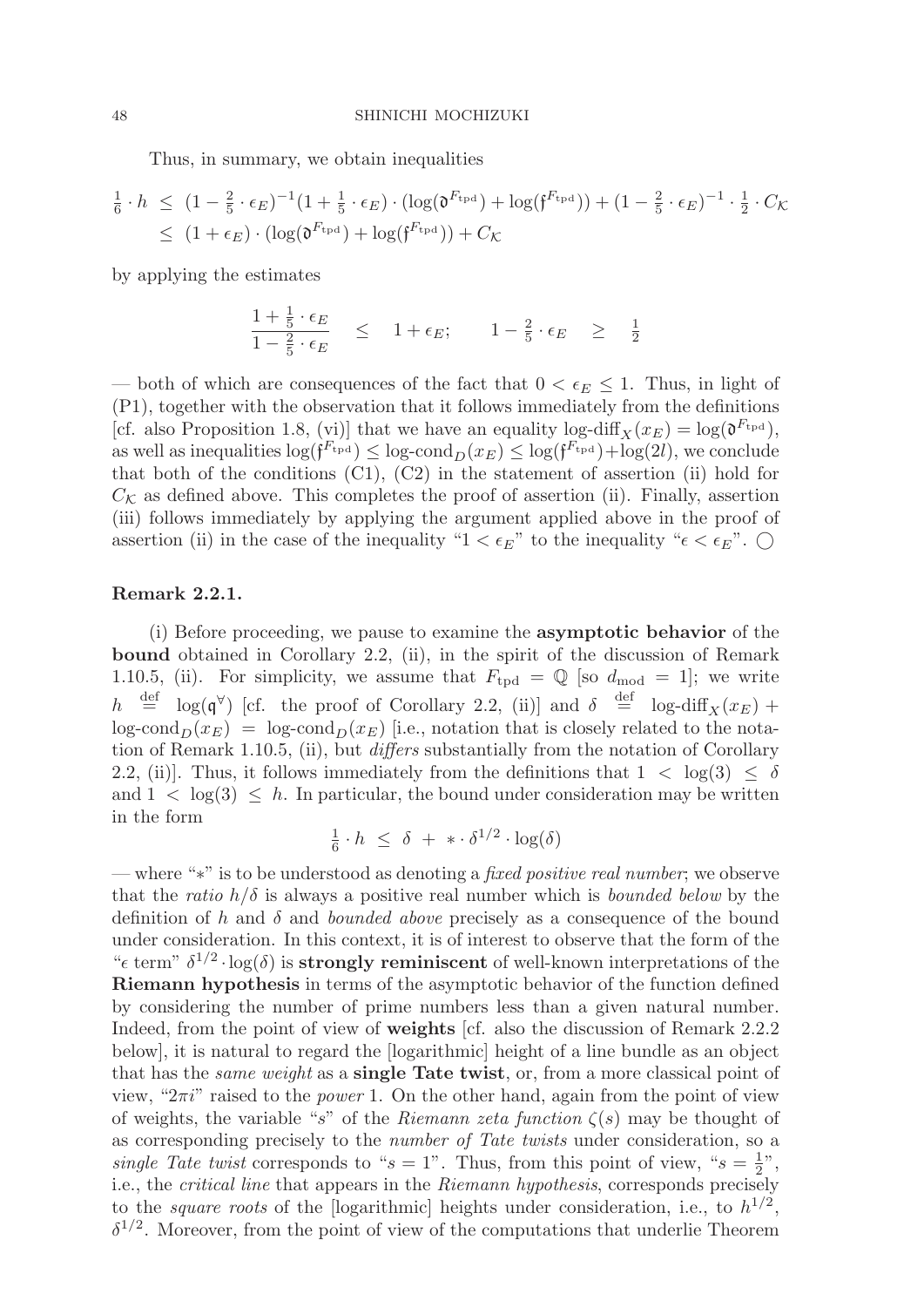Thus, in summary, we obtain inequalities

$$\begin{aligned}
\tfrac{1}{6} \cdot h \ &\leq \ (1 - \tfrac{2}{5} \cdot \epsilon_E)^{-1}(1 + \tfrac{1}{5} \cdot \epsilon_E) \cdot (\log(\mathfrak{d}^{F_{\mathrm{tpd}}}) + \log(\mathfrak{f}^{F_{\mathrm{tpd}}})) + (1 - \tfrac{2}{5} \cdot \epsilon_E)^{-1} \cdot \tfrac{1}{2} \cdot C_{\mathcal{K}} \\
&\leq \ (1 + \epsilon_E) \cdot (\log(\mathfrak{d}^{F_{\mathrm{tpd}}}) + \log(\mathfrak{f}^{F_{\mathrm{tpd}}})) + C_{\mathcal{K}}
\end{aligned}$$

by applying the estimates

$$\frac{1 + \frac{1}{5} \cdot \epsilon_E}{1 - \frac{2}{5} \cdot \epsilon_E} \quad \leq \quad 1 + \epsilon_E; \qquad 1 - \tfrac{2}{5} \cdot \epsilon_E \quad \geq \quad \tfrac{1}{2}$$

— both of which are consequences of the fact that $0 < \epsilon_E \leq 1$. Thus, in light of (P1), together with the observation that it follows immediately from the definitions [cf. also Proposition 1.8, (vi)] that we have an equality $\text{log-diff}_X(x_E) = \log(\mathfrak{d}^{F_{\mathrm{tpd}}})$, as well as inequalities $\log(\mathfrak{f}^{F_{\mathrm{tpd}}}) \leq \text{log-cond}_D(x_E) \leq \log(\mathfrak{f}^{F_{\mathrm{tpd}}}) + \log(2l)$, we conclude that both of the conditions (C1), (C2) in the statement of assertion (ii) hold for $C_{\mathcal{K}}$ as defined above. This completes the proof of assertion (ii). Finally, assertion (iii) follows immediately by applying the argument applied above in the proof of assertion (ii) in the case of the inequality "$1 < \epsilon_E$" to the inequality "$\epsilon < \epsilon_E$". ◯

**Remark 2.2.1.**

(i) Before proceeding, we pause to examine the **asymptotic behavior** of the **bound** obtained in Corollary 2.2, (ii), in the spirit of the discussion of Remark 1.10.5, (ii). For simplicity, we assume that $F_{\mathrm{tpd}} = \mathbb{Q}$ [so $d_{\mathrm{mod}} = 1$]; we write $h \stackrel{\mathrm{def}}{=} \log(\mathfrak{q}^{\forall})$ [cf. the proof of Corollary 2.2, (ii)] and $\delta \stackrel{\mathrm{def}}{=} \text{log-diff}_X(x_E) + \text{log-cond}_D(x_E) = \text{log-cond}_D(x_E)$ [i.e., notation that is closely related to the notation of Remark 1.10.5, (ii), but *differs* substantially from the notation of Corollary 2.2, (ii)]. Thus, it follows immediately from the definitions that $1 < \log(3) \leq \delta$ and $1 < \log(3) \leq h$. In particular, the bound under consideration may be written in the form

$$\tfrac{1}{6} \cdot h \ \leq \ \delta \ + \ * \cdot \delta^{1/2} \cdot \log(\delta)$$

— where "$*$" is to be understood as denoting a *fixed positive real number*; we observe that the *ratio* $h/\delta$ is always a positive real number which is *bounded below* by the definition of $h$ and $\delta$ and *bounded above* precisely as a consequence of the bound under consideration. In this context, it is of interest to observe that the form of the "$\epsilon$ term" $\delta^{1/2} \cdot \log(\delta)$ is **strongly reminiscent** of well-known interpretations of the **Riemann hypothesis** in terms of the asymptotic behavior of the function defined by considering the number of prime numbers less than a given natural number. Indeed, from the point of view of **weights** [cf. also the discussion of Remark 2.2.2 below], it is natural to regard the [logarithmic] height of a line bundle as an object that has the *same weight* as a **single Tate twist**, or, from a more classical point of view, "$2\pi i$" raised to the *power* 1. On the other hand, again from the point of view of weights, the variable "$s$" of the *Riemann zeta function* $\zeta(s)$ may be thought of as corresponding precisely to the *number of Tate twists* under consideration, so a *single Tate twist* corresponds to "$s = 1$". Thus, from this point of view, "$s = \frac{1}{2}$", i.e., the *critical line* that appears in the *Riemann hypothesis*, corresponds precisely to the *square roots* of the [logarithmic] heights under consideration, i.e., to $h^{1/2}$, $\delta^{1/2}$. Moreover, from the point of view of the computations that underlie Theorem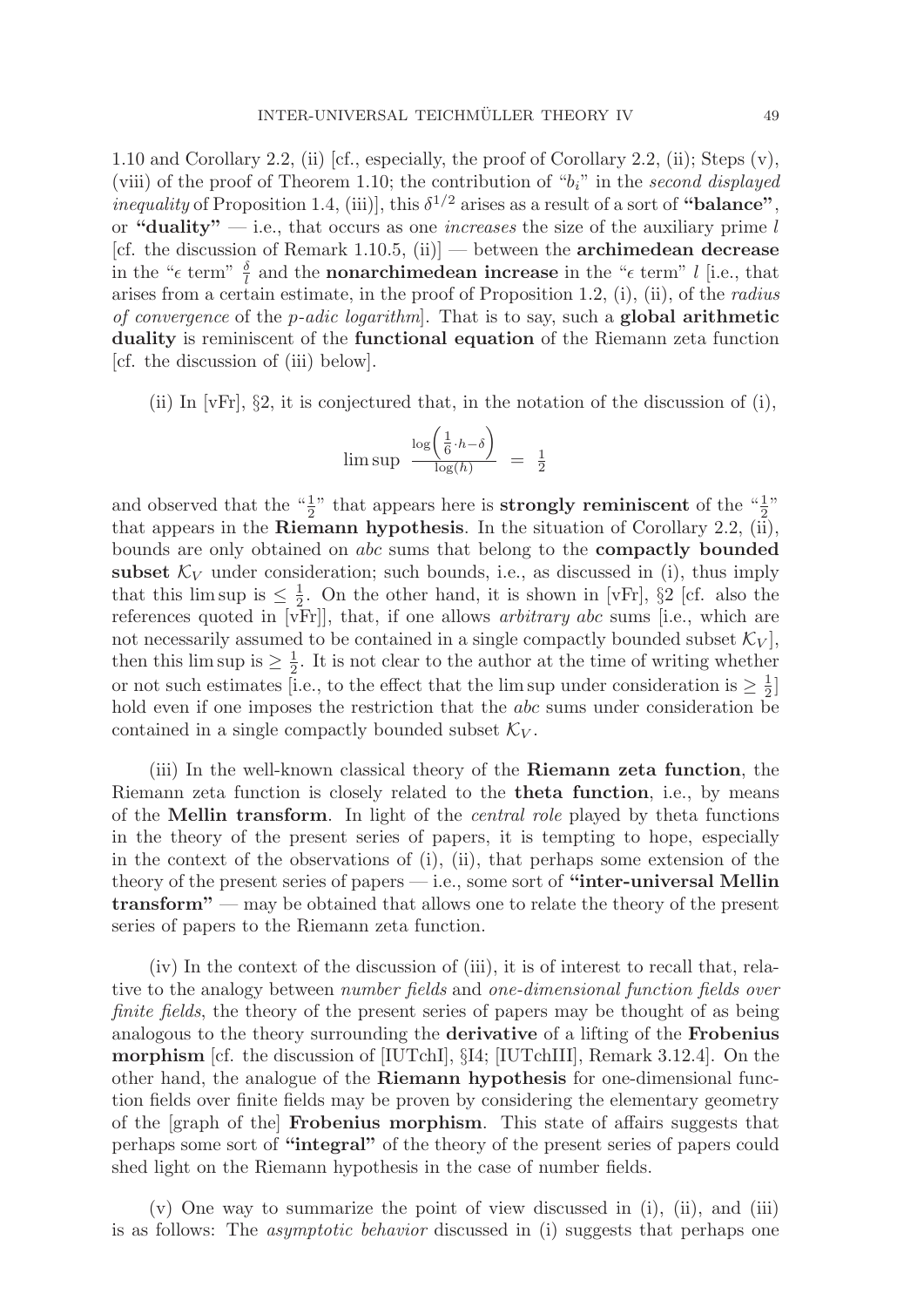1.10 and Corollary 2.2, (ii) [cf., especially, the proof of Corollary 2.2, (ii); Steps (v), (viii) of the proof of Theorem 1.10; the contribution of "$b_i$" in the *second displayed inequality* of Proposition 1.4, (iii)], this $\delta^{1/2}$ arises as a result of a sort of **"balance"**, or **"duality"** — i.e., that occurs as one *increases* the size of the auxiliary prime $l$ [cf. the discussion of Remark 1.10.5, (ii)] — between the **archimedean decrease** in the "$\epsilon$ term" $\frac{\delta}{l}$ and the **nonarchimedean increase** in the "$\epsilon$ term" $l$ [i.e., that arises from a certain estimate, in the proof of Proposition 1.2, (i), (ii), of the *radius of convergence* of the *p-adic logarithm*]. That is to say, such a **global arithmetic duality** is reminiscent of the **functional equation** of the Riemann zeta function [cf. the discussion of (iii) below].

(ii) In [vFr], §2, it is conjectured that, in the notation of the discussion of (i),

$$\limsup \ \frac{\log\left(\frac{1}{6}\cdot h - \delta\right)}{\log(h)} \ = \ \frac{1}{2}$$

and observed that the "$\frac{1}{2}$" that appears here is **strongly reminiscent** of the "$\frac{1}{2}$" that appears in the **Riemann hypothesis**. In the situation of Corollary 2.2, (ii), bounds are only obtained on *abc* sums that belong to the **compactly bounded subset** $\mathcal{K}_V$ under consideration; such bounds, i.e., as discussed in (i), thus imply that this lim sup is $\leq \frac{1}{2}$. On the other hand, it is shown in [vFr], §2 [cf. also the references quoted in [vFr]], that, if one allows *arbitrary abc* sums [i.e., which are not necessarily assumed to be contained in a single compactly bounded subset $\mathcal{K}_V$], then this lim sup is $\geq \frac{1}{2}$. It is not clear to the author at the time of writing whether or not such estimates [i.e., to the effect that the lim sup under consideration is $\geq \frac{1}{2}$] hold even if one imposes the restriction that the *abc* sums under consideration be contained in a single compactly bounded subset $\mathcal{K}_V$.

(iii) In the well-known classical theory of the **Riemann zeta function**, the Riemann zeta function is closely related to the **theta function**, i.e., by means of the **Mellin transform**. In light of the *central role* played by theta functions in the theory of the present series of papers, it is tempting to hope, especially in the context of the observations of (i), (ii), that perhaps some extension of the theory of the present series of papers — i.e., some sort of **"inter-universal Mellin transform"** — may be obtained that allows one to relate the theory of the present series of papers to the Riemann zeta function.

(iv) In the context of the discussion of (iii), it is of interest to recall that, relative to the analogy between *number fields* and *one-dimensional function fields over finite fields*, the theory of the present series of papers may be thought of as being analogous to the theory surrounding the **derivative** of a lifting of the **Frobenius morphism** [cf. the discussion of [IUTchI], §I4; [IUTchIII], Remark 3.12.4]. On the other hand, the analogue of the **Riemann hypothesis** for one-dimensional function fields over finite fields may be proven by considering the elementary geometry of the [graph of the] **Frobenius morphism**. This state of affairs suggests that perhaps some sort of **"integral"** of the theory of the present series of papers could shed light on the Riemann hypothesis in the case of number fields.

(v) One way to summarize the point of view discussed in (i), (ii), and (iii) is as follows: The *asymptotic behavior* discussed in (i) suggests that perhaps one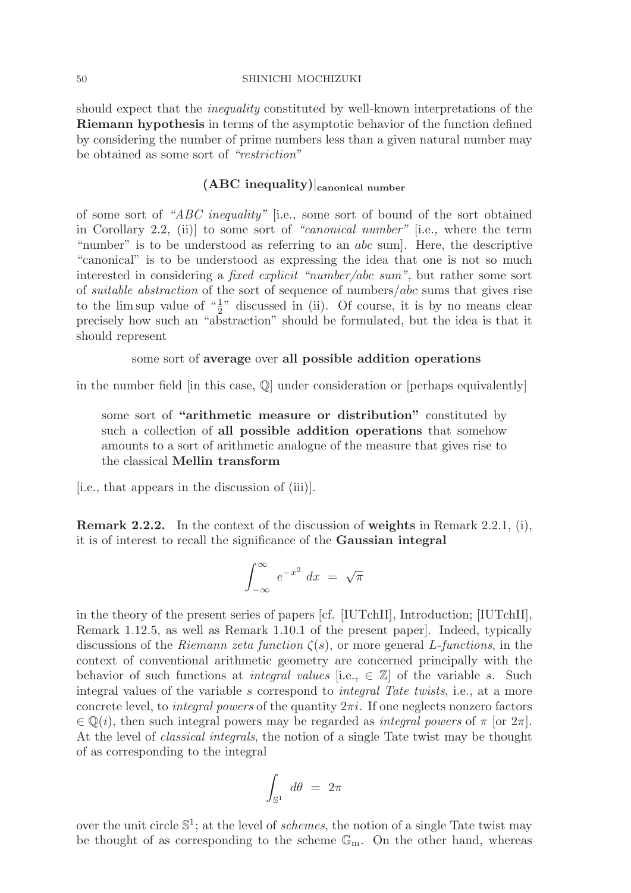should expect that the *inequality* constituted by well-known interpretations of the **Riemann hypothesis** in terms of the asymptotic behavior of the function defined by considering the number of prime numbers less than a given natural number may be obtained as some sort of *"restriction"*

$$\textbf{(ABC inequality)}|_{\textbf{canonical number}}$$

of some sort of *"ABC inequality"* [i.e., some sort of bound of the sort obtained in Corollary 2.2, (ii)] to some sort of *"canonical number"* [i.e., where the term "number" is to be understood as referring to an *abc* sum]. Here, the descriptive "canonical" is to be understood as expressing the idea that one is not so much interested in considering a *fixed explicit "number/abc sum"*, but rather some sort of *suitable abstraction* of the sort of sequence of numbers/*abc* sums that gives rise to the lim sup value of "$\frac{1}{2}$" discussed in (ii). Of course, it is by no means clear precisely how such an "abstraction" should be formulated, but the idea is that it should represent

some sort of **average** over **all possible addition operations**

in the number field [in this case, $\mathbb{Q}$] under consideration or [perhaps equivalently]

> some sort of **"arithmetic measure or distribution"** constituted by such a collection of **all possible addition operations** that somehow amounts to a sort of arithmetic analogue of the measure that gives rise to the classical **Mellin transform**

[i.e., that appears in the discussion of (iii)].

**Remark 2.2.2.** In the context of the discussion of **weights** in Remark 2.2.1, (i), it is of interest to recall the significance of the **Gaussian integral**

$$\int_{-\infty}^{\infty} e^{-x^2} \, dx \ = \ \sqrt{\pi}$$

in the theory of the present series of papers [cf. [IUTchII], Introduction; [IUTchII], Remark 1.12.5, as well as Remark 1.10.1 of the present paper]. Indeed, typically discussions of the *Riemann zeta function* $\zeta(s)$, or more general *L-functions*, in the context of conventional arithmetic geometry are concerned principally with the behavior of such functions at *integral values* [i.e., $\in \mathbb{Z}$] of the variable $s$. Such integral values of the variable $s$ correspond to *integral Tate twists*, i.e., at a more concrete level, to *integral powers* of the quantity $2\pi i$. If one neglects nonzero factors $\in \mathbb{Q}(i)$, then such integral powers may be regarded as *integral powers* of $\pi$ [or $2\pi$]. At the level of *classical integrals*, the notion of a single Tate twist may be thought of as corresponding to the integral

$$\int_{\mathbb{S}^1} d\theta \ = \ 2\pi$$

over the unit circle $\mathbb{S}^1$; at the level of *schemes*, the notion of a single Tate twist may be thought of as corresponding to the scheme $\mathbb{G}_m$. On the other hand, whereas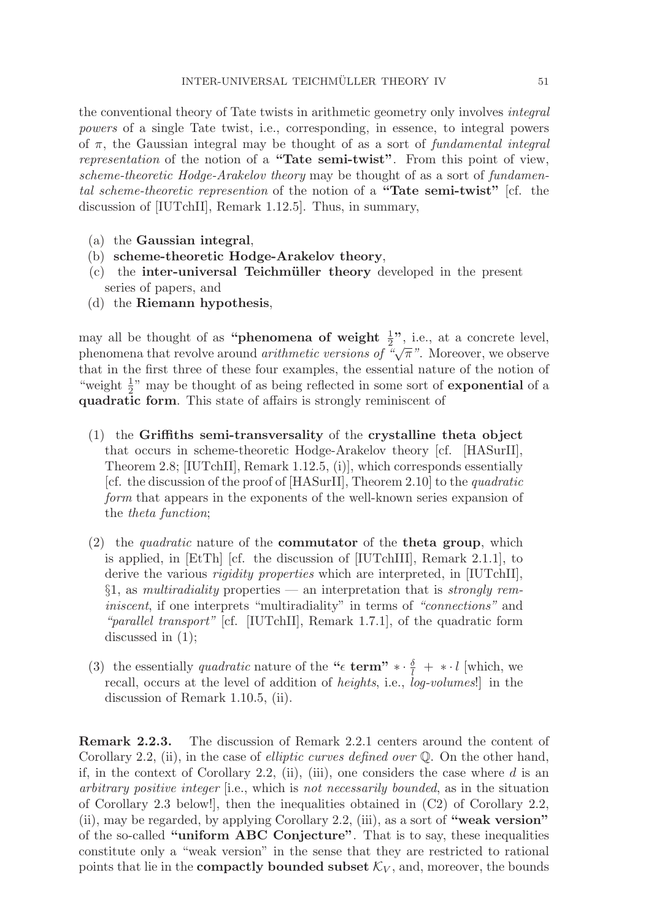the conventional theory of Tate twists in arithmetic geometry only involves *integral powers* of a single Tate twist, i.e., corresponding, in essence, to integral powers of $\pi$, the Gaussian integral may be thought of as a sort of *fundamental integral representation* of the notion of a **"Tate semi-twist"**. From this point of view, *scheme-theoretic Hodge-Arakelov theory* may be thought of as a sort of *fundamental scheme-theoretic represention* of the notion of a **"Tate semi-twist"** [cf. the discussion of [IUTchII], Remark 1.12.5]. Thus, in summary,

(a) the **Gaussian integral**,

(b) **scheme-theoretic Hodge-Arakelov theory**,

(c) the **inter-universal Teichmüller theory** developed in the present series of papers, and

(d) the **Riemann hypothesis**,

may all be thought of as **"phenomena of weight $\frac{1}{2}$"**, i.e., at a concrete level, phenomena that revolve around *arithmetic versions of "$\sqrt{\pi}$"*. Moreover, we observe that in the first three of these four examples, the essential nature of the notion of "weight $\frac{1}{2}$" may be thought of as being reflected in some sort of **exponential** of a **quadratic form**. This state of affairs is strongly reminiscent of

(1) the **Griffiths semi-transversality** of the **crystalline theta object** that occurs in scheme-theoretic Hodge-Arakelov theory [cf. [HASurII], Theorem 2.8; [IUTchII], Remark 1.12.5, (i)], which corresponds essentially [cf. the discussion of the proof of [HASurII], Theorem 2.10] to the *quadratic form* that appears in the exponents of the well-known series expansion of the *theta function*;

(2) the *quadratic* nature of the **commutator** of the **theta group**, which is applied, in [EtTh] [cf. the discussion of [IUTchIII], Remark 2.1.1], to derive the various *rigidity properties* which are interpreted, in [IUTchII], §1, as *multiradiality* properties — an interpretation that is *strongly reminiscent*, if one interprets "multiradiality" in terms of *"connections"* and *"parallel transport"* [cf. [IUTchII], Remark 1.7.1], of the quadratic form discussed in (1);

(3) the essentially *quadratic* nature of the **"$\epsilon$ term"** $* \cdot \frac{\delta}{l} + * \cdot l$ [which, we recall, occurs at the level of addition of *heights*, i.e., *log-volumes*!] in the discussion of Remark 1.10.5, (ii).

**Remark 2.2.3.** The discussion of Remark 2.2.1 centers around the content of Corollary 2.2, (ii), in the case of *elliptic curves defined over* $\mathbb{Q}$. On the other hand, if, in the context of Corollary 2.2, (ii), (iii), one considers the case where $d$ is an *arbitrary positive integer* [i.e., which is *not necessarily bounded*, as in the situation of Corollary 2.3 below!], then the inequalities obtained in (C2) of Corollary 2.2, (ii), may be regarded, by applying Corollary 2.2, (iii), as a sort of **"weak version"** of the so-called **"uniform ABC Conjecture"**. That is to say, these inequalities constitute only a "weak version" in the sense that they are restricted to rational points that lie in the **compactly bounded subset** $\mathcal{K}_V$, and, moreover, the bounds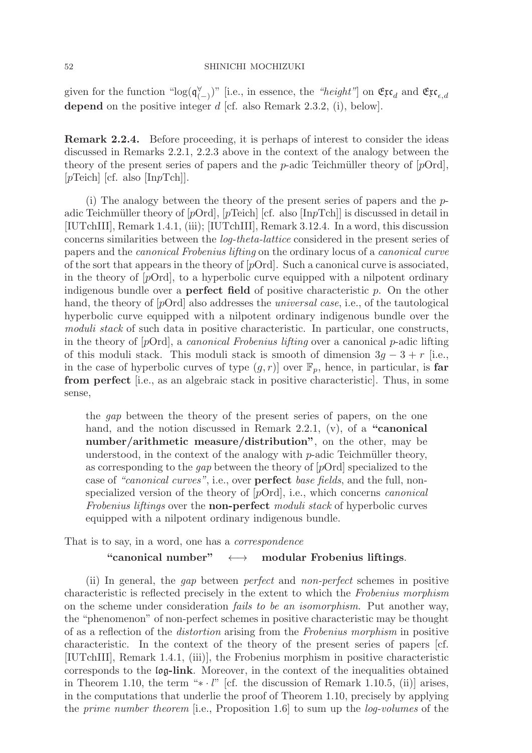given for the function "$\log(\mathfrak{q}^{\forall}_{(-)})$" [i.e., in essence, the *"height"*] on $\mathfrak{Exc}_d$ and $\mathfrak{Exc}_{\epsilon,d}$ **depend** on the positive integer $d$ [cf. also Remark 2.3.2, (i), below].

**Remark 2.2.4.** Before proceeding, it is perhaps of interest to consider the ideas discussed in Remarks 2.2.1, 2.2.3 above in the context of the analogy between the theory of the present series of papers and the $p$-adic Teichmüller theory of [$p$Ord], [$p$Teich] [cf. also [In$p$Tch]].

(i) The analogy between the theory of the present series of papers and the $p$-adic Teichmüller theory of [$p$Ord], [$p$Teich] [cf. also [In$p$Tch]] is discussed in detail in [IUTchIII], Remark 1.4.1, (iii); [IUTchIII], Remark 3.12.4. In a word, this discussion concerns similarities between the *log-theta-lattice* considered in the present series of papers and the *canonical Frobenius lifting* on the ordinary locus of a *canonical curve* of the sort that appears in the theory of [$p$Ord]. Such a canonical curve is associated, in the theory of [$p$Ord], to a hyperbolic curve equipped with a nilpotent ordinary indigenous bundle over a **perfect field** of positive characteristic $p$. On the other hand, the theory of [$p$Ord] also addresses the *universal case*, i.e., of the tautological hyperbolic curve equipped with a nilpotent ordinary indigenous bundle over the *moduli stack* of such data in positive characteristic. In particular, one constructs, in the theory of [$p$Ord], a *canonical Frobenius lifting* over a canonical $p$-adic lifting of this moduli stack. This moduli stack is smooth of dimension $3g-3+r$ [i.e., in the case of hyperbolic curves of type $(g,r)$] over $\mathbb{F}_p$, hence, in particular, is **far from perfect** [i.e., as an algebraic stack in positive characteristic]. Thus, in some sense,

> the *gap* between the theory of the present series of papers, on the one hand, and the notion discussed in Remark 2.2.1, (v), of a **"canonical number/arithmetic measure/distribution"**, on the other, may be understood, in the context of the analogy with $p$-adic Teichmüller theory, as corresponding to the *gap* between the theory of [$p$Ord] specialized to the case of *"canonical curves"*, i.e., over **perfect** *base fields*, and the full, non-specialized version of the theory of [$p$Ord], i.e., which concerns *canonical Frobenius liftings* over the **non-perfect** *moduli stack* of hyperbolic curves equipped with a nilpotent ordinary indigenous bundle.

That is to say, in a word, one has a *correspondence*

$$\textbf{"canonical number"} \quad \longleftrightarrow \quad \textbf{modular Frobenius liftings}.$$

(ii) In general, the *gap* between *perfect* and *non-perfect* schemes in positive characteristic is reflected precisely in the extent to which the *Frobenius morphism* on the scheme under consideration *fails to be an isomorphism*. Put another way, the "phenomenon" of non-perfect schemes in positive characteristic may be thought of as a reflection of the *distortion* arising from the *Frobenius morphism* in positive characteristic. In the context of the theory of the present series of papers [cf. [IUTchIII], Remark 1.4.1, (iii)], the Frobenius morphism in positive characteristic corresponds to the **$\mathfrak{log}$-link**. Moreover, in the context of the inequalities obtained in Theorem 1.10, the term "$* \cdot l$" [cf. the discussion of Remark 1.10.5, (ii)] arises, in the computations that underlie the proof of Theorem 1.10, precisely by applying the *prime number theorem* [i.e., Proposition 1.6] to sum up the *log-volumes* of the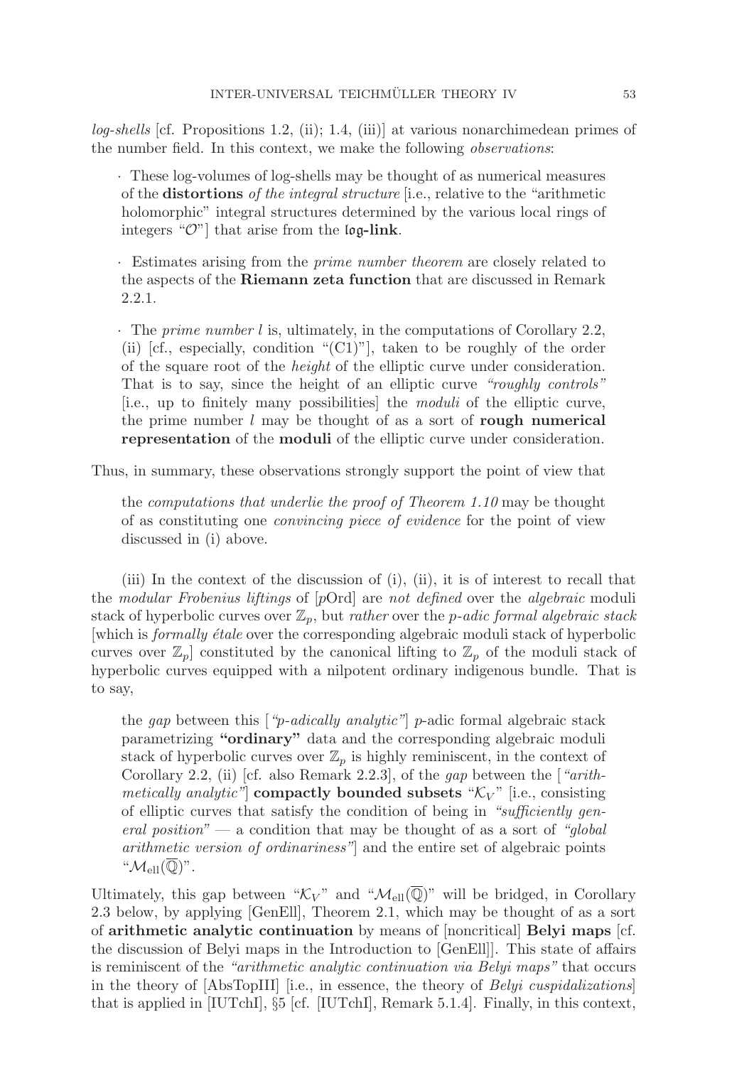*log-shells* [cf. Propositions 1.2, (ii); 1.4, (iii)] at various nonarchimedean primes of the number field. In this context, we make the following *observations*:

· These log-volumes of log-shells may be thought of as numerical measures of the **distortions** *of the integral structure* [i.e., relative to the "arithmetic holomorphic" integral structures determined by the various local rings of integers "$\mathcal{O}$"] that arise from the **$\mathfrak{log}$-link**.

· Estimates arising from the *prime number theorem* are closely related to the aspects of the **Riemann zeta function** that are discussed in Remark 2.2.1.

· The *prime number* $l$ is, ultimately, in the computations of Corollary 2.2, (ii) [cf., especially, condition "(C1)"], taken to be roughly of the order of the square root of the *height* of the elliptic curve under consideration. That is to say, since the height of an elliptic curve *"roughly controls"* [i.e., up to finitely many possibilities] the *moduli* of the elliptic curve, the prime number $l$ may be thought of as a sort of **rough numerical representation** of the **moduli** of the elliptic curve under consideration.

Thus, in summary, these observations strongly support the point of view that

> the *computations that underlie the proof of Theorem 1.10* may be thought of as constituting one *convincing piece of evidence* for the point of view discussed in (i) above.

(iii) In the context of the discussion of (i), (ii), it is of interest to recall that the *modular Frobenius liftings* of [$p$Ord] are *not defined* over the *algebraic* moduli stack of hyperbolic curves over $\mathbb{Z}_p$, but *rather* over the *p-adic formal algebraic stack* [which is *formally étale* over the corresponding algebraic moduli stack of hyperbolic curves over $\mathbb{Z}_p$] constituted by the canonical lifting to $\mathbb{Z}_p$ of the moduli stack of hyperbolic curves equipped with a nilpotent ordinary indigenous bundle. That is to say,

> the *gap* between this [*"p-adically analytic"*] $p$-adic formal algebraic stack parametrizing **"ordinary"** data and the corresponding algebraic moduli stack of hyperbolic curves over $\mathbb{Z}_p$ is highly reminiscent, in the context of Corollary 2.2, (ii) [cf. also Remark 2.2.3], of the *gap* between the [*"arithmetically analytic"*] **compactly bounded subsets** "$\mathcal{K}_V$" [i.e., consisting of elliptic curves that satisfy the condition of being in *"sufficiently general position"* — a condition that may be thought of as a sort of *"global arithmetic version of ordinariness"*] and the entire set of algebraic points "$\mathcal{M}_{\mathrm{ell}}(\overline{\mathbb{Q}})$".

Ultimately, this gap between "$\mathcal{K}_V$" and "$\mathcal{M}_{\mathrm{ell}}(\overline{\mathbb{Q}})$" will be bridged, in Corollary 2.3 below, by applying [GenEll], Theorem 2.1, which may be thought of as a sort of **arithmetic analytic continuation** by means of [noncritical] **Belyi maps** [cf. the discussion of Belyi maps in the Introduction to [GenEll]]. This state of affairs is reminiscent of the *"arithmetic analytic continuation via Belyi maps"* that occurs in the theory of [AbsTopIII] [i.e., in essence, the theory of *Belyi cuspidalizations*] that is applied in [IUTchI], §5 [cf. [IUTchI], Remark 5.1.4]. Finally, in this context,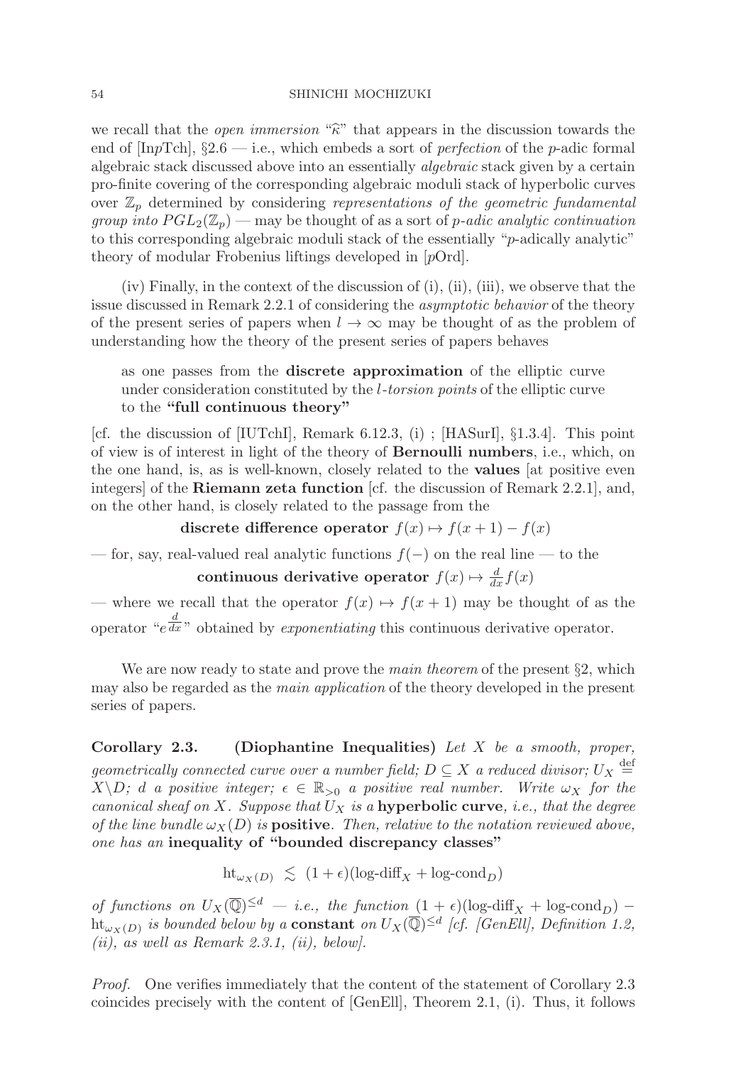we recall that the *open immersion* "$\widehat{\kappa}$" that appears in the discussion towards the end of [InpTch], §2.6 — i.e., which embeds a sort of *perfection* of the $p$-adic formal algebraic stack discussed above into an essentially *algebraic* stack given by a certain pro-finite covering of the corresponding algebraic moduli stack of hyperbolic curves over $\mathbb{Z}_p$ determined by considering *representations of the geometric fundamental group into* $PGL_2(\mathbb{Z}_p)$ — may be thought of as a sort of *p-adic analytic continuation* to this corresponding algebraic moduli stack of the essentially "$p$-adically analytic" theory of modular Frobenius liftings developed in [$p$Ord].

(iv) Finally, in the context of the discussion of (i), (ii), (iii), we observe that the issue discussed in Remark 2.2.1 of considering the *asymptotic behavior* of the theory of the present series of papers when $l \to \infty$ may be thought of as the problem of understanding how the theory of the present series of papers behaves

> as one passes from the **discrete approximation** of the elliptic curve under consideration constituted by the *l-torsion points* of the elliptic curve to the **"full continuous theory"**

[cf. the discussion of [IUTchI], Remark 6.12.3, (i) ; [HASurI], §1.3.4]. This point of view is of interest in light of the theory of **Bernoulli numbers**, i.e., which, on the one hand, is, as is well-known, closely related to the **values** [at positive even integers] of the **Riemann zeta function** [cf. the discussion of Remark 2.2.1], and, on the other hand, is closely related to the passage from the

$$\textbf{discrete difference operator } f(x) \mapsto f(x+1) - f(x)$$

— for, say, real-valued real analytic functions $f(-)$ on the real line — to the

$$\textbf{continuous derivative operator } f(x) \mapsto \tfrac{d}{dx} f(x)$$

— where we recall that the operator $f(x) \mapsto f(x+1)$ may be thought of as the operator "$e^{\frac{d}{dx}}$" obtained by *exponentiating* this continuous derivative operator.

We are now ready to state and prove the *main theorem* of the present §2, which may also be regarded as the *main application* of the theory developed in the present series of papers.

**Corollary 2.3.** **(Diophantine Inequalities)** *Let $X$ be a smooth, proper, geometrically connected curve over a number field; $D \subseteq X$ a reduced divisor; $U_X \stackrel{\text{def}}{=} X \backslash D$; $d$ a positive integer; $\epsilon \in \mathbb{R}_{>0}$ a positive real number. Write $\omega_X$ for the canonical sheaf on $X$. Suppose that $U_X$ is a* **hyperbolic curve***, i.e., that the degree of the line bundle $\omega_X(D)$ is* **positive***. Then, relative to the notation reviewed above, one has an* **inequality of "bounded discrepancy classes"**

$$\mathrm{ht}_{\omega_X(D)} \ \lesssim \ (1+\epsilon)(\text{log-diff}_X + \text{log-cond}_D)$$

*of functions on $U_X(\overline{\mathbb{Q}})^{\leq d}$ — i.e., the function $(1+\epsilon)(\text{log-diff}_X + \text{log-cond}_D) - \mathrm{ht}_{\omega_X(D)}$ is bounded below by a* **constant** *on $U_X(\overline{\mathbb{Q}})^{\leq d}$ [cf. [GenEll], Definition 1.2, (ii), as well as Remark 2.3.1, (ii), below].*

*Proof.* One verifies immediately that the content of the statement of Corollary 2.3 coincides precisely with the content of [GenEll], Theorem 2.1, (i). Thus, it follows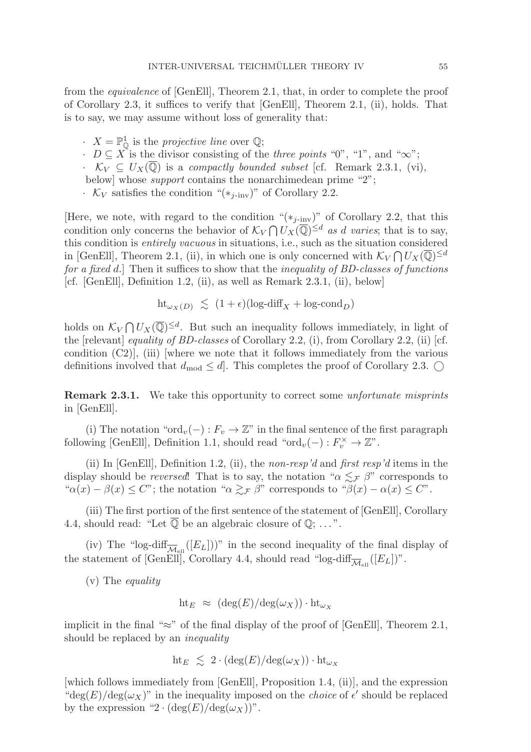from the *equivalence* of [GenEll], Theorem 2.1, that, in order to complete the proof of Corollary 2.3, it suffices to verify that [GenEll], Theorem 2.1, (ii), holds. That is to say, we may assume without loss of generality that:

- $X = \mathbb{P}^1_{\mathbb{Q}}$ is the *projective line* over $\mathbb{Q}$;
- $D \subseteq X$ is the divisor consisting of the *three points* "0", "1", and "$\infty$";
- $\mathcal{K}_V \subseteq U_X(\overline{\mathbb{Q}})$ is a *compactly bounded subset* [cf. Remark 2.3.1, (vi), below] whose *support* contains the nonarchimedean prime "2";
- $\mathcal{K}_V$ satisfies the condition "$(*_{j\text{-inv}})$" of Corollary 2.2.

[Here, we note, with regard to the condition "$(*_{j\text{-inv}})$" of Corollary 2.2, that this condition only concerns the behavior of $\mathcal{K}_V \bigcap U_X(\overline{\mathbb{Q}})^{\leq d}$ *as d varies*; that is to say, this condition is *entirely vacuous* in situations, i.e., such as the situation considered in [GenEll], Theorem 2.1, (ii), in which one is only concerned with $\mathcal{K}_V \bigcap U_X(\overline{\mathbb{Q}})^{\leq d}$ *for a fixed d*.] Then it suffices to show that the *inequality of BD-classes of functions* [cf. [GenEll], Definition 1.2, (ii), as well as Remark 2.3.1, (ii), below]

$$\text{ht}_{\omega_X(D)} \ \lesssim \ (1+\epsilon)(\text{log-diff}_X + \text{log-cond}_D)$$

holds on $\mathcal{K}_V \bigcap U_X(\overline{\mathbb{Q}})^{\leq d}$. But such an inequality follows immediately, in light of the [relevant] *equality of BD-classes* of Corollary 2.2, (i), from Corollary 2.2, (ii) [cf. condition (C2)], (iii) [where we note that it follows immediately from the various definitions involved that $d_{\text{mod}} \leq d$]. This completes the proof of Corollary 2.3. $\bigcirc$

**Remark 2.3.1.** We take this opportunity to correct some *unfortunate misprints* in [GenEll].

(i) The notation "$\text{ord}_v(-) : F_v \to \mathbb{Z}$" in the final sentence of the first paragraph following [GenEll], Definition 1.1, should read "$\text{ord}_v(-) : F_v^\times \to \mathbb{Z}$".

(ii) In [GenEll], Definition 1.2, (ii), the *non-resp'd* and *first resp'd* items in the display should be *reversed*! That is to say, the notation "$\alpha \lesssim_{\mathcal{F}} \beta$" corresponds to "$\alpha(x) - \beta(x) \leq C$"; the notation "$\alpha \gtrsim_{\mathcal{F}} \beta$" corresponds to "$\beta(x) - \alpha(x) \leq C$".

(iii) The first portion of the first sentence of the statement of [GenEll], Corollary 4.4, should read: "Let $\overline{\mathbb{Q}}$ be an algebraic closure of $\mathbb{Q}$; ...".

(iv) The "$\text{log-diff}_{\overline{\mathcal{M}}_{\text{ell}}}([E_L]))$" in the second inequality of the final display of the statement of [GenEll], Corollary 4.4, should read "$\text{log-diff}_{\overline{\mathcal{M}}_{\text{ell}}}([E_L])$".

(v) The *equality*

$$\text{ht}_E \ \approx \ (\deg(E)/\deg(\omega_X)) \cdot \text{ht}_{\omega_X}$$

implicit in the final "$\approx$" of the final display of the proof of [GenEll], Theorem 2.1, should be replaced by an *inequality*

$$\text{ht}_E \ \lesssim \ 2 \cdot (\deg(E)/\deg(\omega_X)) \cdot \text{ht}_{\omega_X}$$

[which follows immediately from [GenEll], Proposition 1.4, (ii)], and the expression "$\deg(E)/\deg(\omega_X)$" in the inequality imposed on the *choice* of $\epsilon'$ should be replaced by the expression "$2 \cdot (\deg(E)/\deg(\omega_X))$".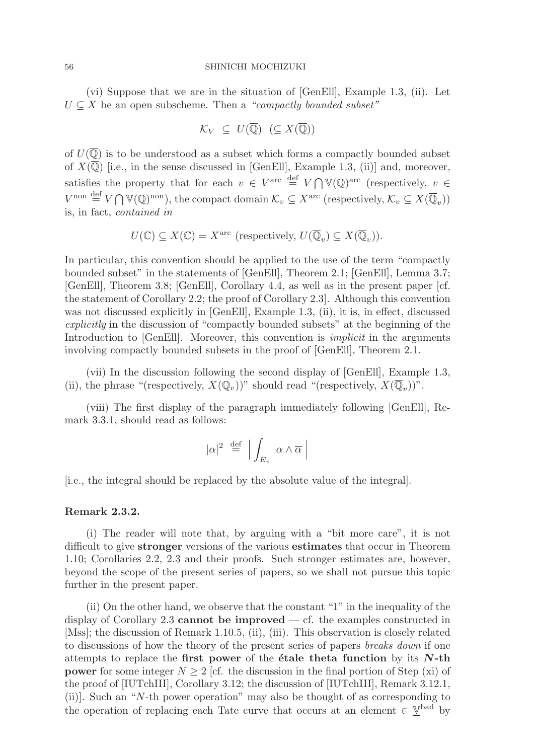(vi) Suppose that we are in the situation of [GenEll], Example 1.3, (ii). Let $U \subseteq X$ be an open subscheme. Then a *"compactly bounded subset"*

$$\mathcal{K}_V \subseteq U(\overline{\mathbb{Q}}) \quad (\subseteq X(\overline{\mathbb{Q}}))$$

of $U(\overline{\mathbb{Q}})$ is to be understood as a subset which forms a compactly bounded subset of $X(\overline{\mathbb{Q}})$ [i.e., in the sense discussed in [GenEll], Example 1.3, (ii)] and, moreover, satisfies the property that for each $v \in V^{\text{arc}} \stackrel{\text{def}}{=} V \bigcap \mathbb{V}(\mathbb{Q})^{\text{arc}}$ (respectively, $v \in V^{\text{non}} \stackrel{\text{def}}{=} V \bigcap \mathbb{V}(\mathbb{Q})^{\text{non}}$), the compact domain $\mathcal{K}_v \subseteq X^{\text{arc}}$ (respectively, $\mathcal{K}_v \subseteq X(\overline{\mathbb{Q}}_v)$) is, in fact, *contained in*

$$U(\mathbb{C}) \subseteq X(\mathbb{C}) = X^{\text{arc}} \text{ (respectively, } U(\overline{\mathbb{Q}}_v) \subseteq X(\overline{\mathbb{Q}}_v)).$$

In particular, this convention should be applied to the use of the term "compactly bounded subset" in the statements of [GenEll], Theorem 2.1; [GenEll], Lemma 3.7; [GenEll], Theorem 3.8; [GenEll], Corollary 4.4, as well as in the present paper [cf. the statement of Corollary 2.2; the proof of Corollary 2.3]. Although this convention was not discussed explicitly in [GenEll], Example 1.3, (ii), it is, in effect, discussed *explicitly* in the discussion of "compactly bounded subsets" at the beginning of the Introduction to [GenEll]. Moreover, this convention is *implicit* in the arguments involving compactly bounded subsets in the proof of [GenEll], Theorem 2.1.

(vii) In the discussion following the second display of [GenEll], Example 1.3, (ii), the phrase "(respectively, $X(\mathbb{Q}_v)$)" should read "(respectively, $X(\overline{\mathbb{Q}}_v)$)".

(viii) The first display of the paragraph immediately following [GenEll], Remark 3.3.1, should read as follows:

$$|\alpha|^2 \stackrel{\text{def}}{=} \left| \int_{E_v} \alpha \wedge \overline{\alpha} \right|$$

[i.e., the integral should be replaced by the absolute value of the integral].

**Remark 2.3.2.**

(i) The reader will note that, by arguing with a "bit more care", it is not difficult to give **stronger** versions of the various **estimates** that occur in Theorem 1.10; Corollaries 2.2, 2.3 and their proofs. Such stronger estimates are, however, beyond the scope of the present series of papers, so we shall not pursue this topic further in the present paper.

(ii) On the other hand, we observe that the constant "1" in the inequality of the display of Corollary 2.3 **cannot be improved** — cf. the examples constructed in [Mss]; the discussion of Remark 1.10.5, (ii), (iii). This observation is closely related to discussions of how the theory of the present series of papers *breaks down* if one attempts to replace the **first power** of the **étale theta function** by its ***N*-th power** for some integer $N \geq 2$ [cf. the discussion in the final portion of Step (xi) of the proof of [IUTchIII], Corollary 3.12; the discussion of [IUTchIII], Remark 3.12.1, (ii)]. Such an "$N$-th power operation" may also be thought of as corresponding to the operation of replacing each Tate curve that occurs at an element $\in \underline{\mathbb{V}}^{\text{bad}}$ by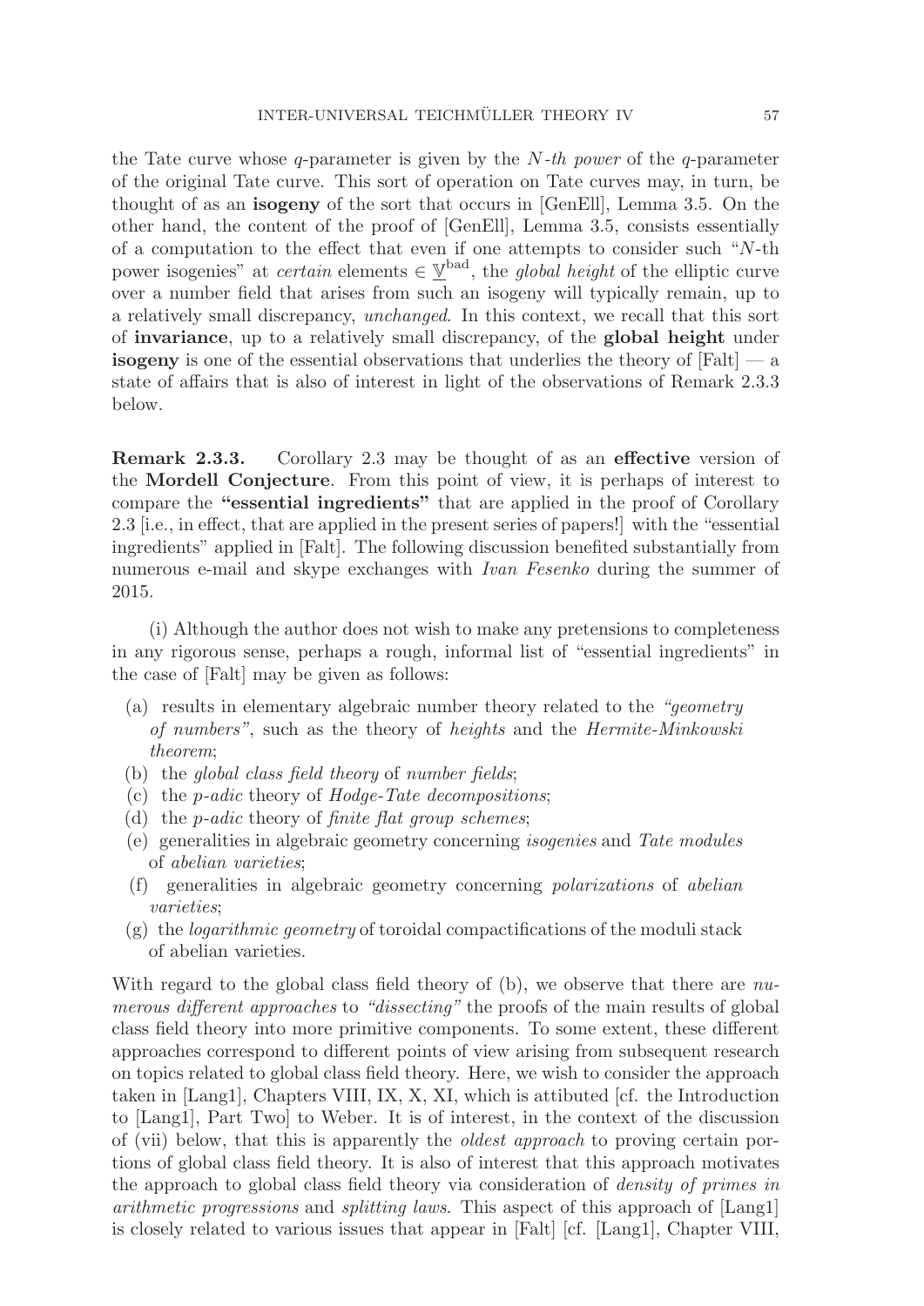the Tate curve whose $q$-parameter is given by the $N$*-th power* of the $q$-parameter of the original Tate curve. This sort of operation on Tate curves may, in turn, be thought of as an **isogeny** of the sort that occurs in [GenEll], Lemma 3.5. On the other hand, the content of the proof of [GenEll], Lemma 3.5, consists essentially of a computation to the effect that even if one attempts to consider such "$N$-th power isogenies" at *certain* elements $\in \underline{\mathbb{V}}^{\text{bad}}$, the *global height* of the elliptic curve over a number field that arises from such an isogeny will typically remain, up to a relatively small discrepancy, *unchanged*. In this context, we recall that this sort of **invariance**, up to a relatively small discrepancy, of the **global height** under **isogeny** is one of the essential observations that underlies the theory of [Falt] — a state of affairs that is also of interest in light of the observations of Remark 2.3.3 below.

**Remark 2.3.3.** Corollary 2.3 may be thought of as an **effective** version of the **Mordell Conjecture**. From this point of view, it is perhaps of interest to compare the **"essential ingredients"** that are applied in the proof of Corollary 2.3 [i.e., in effect, that are applied in the present series of papers!] with the "essential ingredients" applied in [Falt]. The following discussion benefited substantially from numerous e-mail and skype exchanges with *Ivan Fesenko* during the summer of 2015.

(i) Although the author does not wish to make any pretensions to completeness in any rigorous sense, perhaps a rough, informal list of "essential ingredients" in the case of [Falt] may be given as follows:

(a) results in elementary algebraic number theory related to the *"geometry of numbers"*, such as the theory of *heights* and the *Hermite-Minkowski theorem*;
(b) the *global class field theory* of *number fields*;
(c) the *p-adic* theory of *Hodge-Tate decompositions*;
(d) the *p-adic* theory of *finite flat group schemes*;
(e) generalities in algebraic geometry concerning *isogenies* and *Tate modules* of *abelian varieties*;
(f) generalities in algebraic geometry concerning *polarizations* of *abelian varieties*;
(g) the *logarithmic geometry* of toroidal compactifications of the moduli stack of abelian varieties.

With regard to the global class field theory of (b), we observe that there are *numerous different approaches* to *"dissecting"* the proofs of the main results of global class field theory into more primitive components. To some extent, these different approaches correspond to different points of view arising from subsequent research on topics related to global class field theory. Here, we wish to consider the approach taken in [Lang1], Chapters VIII, IX, X, XI, which is attibuted [cf. the Introduction to [Lang1], Part Two] to Weber. It is of interest, in the context of the discussion of (vii) below, that this is apparently the *oldest approach* to proving certain portions of global class field theory. It is also of interest that this approach motivates the approach to global class field theory via consideration of *density of primes in arithmetic progressions* and *splitting laws*. This aspect of this approach of [Lang1] is closely related to various issues that appear in [Falt] [cf. [Lang1], Chapter VIII,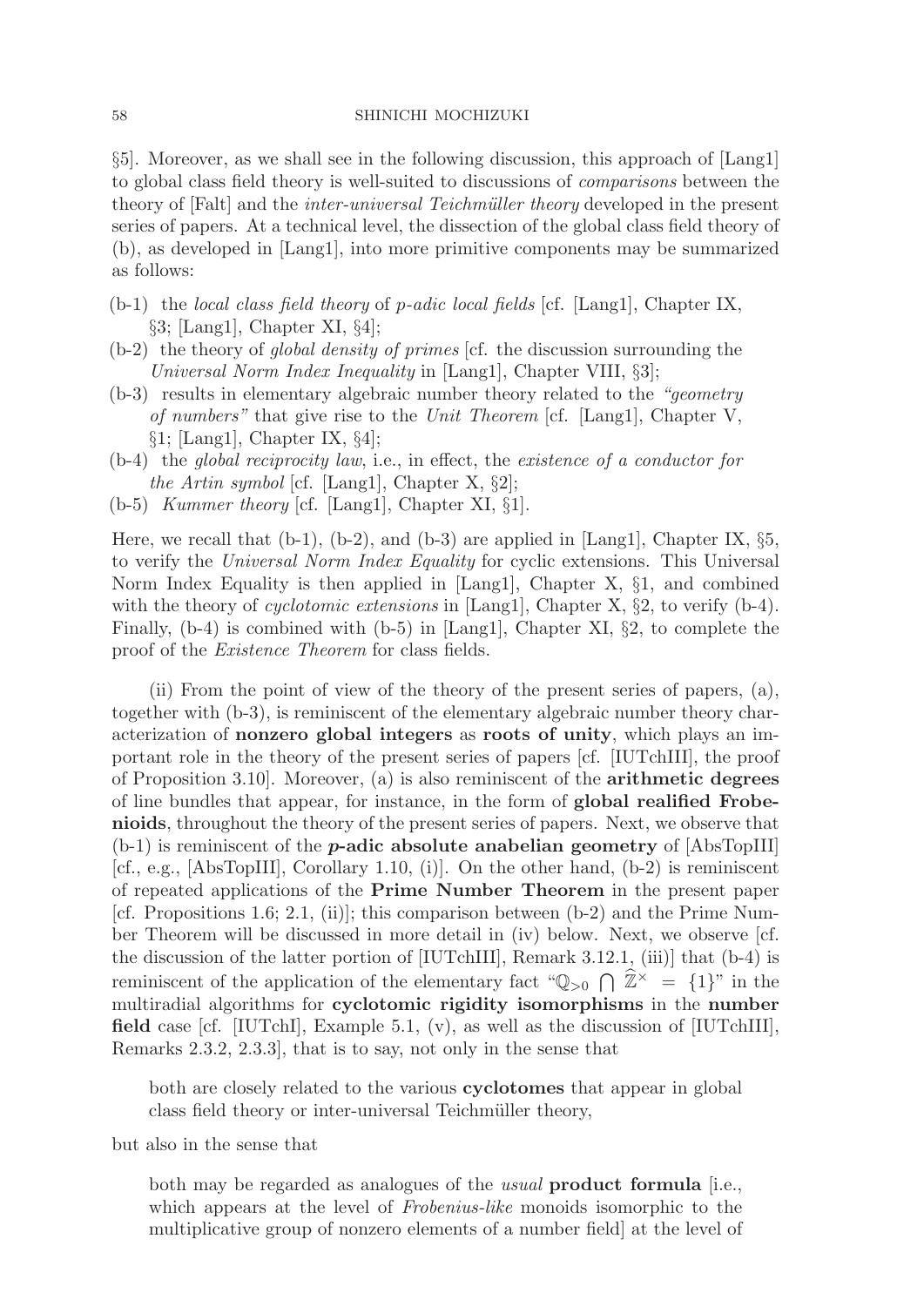§5]. Moreover, as we shall see in the following discussion, this approach of [Lang1] to global class field theory is well-suited to discussions of *comparisons* between the theory of [Falt] and the *inter-universal Teichmüller theory* developed in the present series of papers. At a technical level, the dissection of the global class field theory of (b), as developed in [Lang1], into more primitive components may be summarized as follows:

(b-1) the *local class field theory* of *p-adic local fields* [cf. [Lang1], Chapter IX, §3; [Lang1], Chapter XI, §4];

(b-2) the theory of *global density of primes* [cf. the discussion surrounding the *Universal Norm Index Inequality* in [Lang1], Chapter VIII, §3];

(b-3) results in elementary algebraic number theory related to the *"geometry of numbers"* that give rise to the *Unit Theorem* [cf. [Lang1], Chapter V, §1; [Lang1], Chapter IX, §4];

(b-4) the *global reciprocity law*, i.e., in effect, the *existence of a conductor for the Artin symbol* [cf. [Lang1], Chapter X, §2];

(b-5) *Kummer theory* [cf. [Lang1], Chapter XI, §1].

Here, we recall that (b-1), (b-2), and (b-3) are applied in [Lang1], Chapter IX, §5, to verify the *Universal Norm Index Equality* for cyclic extensions. This Universal Norm Index Equality is then applied in [Lang1], Chapter X, §1, and combined with the theory of *cyclotomic extensions* in [Lang1], Chapter X, §2, to verify (b-4). Finally, (b-4) is combined with (b-5) in [Lang1], Chapter XI, §2, to complete the proof of the *Existence Theorem* for class fields.

(ii) From the point of view of the theory of the present series of papers, (a), together with (b-3), is reminiscent of the elementary algebraic number theory characterization of **nonzero global integers** as **roots of unity**, which plays an important role in the theory of the present series of papers [cf. [IUTchIII], the proof of Proposition 3.10]. Moreover, (a) is also reminiscent of the **arithmetic degrees** of line bundles that appear, for instance, in the form of **global realified Frobenioids**, throughout the theory of the present series of papers. Next, we observe that (b-1) is reminiscent of the ***p*-adic absolute anabelian geometry** of [AbsTopIII] [cf., e.g., [AbsTopIII], Corollary 1.10, (i)]. On the other hand, (b-2) is reminiscent of repeated applications of the **Prime Number Theorem** in the present paper [cf. Propositions 1.6; 2.1, (ii)]; this comparison between (b-2) and the Prime Number Theorem will be discussed in more detail in (iv) below. Next, we observe [cf. the discussion of the latter portion of [IUTchIII], Remark 3.12.1, (iii)] that (b-4) is reminiscent of the application of the elementary fact "$\mathbb{Q}_{>0} \bigcap \widehat{\mathbb{Z}}^{\times} = \{1\}$" in the multiradial algorithms for **cyclotomic rigidity isomorphisms** in the **number field** case [cf. [IUTchI], Example 5.1, (v), as well as the discussion of [IUTchIII], Remarks 2.3.2, 2.3.3], that is to say, not only in the sense that

> both are closely related to the various **cyclotomes** that appear in global class field theory or inter-universal Teichmüller theory,

but also in the sense that

> both may be regarded as analogues of the *usual* **product formula** [i.e., which appears at the level of *Frobenius-like* monoids isomorphic to the multiplicative group of nonzero elements of a number field] at the level of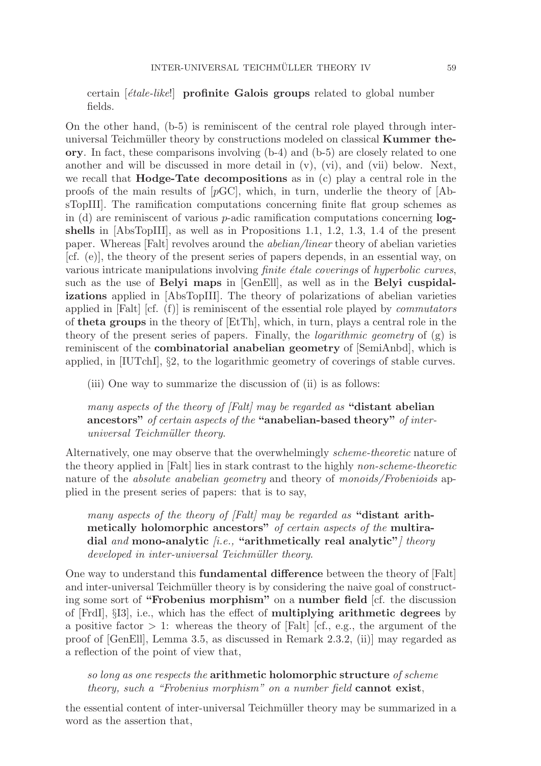certain [*étale-like*!] **profinite Galois groups** related to global number fields.

On the other hand, (b-5) is reminiscent of the central role played through inter-universal Teichmüller theory by constructions modeled on classical **Kummer theory**. In fact, these comparisons involving (b-4) and (b-5) are closely related to one another and will be discussed in more detail in (v), (vi), and (vii) below. Next, we recall that **Hodge-Tate decompositions** as in (c) play a central role in the proofs of the main results of [$p$GC], which, in turn, underlie the theory of [AbsTopIII]. The ramification computations concerning finite flat group schemes as in (d) are reminiscent of various $p$-adic ramification computations concerning **log-shells** in [AbsTopIII], as well as in Propositions 1.1, 1.2, 1.3, 1.4 of the present paper. Whereas [Falt] revolves around the *abelian/linear* theory of abelian varieties [cf. (e)], the theory of the present series of papers depends, in an essential way, on various intricate manipulations involving *finite étale coverings* of *hyperbolic curves*, such as the use of **Belyi maps** in [GenEll], as well as in the **Belyi cuspidalizations** applied in [AbsTopIII]. The theory of polarizations of abelian varieties applied in [Falt] [cf. (f)] is reminiscent of the essential role played by *commutators* of **theta groups** in the theory of [EtTh], which, in turn, plays a central role in the theory of the present series of papers. Finally, the *logarithmic geometry* of (g) is reminiscent of the **combinatorial anabelian geometry** of [SemiAnbd], which is applied, in [IUTchI], §2, to the logarithmic geometry of coverings of stable curves.

(iii) One way to summarize the discussion of (ii) is as follows:

> *many aspects of the theory of [Falt] may be regarded as* **"distant abelian ancestors"** *of certain aspects of the* **"anabelian-based theory"** *of inter-universal Teichmüller theory.*

Alternatively, one may observe that the overwhelmingly *scheme-theoretic* nature of the theory applied in [Falt] lies in stark contrast to the highly *non-scheme-theoretic* nature of the *absolute anabelian geometry* and theory of *monoids/Frobenioids* applied in the present series of papers: that is to say,

> *many aspects of the theory of [Falt] may be regarded as* **"distant arithmetically holomorphic ancestors"** *of certain aspects of the* **multiradial** *and* **mono-analytic** *[i.e.,* **"arithmetically real analytic"***] theory developed in inter-universal Teichmüller theory.*

One way to understand this **fundamental difference** between the theory of [Falt] and inter-universal Teichmüller theory is by considering the naive goal of constructing some sort of **"Frobenius morphism"** on a **number field** [cf. the discussion of [FrdI], §I3], i.e., which has the effect of **multiplying arithmetic degrees** by a positive factor $> 1$: whereas the theory of [Falt] [cf., e.g., the argument of the proof of [GenEll], Lemma 3.5, as discussed in Remark 2.3.2, (ii)] may regarded as a reflection of the point of view that,

> *so long as one respects the* **arithmetic holomorphic structure** *of scheme theory, such a "Frobenius morphism" on a number field* **cannot exist**,

the essential content of inter-universal Teichmüller theory may be summarized in a word as the assertion that,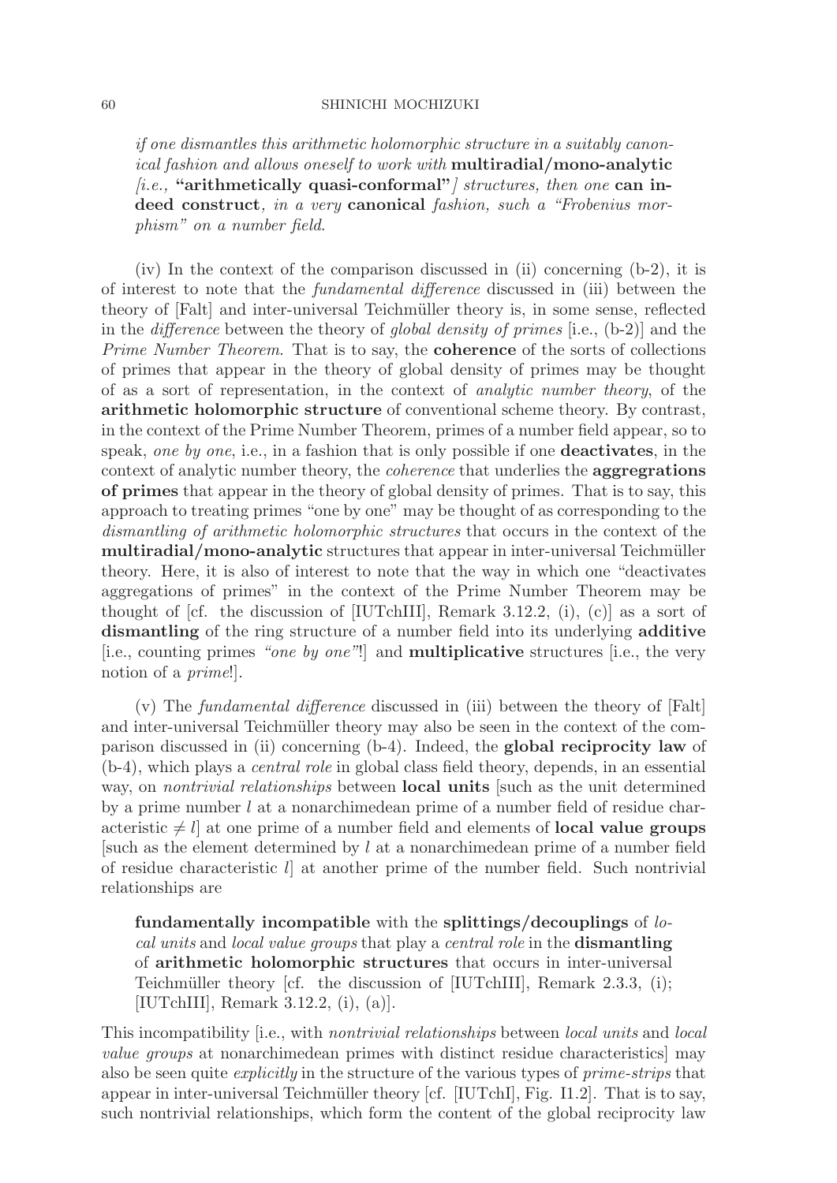*if one dismantles this arithmetic holomorphic structure in a suitably canonical fashion and allows oneself to work with* **multiradial/mono-analytic** *[i.e.,* **"arithmetically quasi-conformal"***] structures, then one* **can indeed construct***, in a very* **canonical** *fashion, such a "Frobenius morphism" on a number field.*

(iv) In the context of the comparison discussed in (ii) concerning (b-2), it is of interest to note that the *fundamental difference* discussed in (iii) between the theory of [Falt] and inter-universal Teichmüller theory is, in some sense, reflected in the *difference* between the theory of *global density of primes* [i.e., (b-2)] and the *Prime Number Theorem*. That is to say, the **coherence** of the sorts of collections of primes that appear in the theory of global density of primes may be thought of as a sort of representation, in the context of *analytic number theory*, of the **arithmetic holomorphic structure** of conventional scheme theory. By contrast, in the context of the Prime Number Theorem, primes of a number field appear, so to speak, *one by one*, i.e., in a fashion that is only possible if one **deactivates**, in the context of analytic number theory, the *coherence* that underlies the **aggregrations of primes** that appear in the theory of global density of primes. That is to say, this approach to treating primes "one by one" may be thought of as corresponding to the *dismantling of arithmetic holomorphic structures* that occurs in the context of the **multiradial/mono-analytic** structures that appear in inter-universal Teichmüller theory. Here, it is also of interest to note that the way in which one "deactivates aggregations of primes" in the context of the Prime Number Theorem may be thought of [cf. the discussion of [IUTchIII], Remark 3.12.2, (i), (c)] as a sort of **dismantling** of the ring structure of a number field into its underlying **additive** [i.e., counting primes *"one by one"*!] and **multiplicative** structures [i.e., the very notion of a *prime*!].

(v) The *fundamental difference* discussed in (iii) between the theory of [Falt] and inter-universal Teichmüller theory may also be seen in the context of the comparison discussed in (ii) concerning (b-4). Indeed, the **global reciprocity law** of (b-4), which plays a *central role* in global class field theory, depends, in an essential way, on *nontrivial relationships* between **local units** [such as the unit determined by a prime number $l$ at a nonarchimedean prime of a number field of residue characteristic $\neq l$] at one prime of a number field and elements of **local value groups** [such as the element determined by $l$ at a nonarchimedean prime of a number field of residue characteristic $l$] at another prime of the number field. Such nontrivial relationships are

> **fundamentally incompatible** with the **splittings/decouplings** of *local units* and *local value groups* that play a *central role* in the **dismantling** of **arithmetic holomorphic structures** that occurs in inter-universal Teichmüller theory [cf. the discussion of [IUTchIII], Remark 2.3.3, (i); [IUTchIII], Remark 3.12.2, (i), (a)].

This incompatibility [i.e., with *nontrivial relationships* between *local units* and *local value groups* at nonarchimedean primes with distinct residue characteristics] may also be seen quite *explicitly* in the structure of the various types of *prime-strips* that appear in inter-universal Teichmüller theory [cf. [IUTchI], Fig. I1.2]. That is to say, such nontrivial relationships, which form the content of the global reciprocity law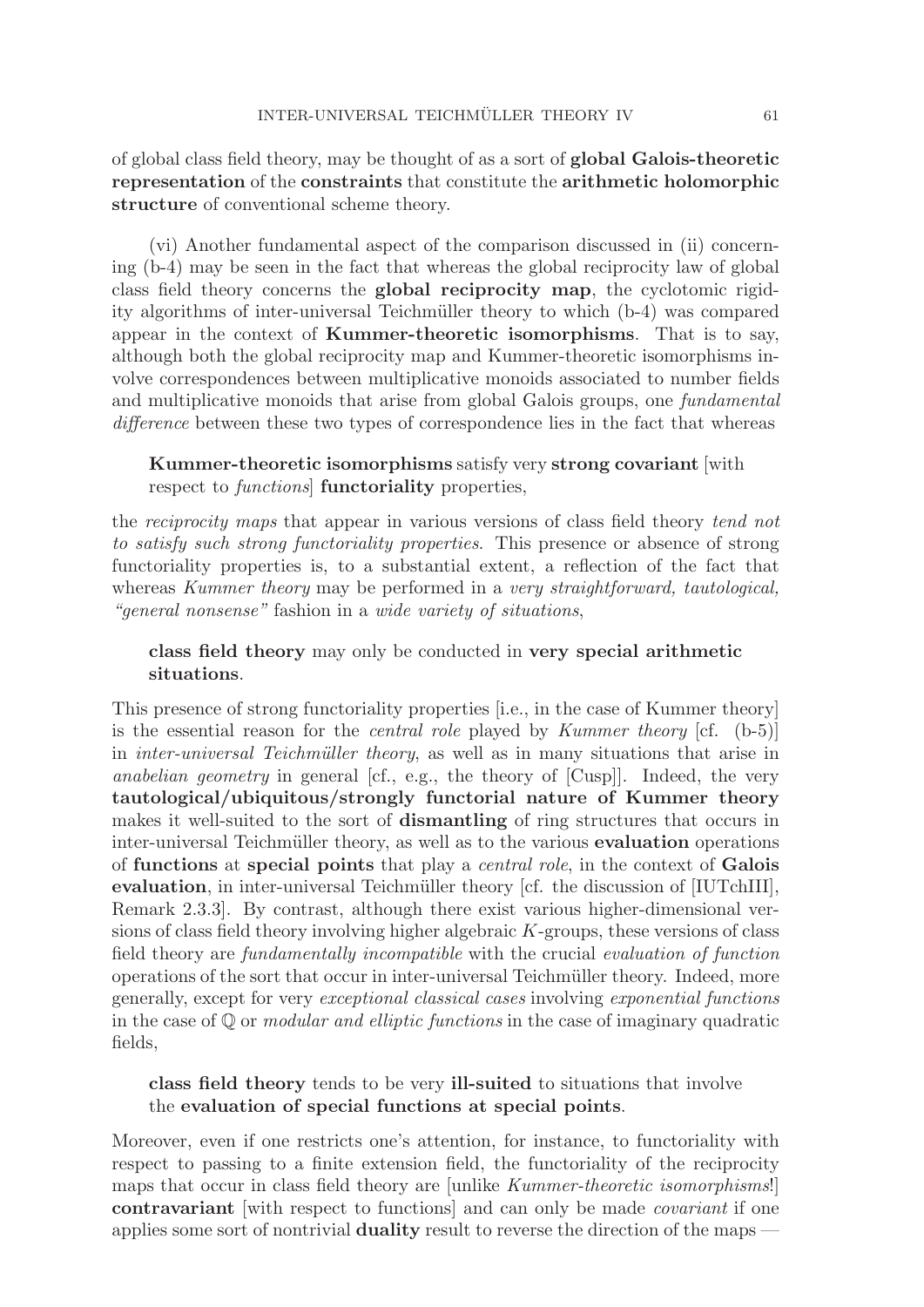of global class field theory, may be thought of as a sort of **global Galois-theoretic representation** of the **constraints** that constitute the **arithmetic holomorphic structure** of conventional scheme theory.

(vi) Another fundamental aspect of the comparison discussed in (ii) concerning (b-4) may be seen in the fact that whereas the global reciprocity law of global class field theory concerns the **global reciprocity map**, the cyclotomic rigidity algorithms of inter-universal Teichmüller theory to which (b-4) was compared appear in the context of **Kummer-theoretic isomorphisms**. That is to say, although both the global reciprocity map and Kummer-theoretic isomorphisms involve correspondences between multiplicative monoids associated to number fields and multiplicative monoids that arise from global Galois groups, one *fundamental difference* between these two types of correspondence lies in the fact that whereas

> **Kummer-theoretic isomorphisms** satisfy very **strong covariant** [with respect to *functions*] **functoriality** properties,

the *reciprocity maps* that appear in various versions of class field theory *tend not to satisfy such strong functoriality properties*. This presence or absence of strong functoriality properties is, to a substantial extent, a reflection of the fact that whereas *Kummer theory* may be performed in a *very straightforward, tautological, "general nonsense"* fashion in a *wide variety of situations*,

> **class field theory** may only be conducted in **very special arithmetic situations**.

This presence of strong functoriality properties [i.e., in the case of Kummer theory] is the essential reason for the *central role* played by *Kummer theory* [cf. (b-5)] in *inter-universal Teichmüller theory*, as well as in many situations that arise in *anabelian geometry* in general [cf., e.g., the theory of [Cusp]]. Indeed, the very **tautological/ubiquitous/strongly functorial nature of Kummer theory** makes it well-suited to the sort of **dismantling** of ring structures that occurs in inter-universal Teichmüller theory, as well as to the various **evaluation** operations of **functions** at **special points** that play a *central role*, in the context of **Galois evaluation**, in inter-universal Teichmüller theory [cf. the discussion of [IUTchIII], Remark 2.3.3]. By contrast, although there exist various higher-dimensional versions of class field theory involving higher algebraic $K$-groups, these versions of class field theory are *fundamentally incompatible* with the crucial *evaluation of function* operations of the sort that occur in inter-universal Teichmüller theory. Indeed, more generally, except for very *exceptional classical cases* involving *exponential functions* in the case of $\mathbb{Q}$ or *modular and elliptic functions* in the case of imaginary quadratic fields,

> **class field theory** tends to be very **ill-suited** to situations that involve the **evaluation of special functions at special points**.

Moreover, even if one restricts one's attention, for instance, to functoriality with respect to passing to a finite extension field, the functoriality of the reciprocity maps that occur in class field theory are [unlike *Kummer-theoretic isomorphisms*!] **contravariant** [with respect to functions] and can only be made *covariant* if one applies some sort of nontrivial **duality** result to reverse the direction of the maps —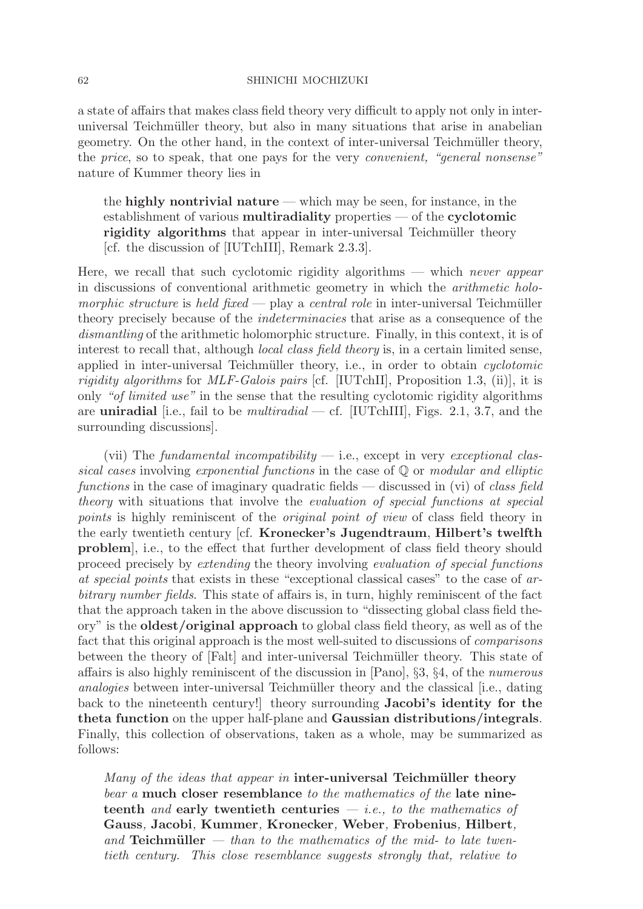a state of affairs that makes class field theory very difficult to apply not only in inter-universal Teichmüller theory, but also in many situations that arise in anabelian geometry. On the other hand, in the context of inter-universal Teichmüller theory, the *price*, so to speak, that one pays for the very *convenient, "general nonsense"* nature of Kummer theory lies in

> the **highly nontrivial nature** — which may be seen, for instance, in the establishment of various **multiradiality** properties — of the **cyclotomic rigidity algorithms** that appear in inter-universal Teichmüller theory [cf. the discussion of [IUTchIII], Remark 2.3.3].

Here, we recall that such cyclotomic rigidity algorithms — which *never appear* in discussions of conventional arithmetic geometry in which the *arithmetic holomorphic structure* is *held fixed* — play a *central role* in inter-universal Teichmüller theory precisely because of the *indeterminacies* that arise as a consequence of the *dismantling* of the arithmetic holomorphic structure. Finally, in this context, it is of interest to recall that, although *local class field theory* is, in a certain limited sense, applied in inter-universal Teichmüller theory, i.e., in order to obtain *cyclotomic rigidity algorithms* for *MLF-Galois pairs* [cf. [IUTchII], Proposition 1.3, (ii)], it is only *"of limited use"* in the sense that the resulting cyclotomic rigidity algorithms are **uniradial** [i.e., fail to be *multiradial* — cf. [IUTchIII], Figs. 2.1, 3.7, and the surrounding discussions].

(vii) The *fundamental incompatibility* — i.e., except in very *exceptional classical cases* involving *exponential functions* in the case of $\mathbb{Q}$ or *modular and elliptic functions* in the case of imaginary quadratic fields — discussed in (vi) of *class field theory* with situations that involve the *evaluation of special functions at special points* is highly reminiscent of the *original point of view* of class field theory in the early twentieth century [cf. **Kronecker's Jugendtraum**, **Hilbert's twelfth problem**], i.e., to the effect that further development of class field theory should proceed precisely by *extending* the theory involving *evaluation of special functions at special points* that exists in these "exceptional classical cases" to the case of *arbitrary number fields*. This state of affairs is, in turn, highly reminiscent of the fact that the approach taken in the above discussion to "dissecting global class field theory" is the **oldest/original approach** to global class field theory, as well as of the fact that this original approach is the most well-suited to discussions of *comparisons* between the theory of [Falt] and inter-universal Teichmüller theory. This state of affairs is also highly reminiscent of the discussion in [Pano], §3, §4, of the *numerous analogies* between inter-universal Teichmüller theory and the classical [i.e., dating back to the nineteenth century!] theory surrounding **Jacobi's identity for the theta function** on the upper half-plane and **Gaussian distributions/integrals**. Finally, this collection of observations, taken as a whole, may be summarized as follows:

> *Many of the ideas that appear in* **inter-universal Teichmüller theory** *bear a* **much closer resemblance** *to the mathematics of the* **late nineteenth** *and* **early twentieth centuries** *— i.e., to the mathematics of* **Gauss***,* **Jacobi***,* **Kummer***,* **Kronecker***,* **Weber***,* **Frobenius***,* **Hilbert***, and* **Teichmüller** *— than to the mathematics of the mid- to late twentieth century. This close resemblance suggests strongly that, relative to*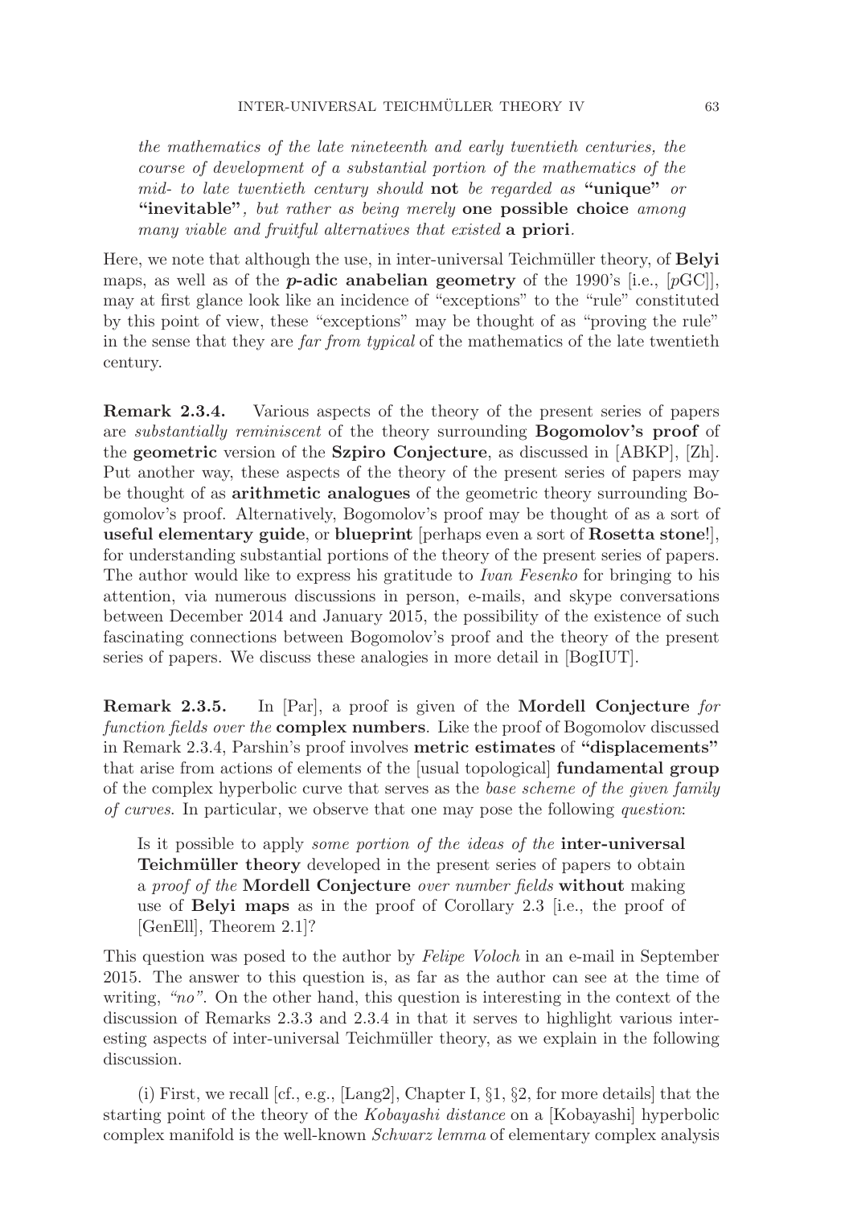*the mathematics of the late nineteenth and early twentieth centuries, the course of development of a substantial portion of the mathematics of the mid- to late twentieth century should* **not** *be regarded as* **"unique"** *or* **"inevitable"***, but rather as being merely* **one possible choice** *among many viable and fruitful alternatives that existed* **a priori**.

Here, we note that although the use, in inter-universal Teichmüller theory, of **Belyi** maps, as well as of the ***p*-adic anabelian geometry** of the 1990's [i.e., [$p$GC]], may at first glance look like an incidence of "exceptions" to the "rule" constituted by this point of view, these "exceptions" may be thought of as "proving the rule" in the sense that they are *far from typical* of the mathematics of the late twentieth century.

**Remark 2.3.4.** Various aspects of the theory of the present series of papers are *substantially reminiscent* of the theory surrounding **Bogomolov's proof** of the **geometric** version of the **Szpiro Conjecture**, as discussed in [ABKP], [Zh]. Put another way, these aspects of the theory of the present series of papers may be thought of as **arithmetic analogues** of the geometric theory surrounding Bogomolov's proof. Alternatively, Bogomolov's proof may be thought of as a sort of **useful elementary guide**, or **blueprint** [perhaps even a sort of **Rosetta stone**!], for understanding substantial portions of the theory of the present series of papers. The author would like to express his gratitude to *Ivan Fesenko* for bringing to his attention, via numerous discussions in person, e-mails, and skype conversations between December 2014 and January 2015, the possibility of the existence of such fascinating connections between Bogomolov's proof and the theory of the present series of papers. We discuss these analogies in more detail in [BogIUT].

**Remark 2.3.5.** In [Par], a proof is given of the **Mordell Conjecture** *for function fields over the* **complex numbers**. Like the proof of Bogomolov discussed in Remark 2.3.4, Parshin's proof involves **metric estimates** of **"displacements"** that arise from actions of elements of the [usual topological] **fundamental group** of the complex hyperbolic curve that serves as the *base scheme of the given family of curves*. In particular, we observe that one may pose the following *question*:

> Is it possible to apply *some portion of the ideas of the* **inter-universal Teichmüller theory** developed in the present series of papers to obtain a *proof of the* **Mordell Conjecture** *over number fields* **without** making use of **Belyi maps** as in the proof of Corollary 2.3 [i.e., the proof of [GenEll], Theorem 2.1]?

This question was posed to the author by *Felipe Voloch* in an e-mail in September 2015. The answer to this question is, as far as the author can see at the time of writing, *"no"*. On the other hand, this question is interesting in the context of the discussion of Remarks 2.3.3 and 2.3.4 in that it serves to highlight various interesting aspects of inter-universal Teichmüller theory, as we explain in the following discussion.

(i) First, we recall [cf., e.g., [Lang2], Chapter I, §1, §2, for more details] that the starting point of the theory of the *Kobayashi distance* on a [Kobayashi] hyperbolic complex manifold is the well-known *Schwarz lemma* of elementary complex analysis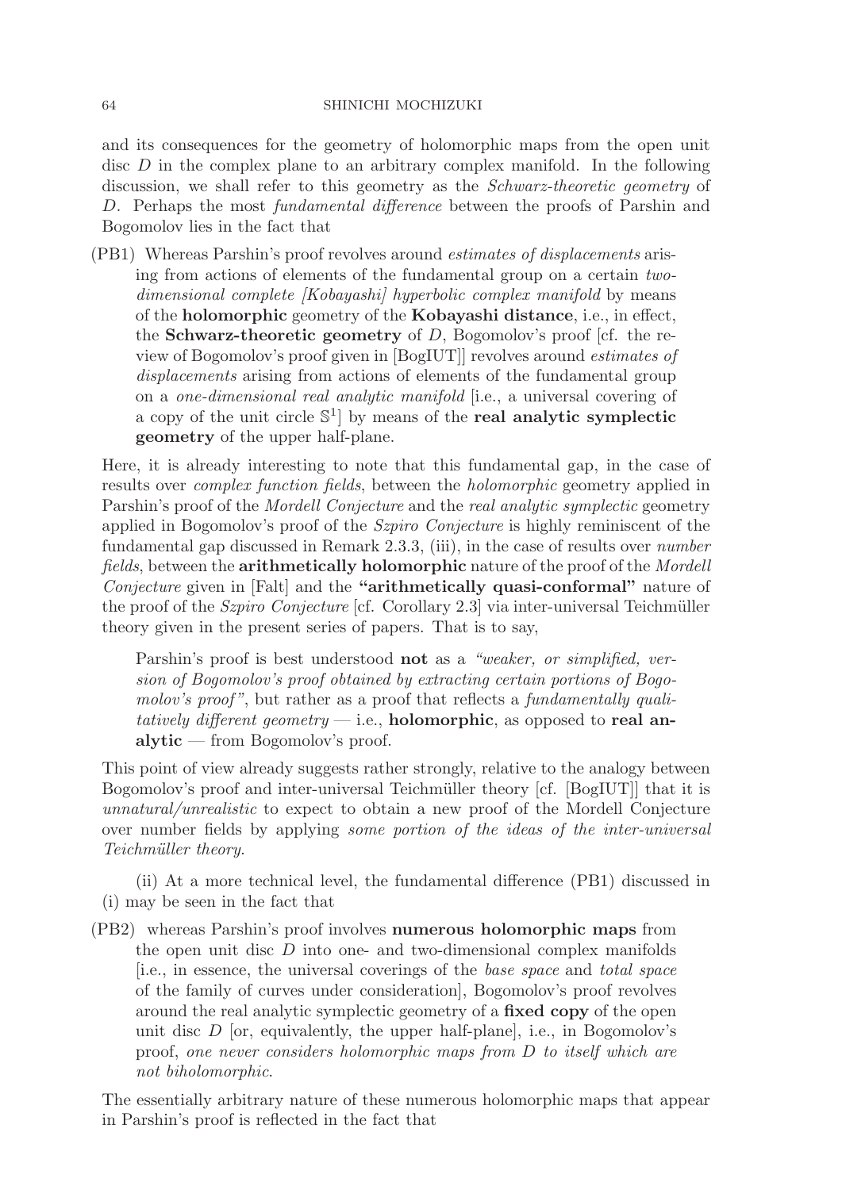and its consequences for the geometry of holomorphic maps from the open unit disc $D$ in the complex plane to an arbitrary complex manifold. In the following discussion, we shall refer to this geometry as the *Schwarz-theoretic geometry* of $D$. Perhaps the most *fundamental difference* between the proofs of Parshin and Bogomolov lies in the fact that

(PB1) Whereas Parshin's proof revolves around *estimates of displacements* arising from actions of elements of the fundamental group on a certain *two-dimensional complete [Kobayashi] hyperbolic complex manifold* by means of the **holomorphic** geometry of the **Kobayashi distance**, i.e., in effect, the **Schwarz-theoretic geometry** of $D$, Bogomolov's proof [cf. the review of Bogomolov's proof given in [BogIUT]] revolves around *estimates of displacements* arising from actions of elements of the fundamental group on a *one-dimensional real analytic manifold* [i.e., a universal covering of a copy of the unit circle $\mathbb{S}^1$] by means of the **real analytic symplectic geometry** of the upper half-plane.

Here, it is already interesting to note that this fundamental gap, in the case of results over *complex function fields*, between the *holomorphic* geometry applied in Parshin's proof of the *Mordell Conjecture* and the *real analytic symplectic* geometry applied in Bogomolov's proof of the *Szpiro Conjecture* is highly reminiscent of the fundamental gap discussed in Remark 2.3.3, (iii), in the case of results over *number fields*, between the **arithmetically holomorphic** nature of the proof of the *Mordell Conjecture* given in [Falt] and the **"arithmetically quasi-conformal"** nature of the proof of the *Szpiro Conjecture* [cf. Corollary 2.3] via inter-universal Teichmüller theory given in the present series of papers. That is to say,

> Parshin's proof is best understood **not** as a *"weaker, or simplified, version of Bogomolov's proof obtained by extracting certain portions of Bogomolov's proof"*, but rather as a proof that reflects a *fundamentally qualitatively different geometry* — i.e., **holomorphic**, as opposed to **real analytic** — from Bogomolov's proof.

This point of view already suggests rather strongly, relative to the analogy between Bogomolov's proof and inter-universal Teichmüller theory [cf. [BogIUT]] that it is *unnatural/unrealistic* to expect to obtain a new proof of the Mordell Conjecture over number fields by applying *some portion of the ideas of the inter-universal Teichmüller theory*.

(ii) At a more technical level, the fundamental difference (PB1) discussed in (i) may be seen in the fact that

(PB2) whereas Parshin's proof involves **numerous holomorphic maps** from the open unit disc $D$ into one- and two-dimensional complex manifolds [i.e., in essence, the universal coverings of the *base space* and *total space* of the family of curves under consideration], Bogomolov's proof revolves around the real analytic symplectic geometry of a **fixed copy** of the open unit disc $D$ [or, equivalently, the upper half-plane], i.e., in Bogomolov's proof, *one never considers holomorphic maps from $D$ to itself which are not biholomorphic*.

The essentially arbitrary nature of these numerous holomorphic maps that appear in Parshin's proof is reflected in the fact that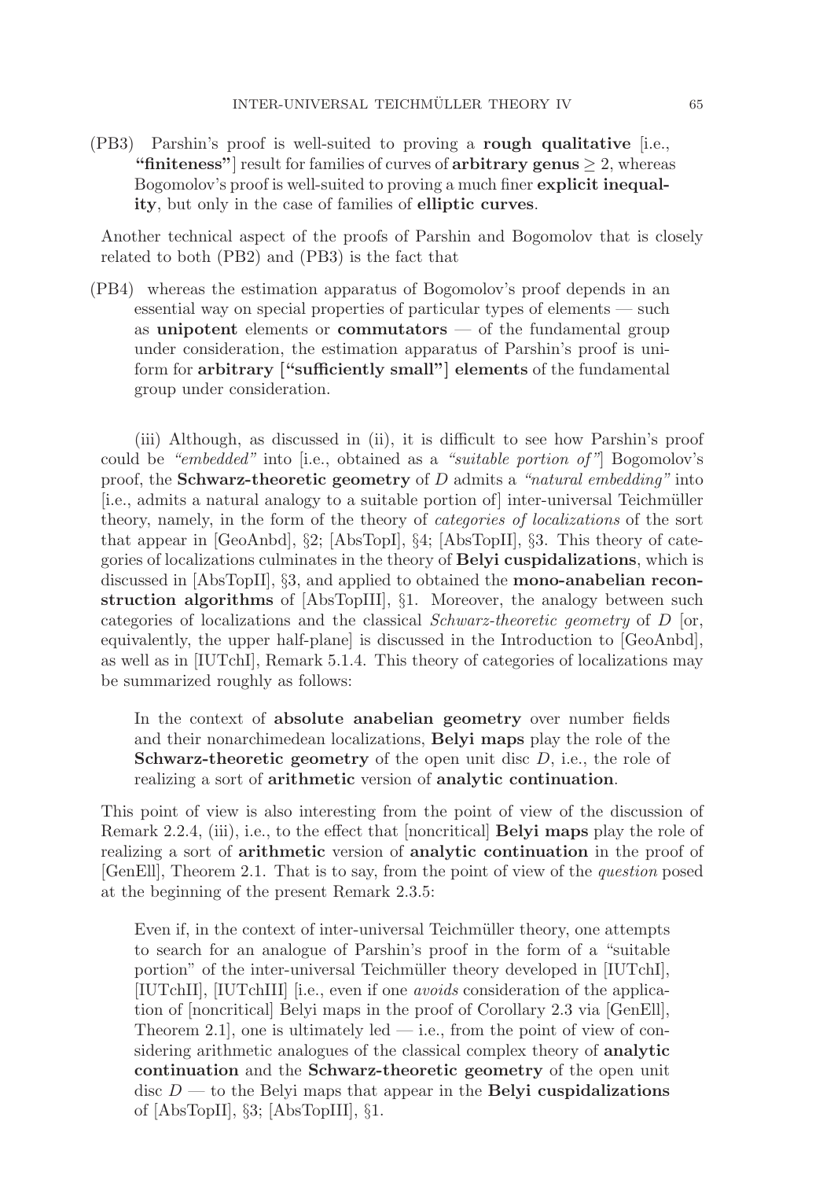(PB3) Parshin's proof is well-suited to proving a **rough qualitative** [i.e., **"finiteness"**] result for families of curves of **arbitrary genus** $\geq 2$, whereas Bogomolov's proof is well-suited to proving a much finer **explicit inequality**, but only in the case of families of **elliptic curves**.

Another technical aspect of the proofs of Parshin and Bogomolov that is closely related to both (PB2) and (PB3) is the fact that

(PB4) whereas the estimation apparatus of Bogomolov's proof depends in an essential way on special properties of particular types of elements — such as **unipotent** elements or **commutators** — of the fundamental group under consideration, the estimation apparatus of Parshin's proof is uniform for **arbitrary ["sufficiently small"] elements** of the fundamental group under consideration.

(iii) Although, as discussed in (ii), it is difficult to see how Parshin's proof could be *"embedded"* into [i.e., obtained as a *"suitable portion of"*] Bogomolov's proof, the **Schwarz-theoretic geometry** of $D$ admits a *"natural embedding"* into [i.e., admits a natural analogy to a suitable portion of] inter-universal Teichmüller theory, namely, in the form of the theory of *categories of localizations* of the sort that appear in [GeoAnbd], §2; [AbsTopI], §4; [AbsTopII], §3. This theory of categories of localizations culminates in the theory of **Belyi cuspidalizations**, which is discussed in [AbsTopII], §3, and applied to obtained the **mono-anabelian reconstruction algorithms** of [AbsTopIII], §1. Moreover, the analogy between such categories of localizations and the classical *Schwarz-theoretic geometry* of $D$ [or, equivalently, the upper half-plane] is discussed in the Introduction to [GeoAnbd], as well as in [IUTchI], Remark 5.1.4. This theory of categories of localizations may be summarized roughly as follows:

> In the context of **absolute anabelian geometry** over number fields and their nonarchimedean localizations, **Belyi maps** play the role of the **Schwarz-theoretic geometry** of the open unit disc $D$, i.e., the role of realizing a sort of **arithmetic** version of **analytic continuation**.

This point of view is also interesting from the point of view of the discussion of Remark 2.2.4, (iii), i.e., to the effect that [noncritical] **Belyi maps** play the role of realizing a sort of **arithmetic** version of **analytic continuation** in the proof of [GenEll], Theorem 2.1. That is to say, from the point of view of the *question* posed at the beginning of the present Remark 2.3.5:

> Even if, in the context of inter-universal Teichmüller theory, one attempts to search for an analogue of Parshin's proof in the form of a "suitable portion" of the inter-universal Teichmüller theory developed in [IUTchI], [IUTchII], [IUTchIII] [i.e., even if one *avoids* consideration of the application of [noncritical] Belyi maps in the proof of Corollary 2.3 via [GenEll], Theorem 2.1], one is ultimately led — i.e., from the point of view of considering arithmetic analogues of the classical complex theory of **analytic continuation** and the **Schwarz-theoretic geometry** of the open unit disc $D$ — to the Belyi maps that appear in the **Belyi cuspidalizations** of [AbsTopII], §3; [AbsTopIII], §1.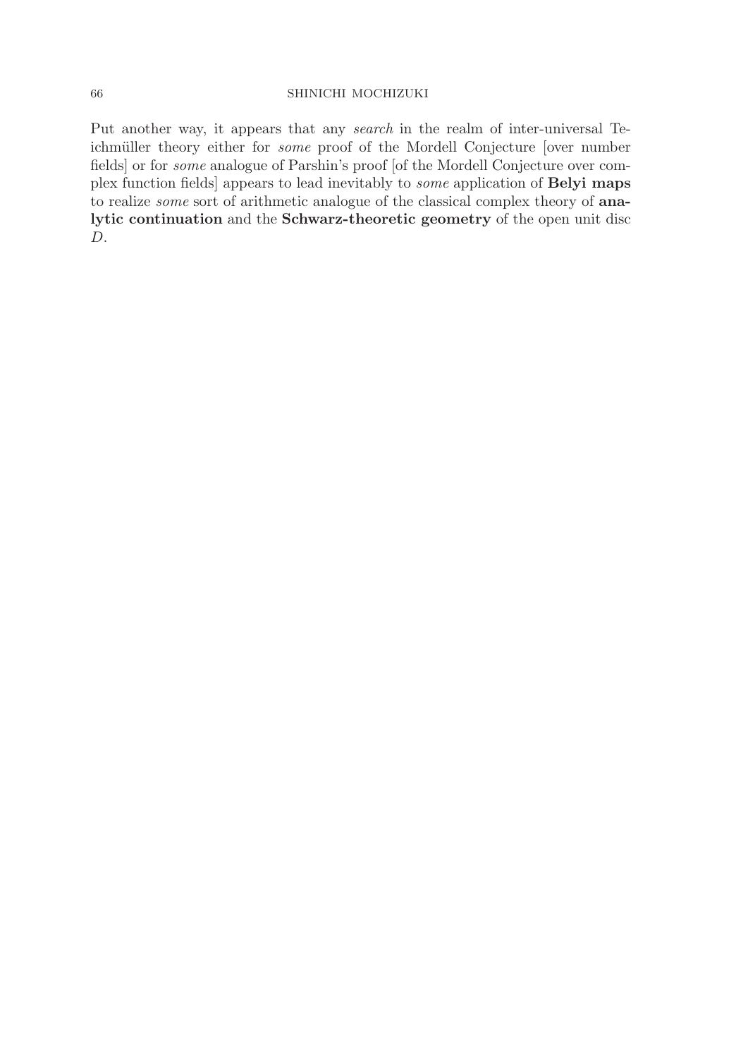Put another way, it appears that any *search* in the realm of inter-universal Teichmüller theory either for *some* proof of the Mordell Conjecture [over number fields] or for *some* analogue of Parshin's proof [of the Mordell Conjecture over complex function fields] appears to lead inevitably to *some* application of **Belyi maps** to realize *some* sort of arithmetic analogue of the classical complex theory of **analytic continuation** and the **Schwarz-theoretic geometry** of the open unit disc $D$.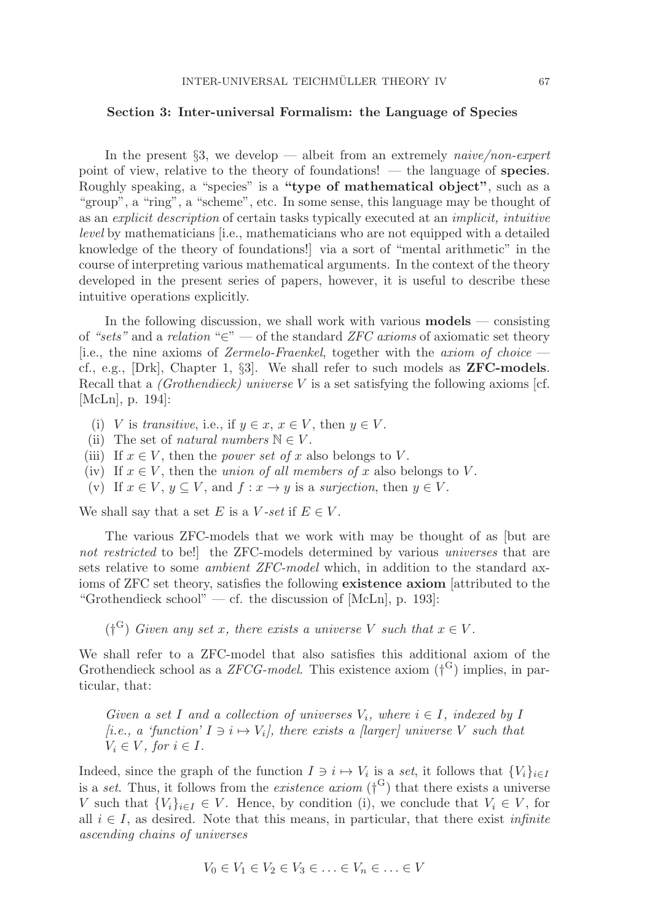## Section 3: Inter-universal Formalism: the Language of Species

In the present §3, we develop — albeit from an extremely *naive/non-expert* point of view, relative to the theory of foundations! — the language of **species**. Roughly speaking, a "species" is a **"type of mathematical object"**, such as a "group", a "ring", a "scheme", etc. In some sense, this language may be thought of as an *explicit description* of certain tasks typically executed at an *implicit, intuitive level* by mathematicians [i.e., mathematicians who are not equipped with a detailed knowledge of the theory of foundations!] via a sort of "mental arithmetic" in the course of interpreting various mathematical arguments. In the context of the theory developed in the present series of papers, however, it is useful to describe these intuitive operations explicitly.

In the following discussion, we shall work with various **models** — consisting of *"sets"* and a *relation* "$\in$" — of the standard *ZFC axioms* of axiomatic set theory [i.e., the nine axioms of *Zermelo-Fraenkel*, together with the *axiom of choice* — cf., e.g., [Drk], Chapter 1, §3]. We shall refer to such models as **ZFC-models**. Recall that a *(Grothendieck) universe* $V$ is a set satisfying the following axioms [cf. [McLn], p. 194]:

- (i) $V$ is *transitive*, i.e., if $y \in x$, $x \in V$, then $y \in V$.
- (ii) The set of *natural numbers* $\mathbb{N} \in V$.
- (iii) If $x \in V$, then the *power set of* $x$ also belongs to $V$.
- (iv) If $x \in V$, then the *union of all members of* $x$ also belongs to $V$.
- (v) If $x \in V$, $y \subseteq V$, and $f : x \to y$ is a *surjection*, then $y \in V$.

We shall say that a set $E$ is a $V$*-set* if $E \in V$.

The various ZFC-models that we work with may be thought of as [but are *not restricted* to be!] the ZFC-models determined by various *universes* that are sets relative to some *ambient ZFC-model* which, in addition to the standard axioms of ZFC set theory, satisfies the following **existence axiom** [attributed to the "Grothendieck school" — cf. the discussion of [McLn], p. 193]:

($\dagger^{\mathrm{G}}$) *Given any set $x$, there exists a universe $V$ such that $x \in V$.*

We shall refer to a ZFC-model that also satisfies this additional axiom of the Grothendieck school as a *ZFCG-model*. This existence axiom ($\dagger^{\mathrm{G}}$) implies, in particular, that:

*Given a set $I$ and a collection of universes $V_i$, where $i \in I$, indexed by $I$ [i.e., a 'function' $I \ni i \mapsto V_i$], there exists a [larger] universe $V$ such that $V_i \in V$, for $i \in I$.*

Indeed, since the graph of the function $I \ni i \mapsto V_i$ is a *set*, it follows that $\{V_i\}_{i \in I}$ is a *set*. Thus, it follows from the *existence axiom* ($\dagger^{\mathrm{G}}$) that there exists a universe $V$ such that $\{V_i\}_{i \in I} \in V$. Hence, by condition (i), we conclude that $V_i \in V$, for all $i \in I$, as desired. Note that this means, in particular, that there exist *infinite ascending chains of universes*

$$V_0 \in V_1 \in V_2 \in V_3 \in \ldots \in V_n \in \ldots \in V$$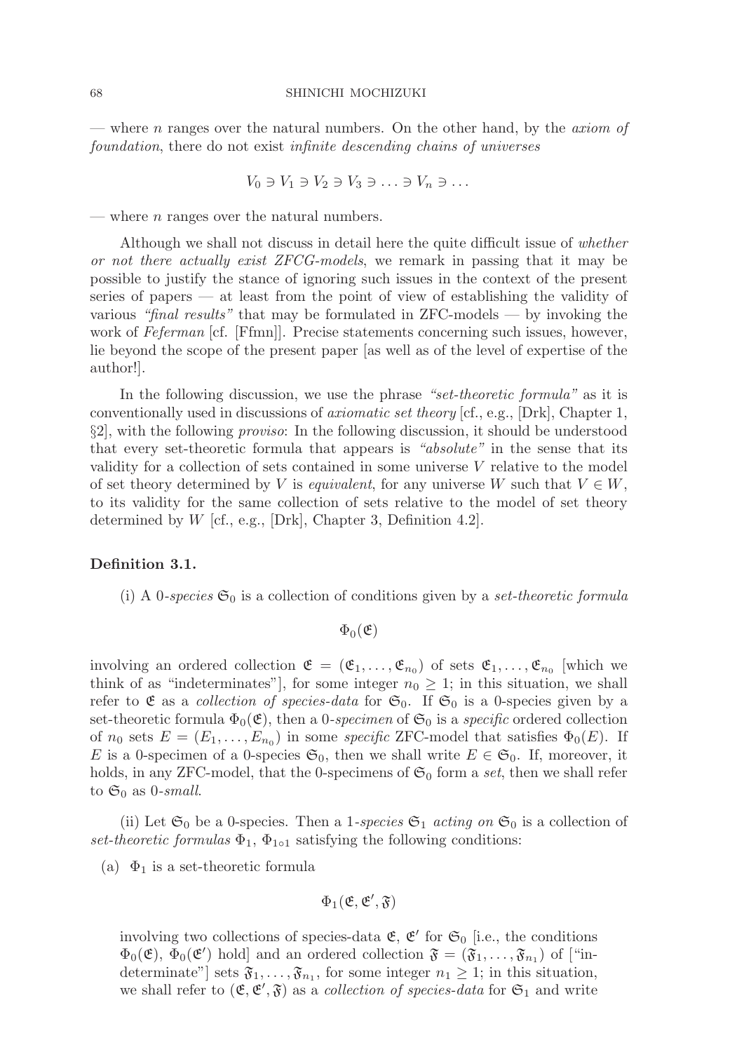— where $n$ ranges over the natural numbers. On the other hand, by the *axiom of foundation*, there do not exist *infinite descending chains of universes*

$$V_0 \ni V_1 \ni V_2 \ni V_3 \ni \ldots \ni V_n \ni \ldots$$

— where $n$ ranges over the natural numbers.

Although we shall not discuss in detail here the quite difficult issue of *whether or not there actually exist ZFCG-models*, we remark in passing that it may be possible to justify the stance of ignoring such issues in the context of the present series of papers — at least from the point of view of establishing the validity of various *"final results"* that may be formulated in ZFC-models — by invoking the work of *Feferman* [cf. [Ffmn]]. Precise statements concerning such issues, however, lie beyond the scope of the present paper [as well as of the level of expertise of the author!].

In the following discussion, we use the phrase *"set-theoretic formula"* as it is conventionally used in discussions of *axiomatic set theory* [cf., e.g., [Drk], Chapter 1, §2], with the following *proviso*: In the following discussion, it should be understood that every set-theoretic formula that appears is *"absolute"* in the sense that its validity for a collection of sets contained in some universe $V$ relative to the model of set theory determined by $V$ is *equivalent*, for any universe $W$ such that $V \in W$, to its validity for the same collection of sets relative to the model of set theory determined by $W$ [cf., e.g., [Drk], Chapter 3, Definition 4.2].

**Definition 3.1.**

(i) A 0-*species* $\mathfrak{S}_0$ is a collection of conditions given by a *set-theoretic formula*

$$\Phi_0(\mathfrak{E})$$

involving an ordered collection $\mathfrak{E} = (\mathfrak{E}_1, \ldots, \mathfrak{E}_{n_0})$ of sets $\mathfrak{E}_1, \ldots, \mathfrak{E}_{n_0}$ [which we think of as "indeterminates"], for some integer $n_0 \geq 1$; in this situation, we shall refer to $\mathfrak{E}$ as a *collection of species-data* for $\mathfrak{S}_0$. If $\mathfrak{S}_0$ is a 0-species given by a set-theoretic formula $\Phi_0(\mathfrak{E})$, then a 0-*specimen* of $\mathfrak{S}_0$ is a *specific* ordered collection of $n_0$ sets $E = (E_1, \ldots, E_{n_0})$ in some *specific* ZFC-model that satisfies $\Phi_0(E)$. If $E$ is a 0-specimen of a 0-species $\mathfrak{S}_0$, then we shall write $E \in \mathfrak{S}_0$. If, moreover, it holds, in any ZFC-model, that the 0-specimens of $\mathfrak{S}_0$ form a *set*, then we shall refer to $\mathfrak{S}_0$ as 0-*small*.

(ii) Let $\mathfrak{S}_0$ be a 0-species. Then a 1-*species* $\mathfrak{S}_1$ *acting on* $\mathfrak{S}_0$ is a collection of *set-theoretic formulas* $\Phi_1$, $\Phi_{1\circ 1}$ satisfying the following conditions:

(a) $\Phi_1$ is a set-theoretic formula

$$\Phi_1(\mathfrak{E}, \mathfrak{E}', \mathfrak{F})$$

involving two collections of species-data $\mathfrak{E}$, $\mathfrak{E}'$ for $\mathfrak{S}_0$ [i.e., the conditions $\Phi_0(\mathfrak{E})$, $\Phi_0(\mathfrak{E}')$ hold] and an ordered collection $\mathfrak{F} = (\mathfrak{F}_1, \ldots, \mathfrak{F}_{n_1})$ of ["indeterminate"] sets $\mathfrak{F}_1, \ldots, \mathfrak{F}_{n_1}$, for some integer $n_1 \geq 1$; in this situation, we shall refer to $(\mathfrak{E}, \mathfrak{E}', \mathfrak{F})$ as a *collection of species-data* for $\mathfrak{S}_1$ and write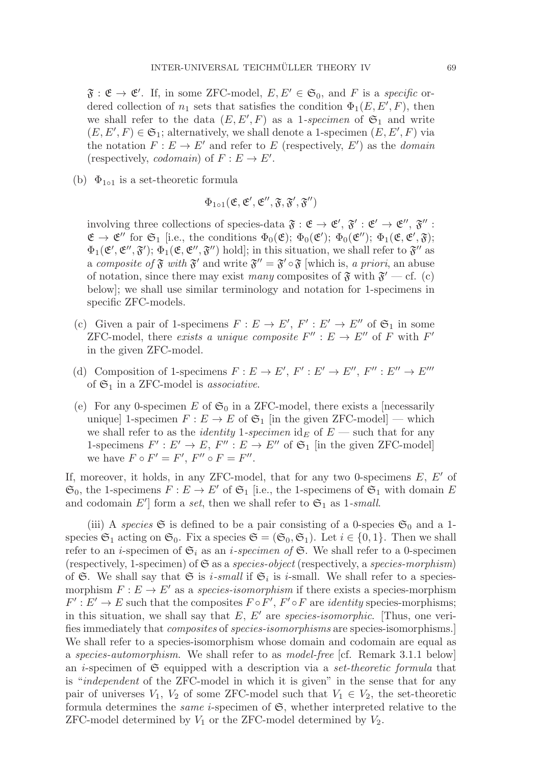$\mathfrak{F} : \mathfrak{E} \to \mathfrak{E}'$. If, in some ZFC-model, $E, E' \in \mathfrak{S}_0$, and $F$ is a *specific* ordered collection of $n_1$ sets that satisfies the condition $\Phi_1(E, E', F)$, then we shall refer to the data $(E, E', F)$ as a *1-specimen* of $\mathfrak{S}_1$ and write $(E, E', F) \in \mathfrak{S}_1$; alternatively, we shall denote a 1-specimen $(E, E', F)$ via the notation $F : E \to E'$ and refer to $E$ (respectively, $E'$) as the *domain* (respectively, *codomain*) of $F : E \to E'$.

(b) $\Phi_{1\circ 1}$ is a set-theoretic formula

$$\Phi_{1\circ 1}(\mathfrak{E}, \mathfrak{E}', \mathfrak{E}'', \mathfrak{F}, \mathfrak{F}', \mathfrak{F}'')$$

involving three collections of species-data $\mathfrak{F} : \mathfrak{E} \to \mathfrak{E}'$, $\mathfrak{F}' : \mathfrak{E}' \to \mathfrak{E}''$, $\mathfrak{F}'' : \mathfrak{E} \to \mathfrak{E}''$ for $\mathfrak{S}_1$ [i.e., the conditions $\Phi_0(\mathfrak{E})$; $\Phi_0(\mathfrak{E}')$; $\Phi_0(\mathfrak{E}'')$; $\Phi_1(\mathfrak{E}, \mathfrak{E}', \mathfrak{F})$; $\Phi_1(\mathfrak{E}', \mathfrak{E}'', \mathfrak{F}')$; $\Phi_1(\mathfrak{E}, \mathfrak{E}'', \mathfrak{F}'')$ hold]; in this situation, we shall refer to $\mathfrak{F}''$ as a *composite of* $\mathfrak{F}$ *with* $\mathfrak{F}'$ and write $\mathfrak{F}'' = \mathfrak{F}' \circ \mathfrak{F}$ [which is, *a priori*, an abuse of notation, since there may exist *many* composites of $\mathfrak{F}$ with $\mathfrak{F}'$ — cf. (c) below]; we shall use similar terminology and notation for 1-specimens in specific ZFC-models.

(c) Given a pair of 1-specimens $F : E \to E'$, $F' : E' \to E''$ of $\mathfrak{S}_1$ in some ZFC-model, there *exists a unique composite* $F'' : E \to E''$ of $F$ with $F'$ in the given ZFC-model.

(d) Composition of 1-specimens $F : E \to E'$, $F' : E' \to E''$, $F'' : E'' \to E'''$ of $\mathfrak{S}_1$ in a ZFC-model is *associative*.

(e) For any 0-specimen $E$ of $\mathfrak{S}_0$ in a ZFC-model, there exists a [necessarily unique] 1-specimen $F : E \to E$ of $\mathfrak{S}_1$ [in the given ZFC-model] — which we shall refer to as the *identity* 1-*specimen* $\mathrm{id}_E$ of $E$ — such that for any 1-specimens $F' : E' \to E$, $F'' : E \to E''$ of $\mathfrak{S}_1$ [in the given ZFC-model] we have $F \circ F' = F'$, $F'' \circ F = F''$.

If, moreover, it holds, in any ZFC-model, that for any two 0-specimens $E$, $E'$ of $\mathfrak{S}_0$, the 1-specimens $F : E \to E'$ of $\mathfrak{S}_1$ [i.e., the 1-specimens of $\mathfrak{S}_1$ with domain $E$ and codomain $E'$] form a *set*, then we shall refer to $\mathfrak{S}_1$ as *1-small*.

(iii) A *species* $\mathfrak{S}$ is defined to be a pair consisting of a 0-species $\mathfrak{S}_0$ and a 1-species $\mathfrak{S}_1$ acting on $\mathfrak{S}_0$. Fix a species $\mathfrak{S} = (\mathfrak{S}_0, \mathfrak{S}_1)$. Let $i \in \{0, 1\}$. Then we shall refer to an $i$-specimen of $\mathfrak{S}_i$ as an *$i$-specimen of* $\mathfrak{S}$. We shall refer to a 0-specimen (respectively, 1-specimen) of $\mathfrak{S}$ as a *species-object* (respectively, a *species-morphism*) of $\mathfrak{S}$. We shall say that $\mathfrak{S}$ is *$i$-small* if $\mathfrak{S}_i$ is $i$-small. We shall refer to a species-morphism $F : E \to E'$ as a *species-isomorphism* if there exists a species-morphism $F' : E' \to E$ such that the composites $F \circ F'$, $F' \circ F$ are *identity* species-morphisms; in this situation, we shall say that $E$, $E'$ are *species-isomorphic*. [Thus, one verifies immediately that *composites* of *species-isomorphisms* are species-isomorphisms.] We shall refer to a species-isomorphism whose domain and codomain are equal as a *species-automorphism*. We shall refer to as *model-free* [cf. Remark 3.1.1 below] an $i$-specimen of $\mathfrak{S}$ equipped with a description via a *set-theoretic formula* that is "*independent* of the ZFC-model in which it is given" in the sense that for any pair of universes $V_1$, $V_2$ of some ZFC-model such that $V_1 \in V_2$, the set-theoretic formula determines the *same* $i$-specimen of $\mathfrak{S}$, whether interpreted relative to the ZFC-model determined by $V_1$ or the ZFC-model determined by $V_2$.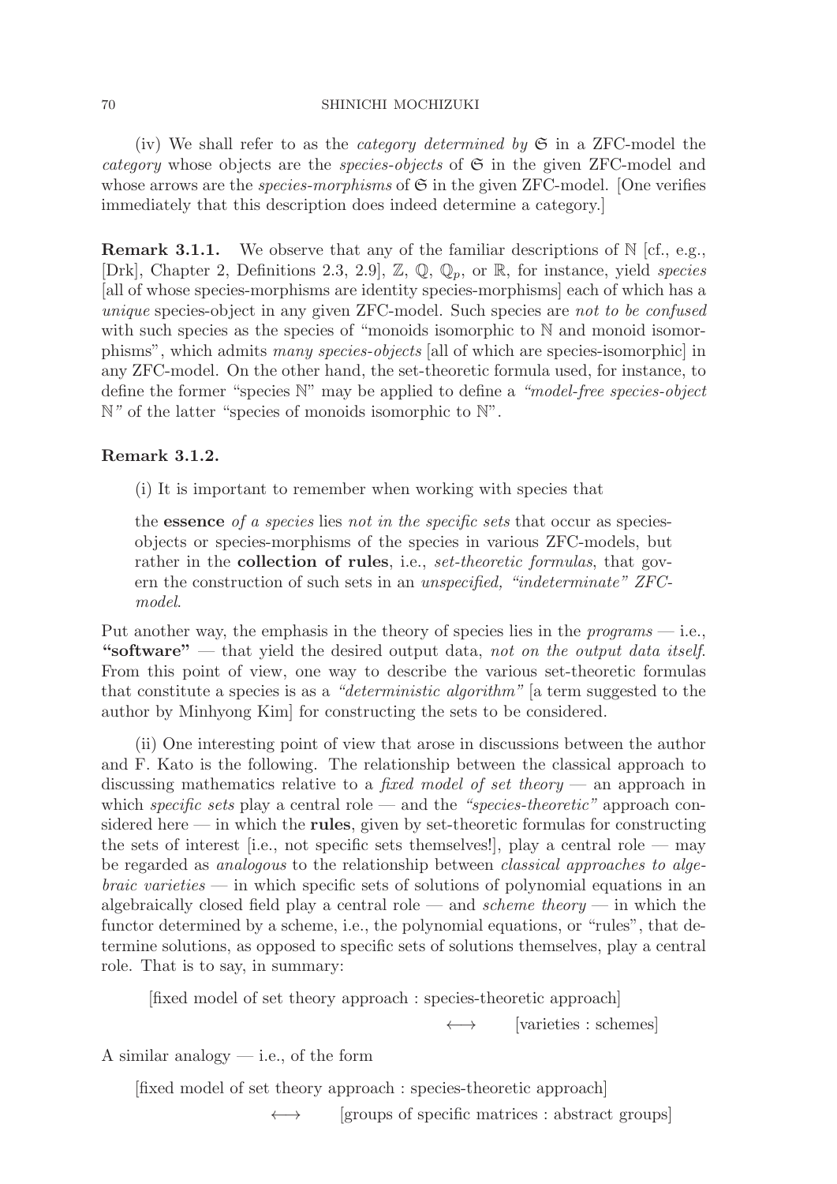(iv) We shall refer to as the *category determined by* $\mathfrak{S}$ in a ZFC-model the *category* whose objects are the *species-objects* of $\mathfrak{S}$ in the given ZFC-model and whose arrows are the *species-morphisms* of $\mathfrak{S}$ in the given ZFC-model. [One verifies immediately that this description does indeed determine a category.]

**Remark 3.1.1.** We observe that any of the familiar descriptions of $\mathbb{N}$ [cf., e.g., [Drk], Chapter 2, Definitions 2.3, 2.9], $\mathbb{Z}$, $\mathbb{Q}$, $\mathbb{Q}_p$, or $\mathbb{R}$, for instance, yield *species* [all of whose species-morphisms are identity species-morphisms] each of which has a *unique* species-object in any given ZFC-model. Such species are *not to be confused* with such species as the species of "monoids isomorphic to $\mathbb{N}$ and monoid isomorphisms", which admits *many species-objects* [all of which are species-isomorphic] in any ZFC-model. On the other hand, the set-theoretic formula used, for instance, to define the former "species $\mathbb{N}$" may be applied to define a *"model-free species-object $\mathbb{N}$"* of the latter "species of monoids isomorphic to $\mathbb{N}$".

**Remark 3.1.2.**

(i) It is important to remember when working with species that

> the **essence** *of a species* lies *not in the specific sets* that occur as species-objects or species-morphisms of the species in various ZFC-models, but rather in the **collection of rules**, i.e., *set-theoretic formulas*, that govern the construction of such sets in an *unspecified, "indeterminate" ZFC-model*.

Put another way, the emphasis in the theory of species lies in the *programs* — i.e., **"software"** — that yield the desired output data, *not on the output data itself*. From this point of view, one way to describe the various set-theoretic formulas that constitute a species is as a *"deterministic algorithm"* [a term suggested to the author by Minhyong Kim] for constructing the sets to be considered.

(ii) One interesting point of view that arose in discussions between the author and F. Kato is the following. The relationship between the classical approach to discussing mathematics relative to a *fixed model of set theory* — an approach in which *specific sets* play a central role — and the *"species-theoretic"* approach considered here — in which the **rules**, given by set-theoretic formulas for constructing the sets of interest [i.e., not specific sets themselves!], play a central role — may be regarded as *analogous* to the relationship between *classical approaches to algebraic varieties* — in which specific sets of solutions of polynomial equations in an algebraically closed field play a central role — and *scheme theory* — in which the functor determined by a scheme, i.e., the polynomial equations, or "rules", that determine solutions, as opposed to specific sets of solutions themselves, play a central role. That is to say, in summary:

$$[\text{fixed model of set theory approach} : \text{species-theoretic approach}] \quad \longleftrightarrow \quad [\text{varieties} : \text{schemes}]$$

A similar analogy — i.e., of the form

$$[\text{fixed model of set theory approach} : \text{species-theoretic approach}] \quad \longleftrightarrow \quad [\text{groups of specific matrices} : \text{abstract groups}]$$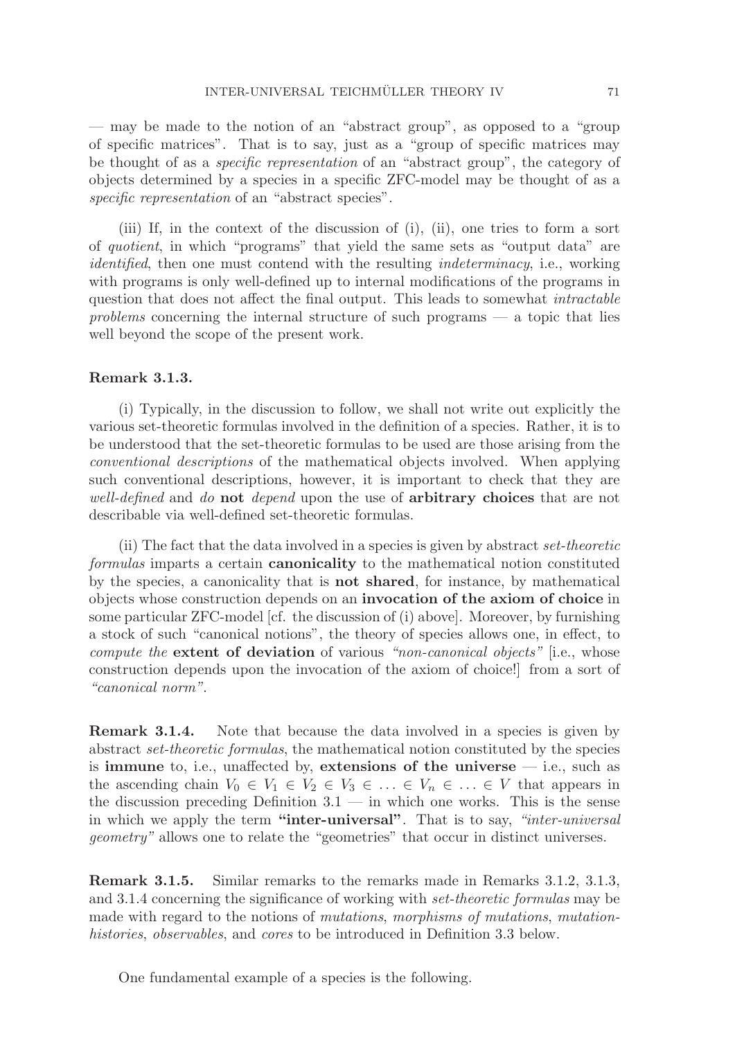— may be made to the notion of an "abstract group", as opposed to a "group of specific matrices". That is to say, just as a "group of specific matrices may be thought of as a *specific representation* of an "abstract group", the category of objects determined by a species in a specific ZFC-model may be thought of as a *specific representation* of an "abstract species".

(iii) If, in the context of the discussion of (i), (ii), one tries to form a sort of *quotient*, in which "programs" that yield the same sets as "output data" are *identified*, then one must contend with the resulting *indeterminacy*, i.e., working with programs is only well-defined up to internal modifications of the programs in question that does not affect the final output. This leads to somewhat *intractable problems* concerning the internal structure of such programs — a topic that lies well beyond the scope of the present work.

**Remark 3.1.3.**

(i) Typically, in the discussion to follow, we shall not write out explicitly the various set-theoretic formulas involved in the definition of a species. Rather, it is to be understood that the set-theoretic formulas to be used are those arising from the *conventional descriptions* of the mathematical objects involved. When applying such conventional descriptions, however, it is important to check that they are *well-defined* and *do* **not** *depend* upon the use of **arbitrary choices** that are not describable via well-defined set-theoretic formulas.

(ii) The fact that the data involved in a species is given by abstract *set-theoretic formulas* imparts a certain **canonicality** to the mathematical notion constituted by the species, a canonicality that is **not shared**, for instance, by mathematical objects whose construction depends on an **invocation of the axiom of choice** in some particular ZFC-model [cf. the discussion of (i) above]. Moreover, by furnishing a stock of such "canonical notions", the theory of species allows one, in effect, to *compute the* **extent of deviation** of various *"non-canonical objects"* [i.e., whose construction depends upon the invocation of the axiom of choice!] from a sort of *"canonical norm"*.

**Remark 3.1.4.** Note that because the data involved in a species is given by abstract *set-theoretic formulas*, the mathematical notion constituted by the species is **immune** to, i.e., unaffected by, **extensions of the universe** — i.e., such as the ascending chain $V_0 \in V_1 \in V_2 \in V_3 \in \ldots \in V_n \in \ldots \in V$ that appears in the discussion preceding Definition 3.1 — in which one works. This is the sense in which we apply the term **"inter-universal"**. That is to say, *"inter-universal geometry"* allows one to relate the "geometries" that occur in distinct universes.

**Remark 3.1.5.** Similar remarks to the remarks made in Remarks 3.1.2, 3.1.3, and 3.1.4 concerning the significance of working with *set-theoretic formulas* may be made with regard to the notions of *mutations*, *morphisms of mutations*, *mutation-histories*, *observables*, and *cores* to be introduced in Definition 3.3 below.

One fundamental example of a species is the following.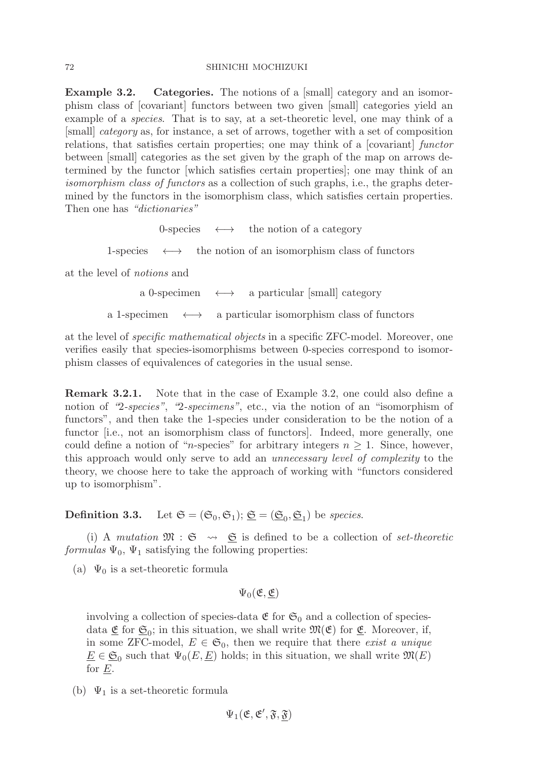**Example 3.2. Categories.** The notions of a [small] category and an isomorphism class of [covariant] functors between two given [small] categories yield an example of a *species*. That is to say, at a set-theoretic level, one may think of a [small] *category* as, for instance, a set of arrows, together with a set of composition relations, that satisfies certain properties; one may think of a [covariant] *functor* between [small] categories as the set given by the graph of the map on arrows determined by the functor [which satisfies certain properties]; one may think of an *isomorphism class of functors* as a collection of such graphs, i.e., the graphs determined by the functors in the isomorphism class, which satisfies certain properties. Then one has *"dictionaries"*

$$\text{0-species} \quad \longleftrightarrow \quad \text{the notion of a category}$$

$$\text{1-species} \quad \longleftrightarrow \quad \text{the notion of an isomorphism class of functors}$$

at the level of *notions* and

$$\text{a 0-specimen} \quad \longleftrightarrow \quad \text{a particular [small] category}$$

$$\text{a 1-specimen} \quad \longleftrightarrow \quad \text{a particular isomorphism class of functors}$$

at the level of *specific mathematical objects* in a specific ZFC-model. Moreover, one verifies easily that species-isomorphisms between 0-species correspond to isomorphism classes of equivalences of categories in the usual sense.

**Remark 3.2.1.** Note that in the case of Example 3.2, one could also define a notion of *"2-species"*, *"2-specimens"*, etc., via the notion of an "isomorphism of functors", and then take the 1-species under consideration to be the notion of a functor [i.e., not an isomorphism class of functors]. Indeed, more generally, one could define a notion of "$n$-species" for arbitrary integers $n \geq 1$. Since, however, this approach would only serve to add an *unnecessary level of complexity* to the theory, we choose here to take the approach of working with "functors considered up to isomorphism".

**Definition 3.3.** Let $\mathfrak{S} = (\mathfrak{S}_0, \mathfrak{S}_1)$; $\underline{\mathfrak{S}} = (\underline{\mathfrak{S}}_0, \underline{\mathfrak{S}}_1)$ be *species*.

(i) A *mutation* $\mathfrak{M} : \mathfrak{S} \rightsquigarrow \underline{\mathfrak{S}}$ is defined to be a collection of *set-theoretic formulas* $\Psi_0$, $\Psi_1$ satisfying the following properties:

(a) $\Psi_0$ is a set-theoretic formula

$$\Psi_0(\mathfrak{E}, \underline{\mathfrak{E}})$$

involving a collection of species-data $\mathfrak{E}$ for $\mathfrak{S}_0$ and a collection of species-data $\underline{\mathfrak{E}}$ for $\underline{\mathfrak{S}}_0$; in this situation, we shall write $\mathfrak{M}(\mathfrak{E})$ for $\underline{\mathfrak{E}}$. Moreover, if, in some ZFC-model, $E \in \mathfrak{S}_0$, then we require that there *exist a unique* $\underline{E} \in \underline{\mathfrak{S}}_0$ such that $\Psi_0(E, \underline{E})$ holds; in this situation, we shall write $\mathfrak{M}(E)$ for $\underline{E}$.

(b) $\Psi_1$ is a set-theoretic formula

$$\Psi_1(\mathfrak{E}, \mathfrak{E}', \mathfrak{F}, \underline{\mathfrak{F}})$$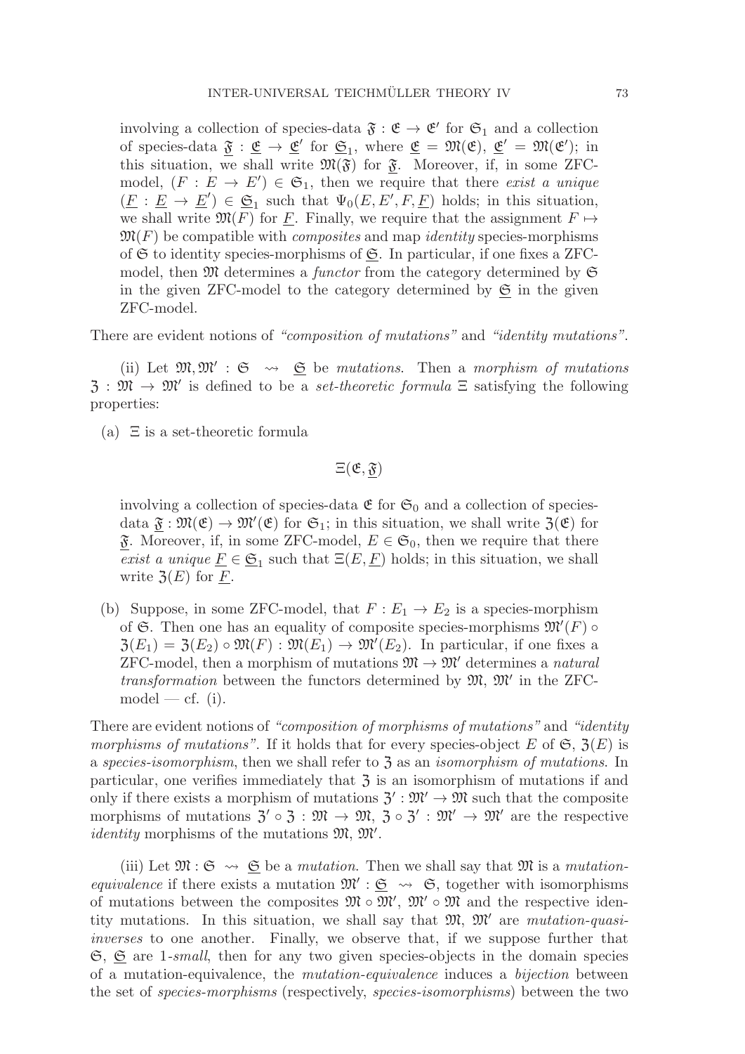involving a collection of species-data $\mathfrak{F} : \mathfrak{E} \to \mathfrak{E}'$ for $\mathfrak{S}_1$ and a collection of species-data $\underline{\mathfrak{F}} : \underline{\mathfrak{E}} \to \underline{\mathfrak{E}}'$ for $\underline{\mathfrak{S}}_1$, where $\underline{\mathfrak{E}} = \mathfrak{M}(\mathfrak{E})$, $\underline{\mathfrak{E}}' = \mathfrak{M}(\mathfrak{E}')$; in this situation, we shall write $\mathfrak{M}(\mathfrak{F})$ for $\underline{\mathfrak{F}}$. Moreover, if, in some ZFC-model, $(F : E \to E') \in \mathfrak{S}_1$, then we require that there *exist a unique* $(\underline{F} : \underline{E} \to \underline{E}') \in \underline{\mathfrak{S}}_1$ such that $\Psi_0(E, E', F, \underline{F})$ holds; in this situation, we shall write $\mathfrak{M}(F)$ for $\underline{F}$. Finally, we require that the assignment $F \mapsto \mathfrak{M}(F)$ be compatible with *composites* and map *identity* species-morphisms of $\mathfrak{S}$ to identity species-morphisms of $\underline{\mathfrak{S}}$. In particular, if one fixes a ZFC-model, then $\mathfrak{M}$ determines a *functor* from the category determined by $\mathfrak{S}$ in the given ZFC-model to the category determined by $\underline{\mathfrak{S}}$ in the given ZFC-model.

There are evident notions of *"composition of mutations"* and *"identity mutations"*.

(ii) Let $\mathfrak{M}, \mathfrak{M}' : \mathfrak{S} \rightsquigarrow \underline{\mathfrak{S}}$ be *mutations*. Then a *morphism of mutations* $\mathfrak{Z} : \mathfrak{M} \to \mathfrak{M}'$ is defined to be a *set-theoretic formula* $\Xi$ satisfying the following properties:

(a) $\Xi$ is a set-theoretic formula

$$\Xi(\mathfrak{E}, \underline{\mathfrak{F}})$$

involving a collection of species-data $\mathfrak{E}$ for $\mathfrak{S}_0$ and a collection of species-data $\underline{\mathfrak{F}} : \mathfrak{M}(\mathfrak{E}) \to \mathfrak{M}'(\mathfrak{E})$ for $\underline{\mathfrak{S}}_1$; in this situation, we shall write $\mathfrak{Z}(\mathfrak{E})$ for $\underline{\mathfrak{F}}$. Moreover, if, in some ZFC-model, $E \in \mathfrak{S}_0$, then we require that there *exist a unique* $\underline{F} \in \underline{\mathfrak{S}}_1$ such that $\Xi(E, \underline{F})$ holds; in this situation, we shall write $\mathfrak{Z}(E)$ for $\underline{F}$.

(b) Suppose, in some ZFC-model, that $F : E_1 \to E_2$ is a species-morphism of $\mathfrak{S}$. Then one has an equality of composite species-morphisms $\mathfrak{M}'(F) \circ \mathfrak{Z}(E_1) = \mathfrak{Z}(E_2) \circ \mathfrak{M}(F) : \mathfrak{M}(E_1) \to \mathfrak{M}'(E_2)$. In particular, if one fixes a ZFC-model, then a morphism of mutations $\mathfrak{M} \to \mathfrak{M}'$ determines a *natural transformation* between the functors determined by $\mathfrak{M}$, $\mathfrak{M}'$ in the ZFC-model — cf. (i).

There are evident notions of *"composition of morphisms of mutations"* and *"identity morphisms of mutations"*. If it holds that for every species-object $E$ of $\mathfrak{S}$, $\mathfrak{Z}(E)$ is a *species-isomorphism*, then we shall refer to $\mathfrak{Z}$ as an *isomorphism of mutations*. In particular, one verifies immediately that $\mathfrak{Z}$ is an isomorphism of mutations if and only if there exists a morphism of mutations $\mathfrak{Z}' : \mathfrak{M}' \to \mathfrak{M}$ such that the composite morphisms of mutations $\mathfrak{Z}' \circ \mathfrak{Z} : \mathfrak{M} \to \mathfrak{M}$, $\mathfrak{Z} \circ \mathfrak{Z}' : \mathfrak{M}' \to \mathfrak{M}'$ are the respective *identity* morphisms of the mutations $\mathfrak{M}$, $\mathfrak{M}'$.

(iii) Let $\mathfrak{M} : \mathfrak{S} \rightsquigarrow \underline{\mathfrak{S}}$ be a *mutation*. Then we shall say that $\mathfrak{M}$ is a *mutation-equivalence* if there exists a mutation $\mathfrak{M}' : \underline{\mathfrak{S}} \rightsquigarrow \mathfrak{S}$, together with isomorphisms of mutations between the composites $\mathfrak{M} \circ \mathfrak{M}'$, $\mathfrak{M}' \circ \mathfrak{M}$ and the respective identity mutations. In this situation, we shall say that $\mathfrak{M}$, $\mathfrak{M}'$ are *mutation-quasi-inverses* to one another. Finally, we observe that, if we suppose further that $\mathfrak{S}$, $\underline{\mathfrak{S}}$ are 1-*small*, then for any two given species-objects in the domain species of a mutation-equivalence, the *mutation-equivalence* induces a *bijection* between the set of *species-morphisms* (respectively, *species-isomorphisms*) between the two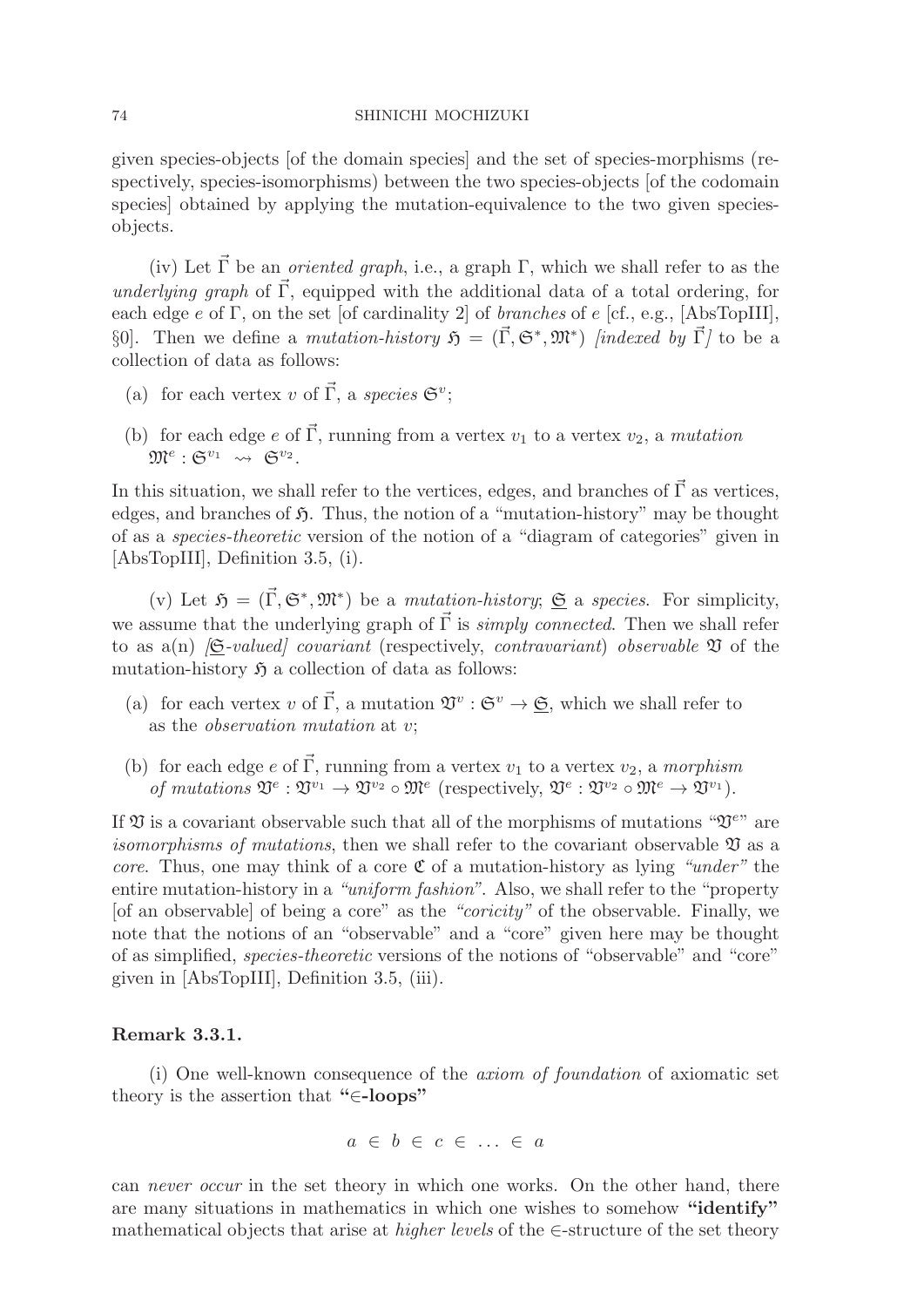given species-objects [of the domain species] and the set of species-morphisms (respectively, species-isomorphisms) between the two species-objects [of the codomain species] obtained by applying the mutation-equivalence to the two given species-objects.

(iv) Let $\vec{\Gamma}$ be an *oriented graph*, i.e., a graph $\Gamma$, which we shall refer to as the *underlying graph* of $\vec{\Gamma}$, equipped with the additional data of a total ordering, for each edge $e$ of $\Gamma$, on the set [of cardinality 2] of *branches* of $e$ [cf., e.g., [AbsTopIII], §0]. Then we define a *mutation-history* $\mathfrak{H} = (\vec{\Gamma}, \mathfrak{S}^*, \mathfrak{M}^*)$ *[indexed by $\vec{\Gamma}$]* to be a collection of data as follows:

(a) for each vertex $v$ of $\vec{\Gamma}$, a *species* $\mathfrak{S}^v$;

(b) for each edge $e$ of $\vec{\Gamma}$, running from a vertex $v_1$ to a vertex $v_2$, a *mutation* $\mathfrak{M}^e : \mathfrak{S}^{v_1} \rightsquigarrow \mathfrak{S}^{v_2}$.

In this situation, we shall refer to the vertices, edges, and branches of $\vec{\Gamma}$ as vertices, edges, and branches of $\mathfrak{H}$. Thus, the notion of a "mutation-history" may be thought of as a *species-theoretic* version of the notion of a "diagram of categories" given in [AbsTopIII], Definition 3.5, (i).

(v) Let $\mathfrak{H} = (\vec{\Gamma}, \mathfrak{S}^*, \mathfrak{M}^*)$ be a *mutation-history*; $\underline{\mathfrak{S}}$ a *species*. For simplicity, we assume that the underlying graph of $\vec{\Gamma}$ is *simply connected*. Then we shall refer to as a(n) *[$\underline{\mathfrak{S}}$-valued] covariant* (respectively, *contravariant*) *observable* $\mathfrak{V}$ of the mutation-history $\mathfrak{H}$ a collection of data as follows:

(a) for each vertex $v$ of $\vec{\Gamma}$, a mutation $\mathfrak{V}^v : \mathfrak{S}^v \to \underline{\mathfrak{S}}$, which we shall refer to as the *observation mutation* at $v$;

(b) for each edge $e$ of $\vec{\Gamma}$, running from a vertex $v_1$ to a vertex $v_2$, a *morphism of mutations* $\mathfrak{V}^e : \mathfrak{V}^{v_1} \to \mathfrak{V}^{v_2} \circ \mathfrak{M}^e$ (respectively, $\mathfrak{V}^e : \mathfrak{V}^{v_2} \circ \mathfrak{M}^e \to \mathfrak{V}^{v_1}$).

If $\mathfrak{V}$ is a covariant observable such that all of the morphisms of mutations "$\mathfrak{V}^e$" are *isomorphisms of mutations*, then we shall refer to the covariant observable $\mathfrak{V}$ as a *core*. Thus, one may think of a core $\mathfrak{C}$ of a mutation-history as lying *"under"* the entire mutation-history in a *"uniform fashion"*. Also, we shall refer to the "property [of an observable] of being a core" as the *"coricity"* of the observable. Finally, we note that the notions of an "observable" and a "core" given here may be thought of as simplified, *species-theoretic* versions of the notions of "observable" and "core" given in [AbsTopIII], Definition 3.5, (iii).

**Remark 3.3.1.**

(i) One well-known consequence of the *axiom of foundation* of axiomatic set theory is the assertion that **"$\in$-loops"**

$$a \in b \in c \in \ldots \in a$$

can *never occur* in the set theory in which one works. On the other hand, there are many situations in mathematics in which one wishes to somehow **"identify"** mathematical objects that arise at *higher levels* of the $\in$-structure of the set theory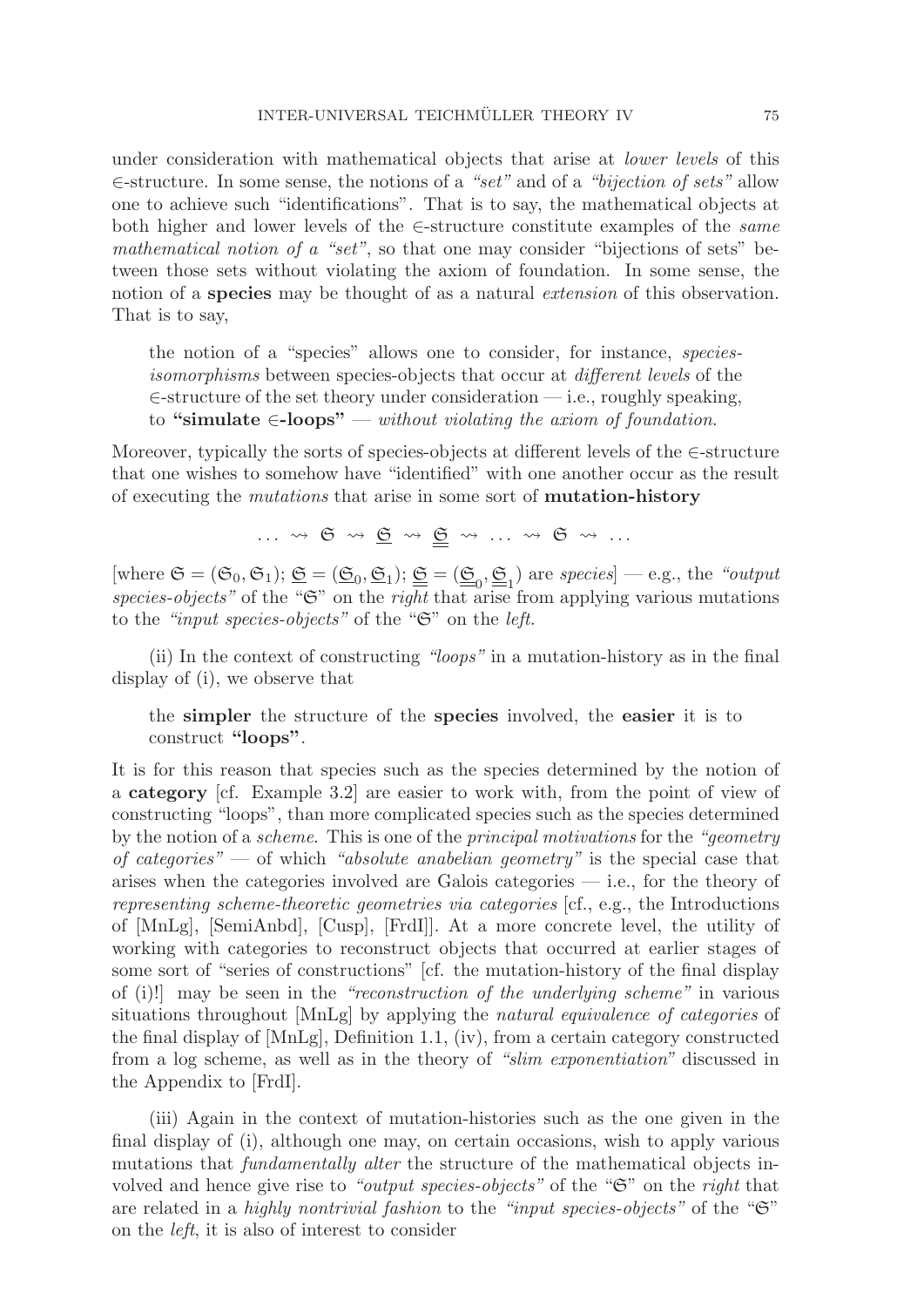under consideration with mathematical objects that arise at *lower levels* of this $\in$-structure. In some sense, the notions of a *"set"* and of a *"bijection of sets"* allow one to achieve such "identifications". That is to say, the mathematical objects at both higher and lower levels of the $\in$-structure constitute examples of the *same mathematical notion of a "set"*, so that one may consider "bijections of sets" between those sets without violating the axiom of foundation. In some sense, the notion of a **species** may be thought of as a natural *extension* of this observation. That is to say,

> the notion of a "species" allows one to consider, for instance, *species-isomorphisms* between species-objects that occur at *different levels* of the $\in$-structure of the set theory under consideration — i.e., roughly speaking, to **"simulate $\in$-loops"** — *without violating the axiom of foundation*.

Moreover, typically the sorts of species-objects at different levels of the $\in$-structure that one wishes to somehow have "identified" with one another occur as the result of executing the *mutations* that arise in some sort of **mutation-history**

$$\ldots \rightsquigarrow \mathfrak{S} \rightsquigarrow \underline{\mathfrak{S}} \rightsquigarrow \underline{\underline{\mathfrak{S}}} \rightsquigarrow \ldots \rightsquigarrow \mathfrak{S} \rightsquigarrow \ldots$$

[where $\mathfrak{S} = (\mathfrak{S}_0, \mathfrak{S}_1)$; $\underline{\mathfrak{S}} = (\underline{\mathfrak{S}}_0, \underline{\mathfrak{S}}_1)$; $\underline{\underline{\mathfrak{S}}} = (\underline{\underline{\mathfrak{S}}}_0, \underline{\underline{\mathfrak{S}}}_1)$ are *species*] — e.g., the *"output species-objects"* of the "$\mathfrak{S}$" on the *right* that arise from applying various mutations to the *"input species-objects"* of the "$\mathfrak{S}$" on the *left*.

(ii) In the context of constructing *"loops"* in a mutation-history as in the final display of (i), we observe that

> the **simpler** the structure of the **species** involved, the **easier** it is to construct **"loops"**.

It is for this reason that species such as the species determined by the notion of a **category** [cf. Example 3.2] are easier to work with, from the point of view of constructing "loops", than more complicated species such as the species determined by the notion of a *scheme*. This is one of the *principal motivations* for the *"geometry of categories"* — of which *"absolute anabelian geometry"* is the special case that arises when the categories involved are Galois categories — i.e., for the theory of *representing scheme-theoretic geometries via categories* [cf., e.g., the Introductions of [MnLg], [SemiAnbd], [Cusp], [FrdI]]. At a more concrete level, the utility of working with categories to reconstruct objects that occurred at earlier stages of some sort of "series of constructions" [cf. the mutation-history of the final display of (i)!] may be seen in the *"reconstruction of the underlying scheme"* in various situations throughout [MnLg] by applying the *natural equivalence of categories* of the final display of [MnLg], Definition 1.1, (iv), from a certain category constructed from a log scheme, as well as in the theory of *"slim exponentiation"* discussed in the Appendix to [FrdI].

(iii) Again in the context of mutation-histories such as the one given in the final display of (i), although one may, on certain occasions, wish to apply various mutations that *fundamentally alter* the structure of the mathematical objects involved and hence give rise to *"output species-objects"* of the "$\mathfrak{S}$" on the *right* that are related in a *highly nontrivial fashion* to the *"input species-objects"* of the "$\mathfrak{S}$" on the *left*, it is also of interest to consider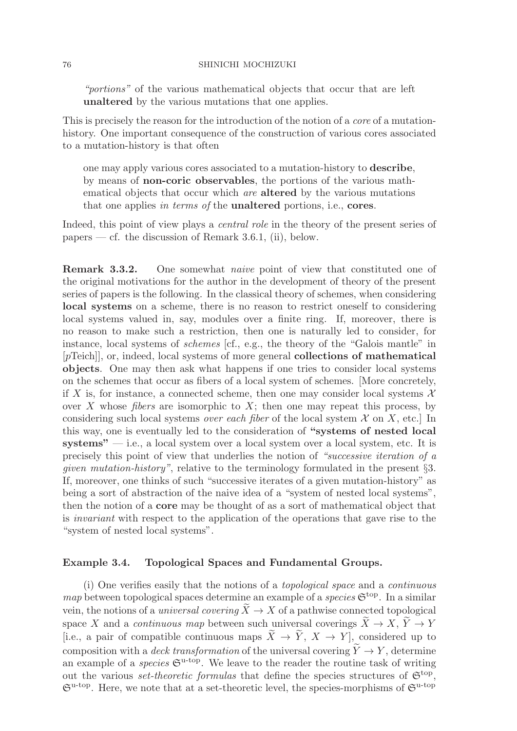*"portions"* of the various mathematical objects that occur that are left **unaltered** by the various mutations that one applies.

This is precisely the reason for the introduction of the notion of a *core* of a mutation-history. One important consequence of the construction of various cores associated to a mutation-history is that often

> one may apply various cores associated to a mutation-history to **describe**, by means of **non-coric observables**, the portions of the various mathematical objects that occur which *are* **altered** by the various mutations that one applies *in terms of* the **unaltered** portions, i.e., **cores**.

Indeed, this point of view plays a *central role* in the theory of the present series of papers — cf. the discussion of Remark 3.6.1, (ii), below.

**Remark 3.3.2.** One somewhat *naive* point of view that constituted one of the original motivations for the author in the development of theory of the present series of papers is the following. In the classical theory of schemes, when considering **local systems** on a scheme, there is no reason to restrict oneself to considering local systems valued in, say, modules over a finite ring. If, moreover, there is no reason to make such a restriction, then one is naturally led to consider, for instance, local systems of *schemes* [cf., e.g., the theory of the "Galois mantle" in [*p*Teich]], or, indeed, local systems of more general **collections of mathematical objects**. One may then ask what happens if one tries to consider local systems on the schemes that occur as fibers of a local system of schemes. [More concretely, if $X$ is, for instance, a connected scheme, then one may consider local systems $\mathcal{X}$ over $X$ whose *fibers* are isomorphic to $X$; then one may repeat this process, by considering such local systems *over each fiber* of the local system $\mathcal{X}$ on $X$, etc.] In this way, one is eventually led to the consideration of **"systems of nested local systems"** — i.e., a local system over a local system over a local system, etc. It is precisely this point of view that underlies the notion of *"successive iteration of a given mutation-history"*, relative to the terminology formulated in the present §3. If, moreover, one thinks of such "successive iterates of a given mutation-history" as being a sort of abstraction of the naive idea of a "system of nested local systems", then the notion of a **core** may be thought of as a sort of mathematical object that is *invariant* with respect to the application of the operations that gave rise to the "system of nested local systems".

**Example 3.4. Topological Spaces and Fundamental Groups.**

(i) One verifies easily that the notions of a *topological space* and a *continuous map* between topological spaces determine an example of a *species* $\mathfrak{S}^{\text{top}}$. In a similar vein, the notions of a *universal covering* $\widetilde{X} \to X$ of a pathwise connected topological space $X$ and a *continuous map* between such universal coverings $\widetilde{X} \to X$, $\widetilde{Y} \to Y$ [i.e., a pair of compatible continuous maps $\widetilde{X} \to \widetilde{Y}$, $X \to Y$], considered up to composition with a *deck transformation* of the universal covering $\widetilde{Y} \to Y$, determine an example of a *species* $\mathfrak{S}^{\text{u-top}}$. We leave to the reader the routine task of writing out the various *set-theoretic formulas* that define the species structures of $\mathfrak{S}^{\text{top}}$, $\mathfrak{S}^{\text{u-top}}$. Here, we note that at a set-theoretic level, the species-morphisms of $\mathfrak{S}^{\text{u-top}}$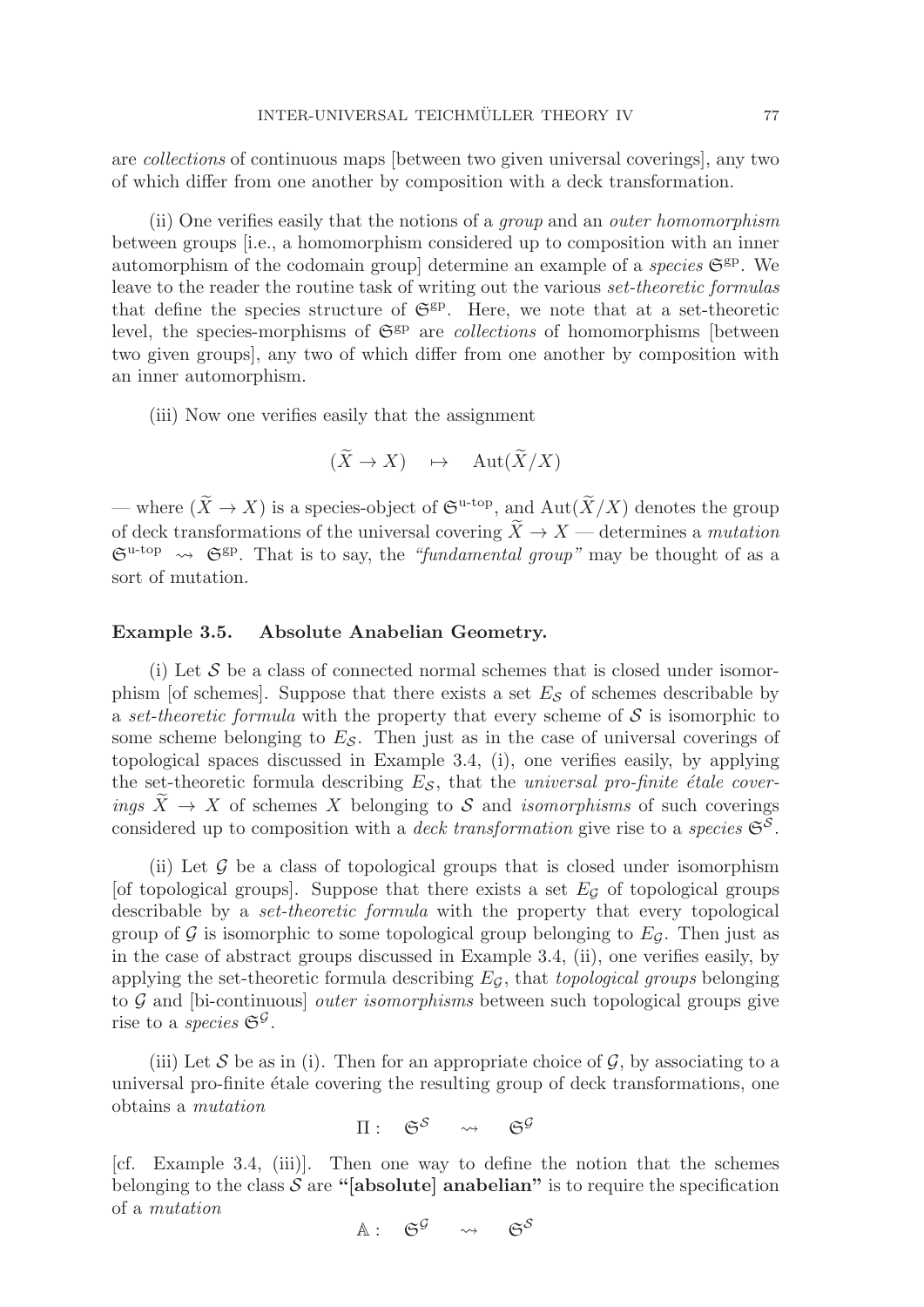are *collections* of continuous maps [between two given universal coverings], any two of which differ from one another by composition with a deck transformation.

(ii) One verifies easily that the notions of a *group* and an *outer homomorphism* between groups [i.e., a homomorphism considered up to composition with an inner automorphism of the codomain group] determine an example of a *species* $\mathfrak{S}^{\mathrm{gp}}$. We leave to the reader the routine task of writing out the various *set-theoretic formulas* that define the species structure of $\mathfrak{S}^{\mathrm{gp}}$. Here, we note that at a set-theoretic level, the species-morphisms of $\mathfrak{S}^{\mathrm{gp}}$ are *collections* of homomorphisms [between two given groups], any two of which differ from one another by composition with an inner automorphism.

(iii) Now one verifies easily that the assignment

$$(\widetilde{X} \to X) \quad \mapsto \quad \mathrm{Aut}(\widetilde{X}/X)$$

— where $(\widetilde{X} \to X)$ is a species-object of $\mathfrak{S}^{\text{u-top}}$, and $\mathrm{Aut}(\widetilde{X}/X)$ denotes the group of deck transformations of the universal covering $\widetilde{X} \to X$ — determines a *mutation* $\mathfrak{S}^{\text{u-top}} \rightsquigarrow \mathfrak{S}^{\mathrm{gp}}$. That is to say, the *"fundamental group"* may be thought of as a sort of mutation.

**Example 3.5. Absolute Anabelian Geometry.**

(i) Let $\mathcal{S}$ be a class of connected normal schemes that is closed under isomorphism [of schemes]. Suppose that there exists a set $E_{\mathcal{S}}$ of schemes describable by a *set-theoretic formula* with the property that every scheme of $\mathcal{S}$ is isomorphic to some scheme belonging to $E_{\mathcal{S}}$. Then just as in the case of universal coverings of topological spaces discussed in Example 3.4, (i), one verifies easily, by applying the set-theoretic formula describing $E_{\mathcal{S}}$, that the *universal pro-finite étale coverings* $\widetilde{X} \to X$ of schemes $X$ belonging to $\mathcal{S}$ and *isomorphisms* of such coverings considered up to composition with a *deck transformation* give rise to a *species* $\mathfrak{S}^{\mathcal{S}}$.

(ii) Let $\mathcal{G}$ be a class of topological groups that is closed under isomorphism [of topological groups]. Suppose that there exists a set $E_{\mathcal{G}}$ of topological groups describable by a *set-theoretic formula* with the property that every topological group of $\mathcal{G}$ is isomorphic to some topological group belonging to $E_{\mathcal{G}}$. Then just as in the case of abstract groups discussed in Example 3.4, (ii), one verifies easily, by applying the set-theoretic formula describing $E_{\mathcal{G}}$, that *topological groups* belonging to $\mathcal{G}$ and [bi-continuous] *outer isomorphisms* between such topological groups give rise to a *species* $\mathfrak{S}^{\mathcal{G}}$.

(iii) Let $\mathcal{S}$ be as in (i). Then for an appropriate choice of $\mathcal{G}$, by associating to a universal pro-finite étale covering the resulting group of deck transformations, one obtains a *mutation*

$$\Pi : \quad \mathfrak{S}^{\mathcal{S}} \quad \rightsquigarrow \quad \mathfrak{S}^{\mathcal{G}}$$

[cf. Example 3.4, (iii)]. Then one way to define the notion that the schemes belonging to the class $\mathcal{S}$ are **"[absolute] anabelian"** is to require the specification of a *mutation*

$$\mathbb{A} : \quad \mathfrak{S}^{\mathcal{G}} \quad \rightsquigarrow \quad \mathfrak{S}^{\mathcal{S}}$$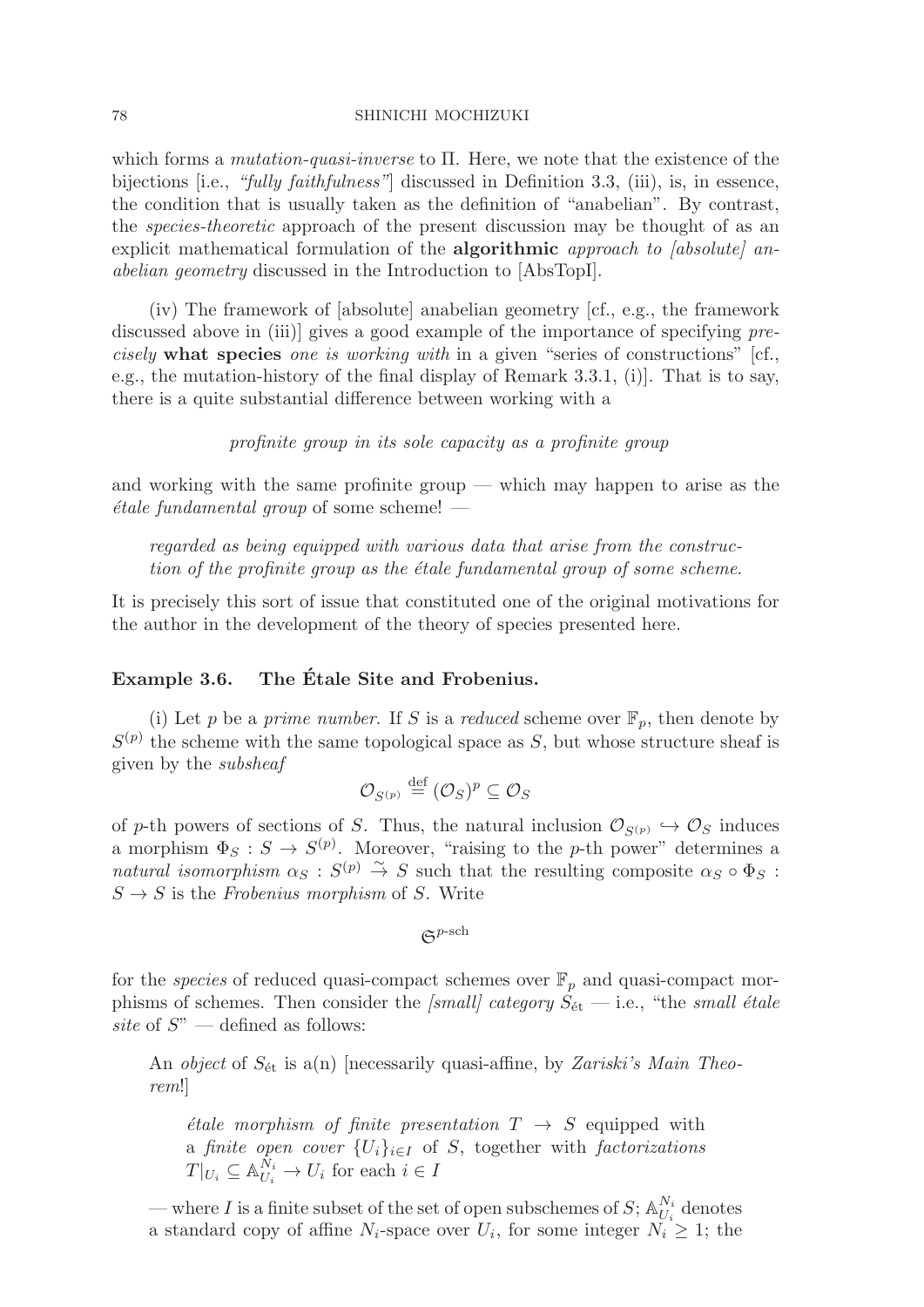which forms a *mutation-quasi-inverse* to $\Pi$. Here, we note that the existence of the bijections [i.e., *"fully faithfulness"*] discussed in Definition 3.3, (iii), is, in essence, the condition that is usually taken as the definition of "anabelian". By contrast, the *species-theoretic* approach of the present discussion may be thought of as an explicit mathematical formulation of the **algorithmic** *approach to [absolute] anabelian geometry* discussed in the Introduction to [AbsTopI].

(iv) The framework of [absolute] anabelian geometry [cf., e.g., the framework discussed above in (iii)] gives a good example of the importance of specifying *precisely* **what species** *one is working with* in a given "series of constructions" [cf., e.g., the mutation-history of the final display of Remark 3.3.1, (i)]. That is to say, there is a quite substantial difference between working with a

*profinite group in its sole capacity as a profinite group*

and working with the same profinite group — which may happen to arise as the *étale fundamental group* of some scheme! —

*regarded as being equipped with various data that arise from the construction of the profinite group as the étale fundamental group of some scheme.*

It is precisely this sort of issue that constituted one of the original motivations for the author in the development of the theory of species presented here.

### Example 3.6. The Étale Site and Frobenius.

(i) Let $p$ be a *prime number*. If $S$ is a *reduced* scheme over $\mathbb{F}_p$, then denote by $S^{(p)}$ the scheme with the same topological space as $S$, but whose structure sheaf is given by the *subsheaf*

$$\mathcal{O}_{S^{(p)}} \stackrel{\text{def}}{=} (\mathcal{O}_S)^p \subseteq \mathcal{O}_S$$

of $p$-th powers of sections of $S$. Thus, the natural inclusion $\mathcal{O}_{S^{(p)}} \hookrightarrow \mathcal{O}_S$ induces a morphism $\Phi_S : S \to S^{(p)}$. Moreover, "raising to the $p$-th power" determines a *natural isomorphism* $\alpha_S : S^{(p)} \xrightarrow{\sim} S$ such that the resulting composite $\alpha_S \circ \Phi_S : S \to S$ is the *Frobenius morphism* of $S$. Write

$$\mathfrak{S}^{p\text{-sch}}$$

for the *species* of reduced quasi-compact schemes over $\mathbb{F}_p$ and quasi-compact morphisms of schemes. Then consider the *[small] category* $S_{\text{ét}}$ — i.e., "the *small étale site* of $S$" — defined as follows:

An *object* of $S_{\text{ét}}$ is a(n) [necessarily quasi-affine, by *Zariski's Main Theorem*!]

*étale morphism of finite presentation* $T \to S$ equipped with a *finite open cover* $\{U_i\}_{i \in I}$ of $S$, together with *factorizations* $T|_{U_i} \subseteq \mathbb{A}^{N_i}_{U_i} \to U_i$ for each $i \in I$

— where $I$ is a finite subset of the set of open subschemes of $S$; $\mathbb{A}^{N_i}_{U_i}$ denotes a standard copy of affine $N_i$-space over $U_i$, for some integer $N_i \geq 1$; the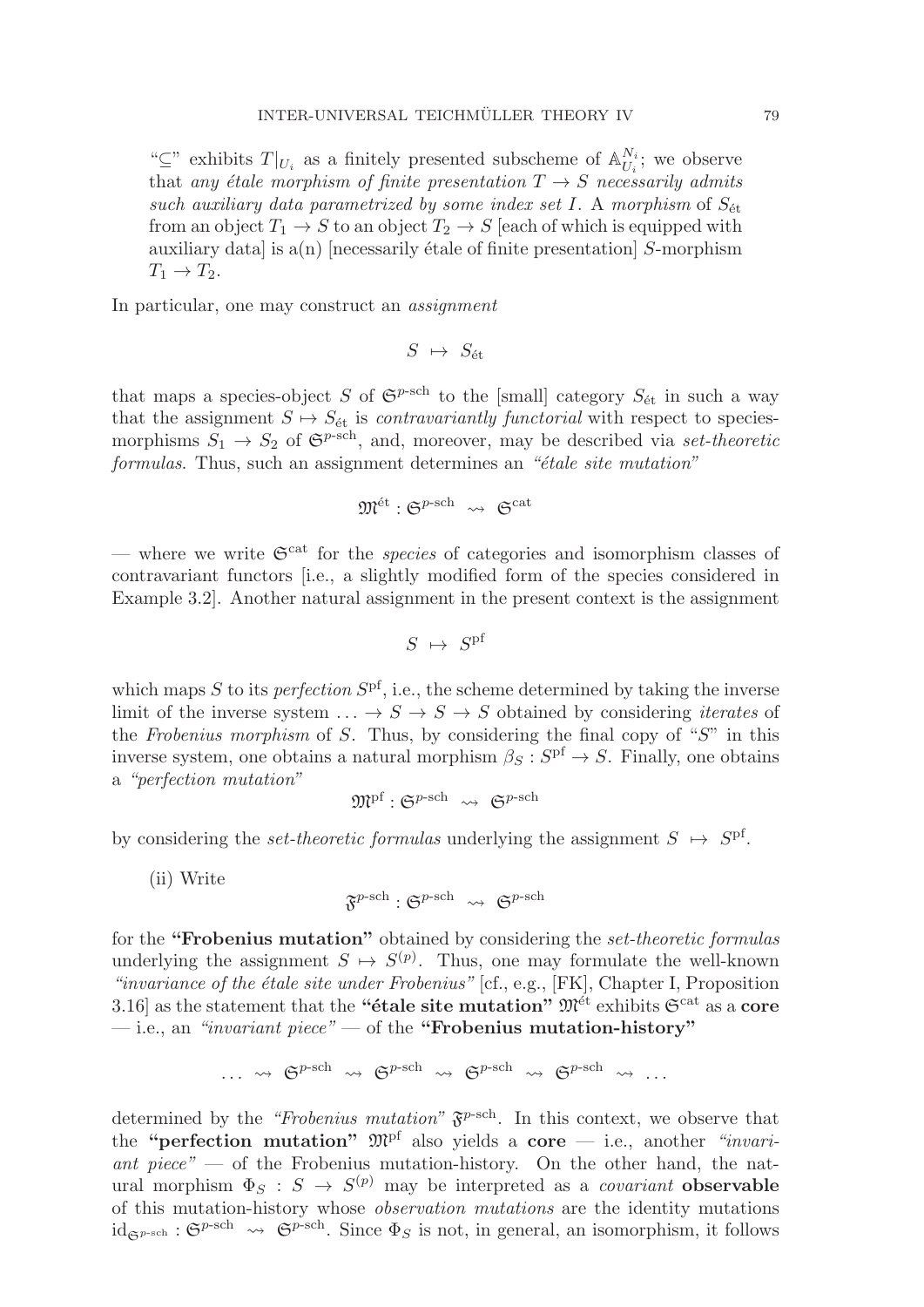"$\subseteq$" exhibits $T|_{U_i}$ as a finitely presented subscheme of $\mathbb{A}^{N_i}_{U_i}$; we observe that *any étale morphism of finite presentation $T \to S$ necessarily admits such auxiliary data parametrized by some index set $I$*. A *morphism* of $S_{\text{ét}}$ from an object $T_1 \to S$ to an object $T_2 \to S$ [each of which is equipped with auxiliary data] is a(n) [necessarily étale of finite presentation] $S$-morphism $T_1 \to T_2$.

In particular, one may construct an *assignment*

$$S \ \mapsto \ S_{\text{ét}}$$

that maps a species-object $S$ of $\mathfrak{S}^{p\text{-sch}}$ to the [small] category $S_{\text{ét}}$ in such a way that the assignment $S \mapsto S_{\text{ét}}$ is *contravariantly functorial* with respect to species-morphisms $S_1 \to S_2$ of $\mathfrak{S}^{p\text{-sch}}$, and, moreover, may be described via *set-theoretic formulas*. Thus, such an assignment determines an *"étale site mutation"*

$$\mathfrak{M}^{\text{ét}} : \mathfrak{S}^{p\text{-sch}} \ \rightsquigarrow \ \mathfrak{S}^{\text{cat}}$$

— where we write $\mathfrak{S}^{\text{cat}}$ for the *species* of categories and isomorphism classes of contravariant functors [i.e., a slightly modified form of the species considered in Example 3.2]. Another natural assignment in the present context is the assignment

$$S \ \mapsto \ S^{\text{pf}}$$

which maps $S$ to its *perfection* $S^{\text{pf}}$, i.e., the scheme determined by taking the inverse limit of the inverse system $\ldots \to S \to S \to S$ obtained by considering *iterates* of the *Frobenius morphism* of $S$. Thus, by considering the final copy of "$S$" in this inverse system, one obtains a natural morphism $\beta_S : S^{\text{pf}} \to S$. Finally, one obtains a *"perfection mutation"*

$$\mathfrak{M}^{\text{pf}} : \mathfrak{S}^{p\text{-sch}} \ \rightsquigarrow \ \mathfrak{S}^{p\text{-sch}}$$

by considering the *set-theoretic formulas* underlying the assignment $S \ \mapsto \ S^{\text{pf}}$.

(ii) Write

$$\mathfrak{F}^{p\text{-sch}} : \mathfrak{S}^{p\text{-sch}} \ \rightsquigarrow \ \mathfrak{S}^{p\text{-sch}}$$

for the **"Frobenius mutation"** obtained by considering the *set-theoretic formulas* underlying the assignment $S \mapsto S^{(p)}$. Thus, one may formulate the well-known *"invariance of the étale site under Frobenius"* [cf., e.g., [FK], Chapter I, Proposition 3.16] as the statement that the **"étale site mutation"** $\mathfrak{M}^{\text{ét}}$ exhibits $\mathfrak{S}^{\text{cat}}$ as a **core** — i.e., an *"invariant piece"* — of the **"Frobenius mutation-history"**

$$\ldots \rightsquigarrow \ \mathfrak{S}^{p\text{-sch}} \ \rightsquigarrow \ \mathfrak{S}^{p\text{-sch}} \ \rightsquigarrow \ \mathfrak{S}^{p\text{-sch}} \ \rightsquigarrow \ \mathfrak{S}^{p\text{-sch}} \ \rightsquigarrow \ \ldots$$

determined by the *"Frobenius mutation"* $\mathfrak{F}^{p\text{-sch}}$. In this context, we observe that the **"perfection mutation"** $\mathfrak{M}^{\text{pf}}$ also yields a **core** — i.e., another *"invariant piece"* — of the Frobenius mutation-history. On the other hand, the natural morphism $\Phi_S : S \to S^{(p)}$ may be interpreted as a *covariant* **observable** of this mutation-history whose *observation mutations* are the identity mutations $\text{id}_{\mathfrak{S}^{p\text{-sch}}} : \mathfrak{S}^{p\text{-sch}} \ \rightsquigarrow \ \mathfrak{S}^{p\text{-sch}}$. Since $\Phi_S$ is not, in general, an isomorphism, it follows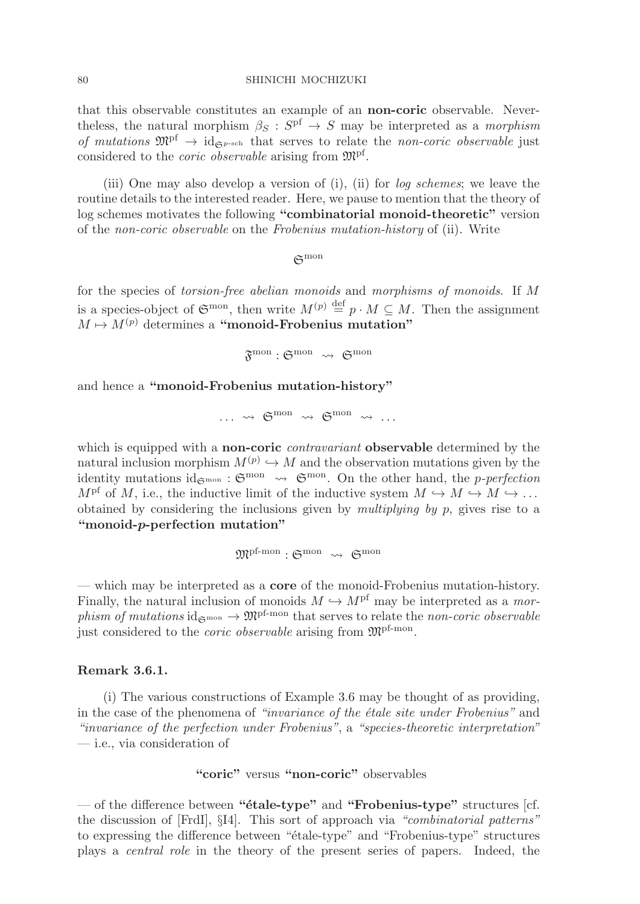that this observable constitutes an example of an **non-coric** observable. Nevertheless, the natural morphism $\beta_S : S^{\text{pf}} \to S$ may be interpreted as a *morphism of mutations* $\mathfrak{M}^{\text{pf}} \to \text{id}_{\mathfrak{S}^{p\text{-sch}}}$ that serves to relate the *non-coric observable* just considered to the *coric observable* arising from $\mathfrak{M}^{\text{pf}}$.

(iii) One may also develop a version of (i), (ii) for *log schemes*; we leave the routine details to the interested reader. Here, we pause to mention that the theory of log schemes motivates the following **"combinatorial monoid-theoretic"** version of the *non-coric observable* on the *Frobenius mutation-history* of (ii). Write

$$\mathfrak{S}^{\text{mon}}$$

for the species of *torsion-free abelian monoids* and *morphisms of monoids*. If $M$ is a species-object of $\mathfrak{S}^{\text{mon}}$, then write $M^{(p)} \stackrel{\text{def}}{=} p \cdot M \subseteq M$. Then the assignment $M \mapsto M^{(p)}$ determines a **"monoid-Frobenius mutation"**

$$\mathfrak{F}^{\text{mon}} : \mathfrak{S}^{\text{mon}} \rightsquigarrow \mathfrak{S}^{\text{mon}}$$

and hence a **"monoid-Frobenius mutation-history"**

$$\ldots \rightsquigarrow \mathfrak{S}^{\text{mon}} \rightsquigarrow \mathfrak{S}^{\text{mon}} \rightsquigarrow \ldots$$

which is equipped with a **non-coric** *contravariant* **observable** determined by the natural inclusion morphism $M^{(p)} \hookrightarrow M$ and the observation mutations given by the identity mutations $\text{id}_{\mathfrak{S}^{\text{mon}}} : \mathfrak{S}^{\text{mon}} \rightsquigarrow \mathfrak{S}^{\text{mon}}$. On the other hand, the *p-perfection* $M^{\text{pf}}$ of $M$, i.e., the inductive limit of the inductive system $M \hookrightarrow M \hookrightarrow M \hookrightarrow \ldots$ obtained by considering the inclusions given by *multiplying by* $p$, gives rise to a **"monoid-*p*-perfection mutation"**

$$\mathfrak{M}^{\text{pf-mon}} : \mathfrak{S}^{\text{mon}} \rightsquigarrow \mathfrak{S}^{\text{mon}}$$

— which may be interpreted as a **core** of the monoid-Frobenius mutation-history. Finally, the natural inclusion of monoids $M \hookrightarrow M^{\text{pf}}$ may be interpreted as a *morphism of mutations* $\text{id}_{\mathfrak{S}^{\text{mon}}} \to \mathfrak{M}^{\text{pf-mon}}$ that serves to relate the *non-coric observable* just considered to the *coric observable* arising from $\mathfrak{M}^{\text{pf-mon}}$.

**Remark 3.6.1.**

(i) The various constructions of Example 3.6 may be thought of as providing, in the case of the phenomena of *"invariance of the étale site under Frobenius"* and *"invariance of the perfection under Frobenius"*, a *"species-theoretic interpretation"* — i.e., via consideration of

**"coric"** versus **"non-coric"** observables

— of the difference between **"étale-type"** and **"Frobenius-type"** structures [cf. the discussion of [FrdI], §I4]. This sort of approach via *"combinatorial patterns"* to expressing the difference between "étale-type" and "Frobenius-type" structures plays a *central role* in the theory of the present series of papers. Indeed, the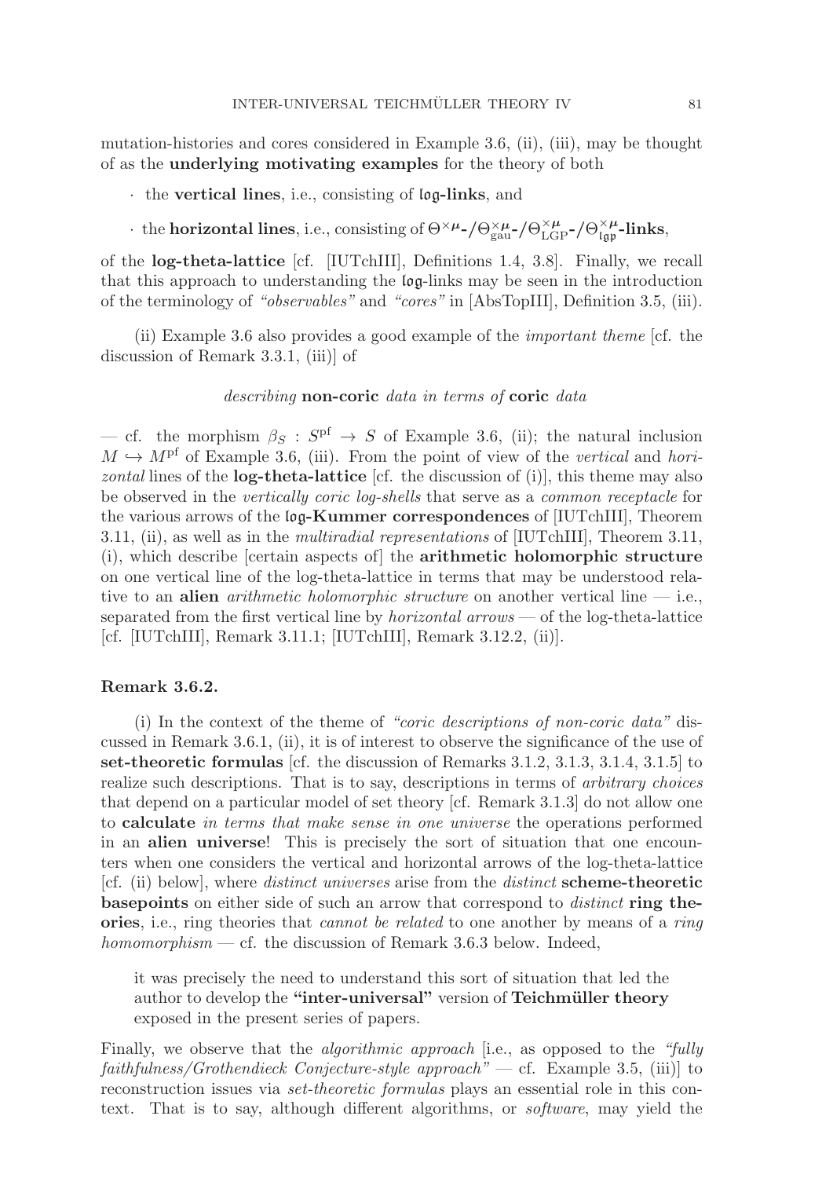mutation-histories and cores considered in Example 3.6, (ii), (iii), may be thought of as the **underlying motivating examples** for the theory of both

- the **vertical lines**, i.e., consisting of $\mathfrak{log}$**-links**, and
- the **horizontal lines**, i.e., consisting of $\Theta^{\times\boldsymbol{\mu}}$-/$\Theta^{\times\boldsymbol{\mu}}_{\mathrm{gau}}$-/$\Theta^{\times\boldsymbol{\mu}}_{\mathrm{LGP}}$-/$\Theta^{\times\boldsymbol{\mu}}_{\mathfrak{lgp}}$**-links**,

of the **log-theta-lattice** [cf. [IUTchIII], Definitions 1.4, 3.8]. Finally, we recall that this approach to understanding the $\mathfrak{log}$-links may be seen in the introduction of the terminology of *"observables"* and *"cores"* in [AbsTopIII], Definition 3.5, (iii).

(ii) Example 3.6 also provides a good example of the *important theme* [cf. the discussion of Remark 3.3.1, (iii)] of

*describing* **non-coric** *data in terms of* **coric** *data*

— cf. the morphism $\beta_S : S^{\mathrm{pf}} \to S$ of Example 3.6, (ii); the natural inclusion $M \hookrightarrow M^{\mathrm{pf}}$ of Example 3.6, (iii). From the point of view of the *vertical* and *horizontal* lines of the **log-theta-lattice** [cf. the discussion of (i)], this theme may also be observed in the *vertically coric log-shells* that serve as a *common receptacle* for the various arrows of the $\mathfrak{log}$**-Kummer correspondences** of [IUTchIII], Theorem 3.11, (ii), as well as in the *multiradial representations* of [IUTchIII], Theorem 3.11, (i), which describe [certain aspects of] the **arithmetic holomorphic structure** on one vertical line of the log-theta-lattice in terms that may be understood relative to an **alien** *arithmetic holomorphic structure* on another vertical line — i.e., separated from the first vertical line by *horizontal arrows* — of the log-theta-lattice [cf. [IUTchIII], Remark 3.11.1; [IUTchIII], Remark 3.12.2, (ii)].

**Remark 3.6.2.**

(i) In the context of the theme of *"coric descriptions of non-coric data"* discussed in Remark 3.6.1, (ii), it is of interest to observe the significance of the use of **set-theoretic formulas** [cf. the discussion of Remarks 3.1.2, 3.1.3, 3.1.4, 3.1.5] to realize such descriptions. That is to say, descriptions in terms of *arbitrary choices* that depend on a particular model of set theory [cf. Remark 3.1.3] do not allow one to **calculate** *in terms that make sense in one universe* the operations performed in an **alien universe**! This is precisely the sort of situation that one encounters when one considers the vertical and horizontal arrows of the log-theta-lattice [cf. (ii) below], where *distinct universes* arise from the *distinct* **scheme-theoretic basepoints** on either side of such an arrow that correspond to *distinct* **ring theories**, i.e., ring theories that *cannot be related* to one another by means of a *ring homomorphism* — cf. the discussion of Remark 3.6.3 below. Indeed,

> it was precisely the need to understand this sort of situation that led the author to develop the **"inter-universal"** version of **Teichmüller theory** exposed in the present series of papers.

Finally, we observe that the *algorithmic approach* [i.e., as opposed to the *"fully faithfulness/Grothendieck Conjecture-style approach"* — cf. Example 3.5, (iii)] to reconstruction issues via *set-theoretic formulas* plays an essential role in this context. That is to say, although different algorithms, or *software*, may yield the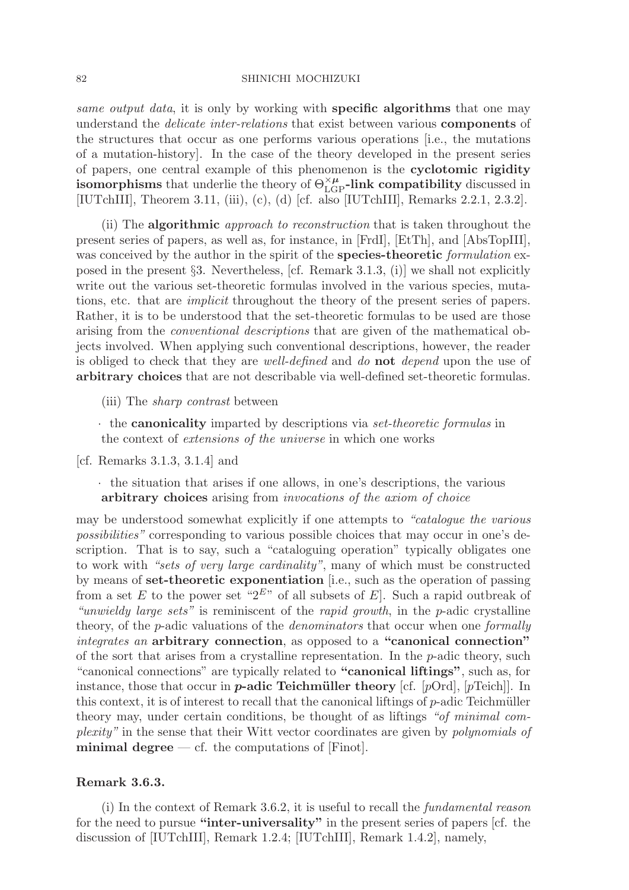*same output data*, it is only by working with **specific algorithms** that one may understand the *delicate inter-relations* that exist between various **components** of the structures that occur as one performs various operations [i.e., the mutations of a mutation-history]. In the case of the theory developed in the present series of papers, one central example of this phenomenon is the **cyclotomic rigidity isomorphisms** that underlie the theory of $\Theta^{\times \boldsymbol{\mu}}_{\mathrm{LGP}}$**-link compatibility** discussed in [IUTchIII], Theorem 3.11, (iii), (c), (d) [cf. also [IUTchIII], Remarks 2.2.1, 2.3.2].

(ii) The **algorithmic** *approach to reconstruction* that is taken throughout the present series of papers, as well as, for instance, in [FrdI], [EtTh], and [AbsTopIII], was conceived by the author in the spirit of the **species-theoretic** *formulation* exposed in the present §3. Nevertheless, [cf. Remark 3.1.3, (i)] we shall not explicitly write out the various set-theoretic formulas involved in the various species, mutations, etc. that are *implicit* throughout the theory of the present series of papers. Rather, it is to be understood that the set-theoretic formulas to be used are those arising from the *conventional descriptions* that are given of the mathematical objects involved. When applying such conventional descriptions, however, the reader is obliged to check that they are *well-defined* and *do* **not** *depend* upon the use of **arbitrary choices** that are not describable via well-defined set-theoretic formulas.

(iii) The *sharp contrast* between

· the **canonicality** imparted by descriptions via *set-theoretic formulas* in the context of *extensions of the universe* in which one works

[cf. Remarks 3.1.3, 3.1.4] and

· the situation that arises if one allows, in one's descriptions, the various **arbitrary choices** arising from *invocations of the axiom of choice*

may be understood somewhat explicitly if one attempts to *"catalogue the various possibilities"* corresponding to various possible choices that may occur in one's description. That is to say, such a "cataloguing operation" typically obligates one to work with *"sets of very large cardinality"*, many of which must be constructed by means of **set-theoretic exponentiation** [i.e., such as the operation of passing from a set $E$ to the power set "$2^E$" of all subsets of $E$]. Such a rapid outbreak of *"unwieldy large sets"* is reminiscent of the *rapid growth*, in the $p$-adic crystalline theory, of the $p$-adic valuations of the *denominators* that occur when one *formally integrates an* **arbitrary connection**, as opposed to a **"canonical connection"** of the sort that arises from a crystalline representation. In the $p$-adic theory, such "canonical connections" are typically related to **"canonical liftings"**, such as, for instance, those that occur in ***p*-adic Teichmüller theory** [cf. [$p$Ord], [$p$Teich]]. In this context, it is of interest to recall that the canonical liftings of $p$-adic Teichmüller theory may, under certain conditions, be thought of as liftings *"of minimal complexity"* in the sense that their Witt vector coordinates are given by *polynomials of* **minimal degree** — cf. the computations of [Finot].

**Remark 3.6.3.**

(i) In the context of Remark 3.6.2, it is useful to recall the *fundamental reason* for the need to pursue **"inter-universality"** in the present series of papers [cf. the discussion of [IUTchIII], Remark 1.2.4; [IUTchIII], Remark 1.4.2], namely,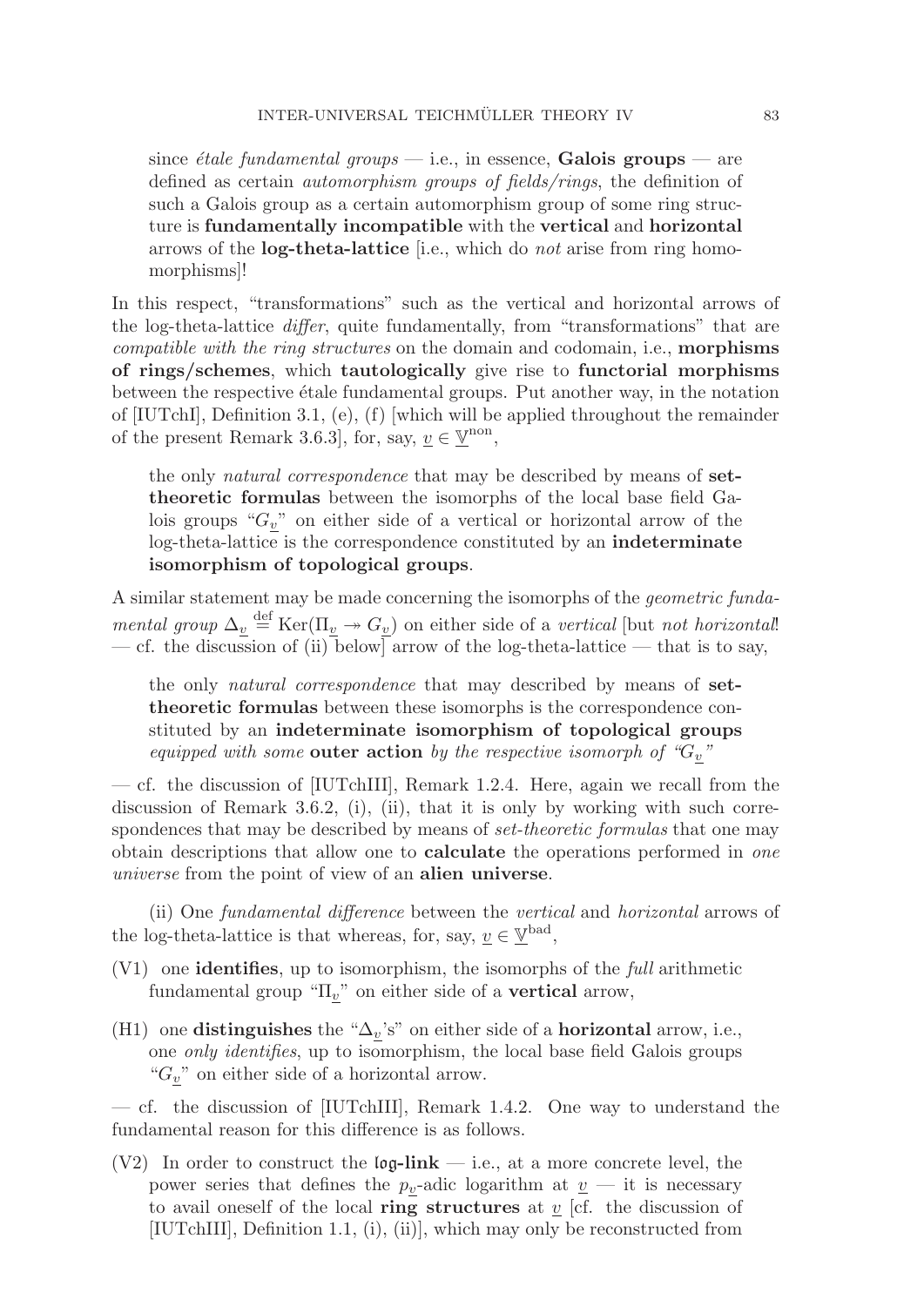since *étale fundamental groups* — i.e., in essence, **Galois groups** — are defined as certain *automorphism groups of fields/rings*, the definition of such a Galois group as a certain automorphism group of some ring structure is **fundamentally incompatible** with the **vertical** and **horizontal** arrows of the **log-theta-lattice** [i.e., which do *not* arise from ring homomorphisms]!

In this respect, "transformations" such as the vertical and horizontal arrows of the log-theta-lattice *differ*, quite fundamentally, from "transformations" that are *compatible with the ring structures* on the domain and codomain, i.e., **morphisms of rings/schemes**, which **tautologically** give rise to **functorial morphisms** between the respective étale fundamental groups. Put another way, in the notation of [IUTchI], Definition 3.1, (e), (f) [which will be applied throughout the remainder of the present Remark 3.6.3], for, say, $\underline{v} \in \underline{\mathbb{V}}^{\mathrm{non}}$,

> the only *natural correspondence* that may be described by means of **set-theoretic formulas** between the isomorphs of the local base field Galois groups "$G_{\underline{v}}$" on either side of a vertical or horizontal arrow of the log-theta-lattice is the correspondence constituted by an **indeterminate isomorphism of topological groups**.

A similar statement may be made concerning the isomorphs of the *geometric fundamental group* $\Delta_{\underline{v}} \overset{\mathrm{def}}{=} \mathrm{Ker}(\Pi_{\underline{v}} \twoheadrightarrow G_{\underline{v}})$ on either side of a *vertical* [but *not horizontal*! — cf. the discussion of (ii) below] arrow of the log-theta-lattice — that is to say,

> the only *natural correspondence* that may described by means of **set-theoretic formulas** between these isomorphs is the correspondence constituted by an **indeterminate isomorphism of topological groups** *equipped with some* **outer action** *by the respective isomorph of "$G_{\underline{v}}$"*

— cf. the discussion of [IUTchIII], Remark 1.2.4. Here, again we recall from the discussion of Remark 3.6.2, (i), (ii), that it is only by working with such correspondences that may be described by means of *set-theoretic formulas* that one may obtain descriptions that allow one to **calculate** the operations performed in *one universe* from the point of view of an **alien universe**.

(ii) One *fundamental difference* between the *vertical* and *horizontal* arrows of the log-theta-lattice is that whereas, for, say, $\underline{v} \in \underline{\mathbb{V}}^{\mathrm{bad}}$,

(V1) one **identifies**, up to isomorphism, the isomorphs of the *full* arithmetic fundamental group "$\Pi_{\underline{v}}$" on either side of a **vertical** arrow,

(H1) one **distinguishes** the "$\Delta_{\underline{v}}$'s" on either side of a **horizontal** arrow, i.e., one *only identifies*, up to isomorphism, the local base field Galois groups "$G_{\underline{v}}$" on either side of a horizontal arrow.

— cf. the discussion of [IUTchIII], Remark 1.4.2. One way to understand the fundamental reason for this difference is as follows.

(V2) In order to construct the $\mathfrak{log}$**-link** — i.e., at a more concrete level, the power series that defines the $p_{\underline{v}}$-adic logarithm at $\underline{v}$ — it is necessary to avail oneself of the local **ring structures** at $\underline{v}$ [cf. the discussion of [IUTchIII], Definition 1.1, (i), (ii)], which may only be reconstructed from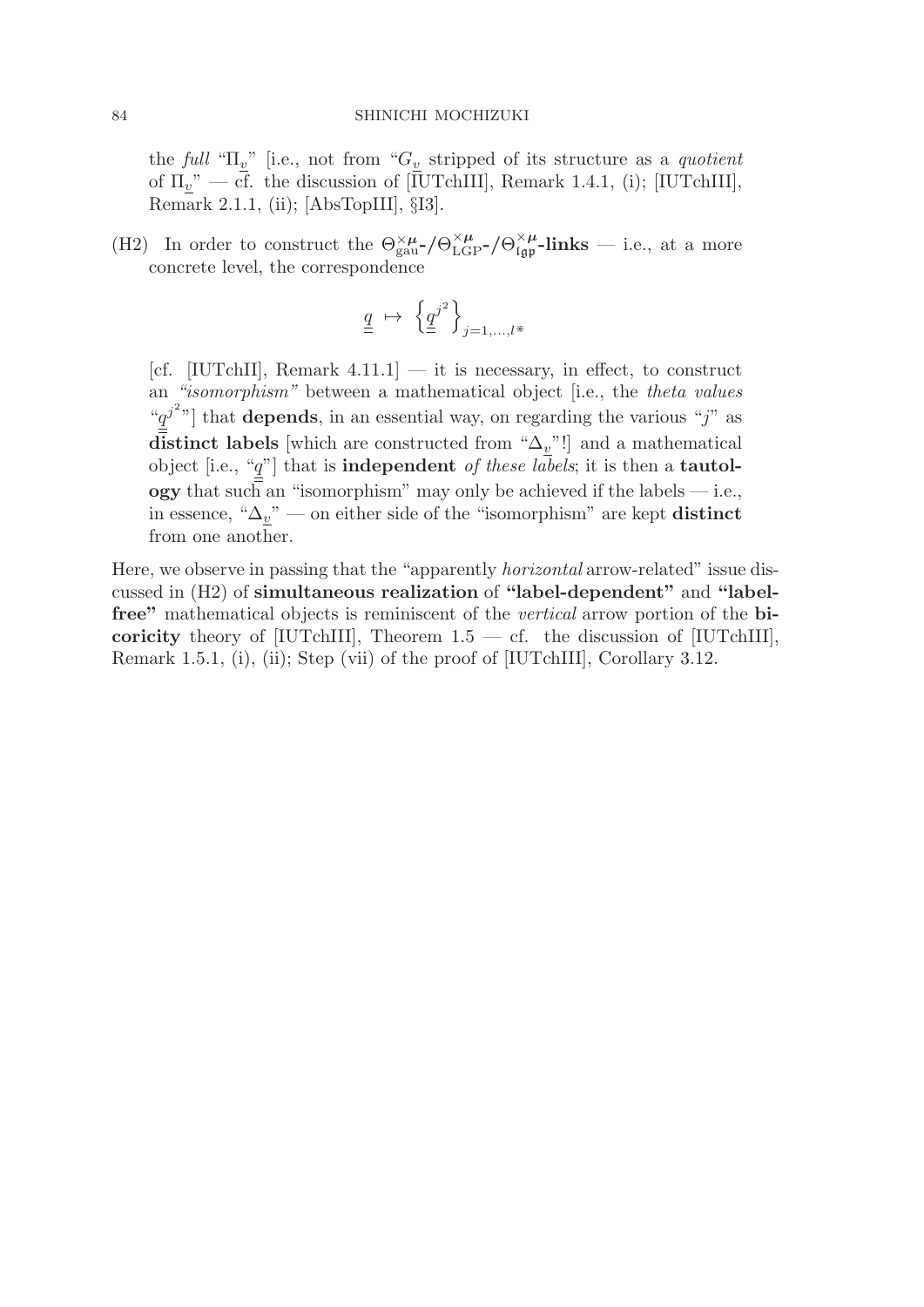the *full* "$\Pi_{\underline{v}}$" [i.e., not from "$G_{\underline{v}}$ stripped of its structure as a *quotient* of $\Pi_{\underline{v}}$" — cf. the discussion of [IUTchIII], Remark 1.4.1, (i); [IUTchIII], Remark 2.1.1, (ii); [AbsTopIII], §I3].

(H2) In order to construct the $\Theta^{\times\boldsymbol{\mu}}_{\mathrm{gau}}$-/$\Theta^{\times\boldsymbol{\mu}}_{\mathrm{LGP}}$-/$\Theta^{\times\boldsymbol{\mu}}_{\mathfrak{lgp}}$-**links** — i.e., at a more concrete level, the correspondence

$$\underline{\underline{q}} \ \mapsto \ \left\{ \underline{\underline{q}}^{j^2} \right\}_{j=1,\ldots,l^*}$$

[cf. [IUTchII], Remark 4.11.1] — it is necessary, in effect, to construct an *"isomorphism"* between a mathematical object [i.e., the *theta values* "$\underline{\underline{q}}^{j^2}$"] that **depends**, in an essential way, on regarding the various "$j$" as **distinct labels** [which are constructed from "$\Delta_{\underline{v}}$"!] and a mathematical object [i.e., "$\underline{\underline{q}}$"] that is **independent** *of these labels*; it is then a **tautology** that such an "isomorphism" may only be achieved if the labels — i.e., in essence, "$\Delta_{\underline{v}}$" — on either side of the "isomorphism" are kept **distinct** from one another.

Here, we observe in passing that the "apparently *horizontal* arrow-related" issue discussed in (H2) of **simultaneous realization** of **"label-dependent"** and **"label-free"** mathematical objects is reminiscent of the *vertical* arrow portion of the **bi-coricity** theory of [IUTchIII], Theorem 1.5 — cf. the discussion of [IUTchIII], Remark 1.5.1, (i), (ii); Step (vii) of the proof of [IUTchIII], Corollary 3.12.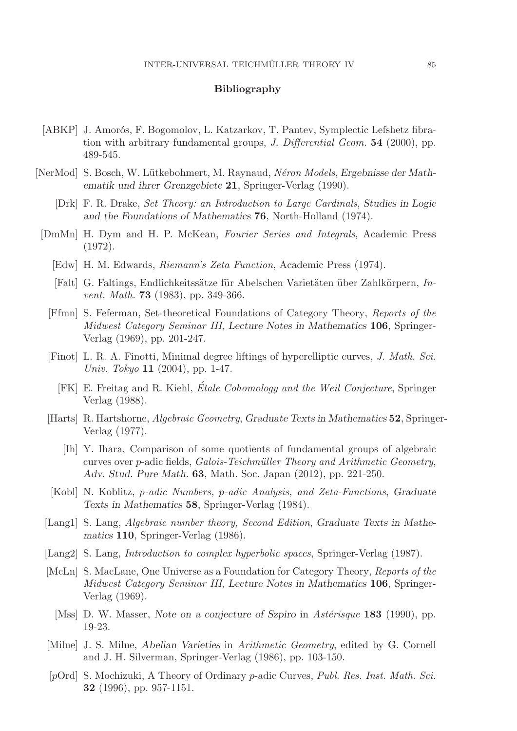## Bibliography

[ABKP] J. Amorós, F. Bogomolov, L. Katzarkov, T. Pantev, Symplectic Lefshetz fibration with arbitrary fundamental groups, *J. Differential Geom.* **54** (2000), pp. 489-545.

[NerMod] S. Bosch, W. Lütkebohmert, M. Raynaud, *Néron Models*, *Ergebnisse der Mathematik und ihrer Grenzgebiete* **21**, Springer-Verlag (1990).

[Drk] F. R. Drake, *Set Theory: an Introduction to Large Cardinals*, *Studies in Logic and the Foundations of Mathematics* **76**, North-Holland (1974).

[DmMn] H. Dym and H. P. McKean, *Fourier Series and Integrals*, Academic Press (1972).

[Edw] H. M. Edwards, *Riemann's Zeta Function*, Academic Press (1974).

[Falt] G. Faltings, Endlichkeitssätze für Abelschen Varietäten über Zahlkörpern, *Invent. Math.* **73** (1983), pp. 349-366.

[Ffmn] S. Feferman, Set-theoretical Foundations of Category Theory, *Reports of the Midwest Category Seminar III*, *Lecture Notes in Mathematics* **106**, Springer-Verlag (1969), pp. 201-247.

[Finot] L. R. A. Finotti, Minimal degree liftings of hyperelliptic curves, *J. Math. Sci. Univ. Tokyo* **11** (2004), pp. 1-47.

[FK] E. Freitag and R. Kiehl, *Étale Cohomology and the Weil Conjecture*, Springer Verlag (1988).

[Harts] R. Hartshorne, *Algebraic Geometry*, *Graduate Texts in Mathematics* **52**, Springer-Verlag (1977).

[Ih] Y. Ihara, Comparison of some quotients of fundamental groups of algebraic curves over $p$-adic fields, *Galois-Teichmüller Theory and Arithmetic Geometry*, *Adv. Stud. Pure Math.* **63**, Math. Soc. Japan (2012), pp. 221-250.

[Kobl] N. Koblitz, *p-adic Numbers, p-adic Analysis, and Zeta-Functions*, *Graduate Texts in Mathematics* **58**, Springer-Verlag (1984).

[Lang1] S. Lang, *Algebraic number theory, Second Edition*, *Graduate Texts in Mathematics* **110**, Springer-Verlag (1986).

[Lang2] S. Lang, *Introduction to complex hyperbolic spaces*, Springer-Verlag (1987).

[McLn] S. MacLane, One Universe as a Foundation for Category Theory, *Reports of the Midwest Category Seminar III*, *Lecture Notes in Mathematics* **106**, Springer-Verlag (1969).

[Mss] D. W. Masser, *Note on a conjecture of Szpiro* in *Astérisque* **183** (1990), pp. 19-23.

[Milne] J. S. Milne, *Abelian Varieties* in *Arithmetic Geometry*, edited by G. Cornell and J. H. Silverman, Springer-Verlag (1986), pp. 103-150.

[$p$Ord] S. Mochizuki, A Theory of Ordinary $p$-adic Curves, *Publ. Res. Inst. Math. Sci.* **32** (1996), pp. 957-1151.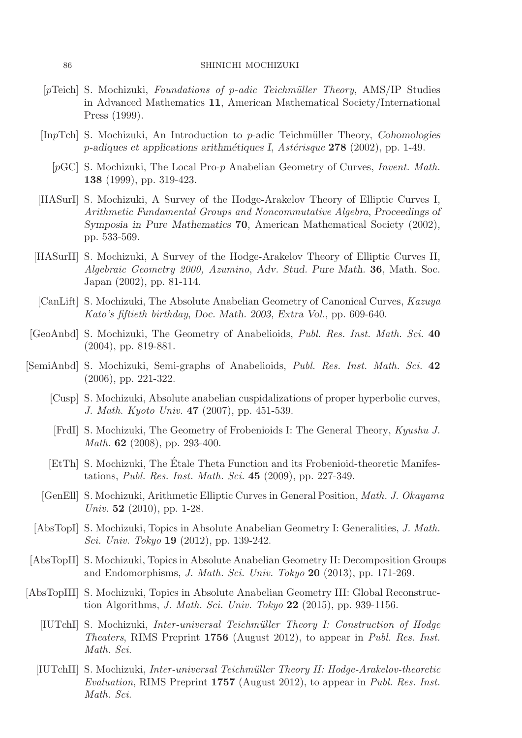[$p$Teich] S. Mochizuki, *Foundations of p-adic Teichmüller Theory*, AMS/IP Studies in Advanced Mathematics **11**, American Mathematical Society/International Press (1999).

[In$p$Tch] S. Mochizuki, An Introduction to $p$-adic Teichmüller Theory, *Cohomologies p-adiques et applications arithmétiques I*, *Astérisque* **278** (2002), pp. 1-49.

[$p$GC] S. Mochizuki, The Local Pro-$p$ Anabelian Geometry of Curves, *Invent. Math.* **138** (1999), pp. 319-423.

[HASurI] S. Mochizuki, A Survey of the Hodge-Arakelov Theory of Elliptic Curves I, *Arithmetic Fundamental Groups and Noncommutative Algebra*, *Proceedings of Symposia in Pure Mathematics* **70**, American Mathematical Society (2002), pp. 533-569.

[HASurII] S. Mochizuki, A Survey of the Hodge-Arakelov Theory of Elliptic Curves II, *Algebraic Geometry 2000, Azumino*, *Adv. Stud. Pure Math.* **36**, Math. Soc. Japan (2002), pp. 81-114.

[CanLift] S. Mochizuki, The Absolute Anabelian Geometry of Canonical Curves, *Kazuya Kato's fiftieth birthday*, *Doc. Math. 2003, Extra Vol.*, pp. 609-640.

[GeoAnbd] S. Mochizuki, The Geometry of Anabelioids, *Publ. Res. Inst. Math. Sci.* **40** (2004), pp. 819-881.

[SemiAnbd] S. Mochizuki, Semi-graphs of Anabelioids, *Publ. Res. Inst. Math. Sci.* **42** (2006), pp. 221-322.

[Cusp] S. Mochizuki, Absolute anabelian cuspidalizations of proper hyperbolic curves, *J. Math. Kyoto Univ.* **47** (2007), pp. 451-539.

[FrdI] S. Mochizuki, The Geometry of Frobenioids I: The General Theory, *Kyushu J. Math.* **62** (2008), pp. 293-400.

[EtTh] S. Mochizuki, The Étale Theta Function and its Frobenioid-theoretic Manifestations, *Publ. Res. Inst. Math. Sci.* **45** (2009), pp. 227-349.

[GenEll] S. Mochizuki, Arithmetic Elliptic Curves in General Position, *Math. J. Okayama Univ.* **52** (2010), pp. 1-28.

[AbsTopI] S. Mochizuki, Topics in Absolute Anabelian Geometry I: Generalities, *J. Math. Sci. Univ. Tokyo* **19** (2012), pp. 139-242.

[AbsTopII] S. Mochizuki, Topics in Absolute Anabelian Geometry II: Decomposition Groups and Endomorphisms, *J. Math. Sci. Univ. Tokyo* **20** (2013), pp. 171-269.

[AbsTopIII] S. Mochizuki, Topics in Absolute Anabelian Geometry III: Global Reconstruction Algorithms, *J. Math. Sci. Univ. Tokyo* **22** (2015), pp. 939-1156.

[IUTchI] S. Mochizuki, *Inter-universal Teichmüller Theory I: Construction of Hodge Theaters*, RIMS Preprint **1756** (August 2012), to appear in *Publ. Res. Inst. Math. Sci.*

[IUTchII] S. Mochizuki, *Inter-universal Teichmüller Theory II: Hodge-Arakelov-theoretic Evaluation*, RIMS Preprint **1757** (August 2012), to appear in *Publ. Res. Inst. Math. Sci.*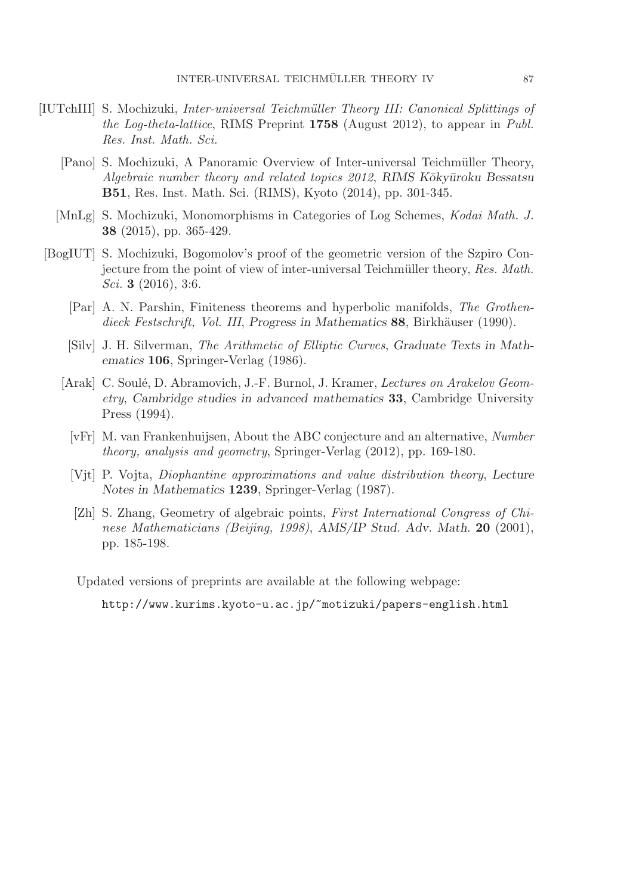[IUTchIII] S. Mochizuki, *Inter-universal Teichmüller Theory III: Canonical Splittings of the Log-theta-lattice*, RIMS Preprint **1758** (August 2012), to appear in *Publ. Res. Inst. Math. Sci.*

[Pano] S. Mochizuki, A Panoramic Overview of Inter-universal Teichmüller Theory, *Algebraic number theory and related topics 2012*, *RIMS Kōkyūroku Bessatsu* **B51**, Res. Inst. Math. Sci. (RIMS), Kyoto (2014), pp. 301-345.

[MnLg] S. Mochizuki, Monomorphisms in Categories of Log Schemes, *Kodai Math. J.* **38** (2015), pp. 365-429.

[BogIUT] S. Mochizuki, Bogomolov's proof of the geometric version of the Szpiro Conjecture from the point of view of inter-universal Teichmüller theory, *Res. Math. Sci.* **3** (2016), 3:6.

[Par] A. N. Parshin, Finiteness theorems and hyperbolic manifolds, *The Grothendieck Festschrift, Vol. III*, *Progress in Mathematics* **88**, Birkhäuser (1990).

[Silv] J. H. Silverman, *The Arithmetic of Elliptic Curves*, *Graduate Texts in Mathematics* **106**, Springer-Verlag (1986).

[Arak] C. Soulé, D. Abramovich, J.-F. Burnol, J. Kramer, *Lectures on Arakelov Geometry*, *Cambridge studies in advanced mathematics* **33**, Cambridge University Press (1994).

[vFr] M. van Frankenhuijsen, About the ABC conjecture and an alternative, *Number theory, analysis and geometry*, Springer-Verlag (2012), pp. 169-180.

[Vjt] P. Vojta, *Diophantine approximations and value distribution theory*, *Lecture Notes in Mathematics* **1239**, Springer-Verlag (1987).

[Zh] S. Zhang, Geometry of algebraic points, *First International Congress of Chinese Mathematicians (Beijing, 1998)*, *AMS/IP Stud. Adv. Math.* **20** (2001), pp. 185-198.

Updated versions of preprints are available at the following webpage:

`http://www.kurims.kyoto-u.ac.jp/~motizuki/papers-english.html`